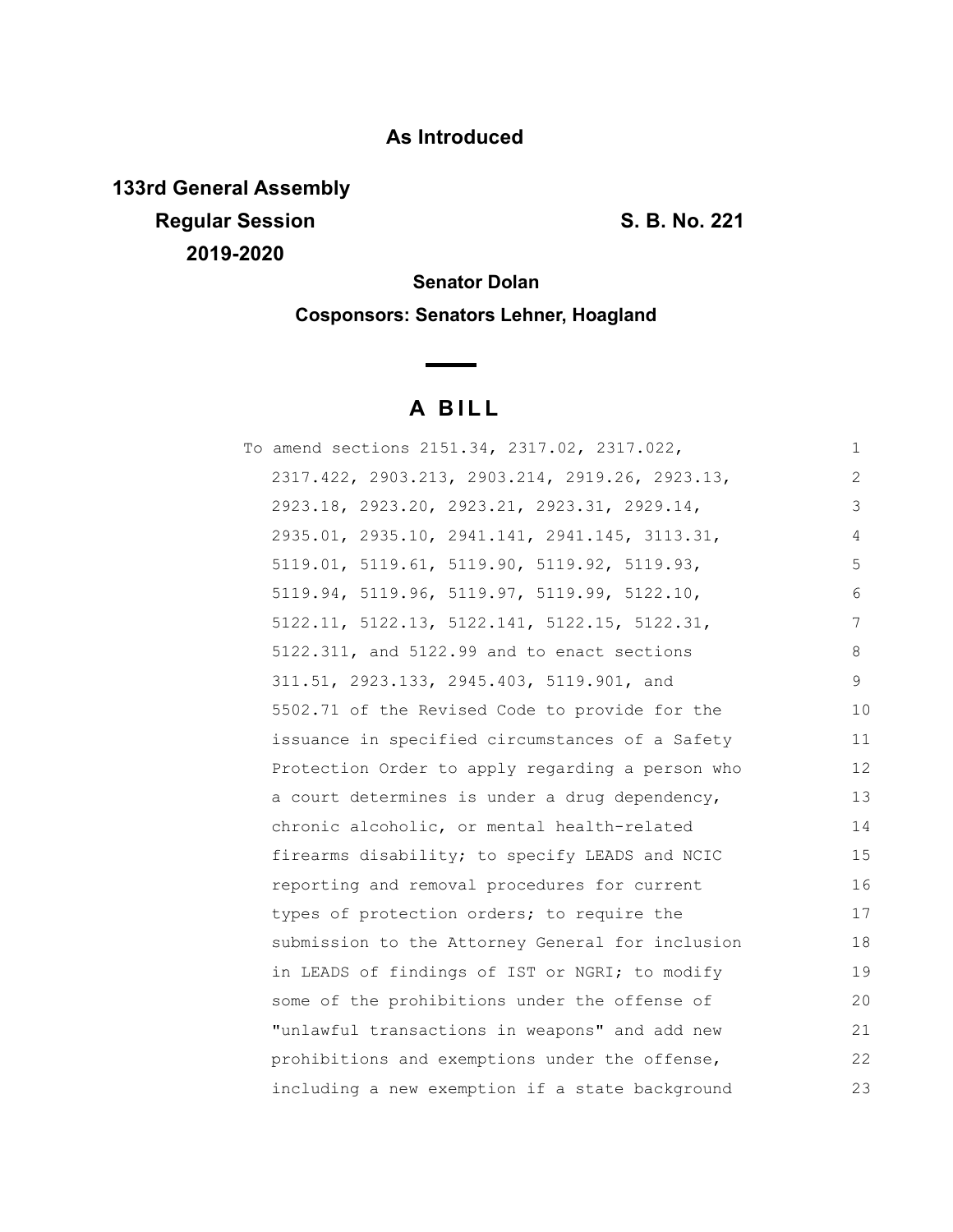**As Introduced**

**133rd General Assembly**
**Regular Session**
**2019-2020**

**S. B. No. 221**

**Senator Dolan**

**Cosponsors: Senators Lehner, Hoagland**

# A BILL

To amend sections 2151.34, 2317.02, 2317.022, 2317.422, 2903.213, 2903.214, 2919.26, 2923.13, 2923.18, 2923.20, 2923.21, 2923.31, 2929.14, 2935.01, 2935.10, 2941.141, 2941.145, 3113.31, 5119.01, 5119.61, 5119.90, 5119.92, 5119.93, 5119.94, 5119.96, 5119.97, 5119.99, 5122.10, 5122.11, 5122.13, 5122.141, 5122.15, 5122.31, 5122.311, and 5122.99 and to enact sections 311.51, 2923.133, 2945.403, 5119.901, and 5502.71 of the Revised Code to provide for the issuance in specified circumstances of a Safety Protection Order to apply regarding a person who a court determines is under a drug dependency, chronic alcoholic, or mental health-related firearms disability; to specify LEADS and NCIC reporting and removal procedures for current types of protection orders; to require the submission to the Attorney General for inclusion in LEADS of findings of IST or NGRI; to modify some of the prohibitions under the offense of "unlawful transactions in weapons" and add new prohibitions and exemptions under the offense, including a new exemption if a state background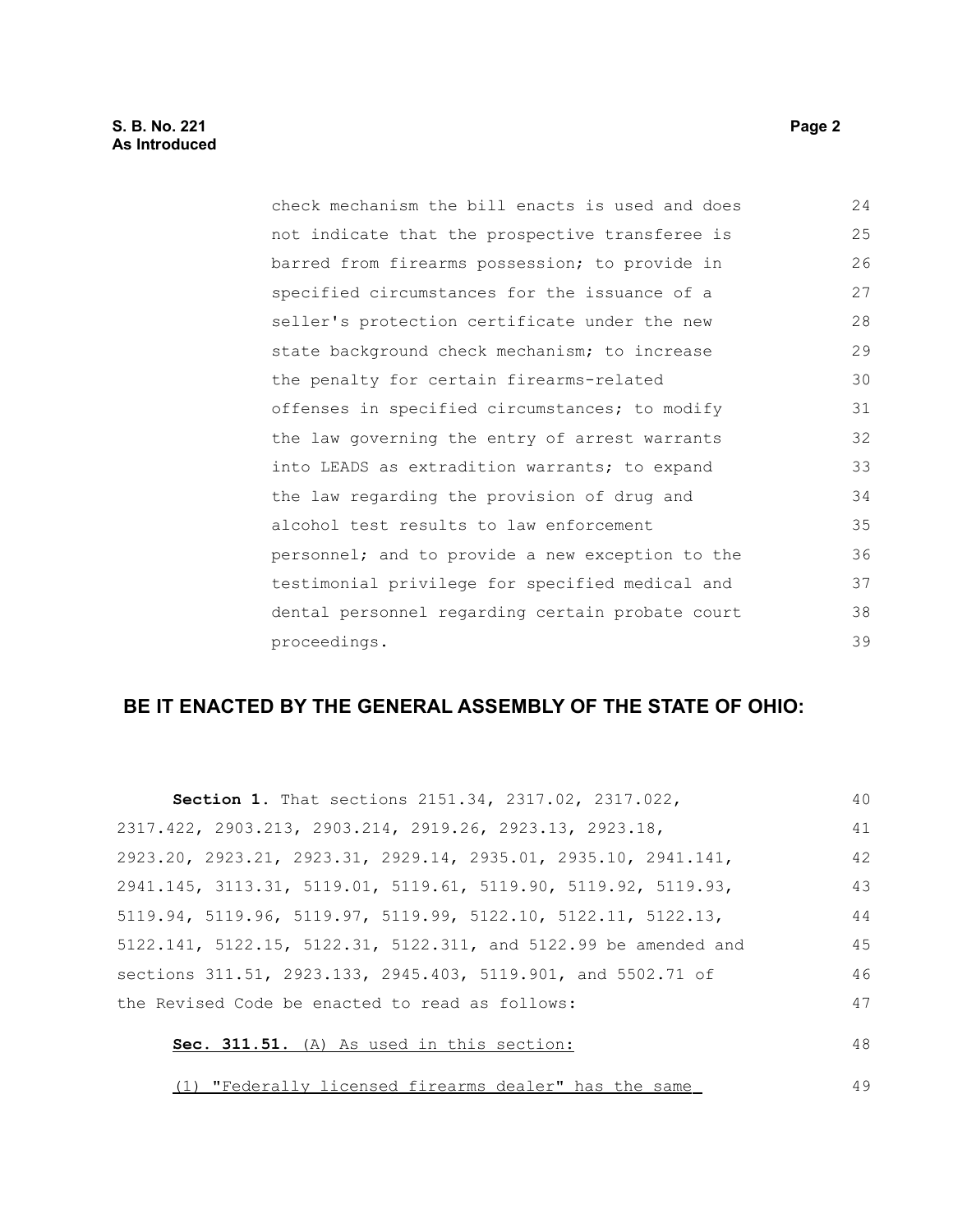check mechanism the bill enacts is used and does not indicate that the prospective transferee is barred from firearms possession; to provide in specified circumstances for the issuance of a seller's protection certificate under the new state background check mechanism; to increase the penalty for certain firearms-related offenses in specified circumstances; to modify the law governing the entry of arrest warrants into LEADS as extradition warrants; to expand the law regarding the provision of drug and alcohol test results to law enforcement personnel; and to provide a new exception to the testimonial privilege for specified medical and dental personnel regarding certain probate court proceedings.

## BE IT ENACTED BY THE GENERAL ASSEMBLY OF THE STATE OF OHIO:

**Section 1.** That sections 2151.34, 2317.02, 2317.022, 2317.422, 2903.213, 2903.214, 2919.26, 2923.13, 2923.18, 2923.20, 2923.21, 2923.31, 2929.14, 2935.01, 2935.10, 2941.141, 2941.145, 3113.31, 5119.01, 5119.61, 5119.90, 5119.92, 5119.93, 5119.94, 5119.96, 5119.97, 5119.99, 5122.10, 5122.11, 5122.13, 5122.141, 5122.15, 5122.31, 5122.311, and 5122.99 be amended and sections 311.51, 2923.133, 2945.403, 5119.901, and 5502.71 of the Revised Code be enacted to read as follows:

**Sec. 311.51.** <u>(A) As used in this section:</u>

<u>(1) "Federally licensed firearms dealer" has the same</u>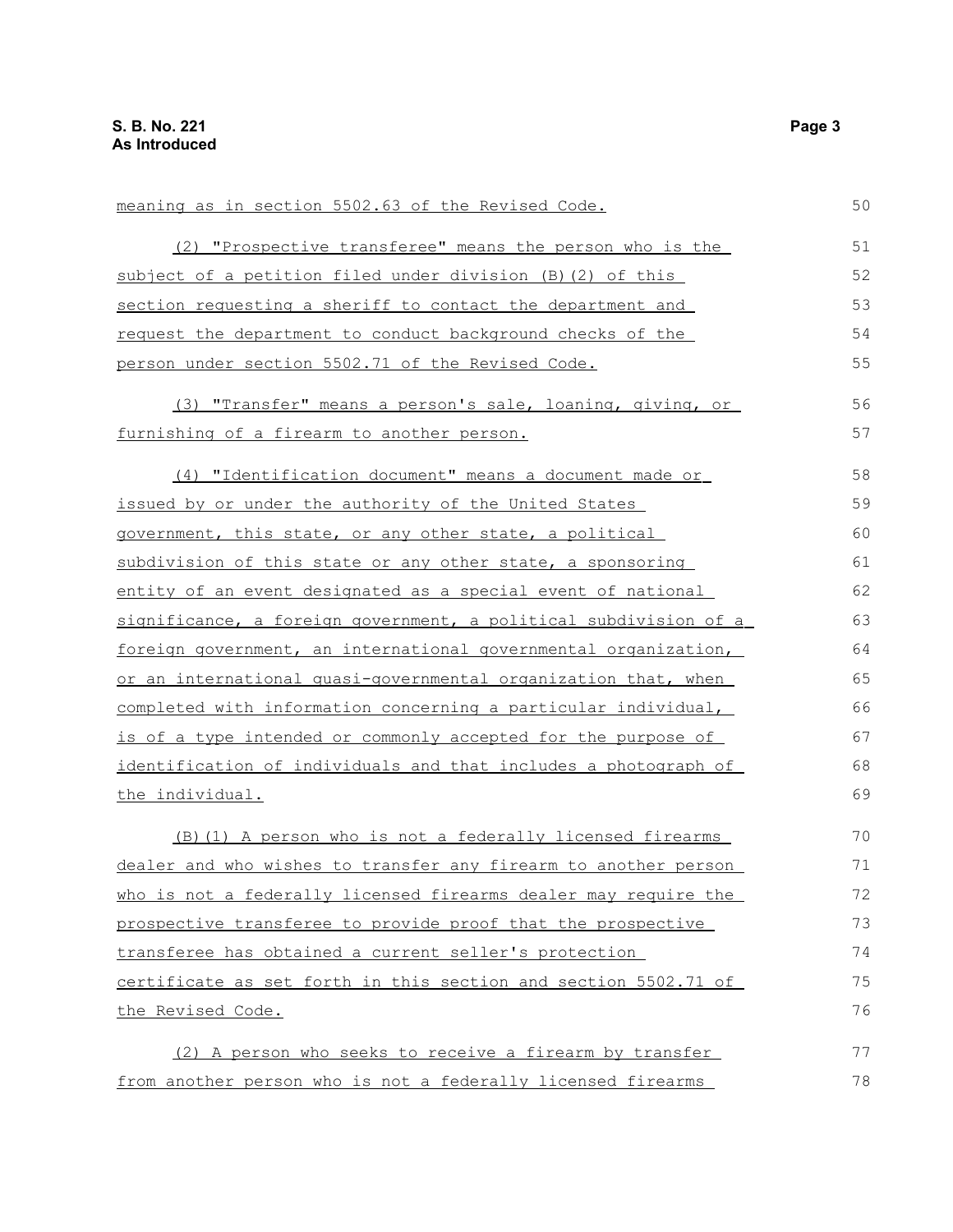meaning as in section 5502.63 of the Revised Code.

(2) "Prospective transferee" means the person who is the subject of a petition filed under division (B)(2) of this section requesting a sheriff to contact the department and request the department to conduct background checks of the person under section 5502.71 of the Revised Code.

(3) "Transfer" means a person's sale, loaning, giving, or furnishing of a firearm to another person.

(4) "Identification document" means a document made or issued by or under the authority of the United States government, this state, or any other state, a political subdivision of this state or any other state, a sponsoring entity of an event designated as a special event of national significance, a foreign government, a political subdivision of a foreign government, an international governmental organization, or an international quasi-governmental organization that, when completed with information concerning a particular individual, is of a type intended or commonly accepted for the purpose of identification of individuals and that includes a photograph of the individual.

(B)(1) A person who is not a federally licensed firearms dealer and who wishes to transfer any firearm to another person who is not a federally licensed firearms dealer may require the prospective transferee to provide proof that the prospective transferee has obtained a current seller's protection certificate as set forth in this section and section 5502.71 of the Revised Code.

(2) A person who seeks to receive a firearm by transfer from another person who is not a federally licensed firearms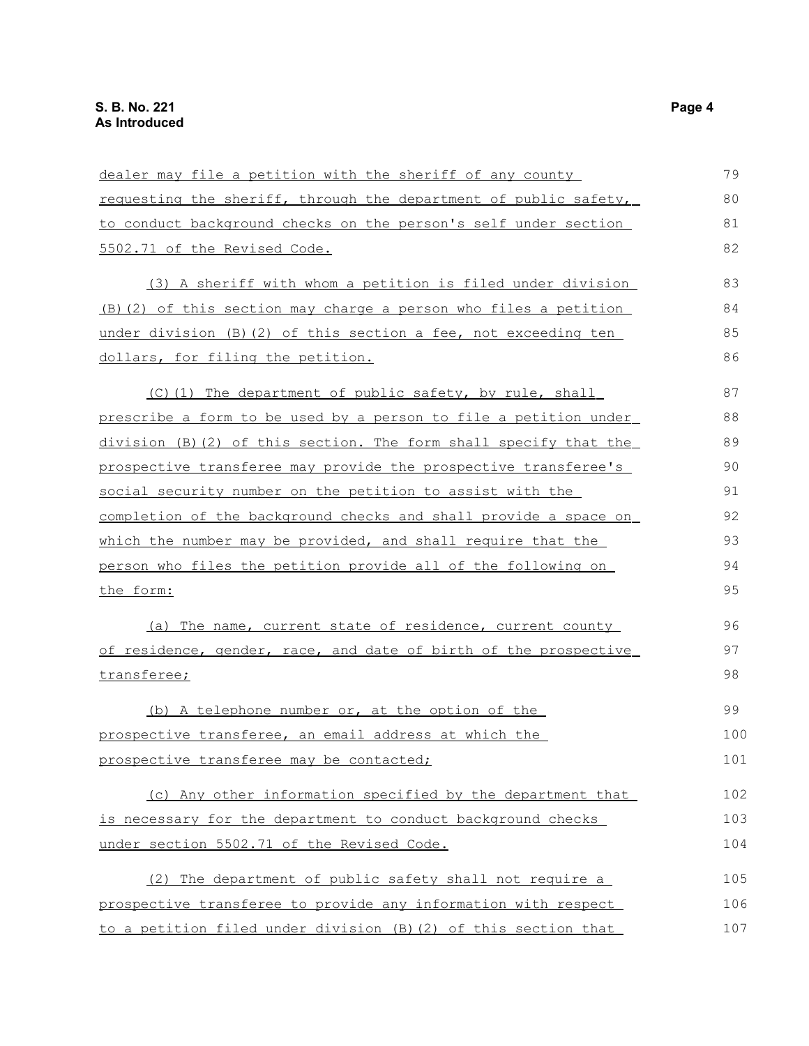dealer may file a petition with the sheriff of any county requesting the sheriff, through the department of public safety, to conduct background checks on the person's self under section 5502.71 of the Revised Code.

(3) A sheriff with whom a petition is filed under division (B)(2) of this section may charge a person who files a petition under division (B)(2) of this section a fee, not exceeding ten dollars, for filing the petition.

(C)(1) The department of public safety, by rule, shall prescribe a form to be used by a person to file a petition under division (B)(2) of this section. The form shall specify that the prospective transferee may provide the prospective transferee's social security number on the petition to assist with the completion of the background checks and shall provide a space on which the number may be provided, and shall require that the person who files the petition provide all of the following on the form:

(a) The name, current state of residence, current county of residence, gender, race, and date of birth of the prospective transferee;

(b) A telephone number or, at the option of the prospective transferee, an email address at which the prospective transferee may be contacted;

(c) Any other information specified by the department that is necessary for the department to conduct background checks under section 5502.71 of the Revised Code.

(2) The department of public safety shall not require a prospective transferee to provide any information with respect to a petition filed under division (B)(2) of this section that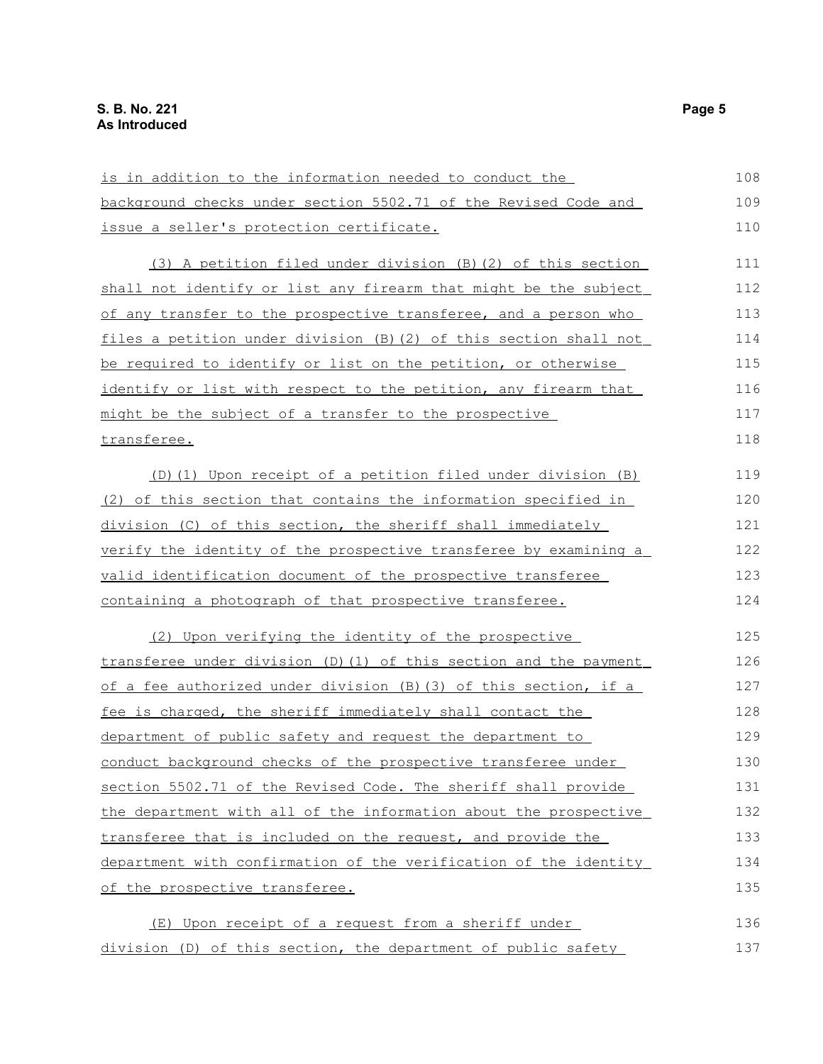is in addition to the information needed to conduct the background checks under section 5502.71 of the Revised Code and issue a seller's protection certificate.

(3) A petition filed under division (B)(2) of this section shall not identify or list any firearm that might be the subject of any transfer to the prospective transferee, and a person who files a petition under division (B)(2) of this section shall not be required to identify or list on the petition, or otherwise identify or list with respect to the petition, any firearm that might be the subject of a transfer to the prospective transferee.

(D)(1) Upon receipt of a petition filed under division (B)(2) of this section that contains the information specified in division (C) of this section, the sheriff shall immediately verify the identity of the prospective transferee by examining a valid identification document of the prospective transferee containing a photograph of that prospective transferee.

(2) Upon verifying the identity of the prospective transferee under division (D)(1) of this section and the payment of a fee authorized under division (B)(3) of this section, if a fee is charged, the sheriff immediately shall contact the department of public safety and request the department to conduct background checks of the prospective transferee under section 5502.71 of the Revised Code. The sheriff shall provide the department with all of the information about the prospective transferee that is included on the request, and provide the department with confirmation of the verification of the identity of the prospective transferee.

(E) Upon receipt of a request from a sheriff under division (D) of this section, the department of public safety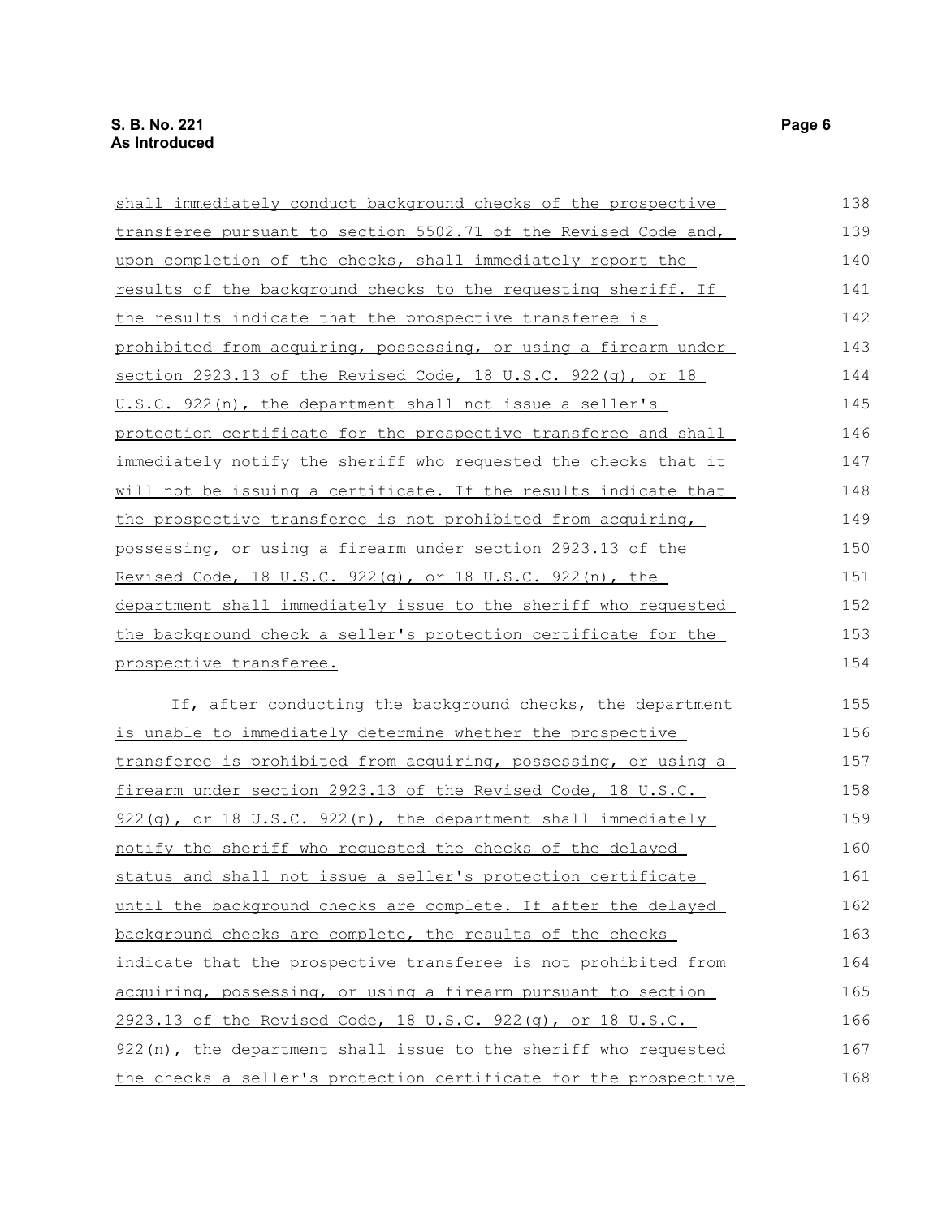shall immediately conduct background checks of the prospective transferee pursuant to section 5502.71 of the Revised Code and, upon completion of the checks, shall immediately report the results of the background checks to the requesting sheriff. If the results indicate that the prospective transferee is prohibited from acquiring, possessing, or using a firearm under section 2923.13 of the Revised Code, 18 U.S.C. 922(g), or 18 U.S.C. 922(n), the department shall not issue a seller's protection certificate for the prospective transferee and shall immediately notify the sheriff who requested the checks that it will not be issuing a certificate. If the results indicate that the prospective transferee is not prohibited from acquiring, possessing, or using a firearm under section 2923.13 of the Revised Code, 18 U.S.C. 922(g), or 18 U.S.C. 922(n), the department shall immediately issue to the sheriff who requested the background check a seller's protection certificate for the prospective transferee.

If, after conducting the background checks, the department is unable to immediately determine whether the prospective transferee is prohibited from acquiring, possessing, or using a firearm under section 2923.13 of the Revised Code, 18 U.S.C. 922(g), or 18 U.S.C. 922(n), the department shall immediately notify the sheriff who requested the checks of the delayed status and shall not issue a seller's protection certificate until the background checks are complete. If after the delayed background checks are complete, the results of the checks indicate that the prospective transferee is not prohibited from acquiring, possessing, or using a firearm pursuant to section 2923.13 of the Revised Code, 18 U.S.C. 922(g), or 18 U.S.C. 922(n), the department shall issue to the sheriff who requested the checks a seller's protection certificate for the prospective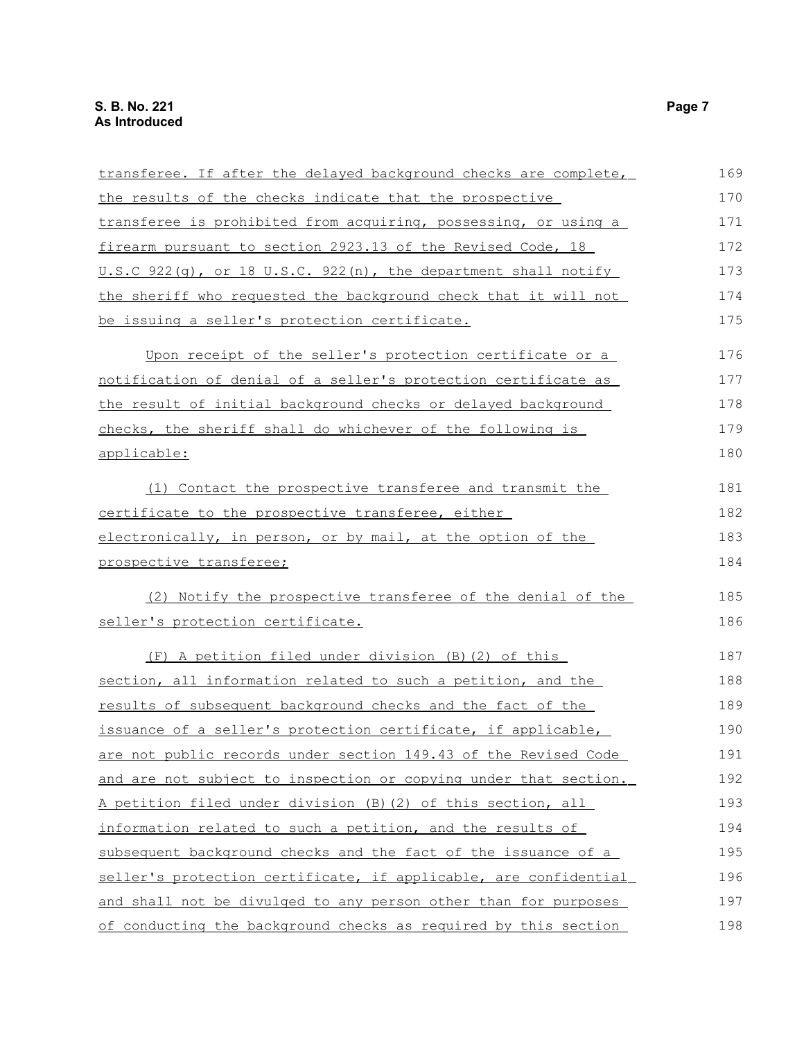transferee. If after the delayed background checks are complete, the results of the checks indicate that the prospective transferee is prohibited from acquiring, possessing, or using a firearm pursuant to section 2923.13 of the Revised Code, 18 U.S.C 922(g), or 18 U.S.C. 922(n), the department shall notify the sheriff who requested the background check that it will not be issuing a seller's protection certificate.

Upon receipt of the seller's protection certificate or a notification of denial of a seller's protection certificate as the result of initial background checks or delayed background checks, the sheriff shall do whichever of the following is applicable:

(1) Contact the prospective transferee and transmit the certificate to the prospective transferee, either electronically, in person, or by mail, at the option of the prospective transferee;

(2) Notify the prospective transferee of the denial of the seller's protection certificate.

(F) A petition filed under division (B)(2) of this section, all information related to such a petition, and the results of subsequent background checks and the fact of the issuance of a seller's protection certificate, if applicable, are not public records under section 149.43 of the Revised Code and are not subject to inspection or copying under that section. A petition filed under division (B)(2) of this section, all information related to such a petition, and the results of subsequent background checks and the fact of the issuance of a seller's protection certificate, if applicable, are confidential and shall not be divulged to any person other than for purposes of conducting the background checks as required by this section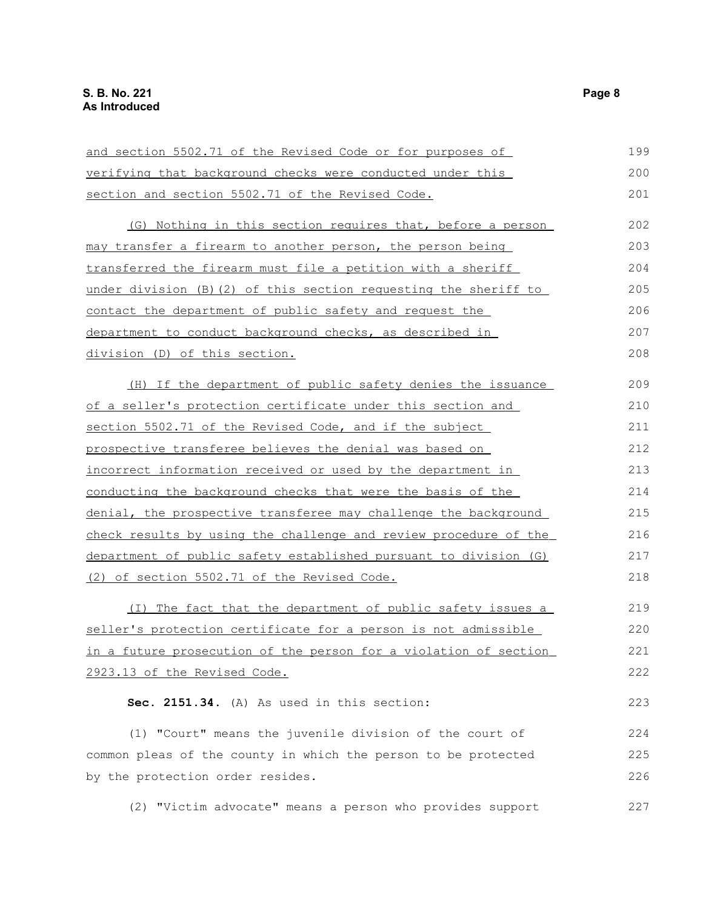and section 5502.71 of the Revised Code or for purposes of verifying that background checks were conducted under this section and section 5502.71 of the Revised Code.

(G) Nothing in this section requires that, before a person may transfer a firearm to another person, the person being transferred the firearm must file a petition with a sheriff under division (B)(2) of this section requesting the sheriff to contact the department of public safety and request the department to conduct background checks, as described in division (D) of this section.

(H) If the department of public safety denies the issuance of a seller's protection certificate under this section and section 5502.71 of the Revised Code, and if the subject prospective transferee believes the denial was based on incorrect information received or used by the department in conducting the background checks that were the basis of the denial, the prospective transferee may challenge the background check results by using the challenge and review procedure of the department of public safety established pursuant to division (G)(2) of section 5502.71 of the Revised Code.

(I) The fact that the department of public safety issues a seller's protection certificate for a person is not admissible in a future prosecution of the person for a violation of section 2923.13 of the Revised Code.

**Sec. 2151.34.** (A) As used in this section:

(1) "Court" means the juvenile division of the court of common pleas of the county in which the person to be protected by the protection order resides.

(2) "Victim advocate" means a person who provides support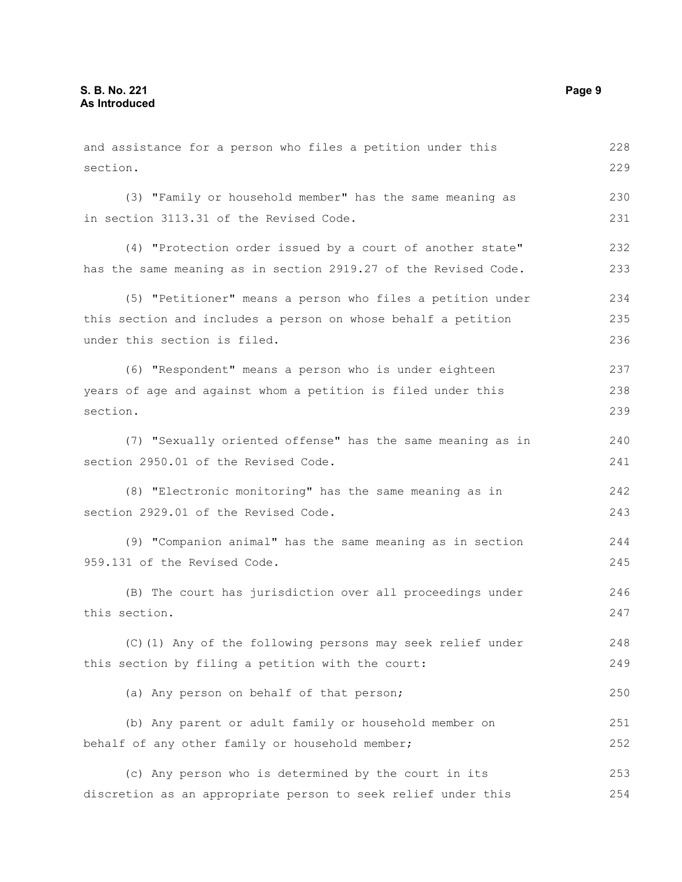and assistance for a person who files a petition under this section.

(3) "Family or household member" has the same meaning as in section 3113.31 of the Revised Code.

(4) "Protection order issued by a court of another state" has the same meaning as in section 2919.27 of the Revised Code.

(5) "Petitioner" means a person who files a petition under this section and includes a person on whose behalf a petition under this section is filed.

(6) "Respondent" means a person who is under eighteen years of age and against whom a petition is filed under this section.

(7) "Sexually oriented offense" has the same meaning as in section 2950.01 of the Revised Code.

(8) "Electronic monitoring" has the same meaning as in section 2929.01 of the Revised Code.

(9) "Companion animal" has the same meaning as in section 959.131 of the Revised Code.

(B) The court has jurisdiction over all proceedings under this section.

(C)(1) Any of the following persons may seek relief under this section by filing a petition with the court:

(a) Any person on behalf of that person;

(b) Any parent or adult family or household member on behalf of any other family or household member;

(c) Any person who is determined by the court in its discretion as an appropriate person to seek relief under this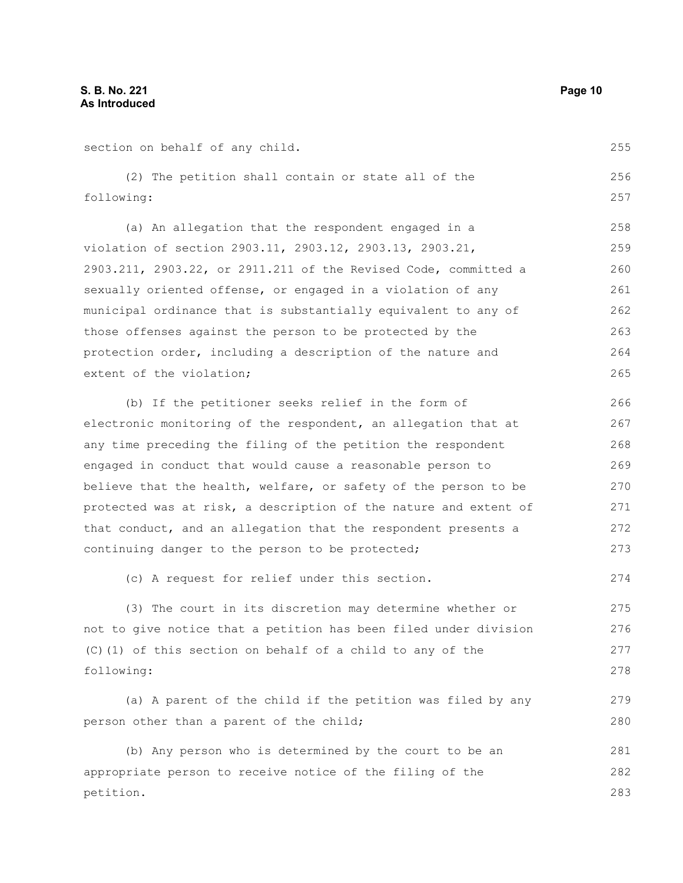section on behalf of any child.

(2) The petition shall contain or state all of the following:

(a) An allegation that the respondent engaged in a violation of section 2903.11, 2903.12, 2903.13, 2903.21, 2903.211, 2903.22, or 2911.211 of the Revised Code, committed a sexually oriented offense, or engaged in a violation of any municipal ordinance that is substantially equivalent to any of those offenses against the person to be protected by the protection order, including a description of the nature and extent of the violation;

(b) If the petitioner seeks relief in the form of electronic monitoring of the respondent, an allegation that at any time preceding the filing of the petition the respondent engaged in conduct that would cause a reasonable person to believe that the health, welfare, or safety of the person to be protected was at risk, a description of the nature and extent of that conduct, and an allegation that the respondent presents a continuing danger to the person to be protected;

(c) A request for relief under this section.

(3) The court in its discretion may determine whether or not to give notice that a petition has been filed under division (C)(1) of this section on behalf of a child to any of the following:

(a) A parent of the child if the petition was filed by any person other than a parent of the child;

(b) Any person who is determined by the court to be an appropriate person to receive notice of the filing of the petition.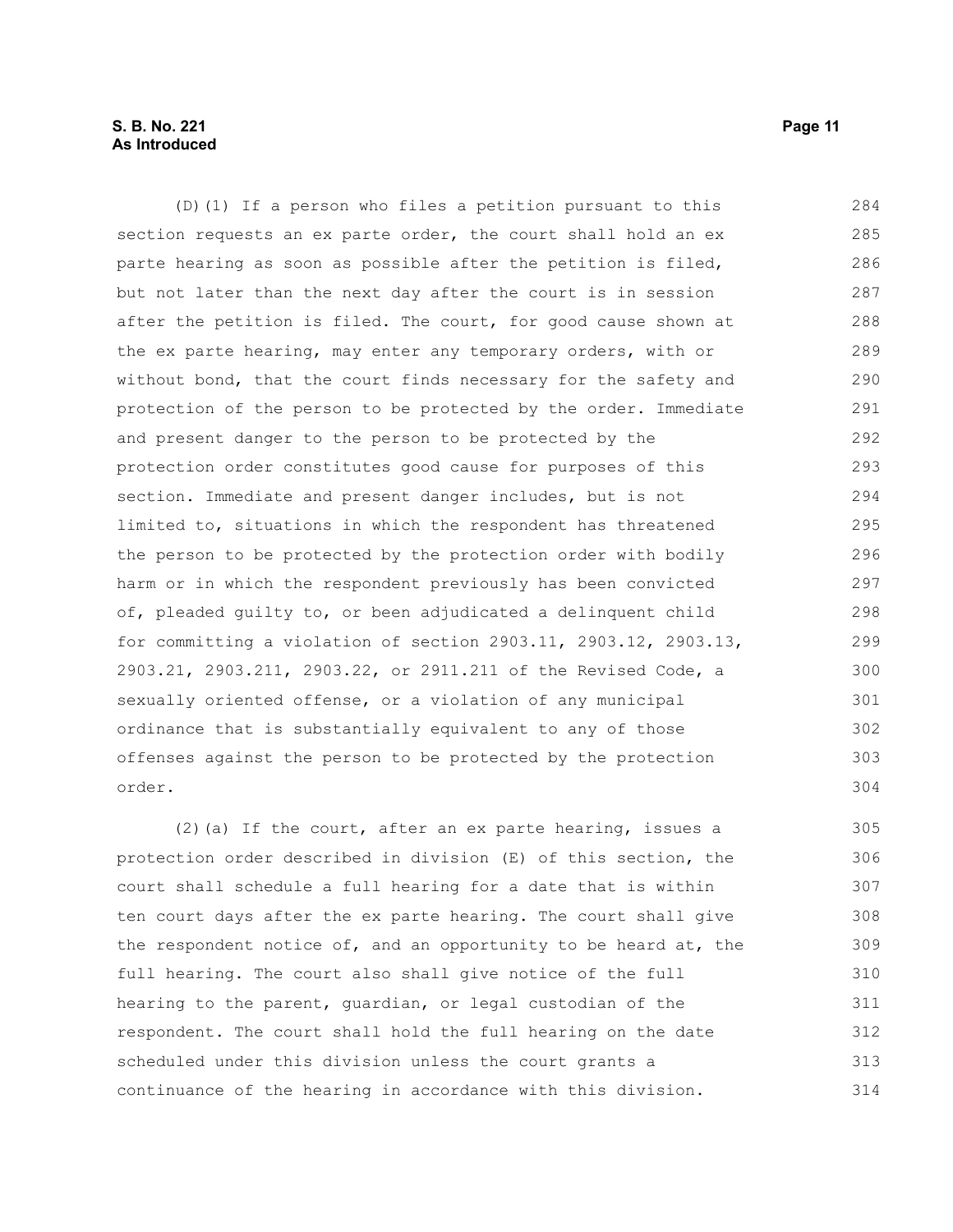(D)(1) If a person who files a petition pursuant to this section requests an ex parte order, the court shall hold an ex parte hearing as soon as possible after the petition is filed, but not later than the next day after the court is in session after the petition is filed. The court, for good cause shown at the ex parte hearing, may enter any temporary orders, with or without bond, that the court finds necessary for the safety and protection of the person to be protected by the order. Immediate and present danger to the person to be protected by the protection order constitutes good cause for purposes of this section. Immediate and present danger includes, but is not limited to, situations in which the respondent has threatened the person to be protected by the protection order with bodily harm or in which the respondent previously has been convicted of, pleaded guilty to, or been adjudicated a delinquent child for committing a violation of section 2903.11, 2903.12, 2903.13, 2903.21, 2903.211, 2903.22, or 2911.211 of the Revised Code, a sexually oriented offense, or a violation of any municipal ordinance that is substantially equivalent to any of those offenses against the person to be protected by the protection order.

(2)(a) If the court, after an ex parte hearing, issues a protection order described in division (E) of this section, the court shall schedule a full hearing for a date that is within ten court days after the ex parte hearing. The court shall give the respondent notice of, and an opportunity to be heard at, the full hearing. The court also shall give notice of the full hearing to the parent, guardian, or legal custodian of the respondent. The court shall hold the full hearing on the date scheduled under this division unless the court grants a continuance of the hearing in accordance with this division.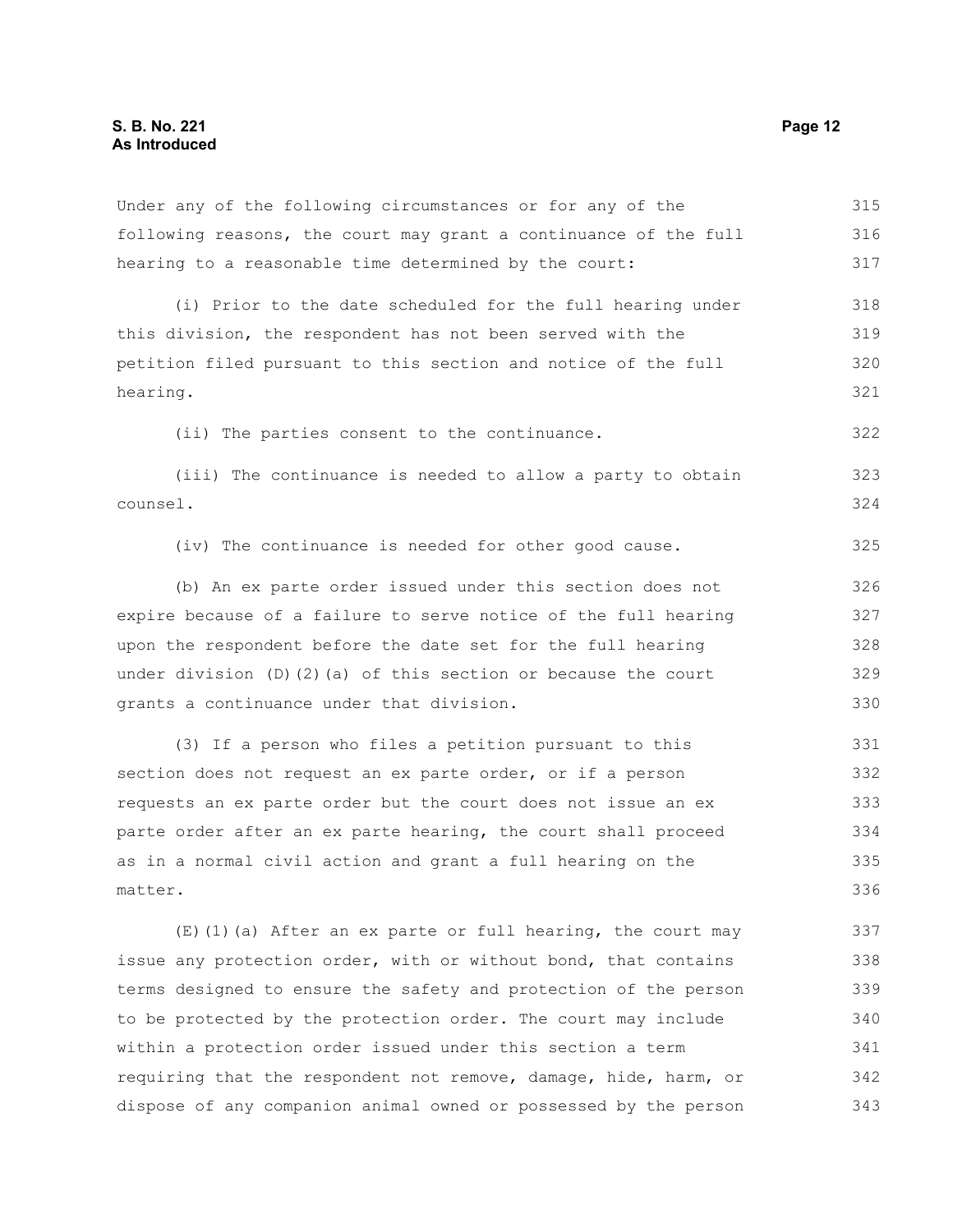Under any of the following circumstances or for any of the following reasons, the court may grant a continuance of the full hearing to a reasonable time determined by the court:

(i) Prior to the date scheduled for the full hearing under this division, the respondent has not been served with the petition filed pursuant to this section and notice of the full hearing.

(ii) The parties consent to the continuance.

(iii) The continuance is needed to allow a party to obtain counsel.

(iv) The continuance is needed for other good cause.

(b) An ex parte order issued under this section does not expire because of a failure to serve notice of the full hearing upon the respondent before the date set for the full hearing under division (D)(2)(a) of this section or because the court grants a continuance under that division.

(3) If a person who files a petition pursuant to this section does not request an ex parte order, or if a person requests an ex parte order but the court does not issue an ex parte order after an ex parte hearing, the court shall proceed as in a normal civil action and grant a full hearing on the matter.

(E)(1)(a) After an ex parte or full hearing, the court may issue any protection order, with or without bond, that contains terms designed to ensure the safety and protection of the person to be protected by the protection order. The court may include within a protection order issued under this section a term requiring that the respondent not remove, damage, hide, harm, or dispose of any companion animal owned or possessed by the person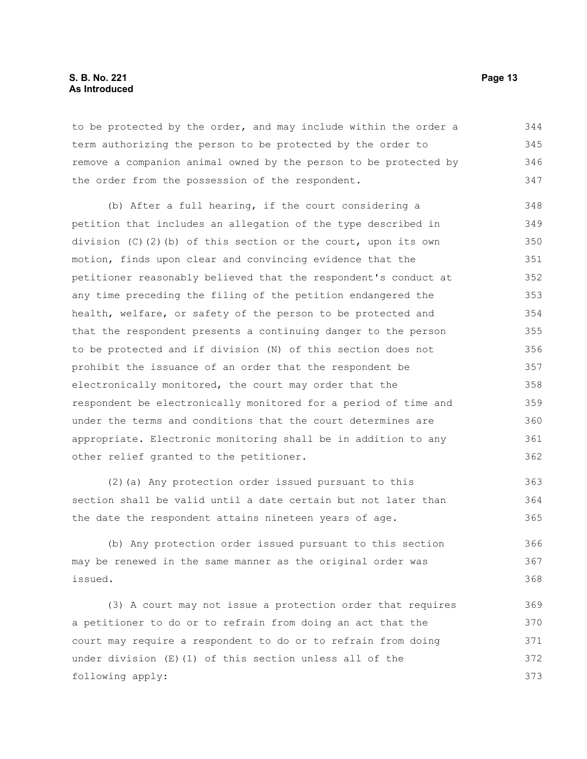to be protected by the order, and may include within the order a term authorizing the person to be protected by the order to remove a companion animal owned by the person to be protected by the order from the possession of the respondent.

(b) After a full hearing, if the court considering a petition that includes an allegation of the type described in division (C)(2)(b) of this section or the court, upon its own motion, finds upon clear and convincing evidence that the petitioner reasonably believed that the respondent's conduct at any time preceding the filing of the petition endangered the health, welfare, or safety of the person to be protected and that the respondent presents a continuing danger to the person to be protected and if division (N) of this section does not prohibit the issuance of an order that the respondent be electronically monitored, the court may order that the respondent be electronically monitored for a period of time and under the terms and conditions that the court determines are appropriate. Electronic monitoring shall be in addition to any other relief granted to the petitioner.

(2)(a) Any protection order issued pursuant to this section shall be valid until a date certain but not later than the date the respondent attains nineteen years of age.

(b) Any protection order issued pursuant to this section may be renewed in the same manner as the original order was issued.

(3) A court may not issue a protection order that requires a petitioner to do or to refrain from doing an act that the court may require a respondent to do or to refrain from doing under division (E)(1) of this section unless all of the following apply: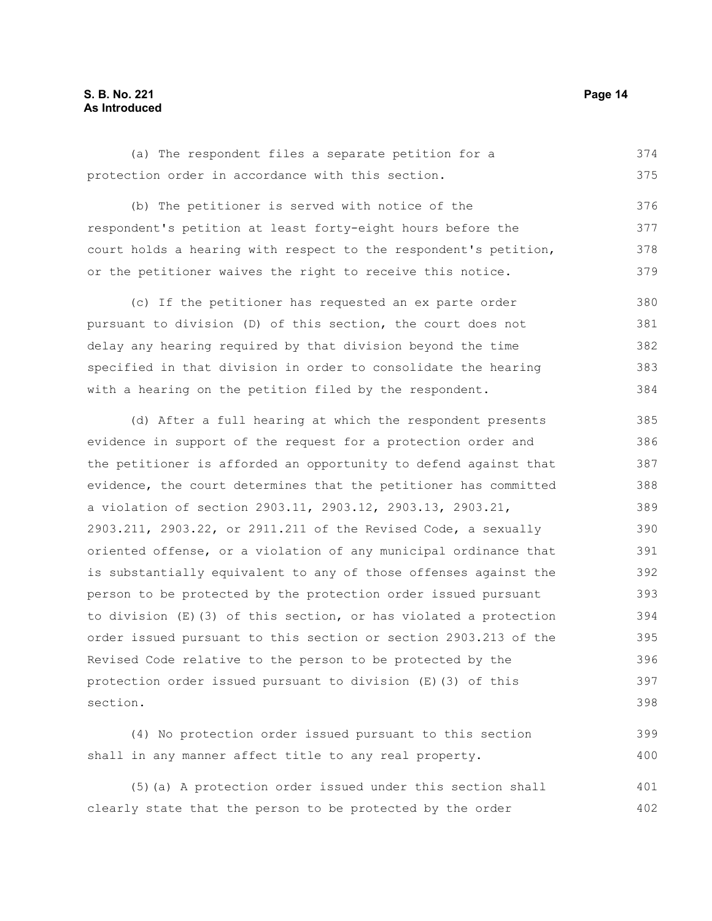(a) The respondent files a separate petition for a protection order in accordance with this section.

(b) The petitioner is served with notice of the respondent's petition at least forty-eight hours before the court holds a hearing with respect to the respondent's petition, or the petitioner waives the right to receive this notice.

(c) If the petitioner has requested an ex parte order pursuant to division (D) of this section, the court does not delay any hearing required by that division beyond the time specified in that division in order to consolidate the hearing with a hearing on the petition filed by the respondent.

(d) After a full hearing at which the respondent presents evidence in support of the request for a protection order and the petitioner is afforded an opportunity to defend against that evidence, the court determines that the petitioner has committed a violation of section 2903.11, 2903.12, 2903.13, 2903.21, 2903.211, 2903.22, or 2911.211 of the Revised Code, a sexually oriented offense, or a violation of any municipal ordinance that is substantially equivalent to any of those offenses against the person to be protected by the protection order issued pursuant to division (E)(3) of this section, or has violated a protection order issued pursuant to this section or section 2903.213 of the Revised Code relative to the person to be protected by the protection order issued pursuant to division (E)(3) of this section.

(4) No protection order issued pursuant to this section shall in any manner affect title to any real property.

(5)(a) A protection order issued under this section shall clearly state that the person to be protected by the order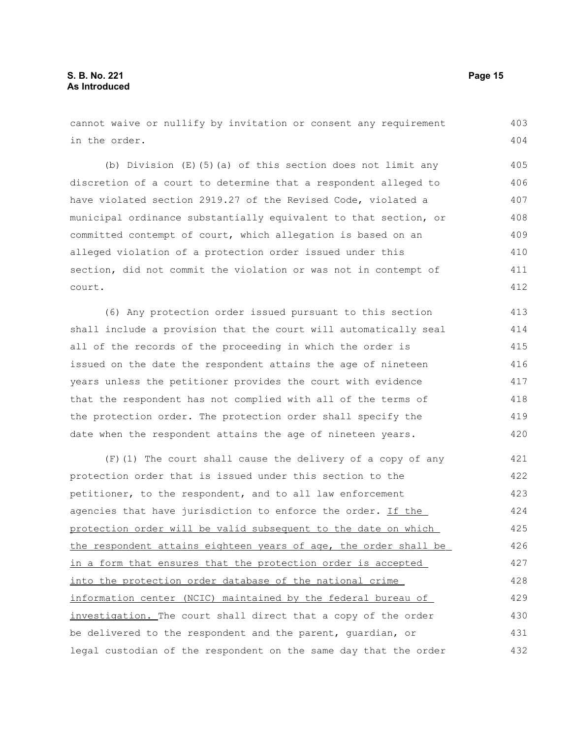cannot waive or nullify by invitation or consent any requirement in the order.

(b) Division (E)(5)(a) of this section does not limit any discretion of a court to determine that a respondent alleged to have violated section 2919.27 of the Revised Code, violated a municipal ordinance substantially equivalent to that section, or committed contempt of court, which allegation is based on an alleged violation of a protection order issued under this section, did not commit the violation or was not in contempt of court.

(6) Any protection order issued pursuant to this section shall include a provision that the court will automatically seal all of the records of the proceeding in which the order is issued on the date the respondent attains the age of nineteen years unless the petitioner provides the court with evidence that the respondent has not complied with all of the terms of the protection order. The protection order shall specify the date when the respondent attains the age of nineteen years.

(F)(1) The court shall cause the delivery of a copy of any protection order that is issued under this section to the petitioner, to the respondent, and to all law enforcement agencies that have jurisdiction to enforce the order. <u>If the protection order will be valid subsequent to the date on which the respondent attains eighteen years of age, the order shall be in a form that ensures that the protection order is accepted into the protection order database of the national crime information center (NCIC) maintained by the federal bureau of investigation.</u> The court shall direct that a copy of the order be delivered to the respondent and the parent, guardian, or legal custodian of the respondent on the same day that the order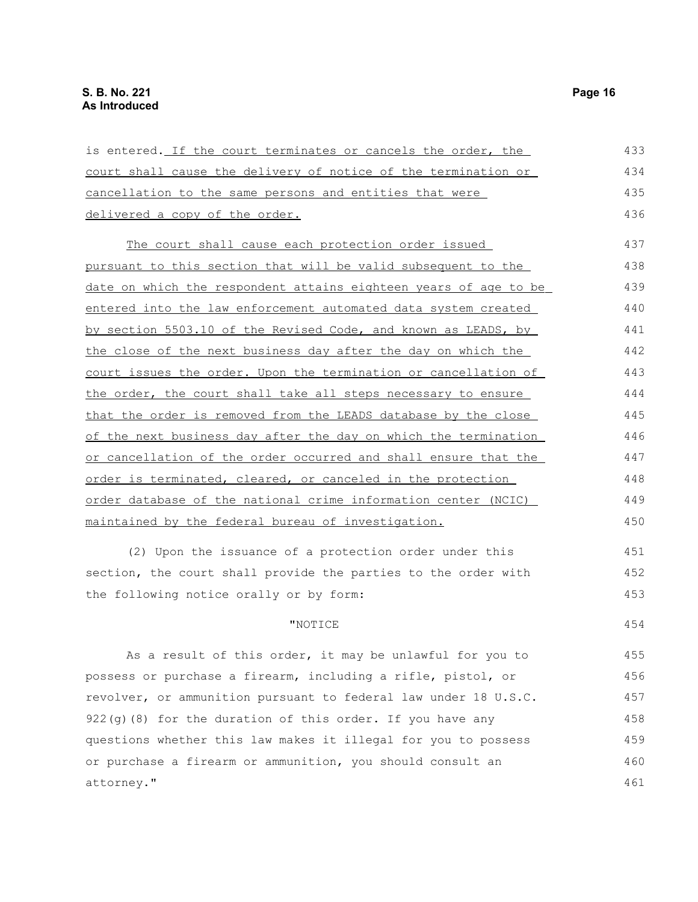is entered. If the court terminates or cancels the order, the court shall cause the delivery of notice of the termination or cancellation to the same persons and entities that were delivered a copy of the order.

The court shall cause each protection order issued pursuant to this section that will be valid subsequent to the date on which the respondent attains eighteen years of age to be entered into the law enforcement automated data system created by section 5503.10 of the Revised Code, and known as LEADS, by the close of the next business day after the day on which the court issues the order. Upon the termination or cancellation of the order, the court shall take all steps necessary to ensure that the order is removed from the LEADS database by the close of the next business day after the day on which the termination or cancellation of the order occurred and shall ensure that the order is terminated, cleared, or canceled in the protection order database of the national crime information center (NCIC) maintained by the federal bureau of investigation.

(2) Upon the issuance of a protection order under this section, the court shall provide the parties to the order with the following notice orally or by form:

"NOTICE

As a result of this order, it may be unlawful for you to possess or purchase a firearm, including a rifle, pistol, or revolver, or ammunition pursuant to federal law under 18 U.S.C. 922(g)(8) for the duration of this order. If you have any questions whether this law makes it illegal for you to possess or purchase a firearm or ammunition, you should consult an attorney."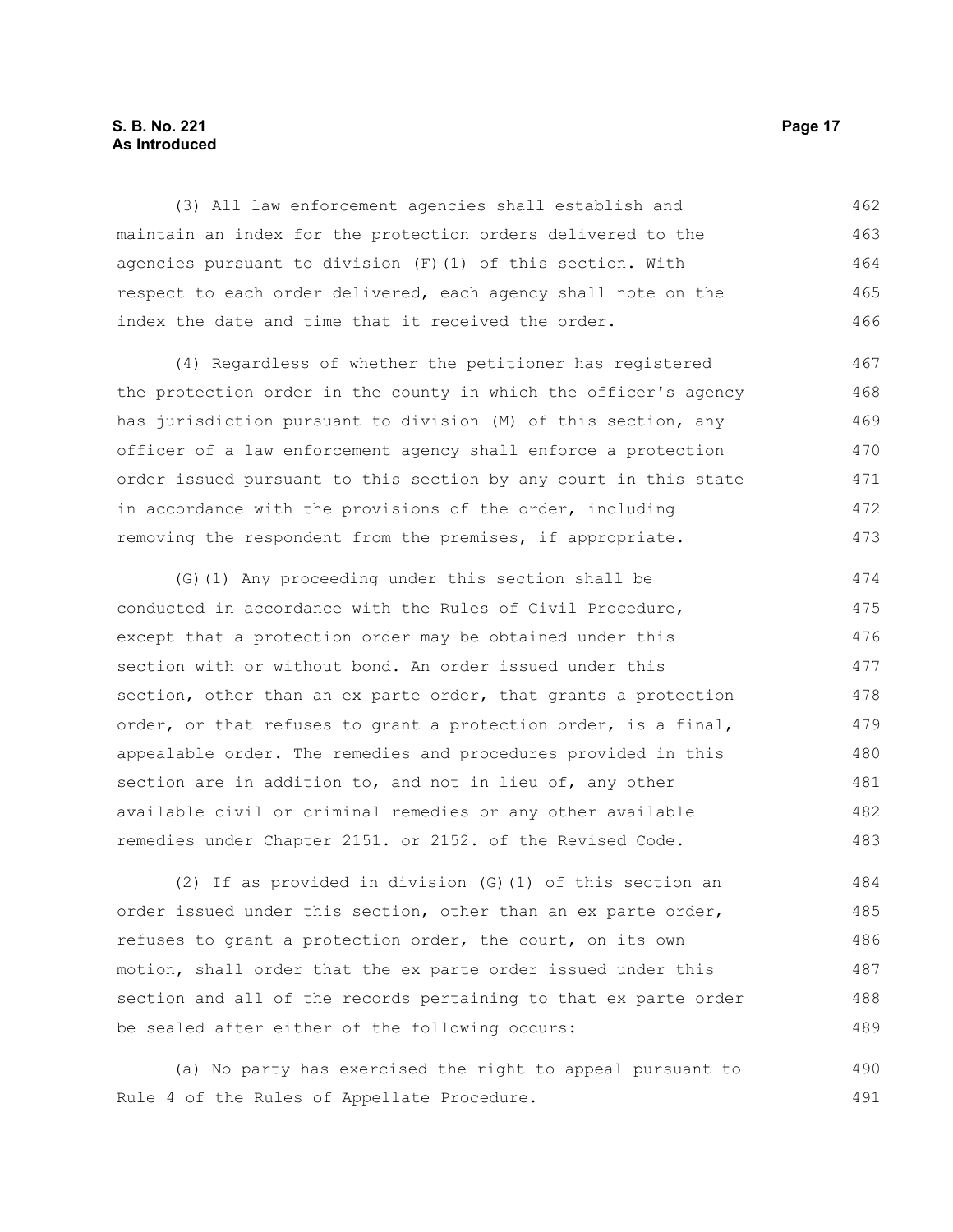(3) All law enforcement agencies shall establish and maintain an index for the protection orders delivered to the agencies pursuant to division (F)(1) of this section. With respect to each order delivered, each agency shall note on the index the date and time that it received the order.

(4) Regardless of whether the petitioner has registered the protection order in the county in which the officer's agency has jurisdiction pursuant to division (M) of this section, any officer of a law enforcement agency shall enforce a protection order issued pursuant to this section by any court in this state in accordance with the provisions of the order, including removing the respondent from the premises, if appropriate.

(G)(1) Any proceeding under this section shall be conducted in accordance with the Rules of Civil Procedure, except that a protection order may be obtained under this section with or without bond. An order issued under this section, other than an ex parte order, that grants a protection order, or that refuses to grant a protection order, is a final, appealable order. The remedies and procedures provided in this section are in addition to, and not in lieu of, any other available civil or criminal remedies or any other available remedies under Chapter 2151. or 2152. of the Revised Code.

(2) If as provided in division (G)(1) of this section an order issued under this section, other than an ex parte order, refuses to grant a protection order, the court, on its own motion, shall order that the ex parte order issued under this section and all of the records pertaining to that ex parte order be sealed after either of the following occurs:

(a) No party has exercised the right to appeal pursuant to Rule 4 of the Rules of Appellate Procedure.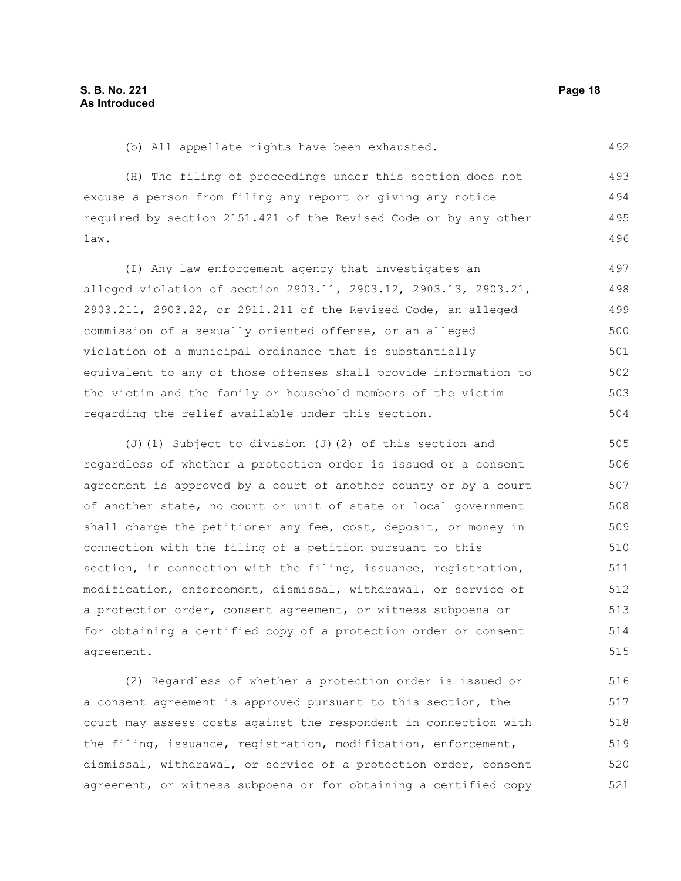(b) All appellate rights have been exhausted.

(H) The filing of proceedings under this section does not excuse a person from filing any report or giving any notice required by section 2151.421 of the Revised Code or by any other law.

(I) Any law enforcement agency that investigates an alleged violation of section 2903.11, 2903.12, 2903.13, 2903.21, 2903.211, 2903.22, or 2911.211 of the Revised Code, an alleged commission of a sexually oriented offense, or an alleged violation of a municipal ordinance that is substantially equivalent to any of those offenses shall provide information to the victim and the family or household members of the victim regarding the relief available under this section.

(J)(1) Subject to division (J)(2) of this section and regardless of whether a protection order is issued or a consent agreement is approved by a court of another county or by a court of another state, no court or unit of state or local government shall charge the petitioner any fee, cost, deposit, or money in connection with the filing of a petition pursuant to this section, in connection with the filing, issuance, registration, modification, enforcement, dismissal, withdrawal, or service of a protection order, consent agreement, or witness subpoena or for obtaining a certified copy of a protection order or consent agreement.

(2) Regardless of whether a protection order is issued or a consent agreement is approved pursuant to this section, the court may assess costs against the respondent in connection with the filing, issuance, registration, modification, enforcement, dismissal, withdrawal, or service of a protection order, consent agreement, or witness subpoena or for obtaining a certified copy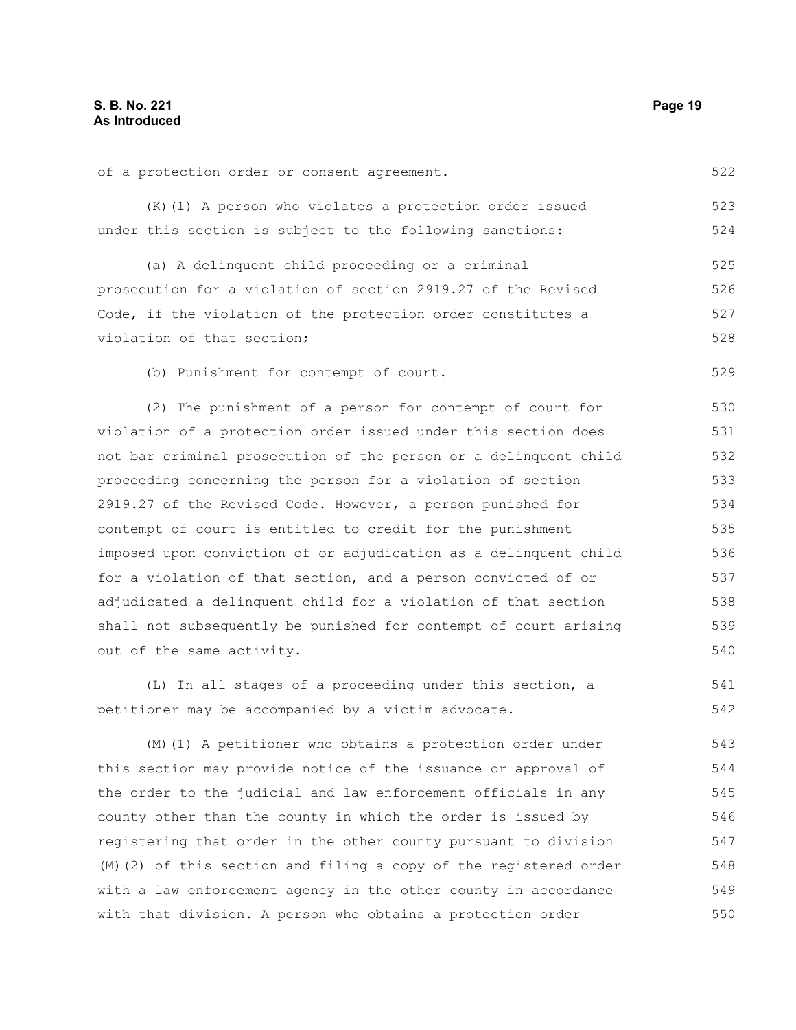of a protection order or consent agreement.

(K)(1) A person who violates a protection order issued under this section is subject to the following sanctions:

(a) A delinquent child proceeding or a criminal prosecution for a violation of section 2919.27 of the Revised Code, if the violation of the protection order constitutes a violation of that section;

(b) Punishment for contempt of court.

(2) The punishment of a person for contempt of court for violation of a protection order issued under this section does not bar criminal prosecution of the person or a delinquent child proceeding concerning the person for a violation of section 2919.27 of the Revised Code. However, a person punished for contempt of court is entitled to credit for the punishment imposed upon conviction of or adjudication as a delinquent child for a violation of that section, and a person convicted of or adjudicated a delinquent child for a violation of that section shall not subsequently be punished for contempt of court arising out of the same activity.

(L) In all stages of a proceeding under this section, a petitioner may be accompanied by a victim advocate.

(M)(1) A petitioner who obtains a protection order under this section may provide notice of the issuance or approval of the order to the judicial and law enforcement officials in any county other than the county in which the order is issued by registering that order in the other county pursuant to division (M)(2) of this section and filing a copy of the registered order with a law enforcement agency in the other county in accordance with that division. A person who obtains a protection order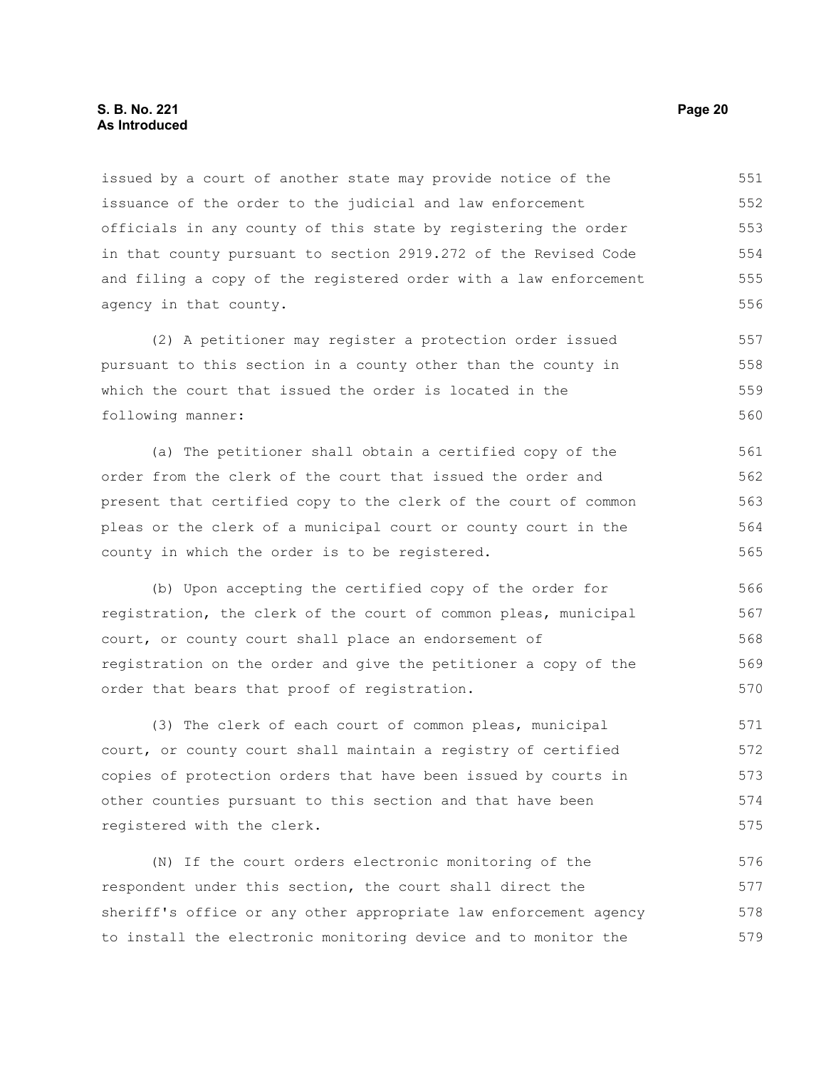issued by a court of another state may provide notice of the issuance of the order to the judicial and law enforcement officials in any county of this state by registering the order in that county pursuant to section 2919.272 of the Revised Code and filing a copy of the registered order with a law enforcement agency in that county.

(2) A petitioner may register a protection order issued pursuant to this section in a county other than the county in which the court that issued the order is located in the following manner:

(a) The petitioner shall obtain a certified copy of the order from the clerk of the court that issued the order and present that certified copy to the clerk of the court of common pleas or the clerk of a municipal court or county court in the county in which the order is to be registered.

(b) Upon accepting the certified copy of the order for registration, the clerk of the court of common pleas, municipal court, or county court shall place an endorsement of registration on the order and give the petitioner a copy of the order that bears that proof of registration.

(3) The clerk of each court of common pleas, municipal court, or county court shall maintain a registry of certified copies of protection orders that have been issued by courts in other counties pursuant to this section and that have been registered with the clerk.

(N) If the court orders electronic monitoring of the respondent under this section, the court shall direct the sheriff's office or any other appropriate law enforcement agency to install the electronic monitoring device and to monitor the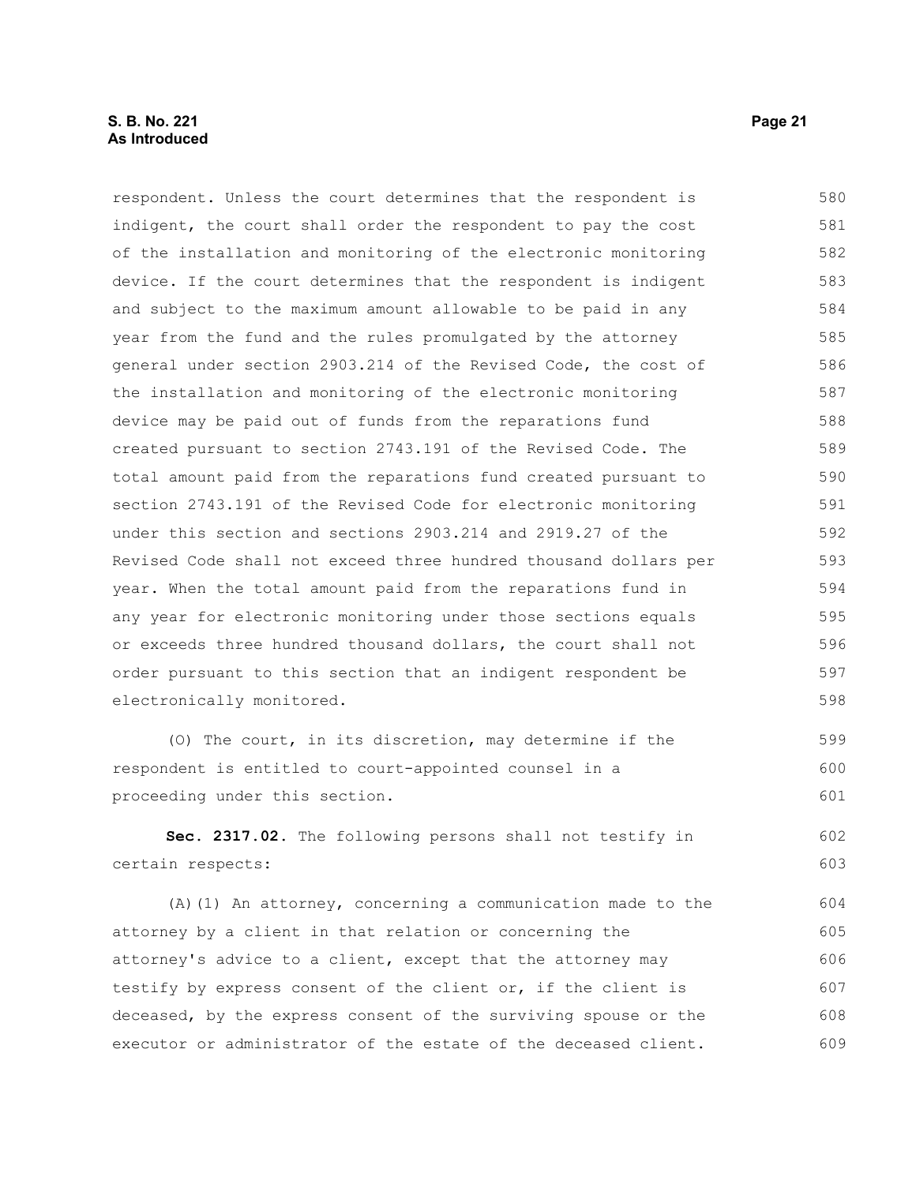respondent. Unless the court determines that the respondent is indigent, the court shall order the respondent to pay the cost of the installation and monitoring of the electronic monitoring device. If the court determines that the respondent is indigent and subject to the maximum amount allowable to be paid in any year from the fund and the rules promulgated by the attorney general under section 2903.214 of the Revised Code, the cost of the installation and monitoring of the electronic monitoring device may be paid out of funds from the reparations fund created pursuant to section 2743.191 of the Revised Code. The total amount paid from the reparations fund created pursuant to section 2743.191 of the Revised Code for electronic monitoring under this section and sections 2903.214 and 2919.27 of the Revised Code shall not exceed three hundred thousand dollars per year. When the total amount paid from the reparations fund in any year for electronic monitoring under those sections equals or exceeds three hundred thousand dollars, the court shall not order pursuant to this section that an indigent respondent be electronically monitored.

(O) The court, in its discretion, may determine if the respondent is entitled to court-appointed counsel in a proceeding under this section.

**Sec. 2317.02.** The following persons shall not testify in certain respects:

(A)(1) An attorney, concerning a communication made to the attorney by a client in that relation or concerning the attorney's advice to a client, except that the attorney may testify by express consent of the client or, if the client is deceased, by the express consent of the surviving spouse or the executor or administrator of the estate of the deceased client.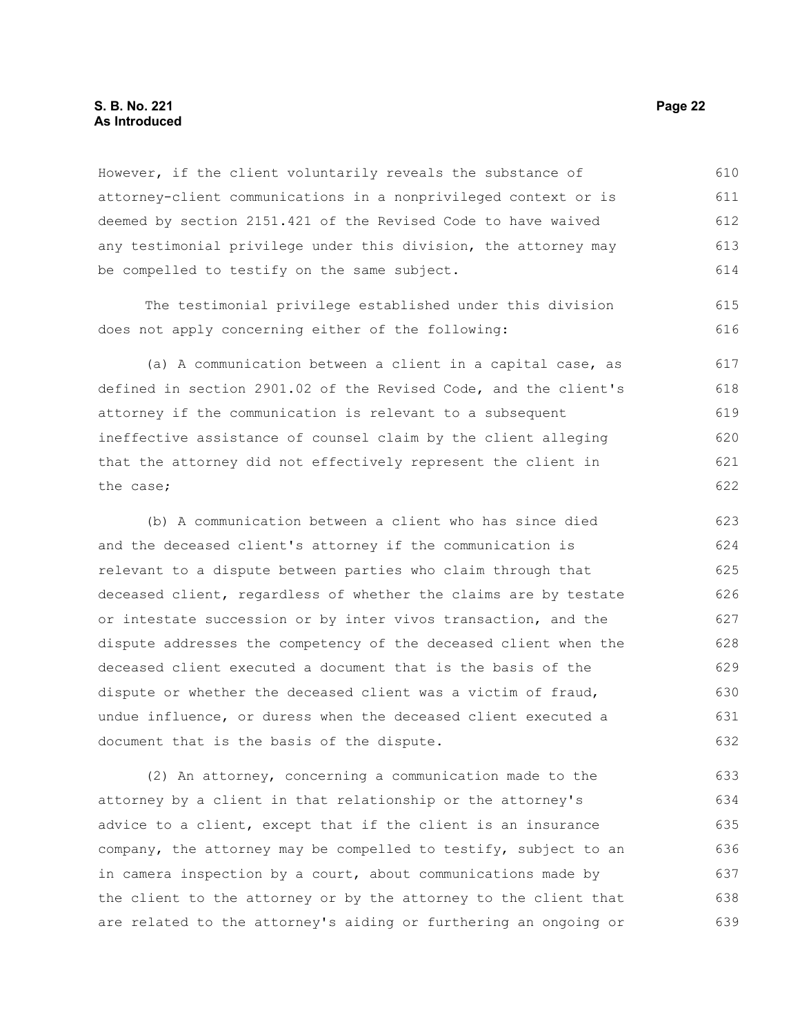However, if the client voluntarily reveals the substance of attorney-client communications in a nonprivileged context or is deemed by section 2151.421 of the Revised Code to have waived any testimonial privilege under this division, the attorney may be compelled to testify on the same subject.

The testimonial privilege established under this division does not apply concerning either of the following:

(a) A communication between a client in a capital case, as defined in section 2901.02 of the Revised Code, and the client's attorney if the communication is relevant to a subsequent ineffective assistance of counsel claim by the client alleging that the attorney did not effectively represent the client in the case;

(b) A communication between a client who has since died and the deceased client's attorney if the communication is relevant to a dispute between parties who claim through that deceased client, regardless of whether the claims are by testate or intestate succession or by inter vivos transaction, and the dispute addresses the competency of the deceased client when the deceased client executed a document that is the basis of the dispute or whether the deceased client was a victim of fraud, undue influence, or duress when the deceased client executed a document that is the basis of the dispute.

(2) An attorney, concerning a communication made to the attorney by a client in that relationship or the attorney's advice to a client, except that if the client is an insurance company, the attorney may be compelled to testify, subject to an in camera inspection by a court, about communications made by the client to the attorney or by the attorney to the client that are related to the attorney's aiding or furthering an ongoing or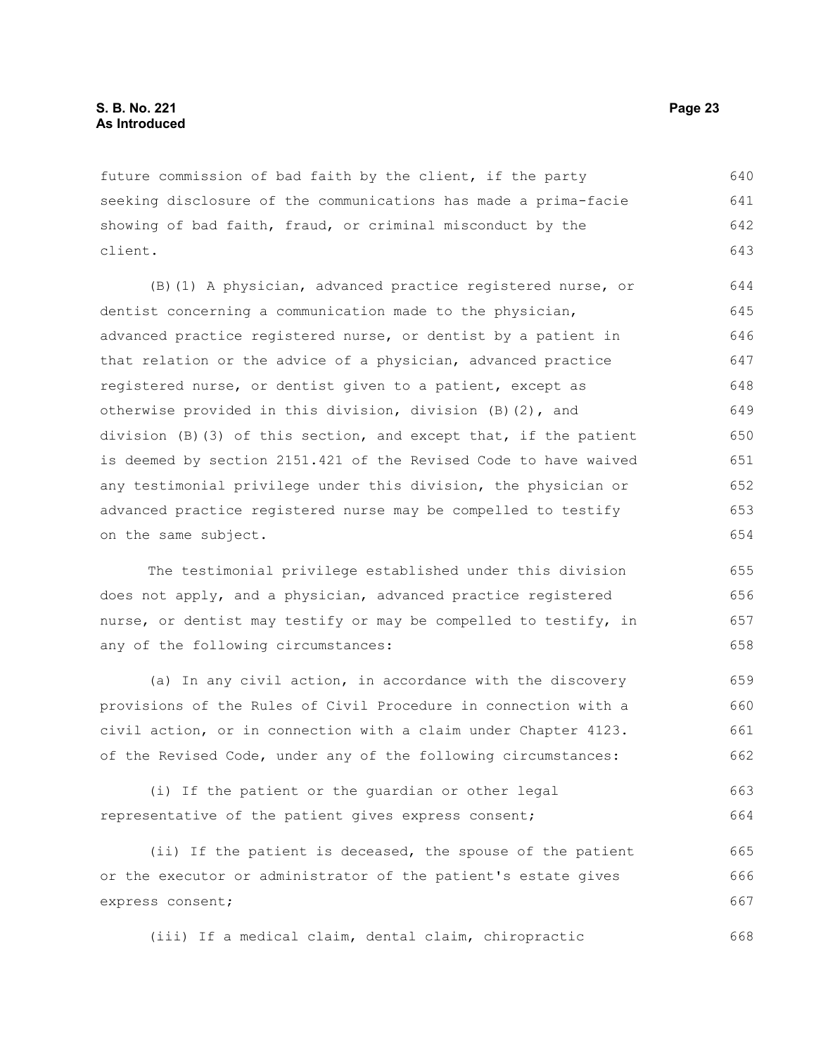future commission of bad faith by the client, if the party seeking disclosure of the communications has made a prima-facie showing of bad faith, fraud, or criminal misconduct by the client.

(B)(1) A physician, advanced practice registered nurse, or dentist concerning a communication made to the physician, advanced practice registered nurse, or dentist by a patient in that relation or the advice of a physician, advanced practice registered nurse, or dentist given to a patient, except as otherwise provided in this division, division (B)(2), and division (B)(3) of this section, and except that, if the patient is deemed by section 2151.421 of the Revised Code to have waived any testimonial privilege under this division, the physician or advanced practice registered nurse may be compelled to testify on the same subject.

The testimonial privilege established under this division does not apply, and a physician, advanced practice registered nurse, or dentist may testify or may be compelled to testify, in any of the following circumstances:

(a) In any civil action, in accordance with the discovery provisions of the Rules of Civil Procedure in connection with a civil action, or in connection with a claim under Chapter 4123. of the Revised Code, under any of the following circumstances:

(i) If the patient or the guardian or other legal representative of the patient gives express consent;

(ii) If the patient is deceased, the spouse of the patient or the executor or administrator of the patient's estate gives express consent;

(iii) If a medical claim, dental claim, chiropractic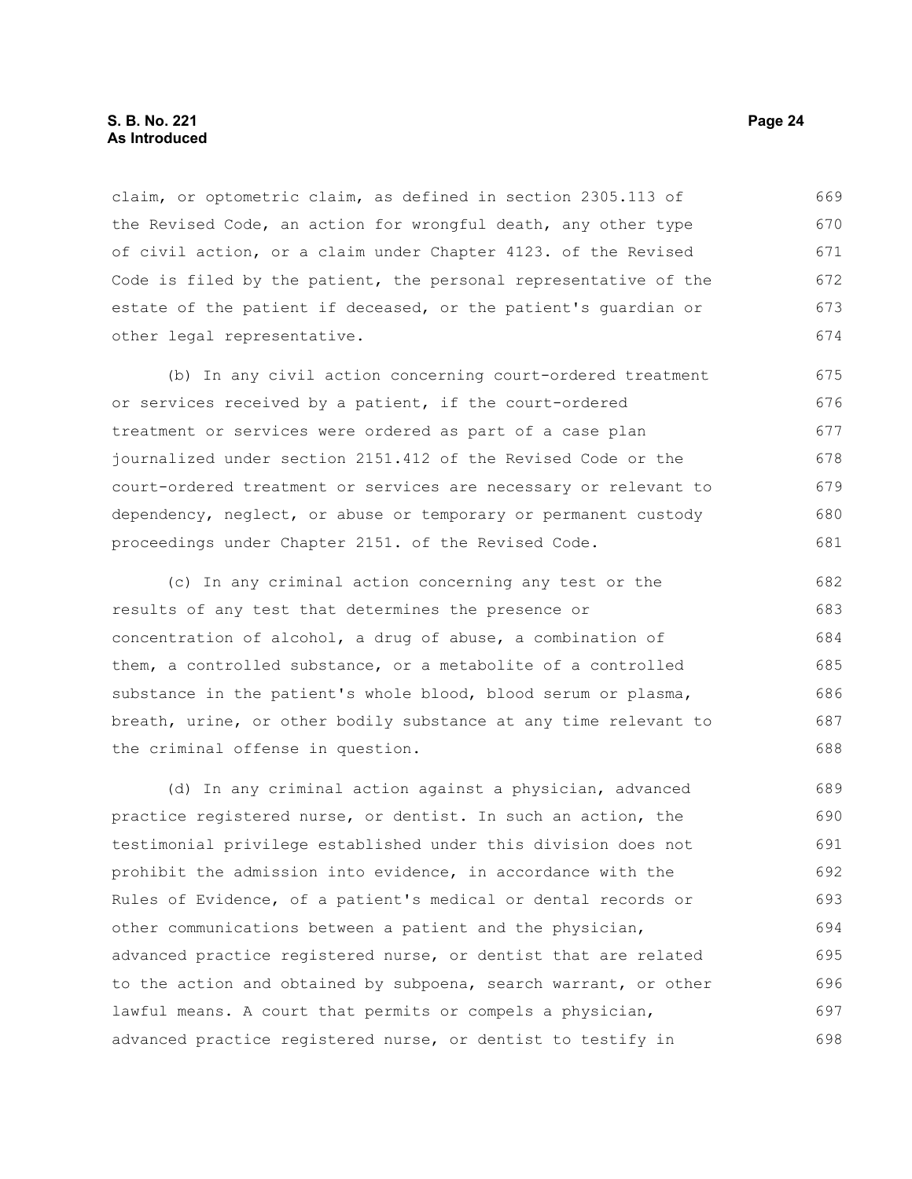claim, or optometric claim, as defined in section 2305.113 of the Revised Code, an action for wrongful death, any other type of civil action, or a claim under Chapter 4123. of the Revised Code is filed by the patient, the personal representative of the estate of the patient if deceased, or the patient's guardian or other legal representative.

(b) In any civil action concerning court-ordered treatment or services received by a patient, if the court-ordered treatment or services were ordered as part of a case plan journalized under section 2151.412 of the Revised Code or the court-ordered treatment or services are necessary or relevant to dependency, neglect, or abuse or temporary or permanent custody proceedings under Chapter 2151. of the Revised Code.

(c) In any criminal action concerning any test or the results of any test that determines the presence or concentration of alcohol, a drug of abuse, a combination of them, a controlled substance, or a metabolite of a controlled substance in the patient's whole blood, blood serum or plasma, breath, urine, or other bodily substance at any time relevant to the criminal offense in question.

(d) In any criminal action against a physician, advanced practice registered nurse, or dentist. In such an action, the testimonial privilege established under this division does not prohibit the admission into evidence, in accordance with the Rules of Evidence, of a patient's medical or dental records or other communications between a patient and the physician, advanced practice registered nurse, or dentist that are related to the action and obtained by subpoena, search warrant, or other lawful means. A court that permits or compels a physician, advanced practice registered nurse, or dentist to testify in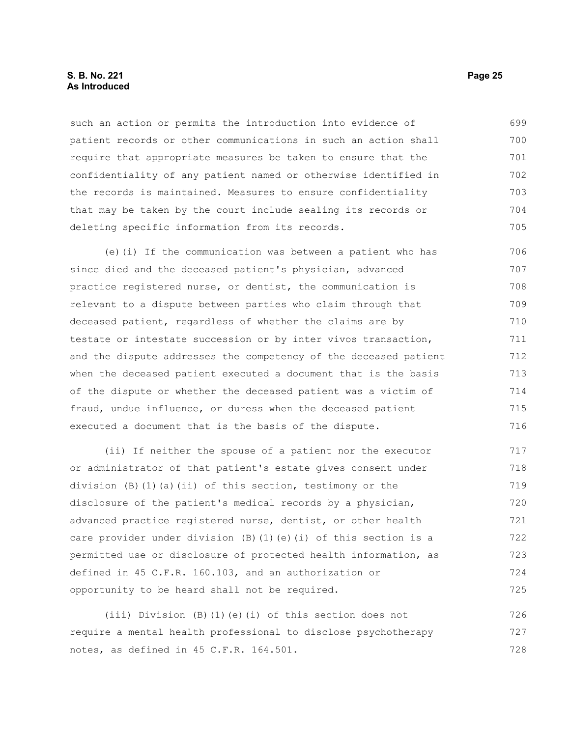such an action or permits the introduction into evidence of patient records or other communications in such an action shall require that appropriate measures be taken to ensure that the confidentiality of any patient named or otherwise identified in the records is maintained. Measures to ensure confidentiality that may be taken by the court include sealing its records or deleting specific information from its records.

(e)(i) If the communication was between a patient who has since died and the deceased patient's physician, advanced practice registered nurse, or dentist, the communication is relevant to a dispute between parties who claim through that deceased patient, regardless of whether the claims are by testate or intestate succession or by inter vivos transaction, and the dispute addresses the competency of the deceased patient when the deceased patient executed a document that is the basis of the dispute or whether the deceased patient was a victim of fraud, undue influence, or duress when the deceased patient executed a document that is the basis of the dispute.

(ii) If neither the spouse of a patient nor the executor or administrator of that patient's estate gives consent under division (B)(1)(a)(ii) of this section, testimony or the disclosure of the patient's medical records by a physician, advanced practice registered nurse, dentist, or other health care provider under division (B)(1)(e)(i) of this section is a permitted use or disclosure of protected health information, as defined in 45 C.F.R. 160.103, and an authorization or opportunity to be heard shall not be required.

(iii) Division (B)(1)(e)(i) of this section does not require a mental health professional to disclose psychotherapy notes, as defined in 45 C.F.R. 164.501.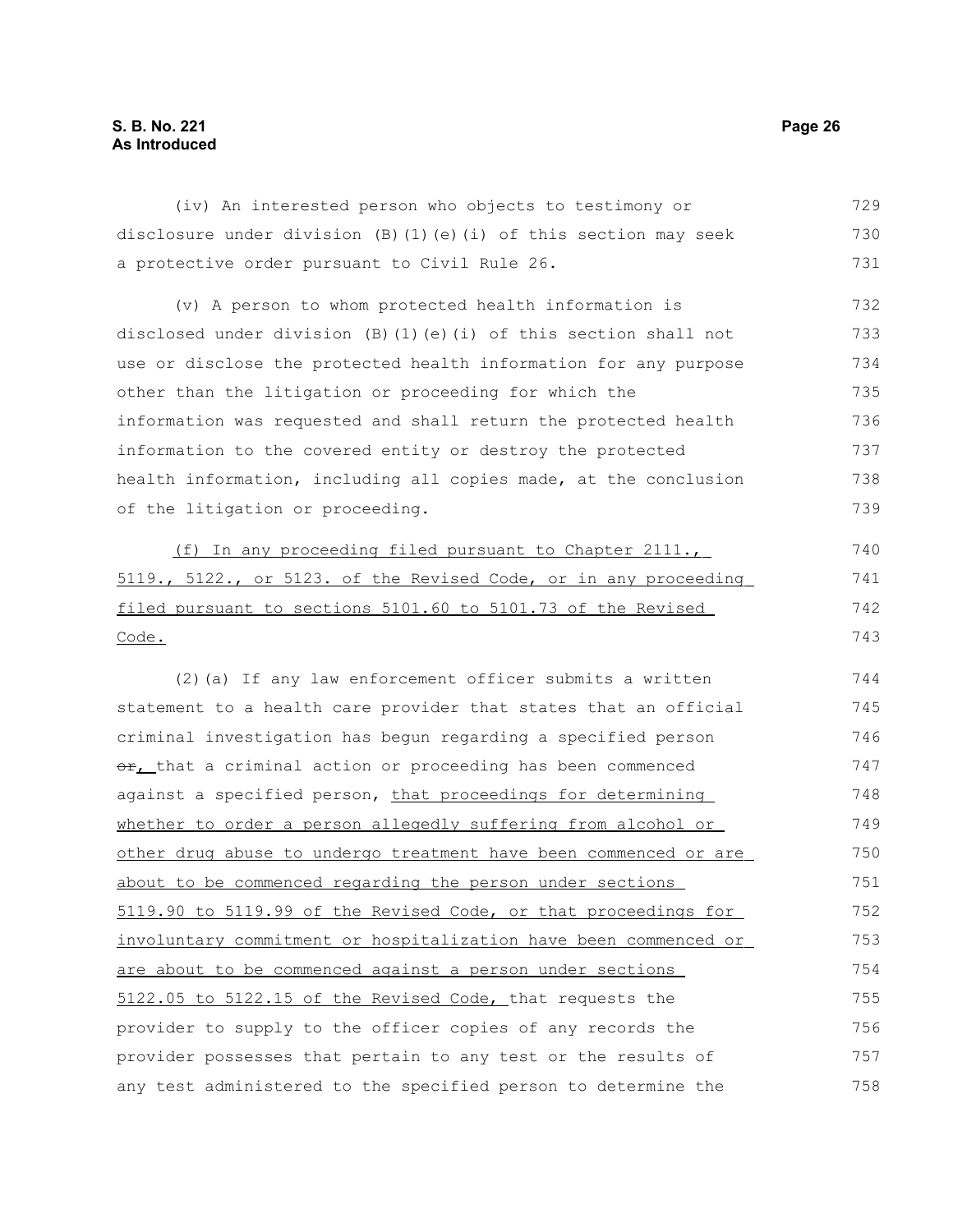(iv) An interested person who objects to testimony or disclosure under division (B)(1)(e)(i) of this section may seek a protective order pursuant to Civil Rule 26.

(v) A person to whom protected health information is disclosed under division (B)(1)(e)(i) of this section shall not use or disclose the protected health information for any purpose other than the litigation or proceeding for which the information was requested and shall return the protected health information to the covered entity or destroy the protected health information, including all copies made, at the conclusion of the litigation or proceeding.

(f) In any proceeding filed pursuant to Chapter 2111., 5119., 5122., or 5123. of the Revised Code, or in any proceeding filed pursuant to sections 5101.60 to 5101.73 of the Revised Code.

(2)(a) If any law enforcement officer submits a written statement to a health care provider that states that an official criminal investigation has begun regarding a specified person ~~or~~, that a criminal action or proceeding has been commenced against a specified person, that proceedings for determining whether to order a person allegedly suffering from alcohol or other drug abuse to undergo treatment have been commenced or are about to be commenced regarding the person under sections 5119.90 to 5119.99 of the Revised Code, or that proceedings for involuntary commitment or hospitalization have been commenced or are about to be commenced against a person under sections 5122.05 to 5122.15 of the Revised Code, that requests the provider to supply to the officer copies of any records the provider possesses that pertain to any test or the results of any test administered to the specified person to determine the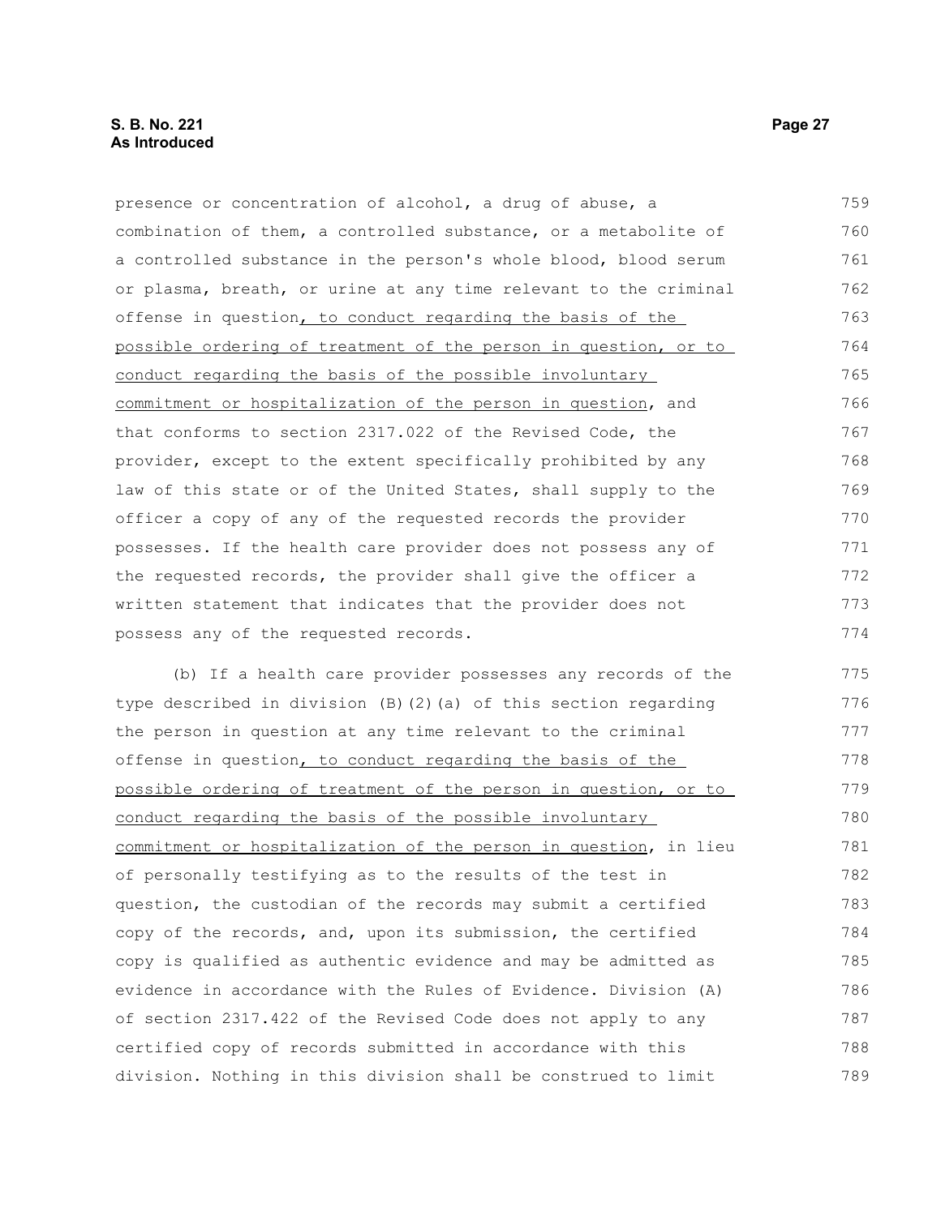presence or concentration of alcohol, a drug of abuse, a combination of them, a controlled substance, or a metabolite of a controlled substance in the person's whole blood, blood serum or plasma, breath, or urine at any time relevant to the criminal offense in question, to conduct regarding the basis of the possible ordering of treatment of the person in question, or to conduct regarding the basis of the possible involuntary commitment or hospitalization of the person in question, and that conforms to section 2317.022 of the Revised Code, the provider, except to the extent specifically prohibited by any law of this state or of the United States, shall supply to the officer a copy of any of the requested records the provider possesses. If the health care provider does not possess any of the requested records, the provider shall give the officer a written statement that indicates that the provider does not possess any of the requested records.

(b) If a health care provider possesses any records of the type described in division (B)(2)(a) of this section regarding the person in question at any time relevant to the criminal offense in question, to conduct regarding the basis of the possible ordering of treatment of the person in question, or to conduct regarding the basis of the possible involuntary commitment or hospitalization of the person in question, in lieu of personally testifying as to the results of the test in question, the custodian of the records may submit a certified copy of the records, and, upon its submission, the certified copy is qualified as authentic evidence and may be admitted as evidence in accordance with the Rules of Evidence. Division (A) of section 2317.422 of the Revised Code does not apply to any certified copy of records submitted in accordance with this division. Nothing in this division shall be construed to limit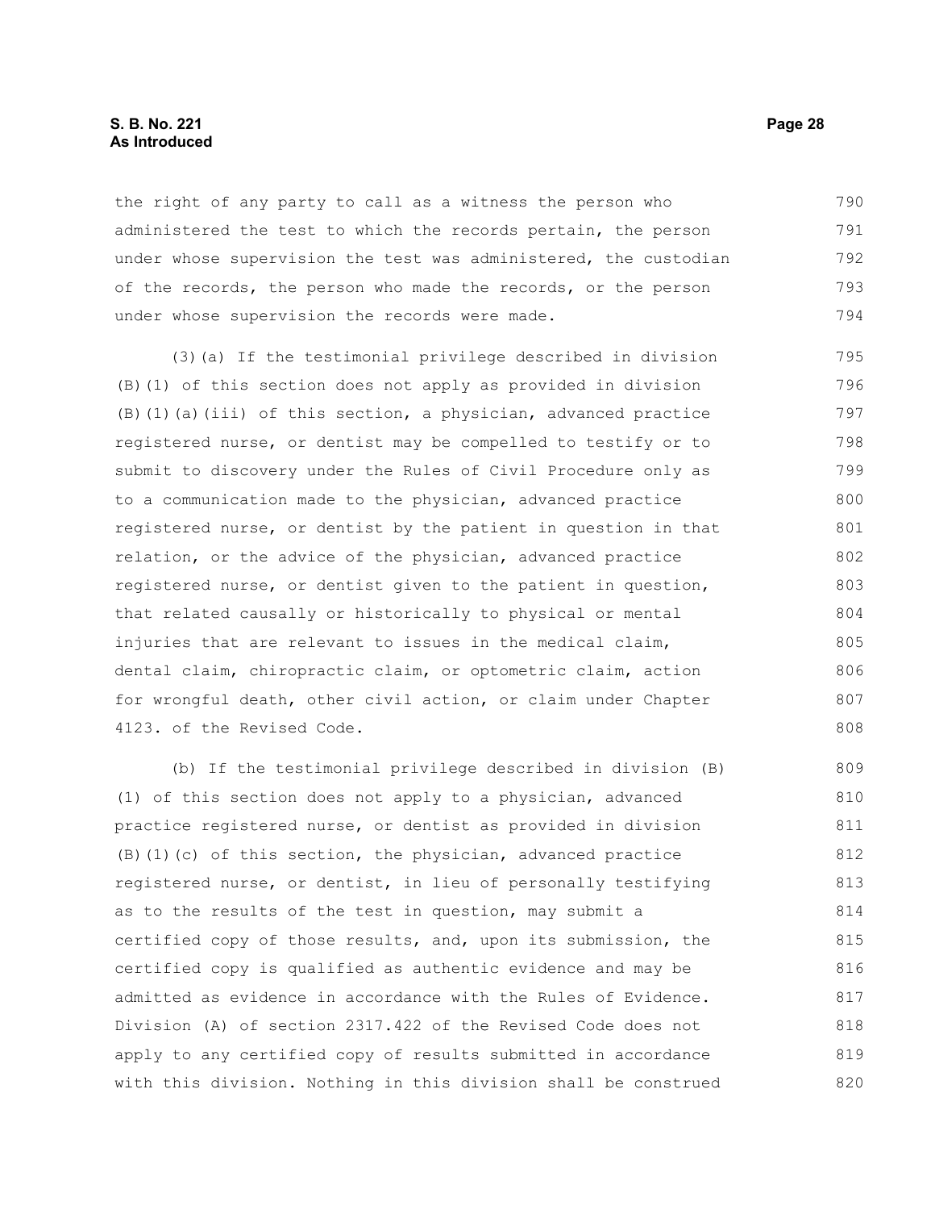the right of any party to call as a witness the person who administered the test to which the records pertain, the person under whose supervision the test was administered, the custodian of the records, the person who made the records, or the person under whose supervision the records were made.

(3)(a) If the testimonial privilege described in division (B)(1) of this section does not apply as provided in division (B)(1)(a)(iii) of this section, a physician, advanced practice registered nurse, or dentist may be compelled to testify or to submit to discovery under the Rules of Civil Procedure only as to a communication made to the physician, advanced practice registered nurse, or dentist by the patient in question in that relation, or the advice of the physician, advanced practice registered nurse, or dentist given to the patient in question, that related causally or historically to physical or mental injuries that are relevant to issues in the medical claim, dental claim, chiropractic claim, or optometric claim, action for wrongful death, other civil action, or claim under Chapter 4123. of the Revised Code.

(b) If the testimonial privilege described in division (B)(1) of this section does not apply to a physician, advanced practice registered nurse, or dentist as provided in division (B)(1)(c) of this section, the physician, advanced practice registered nurse, or dentist, in lieu of personally testifying as to the results of the test in question, may submit a certified copy of those results, and, upon its submission, the certified copy is qualified as authentic evidence and may be admitted as evidence in accordance with the Rules of Evidence. Division (A) of section 2317.422 of the Revised Code does not apply to any certified copy of results submitted in accordance with this division. Nothing in this division shall be construed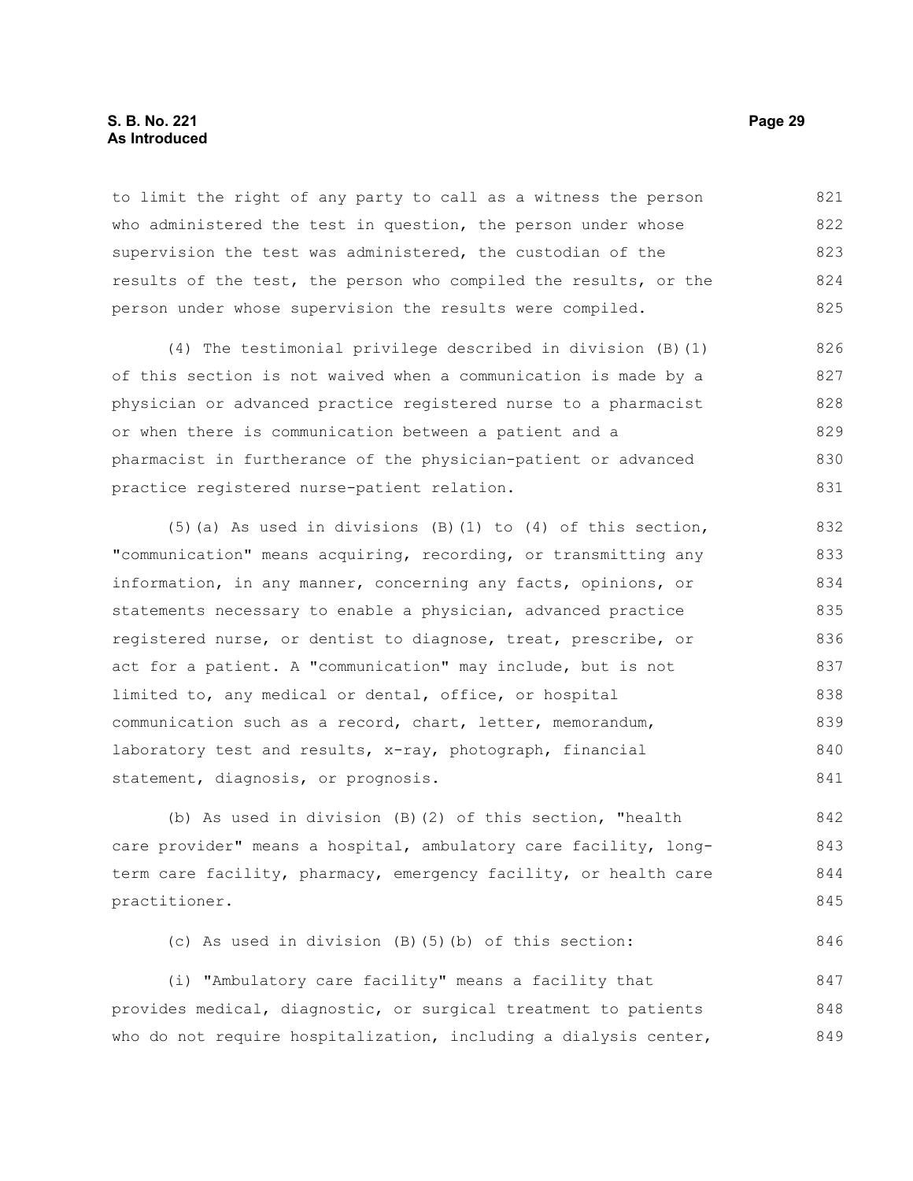to limit the right of any party to call as a witness the person who administered the test in question, the person under whose supervision the test was administered, the custodian of the results of the test, the person who compiled the results, or the person under whose supervision the results were compiled.

(4) The testimonial privilege described in division (B)(1) of this section is not waived when a communication is made by a physician or advanced practice registered nurse to a pharmacist or when there is communication between a patient and a pharmacist in furtherance of the physician-patient or advanced practice registered nurse-patient relation.

(5)(a) As used in divisions (B)(1) to (4) of this section, "communication" means acquiring, recording, or transmitting any information, in any manner, concerning any facts, opinions, or statements necessary to enable a physician, advanced practice registered nurse, or dentist to diagnose, treat, prescribe, or act for a patient. A "communication" may include, but is not limited to, any medical or dental, office, or hospital communication such as a record, chart, letter, memorandum, laboratory test and results, x-ray, photograph, financial statement, diagnosis, or prognosis.

(b) As used in division (B)(2) of this section, "health care provider" means a hospital, ambulatory care facility, long-term care facility, pharmacy, emergency facility, or health care practitioner.

(c) As used in division (B)(5)(b) of this section:

(i) "Ambulatory care facility" means a facility that provides medical, diagnostic, or surgical treatment to patients who do not require hospitalization, including a dialysis center,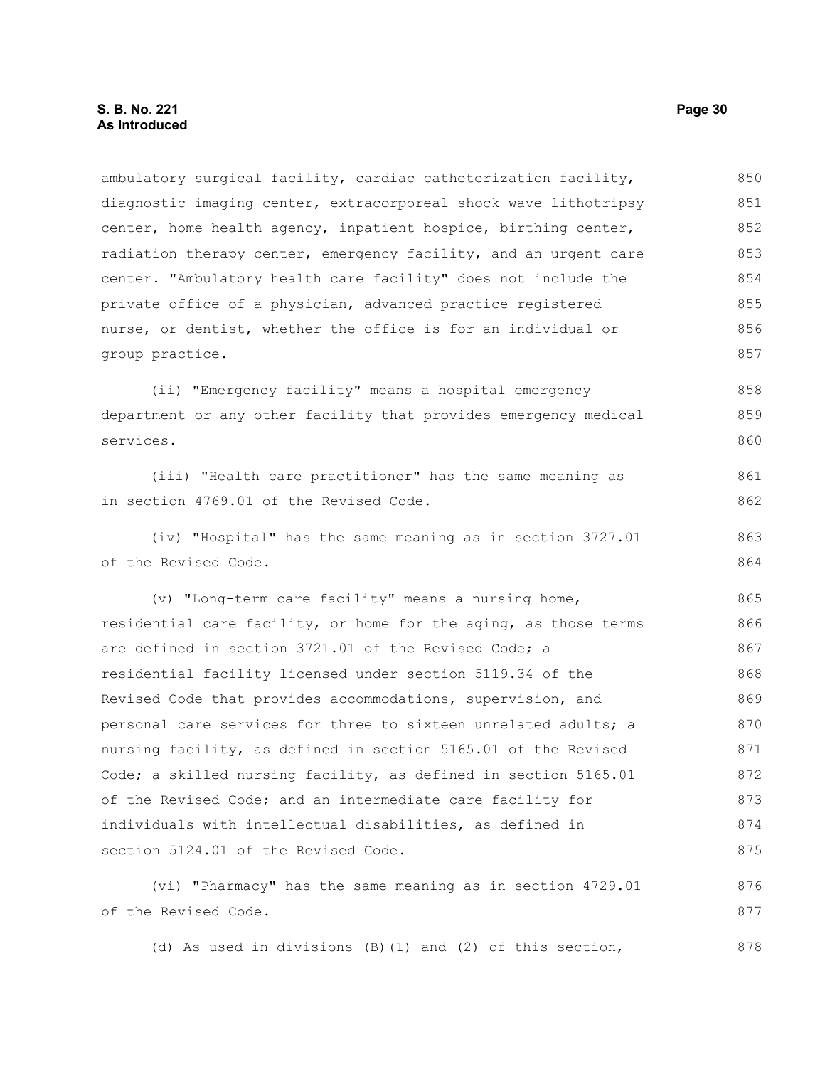ambulatory surgical facility, cardiac catheterization facility, diagnostic imaging center, extracorporeal shock wave lithotripsy center, home health agency, inpatient hospice, birthing center, radiation therapy center, emergency facility, and an urgent care center. "Ambulatory health care facility" does not include the private office of a physician, advanced practice registered nurse, or dentist, whether the office is for an individual or group practice.

(ii) "Emergency facility" means a hospital emergency department or any other facility that provides emergency medical services.

(iii) "Health care practitioner" has the same meaning as in section 4769.01 of the Revised Code.

(iv) "Hospital" has the same meaning as in section 3727.01 of the Revised Code.

(v) "Long-term care facility" means a nursing home, residential care facility, or home for the aging, as those terms are defined in section 3721.01 of the Revised Code; a residential facility licensed under section 5119.34 of the Revised Code that provides accommodations, supervision, and personal care services for three to sixteen unrelated adults; a nursing facility, as defined in section 5165.01 of the Revised Code; a skilled nursing facility, as defined in section 5165.01 of the Revised Code; and an intermediate care facility for individuals with intellectual disabilities, as defined in section 5124.01 of the Revised Code.

(vi) "Pharmacy" has the same meaning as in section 4729.01 of the Revised Code.

(d) As used in divisions (B)(1) and (2) of this section,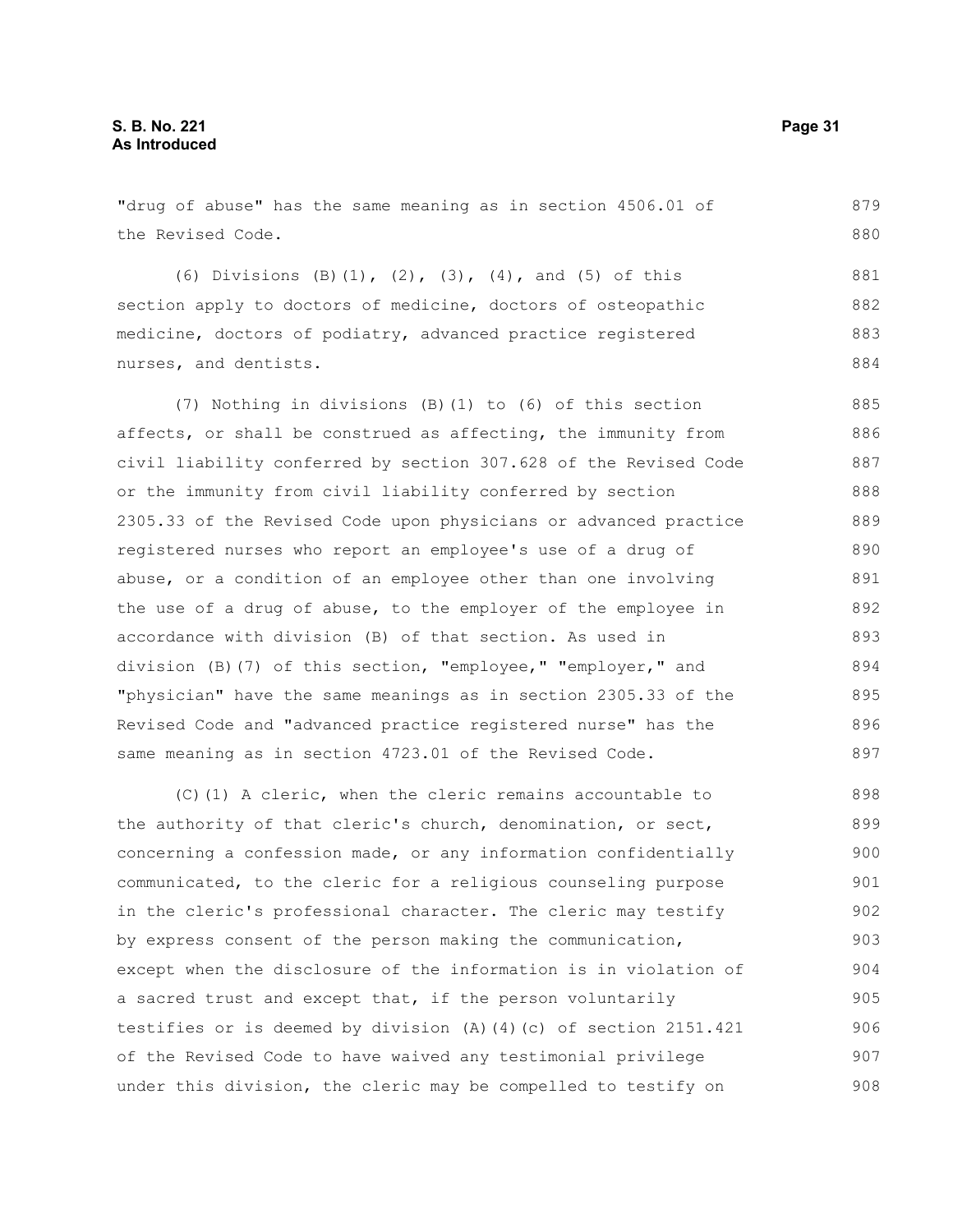"drug of abuse" has the same meaning as in section 4506.01 of the Revised Code.

(6) Divisions (B)(1), (2), (3), (4), and (5) of this section apply to doctors of medicine, doctors of osteopathic medicine, doctors of podiatry, advanced practice registered nurses, and dentists.

(7) Nothing in divisions (B)(1) to (6) of this section affects, or shall be construed as affecting, the immunity from civil liability conferred by section 307.628 of the Revised Code or the immunity from civil liability conferred by section 2305.33 of the Revised Code upon physicians or advanced practice registered nurses who report an employee's use of a drug of abuse, or a condition of an employee other than one involving the use of a drug of abuse, to the employer of the employee in accordance with division (B) of that section. As used in division (B)(7) of this section, "employee," "employer," and "physician" have the same meanings as in section 2305.33 of the Revised Code and "advanced practice registered nurse" has the same meaning as in section 4723.01 of the Revised Code.

(C)(1) A cleric, when the cleric remains accountable to the authority of that cleric's church, denomination, or sect, concerning a confession made, or any information confidentially communicated, to the cleric for a religious counseling purpose in the cleric's professional character. The cleric may testify by express consent of the person making the communication, except when the disclosure of the information is in violation of a sacred trust and except that, if the person voluntarily testifies or is deemed by division (A)(4)(c) of section 2151.421 of the Revised Code to have waived any testimonial privilege under this division, the cleric may be compelled to testify on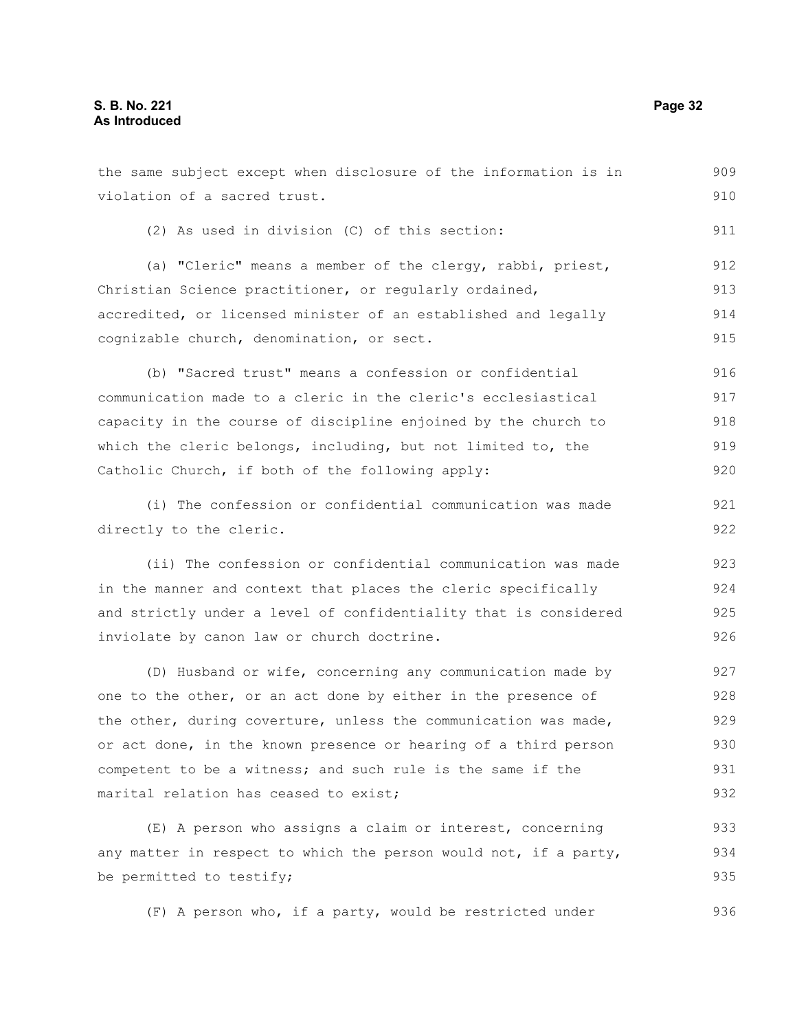the same subject except when disclosure of the information is in violation of a sacred trust.

(2) As used in division (C) of this section:

(a) "Cleric" means a member of the clergy, rabbi, priest, Christian Science practitioner, or regularly ordained, accredited, or licensed minister of an established and legally cognizable church, denomination, or sect.

(b) "Sacred trust" means a confession or confidential communication made to a cleric in the cleric's ecclesiastical capacity in the course of discipline enjoined by the church to which the cleric belongs, including, but not limited to, the Catholic Church, if both of the following apply:

(i) The confession or confidential communication was made directly to the cleric.

(ii) The confession or confidential communication was made in the manner and context that places the cleric specifically and strictly under a level of confidentiality that is considered inviolate by canon law or church doctrine.

(D) Husband or wife, concerning any communication made by one to the other, or an act done by either in the presence of the other, during coverture, unless the communication was made, or act done, in the known presence or hearing of a third person competent to be a witness; and such rule is the same if the marital relation has ceased to exist;

(E) A person who assigns a claim or interest, concerning any matter in respect to which the person would not, if a party, be permitted to testify;

(F) A person who, if a party, would be restricted under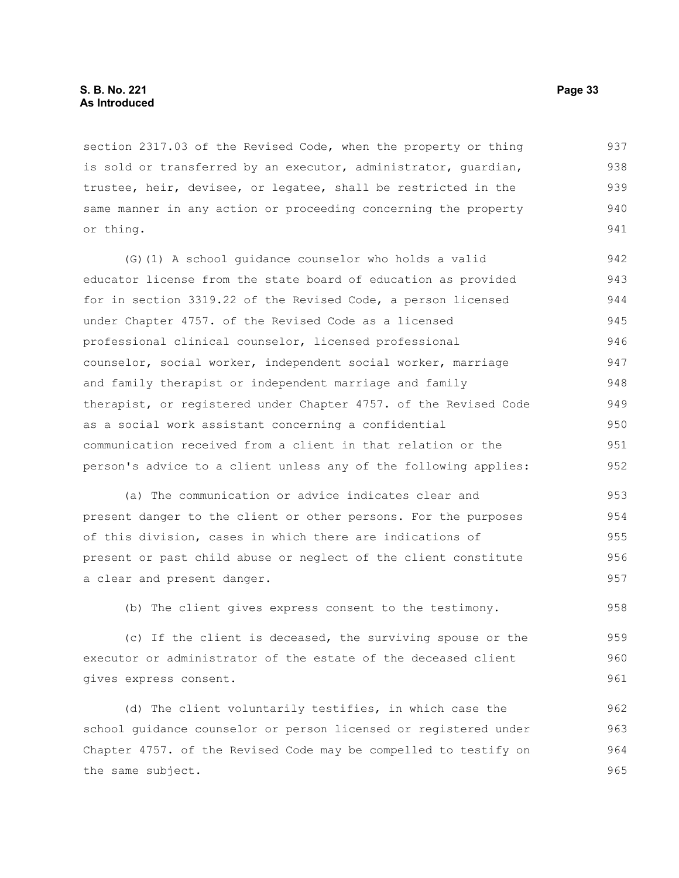section 2317.03 of the Revised Code, when the property or thing is sold or transferred by an executor, administrator, guardian, trustee, heir, devisee, or legatee, shall be restricted in the same manner in any action or proceeding concerning the property or thing.

(G)(1) A school guidance counselor who holds a valid educator license from the state board of education as provided for in section 3319.22 of the Revised Code, a person licensed under Chapter 4757. of the Revised Code as a licensed professional clinical counselor, licensed professional counselor, social worker, independent social worker, marriage and family therapist or independent marriage and family therapist, or registered under Chapter 4757. of the Revised Code as a social work assistant concerning a confidential communication received from a client in that relation or the person's advice to a client unless any of the following applies:

(a) The communication or advice indicates clear and present danger to the client or other persons. For the purposes of this division, cases in which there are indications of present or past child abuse or neglect of the client constitute a clear and present danger.

(b) The client gives express consent to the testimony.

(c) If the client is deceased, the surviving spouse or the executor or administrator of the estate of the deceased client gives express consent.

(d) The client voluntarily testifies, in which case the school guidance counselor or person licensed or registered under Chapter 4757. of the Revised Code may be compelled to testify on the same subject.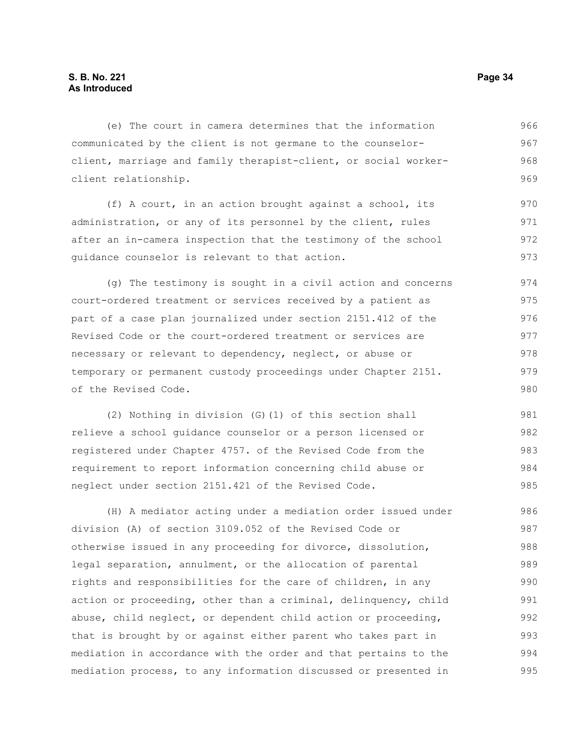(e) The court in camera determines that the information communicated by the client is not germane to the counselor-client, marriage and family therapist-client, or social worker-client relationship.

(f) A court, in an action brought against a school, its administration, or any of its personnel by the client, rules after an in-camera inspection that the testimony of the school guidance counselor is relevant to that action.

(g) The testimony is sought in a civil action and concerns court-ordered treatment or services received by a patient as part of a case plan journalized under section 2151.412 of the Revised Code or the court-ordered treatment or services are necessary or relevant to dependency, neglect, or abuse or temporary or permanent custody proceedings under Chapter 2151. of the Revised Code.

(2) Nothing in division (G)(1) of this section shall relieve a school guidance counselor or a person licensed or registered under Chapter 4757. of the Revised Code from the requirement to report information concerning child abuse or neglect under section 2151.421 of the Revised Code.

(H) A mediator acting under a mediation order issued under division (A) of section 3109.052 of the Revised Code or otherwise issued in any proceeding for divorce, dissolution, legal separation, annulment, or the allocation of parental rights and responsibilities for the care of children, in any action or proceeding, other than a criminal, delinquency, child abuse, child neglect, or dependent child action or proceeding, that is brought by or against either parent who takes part in mediation in accordance with the order and that pertains to the mediation process, to any information discussed or presented in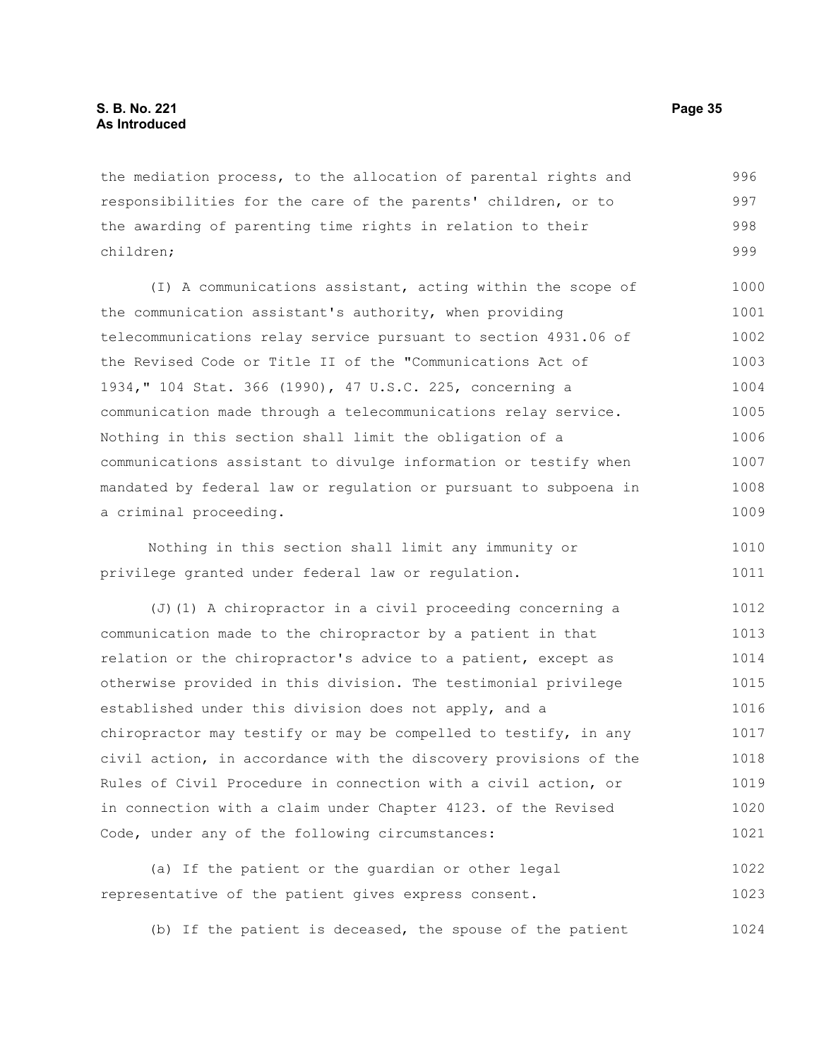the mediation process, to the allocation of parental rights and responsibilities for the care of the parents' children, or to the awarding of parenting time rights in relation to their children;

(I) A communications assistant, acting within the scope of the communication assistant's authority, when providing telecommunications relay service pursuant to section 4931.06 of the Revised Code or Title II of the "Communications Act of 1934," 104 Stat. 366 (1990), 47 U.S.C. 225, concerning a communication made through a telecommunications relay service. Nothing in this section shall limit the obligation of a communications assistant to divulge information or testify when mandated by federal law or regulation or pursuant to subpoena in a criminal proceeding.

Nothing in this section shall limit any immunity or privilege granted under federal law or regulation.

(J)(1) A chiropractor in a civil proceeding concerning a communication made to the chiropractor by a patient in that relation or the chiropractor's advice to a patient, except as otherwise provided in this division. The testimonial privilege established under this division does not apply, and a chiropractor may testify or may be compelled to testify, in any civil action, in accordance with the discovery provisions of the Rules of Civil Procedure in connection with a civil action, or in connection with a claim under Chapter 4123. of the Revised Code, under any of the following circumstances:

(a) If the patient or the guardian or other legal representative of the patient gives express consent.

(b) If the patient is deceased, the spouse of the patient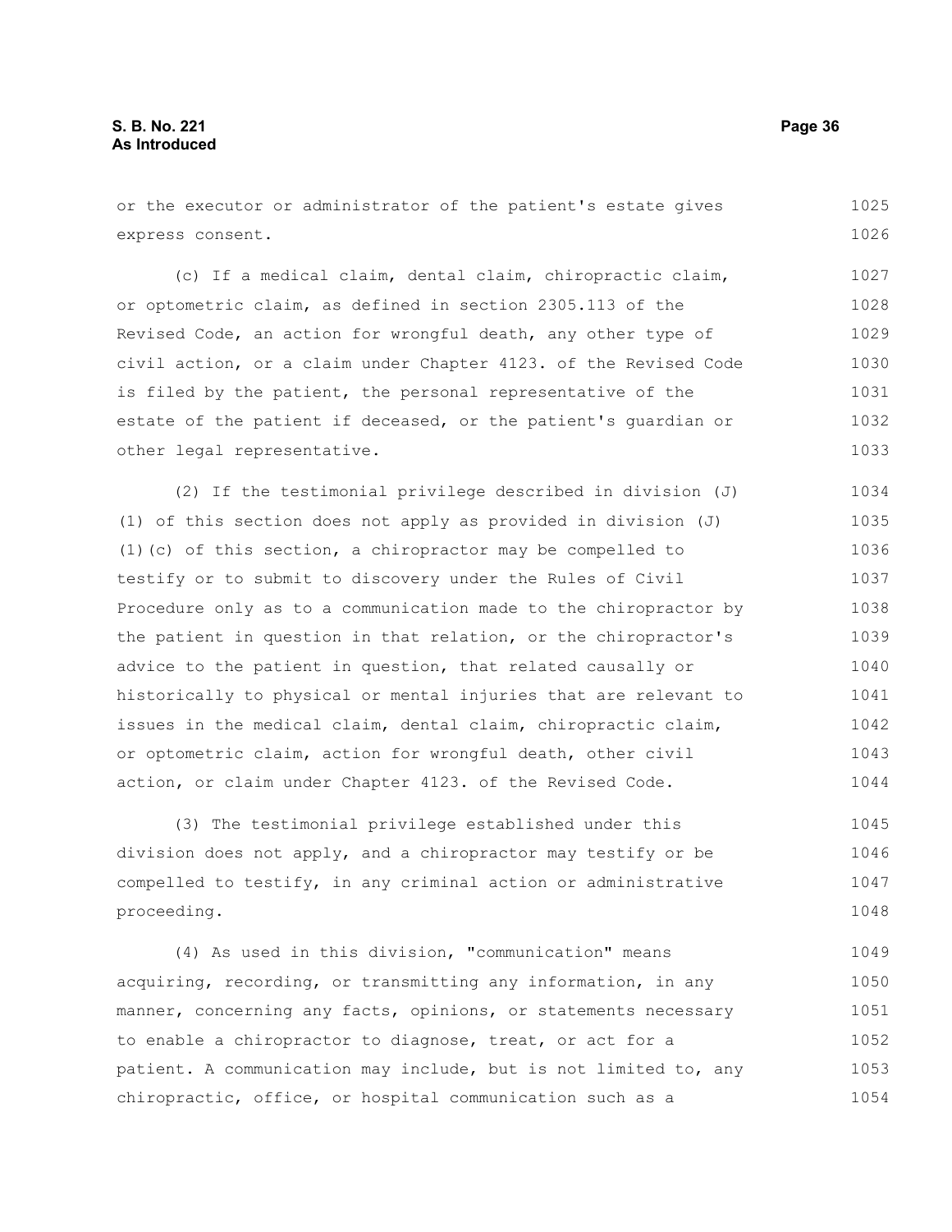or the executor or administrator of the patient's estate gives express consent.

(c) If a medical claim, dental claim, chiropractic claim, or optometric claim, as defined in section 2305.113 of the Revised Code, an action for wrongful death, any other type of civil action, or a claim under Chapter 4123. of the Revised Code is filed by the patient, the personal representative of the estate of the patient if deceased, or the patient's guardian or other legal representative.

(2) If the testimonial privilege described in division (J)(1) of this section does not apply as provided in division (J)(1)(c) of this section, a chiropractor may be compelled to testify or to submit to discovery under the Rules of Civil Procedure only as to a communication made to the chiropractor by the patient in question in that relation, or the chiropractor's advice to the patient in question, that related causally or historically to physical or mental injuries that are relevant to issues in the medical claim, dental claim, chiropractic claim, or optometric claim, action for wrongful death, other civil action, or claim under Chapter 4123. of the Revised Code.

(3) The testimonial privilege established under this division does not apply, and a chiropractor may testify or be compelled to testify, in any criminal action or administrative proceeding.

(4) As used in this division, "communication" means acquiring, recording, or transmitting any information, in any manner, concerning any facts, opinions, or statements necessary to enable a chiropractor to diagnose, treat, or act for a patient. A communication may include, but is not limited to, any chiropractic, office, or hospital communication such as a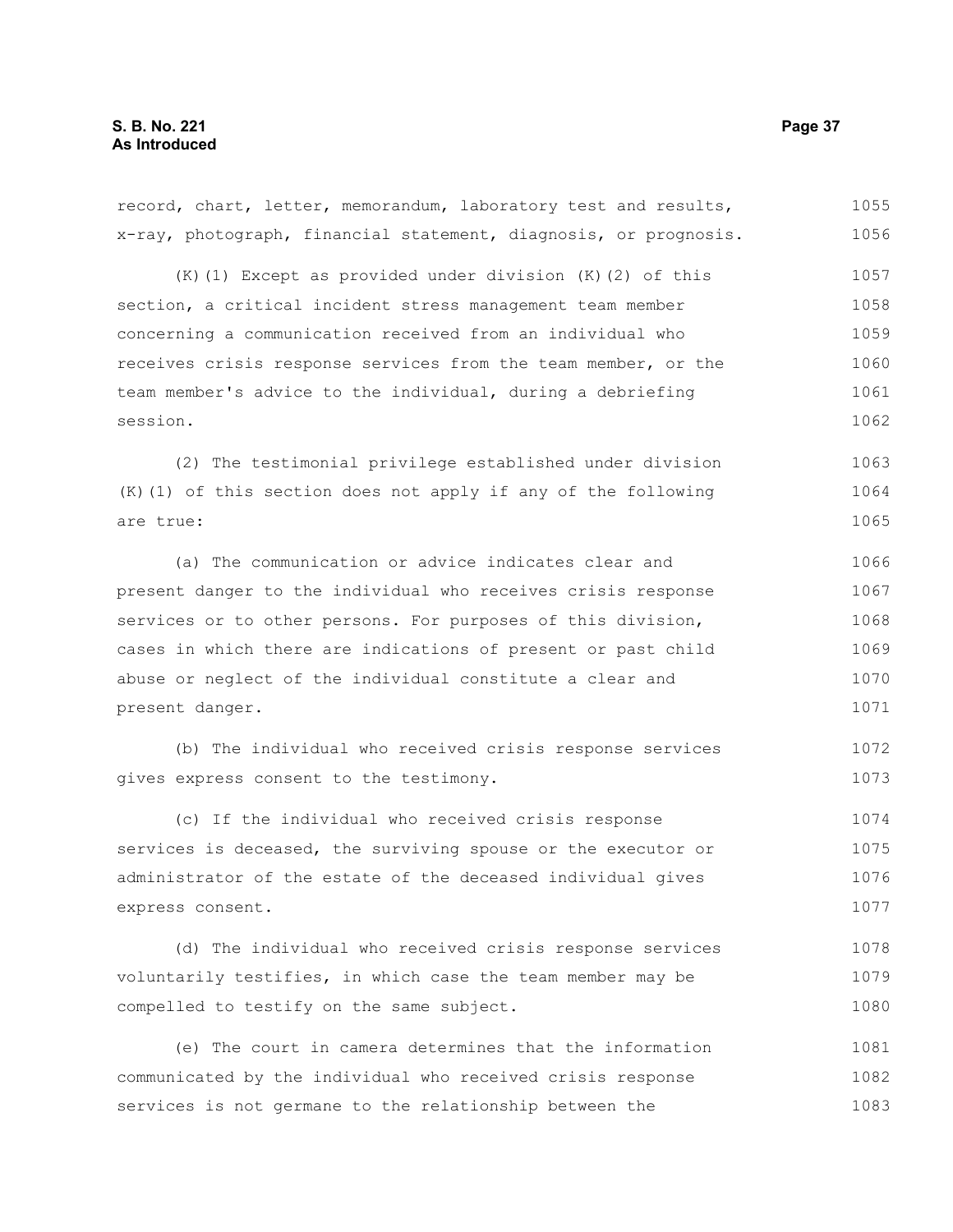record, chart, letter, memorandum, laboratory test and results, x-ray, photograph, financial statement, diagnosis, or prognosis.

(K)(1) Except as provided under division (K)(2) of this section, a critical incident stress management team member concerning a communication received from an individual who receives crisis response services from the team member, or the team member's advice to the individual, during a debriefing session.

(2) The testimonial privilege established under division (K)(1) of this section does not apply if any of the following are true:

(a) The communication or advice indicates clear and present danger to the individual who receives crisis response services or to other persons. For purposes of this division, cases in which there are indications of present or past child abuse or neglect of the individual constitute a clear and present danger.

(b) The individual who received crisis response services gives express consent to the testimony.

(c) If the individual who received crisis response services is deceased, the surviving spouse or the executor or administrator of the estate of the deceased individual gives express consent.

(d) The individual who received crisis response services voluntarily testifies, in which case the team member may be compelled to testify on the same subject.

(e) The court in camera determines that the information communicated by the individual who received crisis response services is not germane to the relationship between the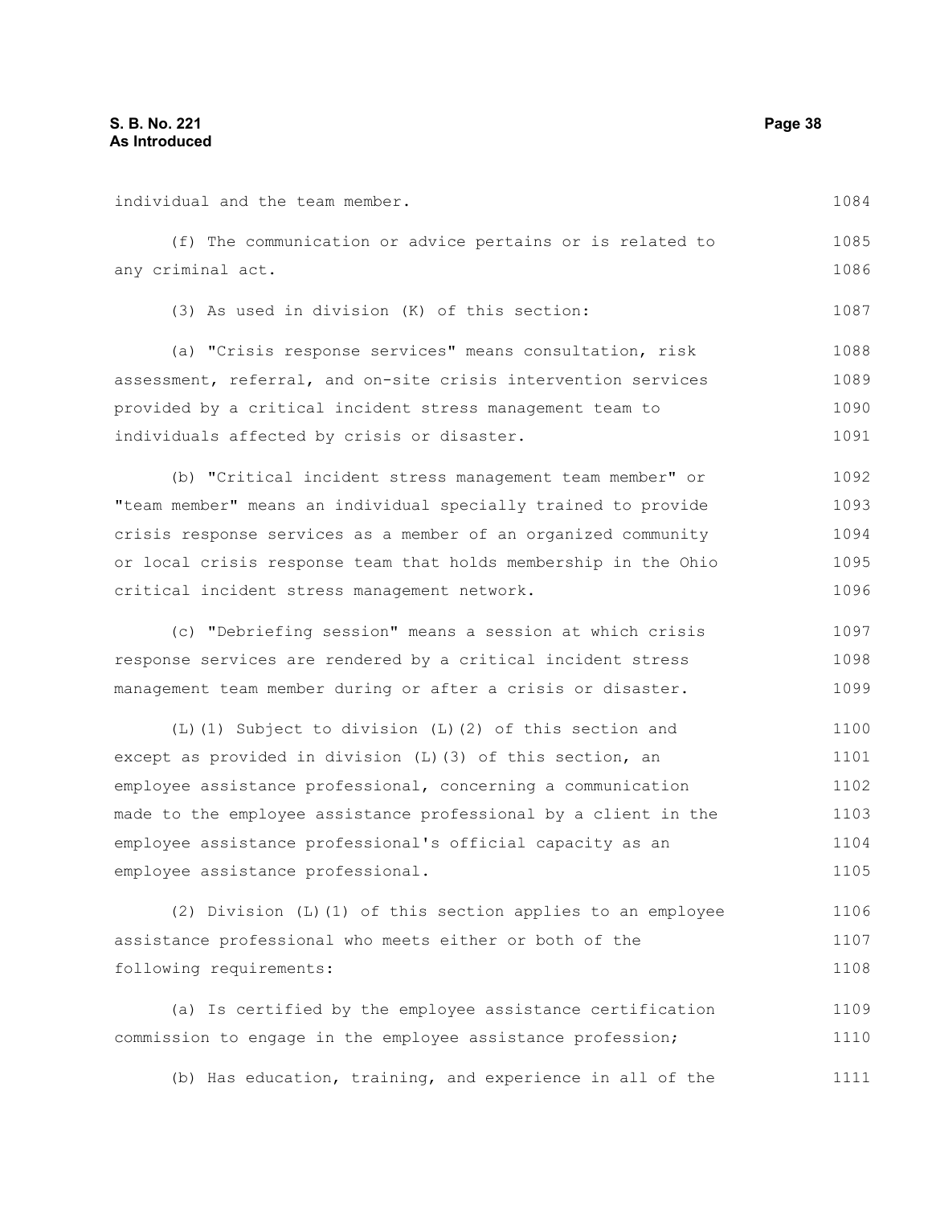individual and the team member.

(f) The communication or advice pertains or is related to any criminal act.

(3) As used in division (K) of this section:

(a) "Crisis response services" means consultation, risk assessment, referral, and on-site crisis intervention services provided by a critical incident stress management team to individuals affected by crisis or disaster.

(b) "Critical incident stress management team member" or "team member" means an individual specially trained to provide crisis response services as a member of an organized community or local crisis response team that holds membership in the Ohio critical incident stress management network.

(c) "Debriefing session" means a session at which crisis response services are rendered by a critical incident stress management team member during or after a crisis or disaster.

(L)(1) Subject to division (L)(2) of this section and except as provided in division (L)(3) of this section, an employee assistance professional, concerning a communication made to the employee assistance professional by a client in the employee assistance professional's official capacity as an employee assistance professional.

(2) Division (L)(1) of this section applies to an employee assistance professional who meets either or both of the following requirements:

(a) Is certified by the employee assistance certification commission to engage in the employee assistance profession;

(b) Has education, training, and experience in all of the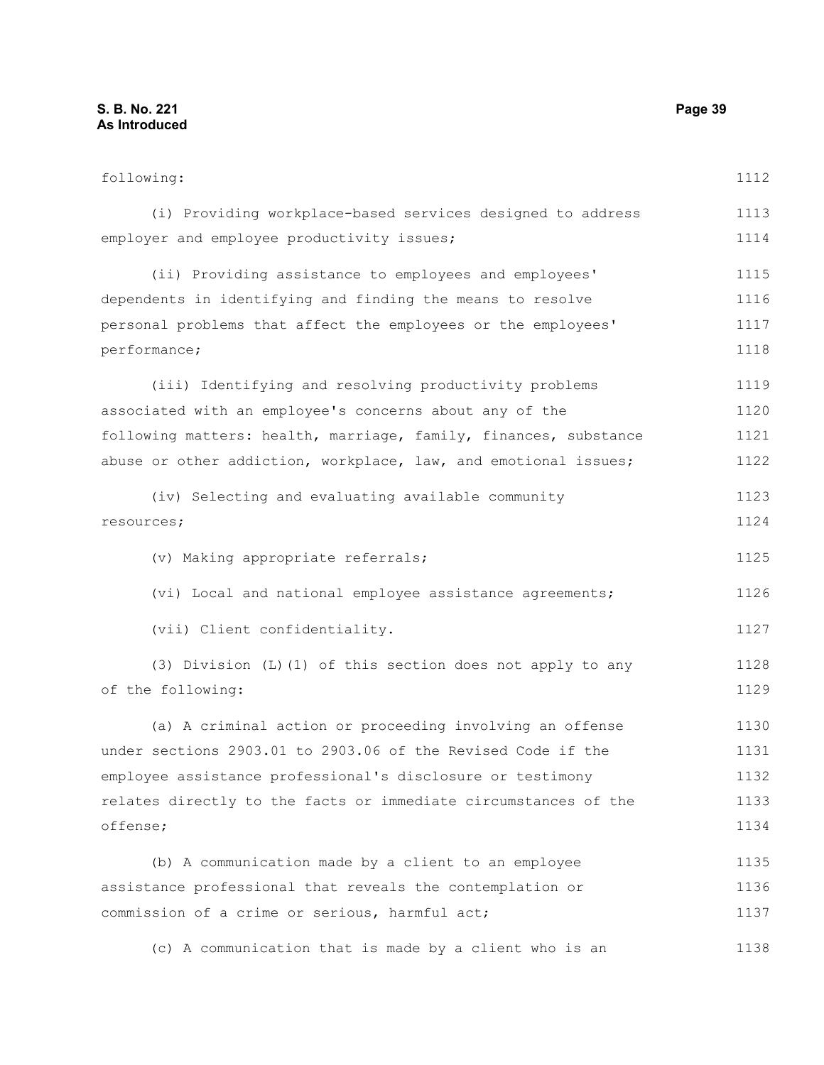following:

(i) Providing workplace-based services designed to address employer and employee productivity issues;

(ii) Providing assistance to employees and employees' dependents in identifying and finding the means to resolve personal problems that affect the employees or the employees' performance;

(iii) Identifying and resolving productivity problems associated with an employee's concerns about any of the following matters: health, marriage, family, finances, substance abuse or other addiction, workplace, law, and emotional issues;

(iv) Selecting and evaluating available community resources;

(v) Making appropriate referrals;

(vi) Local and national employee assistance agreements;

(vii) Client confidentiality.

(3) Division (L)(1) of this section does not apply to any of the following:

(a) A criminal action or proceeding involving an offense under sections 2903.01 to 2903.06 of the Revised Code if the employee assistance professional's disclosure or testimony relates directly to the facts or immediate circumstances of the offense;

(b) A communication made by a client to an employee assistance professional that reveals the contemplation or commission of a crime or serious, harmful act;

(c) A communication that is made by a client who is an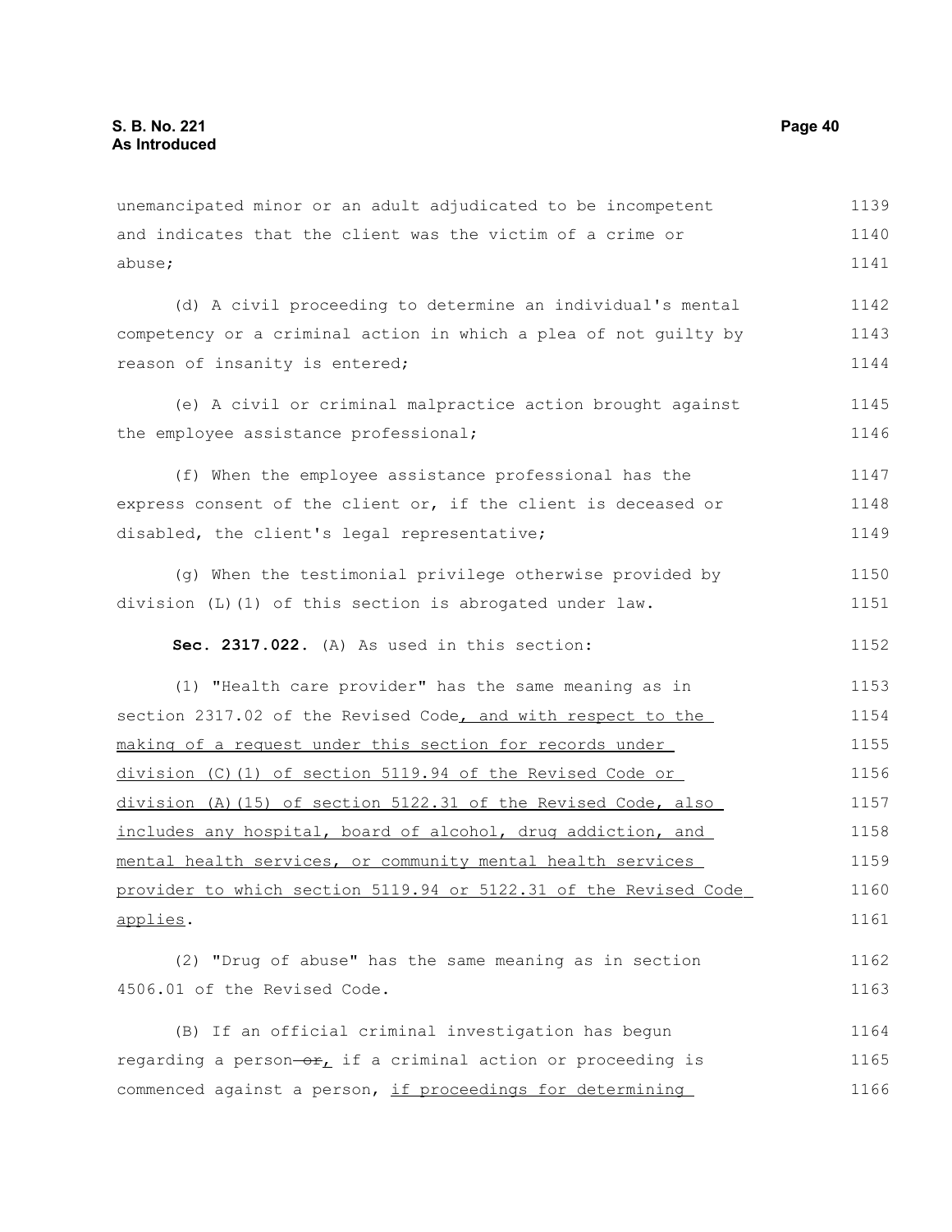unemancipated minor or an adult adjudicated to be incompetent and indicates that the client was the victim of a crime or abuse;

(d) A civil proceeding to determine an individual's mental competency or a criminal action in which a plea of not guilty by reason of insanity is entered;

(e) A civil or criminal malpractice action brought against the employee assistance professional;

(f) When the employee assistance professional has the express consent of the client or, if the client is deceased or disabled, the client's legal representative;

(g) When the testimonial privilege otherwise provided by division (L)(1) of this section is abrogated under law.

**Sec. 2317.022.** (A) As used in this section:

(1) "Health care provider" has the same meaning as in section 2317.02 of the Revised Code, and with respect to the making of a request under this section for records under division (C)(1) of section 5119.94 of the Revised Code or division (A)(15) of section 5122.31 of the Revised Code, also includes any hospital, board of alcohol, drug addiction, and mental health services, or community mental health services provider to which section 5119.94 or 5122.31 of the Revised Code applies.

(2) "Drug of abuse" has the same meaning as in section 4506.01 of the Revised Code.

(B) If an official criminal investigation has begun regarding a person ~~or~~, if a criminal action or proceeding is commenced against a person, if proceedings for determining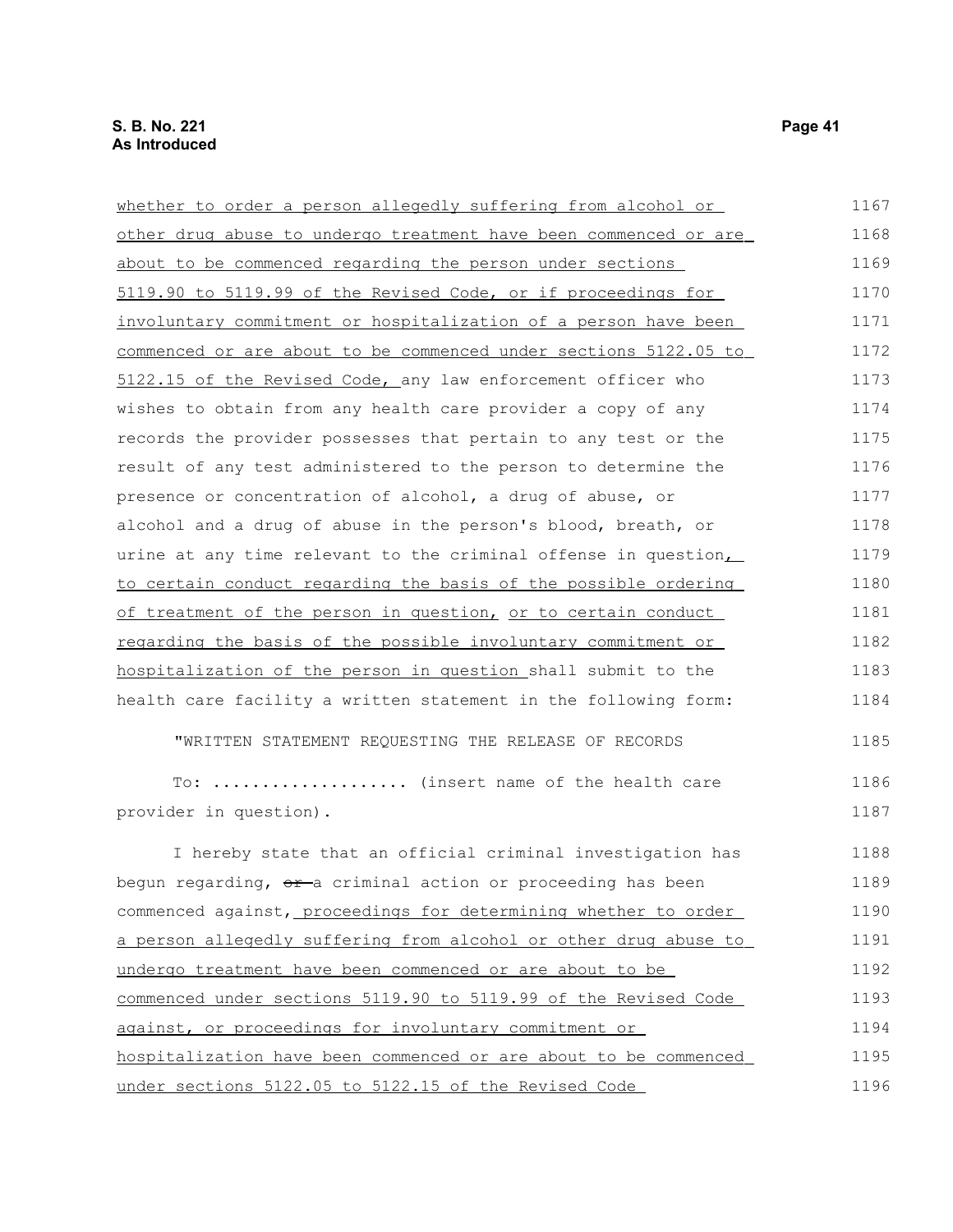whether to order a person allegedly suffering from alcohol or other drug abuse to undergo treatment have been commenced or are about to be commenced regarding the person under sections 5119.90 to 5119.99 of the Revised Code, or if proceedings for involuntary commitment or hospitalization of a person have been commenced or are about to be commenced under sections 5122.05 to 5122.15 of the Revised Code, any law enforcement officer who wishes to obtain from any health care provider a copy of any records the provider possesses that pertain to any test or the result of any test administered to the person to determine the presence or concentration of alcohol, a drug of abuse, or alcohol and a drug of abuse in the person's blood, breath, or urine at any time relevant to the criminal offense in question, to certain conduct regarding the basis of the possible ordering of treatment of the person in question, or to certain conduct regarding the basis of the possible involuntary commitment or hospitalization of the person in question shall submit to the health care facility a written statement in the following form:

"WRITTEN STATEMENT REQUESTING THE RELEASE OF RECORDS

To: .................... (insert name of the health care provider in question).

I hereby state that an official criminal investigation has begun regarding, ~~or~~ a criminal action or proceeding has been commenced against, proceedings for determining whether to order a person allegedly suffering from alcohol or other drug abuse to undergo treatment have been commenced or are about to be commenced under sections 5119.90 to 5119.99 of the Revised Code against, or proceedings for involuntary commitment or hospitalization have been commenced or are about to be commenced under sections 5122.05 to 5122.15 of the Revised Code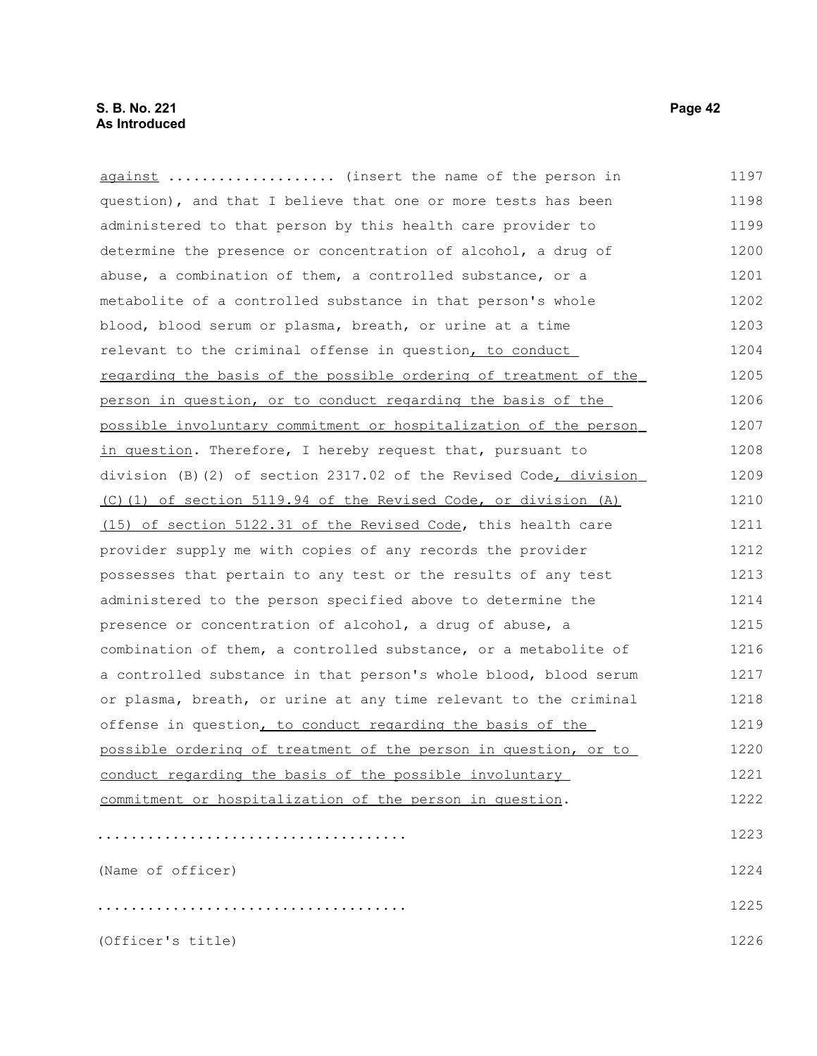against .................... (insert the name of the person in question), and that I believe that one or more tests has been administered to that person by this health care provider to determine the presence or concentration of alcohol, a drug of abuse, a combination of them, a controlled substance, or a metabolite of a controlled substance in that person's whole blood, blood serum or plasma, breath, or urine at a time relevant to the criminal offense in question, to conduct regarding the basis of the possible ordering of treatment of the person in question, or to conduct regarding the basis of the possible involuntary commitment or hospitalization of the person in question. Therefore, I hereby request that, pursuant to division (B)(2) of section 2317.02 of the Revised Code, division (C)(1) of section 5119.94 of the Revised Code, or division (A)(15) of section 5122.31 of the Revised Code, this health care provider supply me with copies of any records the provider possesses that pertain to any test or the results of any test administered to the person specified above to determine the presence or concentration of alcohol, a drug of abuse, a combination of them, a controlled substance, or a metabolite of a controlled substance in that person's whole blood, blood serum or plasma, breath, or urine at any time relevant to the criminal offense in question, to conduct regarding the basis of the possible ordering of treatment of the person in question, or to conduct regarding the basis of the possible involuntary commitment or hospitalization of the person in question.

....................................

(Name of officer)

....................................

(Officer's title)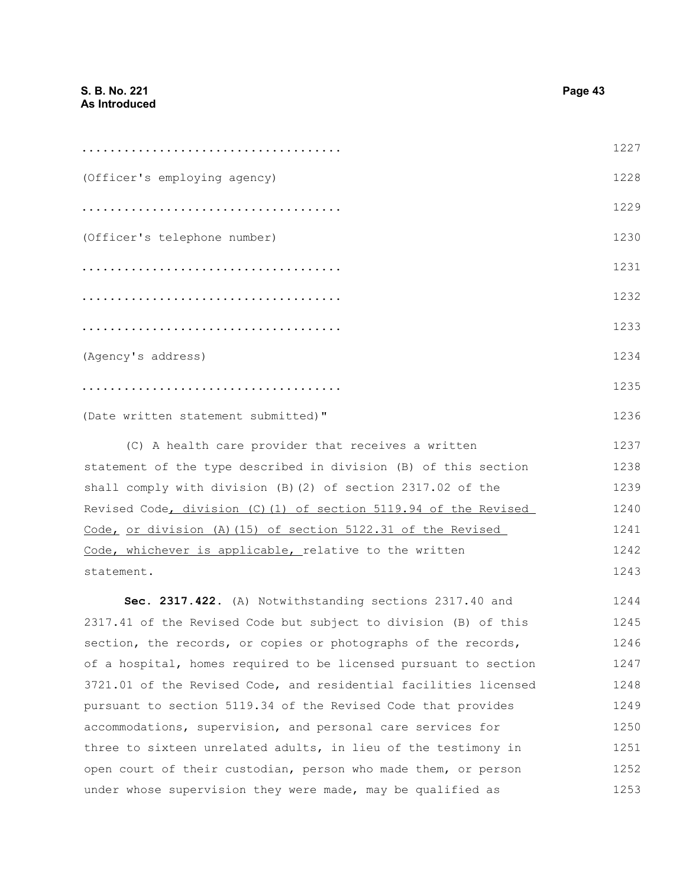.....................................

(Officer's employing agency)

.....................................

(Officer's telephone number)

.....................................

.....................................

.....................................

(Agency's address)

.....................................

(Date written statement submitted)"

(C) A health care provider that receives a written statement of the type described in division (B) of this section shall comply with division (B)(2) of section 2317.02 of the Revised Code, division (C)(1) of section 5119.94 of the Revised Code, or division (A)(15) of section 5122.31 of the Revised Code, whichever is applicable, relative to the written statement.

**Sec. 2317.422.** (A) Notwithstanding sections 2317.40 and 2317.41 of the Revised Code but subject to division (B) of this section, the records, or copies or photographs of the records, of a hospital, homes required to be licensed pursuant to section 3721.01 of the Revised Code, and residential facilities licensed pursuant to section 5119.34 of the Revised Code that provides accommodations, supervision, and personal care services for three to sixteen unrelated adults, in lieu of the testimony in open court of their custodian, person who made them, or person under whose supervision they were made, may be qualified as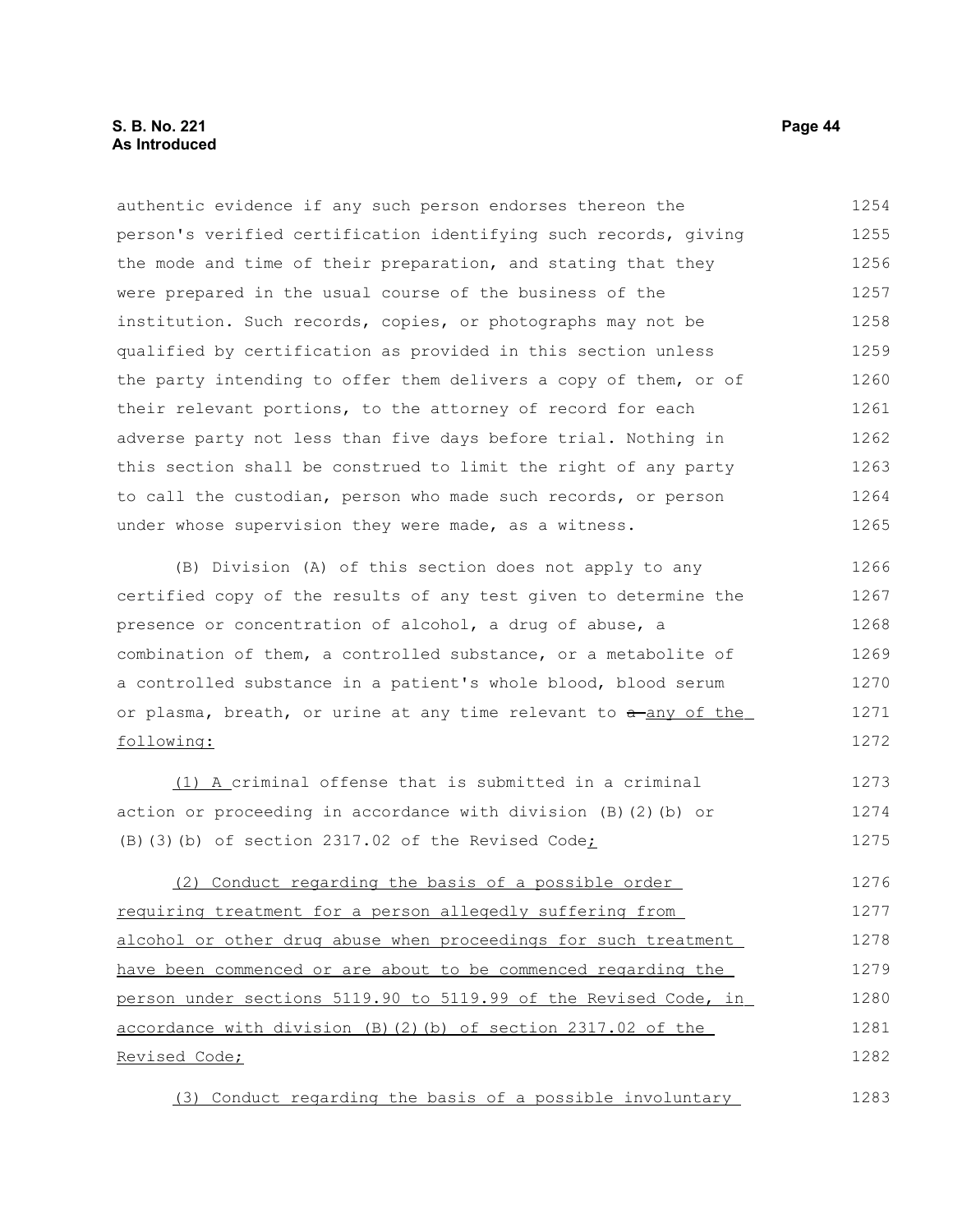authentic evidence if any such person endorses thereon the person's verified certification identifying such records, giving the mode and time of their preparation, and stating that they were prepared in the usual course of the business of the institution. Such records, copies, or photographs may not be qualified by certification as provided in this section unless the party intending to offer them delivers a copy of them, or of their relevant portions, to the attorney of record for each adverse party not less than five days before trial. Nothing in this section shall be construed to limit the right of any party to call the custodian, person who made such records, or person under whose supervision they were made, as a witness.

(B) Division (A) of this section does not apply to any certified copy of the results of any test given to determine the presence or concentration of alcohol, a drug of abuse, a combination of them, a controlled substance, or a metabolite of a controlled substance in a patient's whole blood, blood serum or plasma, breath, or urine at any time relevant to ~~a~~ any of the following:

(1) A criminal offense that is submitted in a criminal action or proceeding in accordance with division (B)(2)(b) or (B)(3)(b) of section 2317.02 of the Revised Code;

(2) Conduct regarding the basis of a possible order requiring treatment for a person allegedly suffering from alcohol or other drug abuse when proceedings for such treatment have been commenced or are about to be commenced regarding the person under sections 5119.90 to 5119.99 of the Revised Code, in accordance with division (B)(2)(b) of section 2317.02 of the Revised Code;

(3) Conduct regarding the basis of a possible involuntary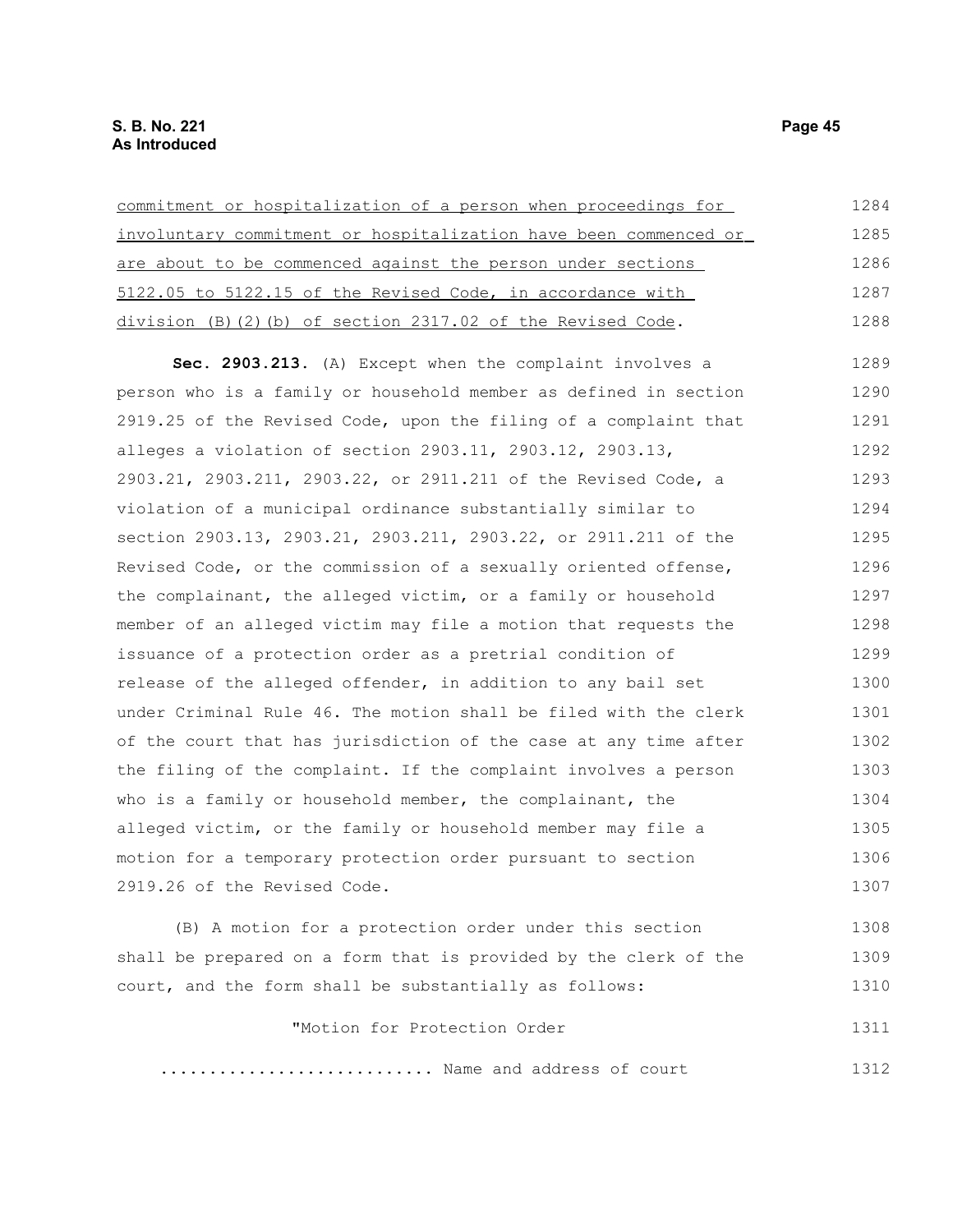commitment or hospitalization of a person when proceedings for involuntary commitment or hospitalization have been commenced or are about to be commenced against the person under sections 5122.05 to 5122.15 of the Revised Code, in accordance with division (B)(2)(b) of section 2317.02 of the Revised Code.

**Sec. 2903.213.** (A) Except when the complaint involves a person who is a family or household member as defined in section 2919.25 of the Revised Code, upon the filing of a complaint that alleges a violation of section 2903.11, 2903.12, 2903.13, 2903.21, 2903.211, 2903.22, or 2911.211 of the Revised Code, a violation of a municipal ordinance substantially similar to section 2903.13, 2903.21, 2903.211, 2903.22, or 2911.211 of the Revised Code, or the commission of a sexually oriented offense, the complainant, the alleged victim, or a family or household member of an alleged victim may file a motion that requests the issuance of a protection order as a pretrial condition of release of the alleged offender, in addition to any bail set under Criminal Rule 46. The motion shall be filed with the clerk of the court that has jurisdiction of the case at any time after the filing of the complaint. If the complaint involves a person who is a family or household member, the complainant, the alleged victim, or the family or household member may file a motion for a temporary protection order pursuant to section 2919.26 of the Revised Code.

(B) A motion for a protection order under this section shall be prepared on a form that is provided by the clerk of the court, and the form shall be substantially as follows:

"Motion for Protection Order

........................... Name and address of court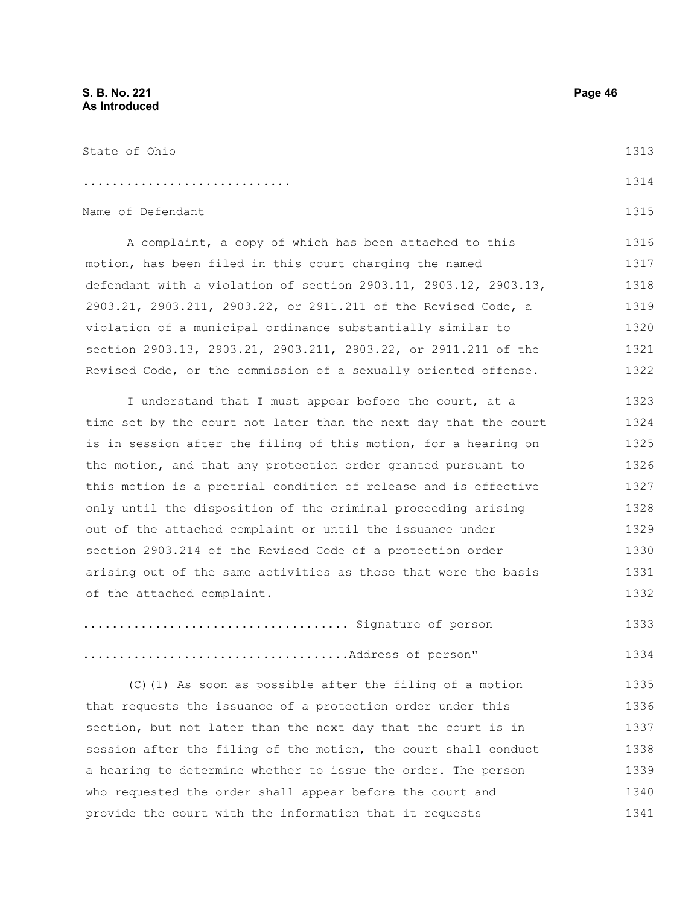State of Ohio

............................

Name of Defendant

A complaint, a copy of which has been attached to this motion, has been filed in this court charging the named defendant with a violation of section 2903.11, 2903.12, 2903.13, 2903.21, 2903.211, 2903.22, or 2911.211 of the Revised Code, a violation of a municipal ordinance substantially similar to section 2903.13, 2903.21, 2903.211, 2903.22, or 2911.211 of the Revised Code, or the commission of a sexually oriented offense.

I understand that I must appear before the court, at a time set by the court not later than the next day that the court is in session after the filing of this motion, for a hearing on the motion, and that any protection order granted pursuant to this motion is a pretrial condition of release and is effective only until the disposition of the criminal proceeding arising out of the attached complaint or until the issuance under section 2903.214 of the Revised Code of a protection order arising out of the same activities as those that were the basis of the attached complaint.

.................................... Signature of person

....................................Address of person"

(C)(1) As soon as possible after the filing of a motion that requests the issuance of a protection order under this section, but not later than the next day that the court is in session after the filing of the motion, the court shall conduct a hearing to determine whether to issue the order. The person who requested the order shall appear before the court and provide the court with the information that it requests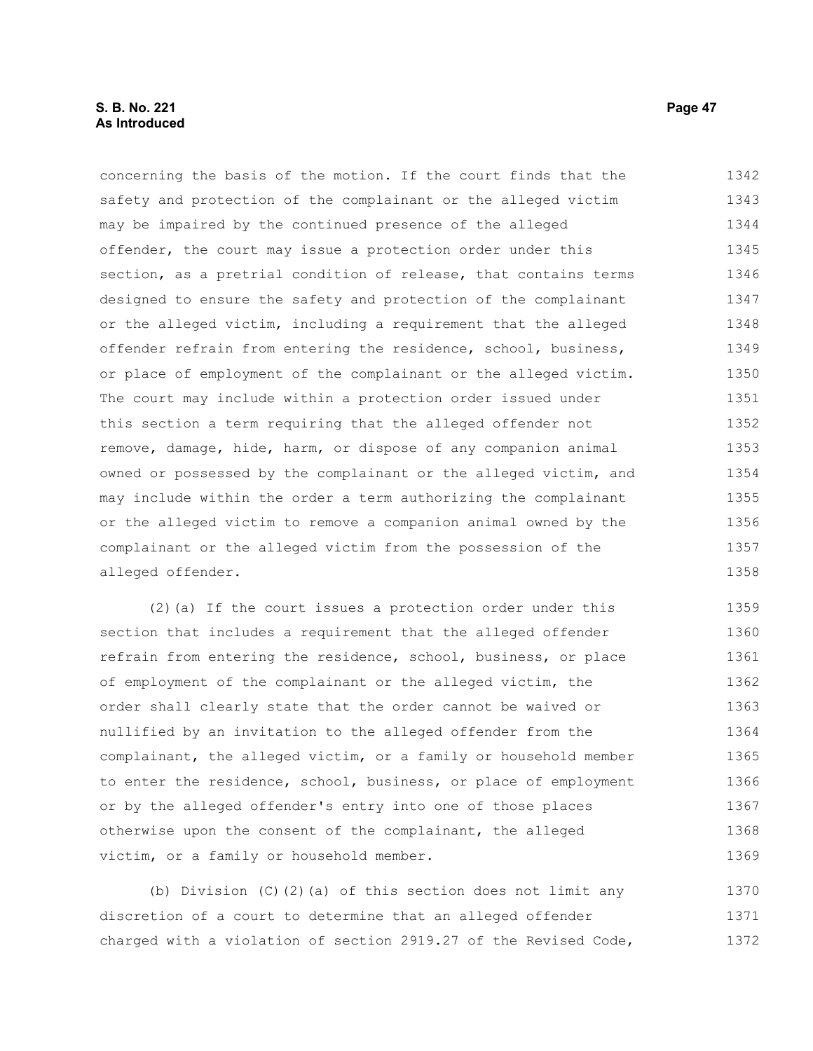concerning the basis of the motion. If the court finds that the safety and protection of the complainant or the alleged victim may be impaired by the continued presence of the alleged offender, the court may issue a protection order under this section, as a pretrial condition of release, that contains terms designed to ensure the safety and protection of the complainant or the alleged victim, including a requirement that the alleged offender refrain from entering the residence, school, business, or place of employment of the complainant or the alleged victim. The court may include within a protection order issued under this section a term requiring that the alleged offender not remove, damage, hide, harm, or dispose of any companion animal owned or possessed by the complainant or the alleged victim, and may include within the order a term authorizing the complainant or the alleged victim to remove a companion animal owned by the complainant or the alleged victim from the possession of the alleged offender.

(2)(a) If the court issues a protection order under this section that includes a requirement that the alleged offender refrain from entering the residence, school, business, or place of employment of the complainant or the alleged victim, the order shall clearly state that the order cannot be waived or nullified by an invitation to the alleged offender from the complainant, the alleged victim, or a family or household member to enter the residence, school, business, or place of employment or by the alleged offender's entry into one of those places otherwise upon the consent of the complainant, the alleged victim, or a family or household member.

(b) Division (C)(2)(a) of this section does not limit any discretion of a court to determine that an alleged offender charged with a violation of section 2919.27 of the Revised Code,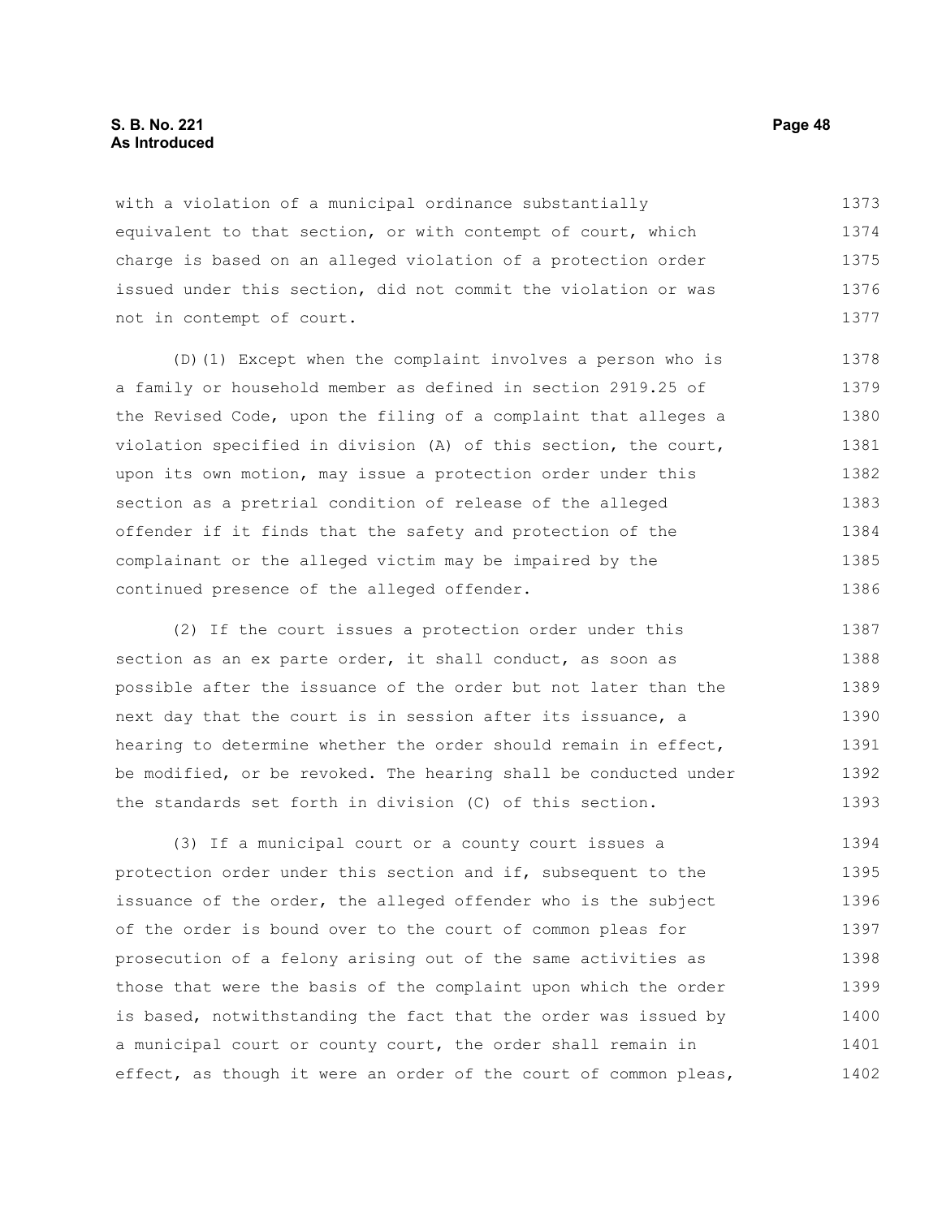with a violation of a municipal ordinance substantially equivalent to that section, or with contempt of court, which charge is based on an alleged violation of a protection order issued under this section, did not commit the violation or was not in contempt of court.

(D)(1) Except when the complaint involves a person who is a family or household member as defined in section 2919.25 of the Revised Code, upon the filing of a complaint that alleges a violation specified in division (A) of this section, the court, upon its own motion, may issue a protection order under this section as a pretrial condition of release of the alleged offender if it finds that the safety and protection of the complainant or the alleged victim may be impaired by the continued presence of the alleged offender.

(2) If the court issues a protection order under this section as an ex parte order, it shall conduct, as soon as possible after the issuance of the order but not later than the next day that the court is in session after its issuance, a hearing to determine whether the order should remain in effect, be modified, or be revoked. The hearing shall be conducted under the standards set forth in division (C) of this section.

(3) If a municipal court or a county court issues a protection order under this section and if, subsequent to the issuance of the order, the alleged offender who is the subject of the order is bound over to the court of common pleas for prosecution of a felony arising out of the same activities as those that were the basis of the complaint upon which the order is based, notwithstanding the fact that the order was issued by a municipal court or county court, the order shall remain in effect, as though it were an order of the court of common pleas,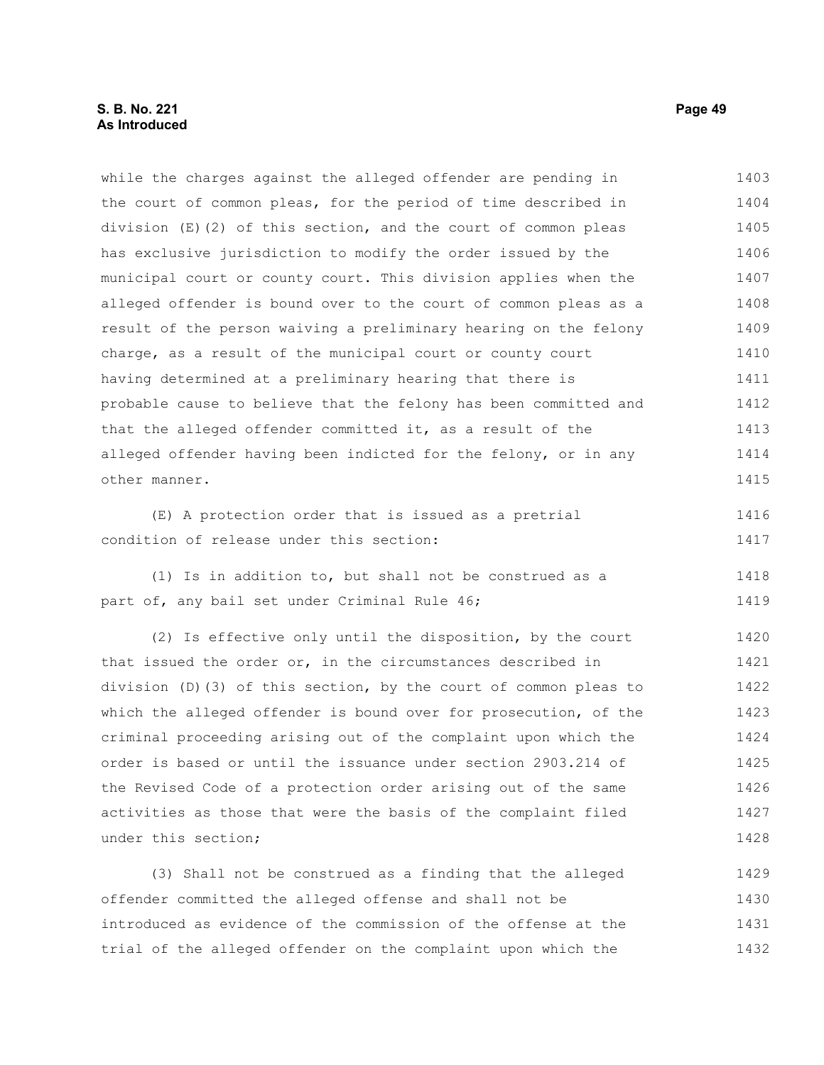while the charges against the alleged offender are pending in the court of common pleas, for the period of time described in division (E)(2) of this section, and the court of common pleas has exclusive jurisdiction to modify the order issued by the municipal court or county court. This division applies when the alleged offender is bound over to the court of common pleas as a result of the person waiving a preliminary hearing on the felony charge, as a result of the municipal court or county court having determined at a preliminary hearing that there is probable cause to believe that the felony has been committed and that the alleged offender committed it, as a result of the alleged offender having been indicted for the felony, or in any other manner.

(E) A protection order that is issued as a pretrial condition of release under this section:

(1) Is in addition to, but shall not be construed as a part of, any bail set under Criminal Rule 46;

(2) Is effective only until the disposition, by the court that issued the order or, in the circumstances described in division (D)(3) of this section, by the court of common pleas to which the alleged offender is bound over for prosecution, of the criminal proceeding arising out of the complaint upon which the order is based or until the issuance under section 2903.214 of the Revised Code of a protection order arising out of the same activities as those that were the basis of the complaint filed under this section;

(3) Shall not be construed as a finding that the alleged offender committed the alleged offense and shall not be introduced as evidence of the commission of the offense at the trial of the alleged offender on the complaint upon which the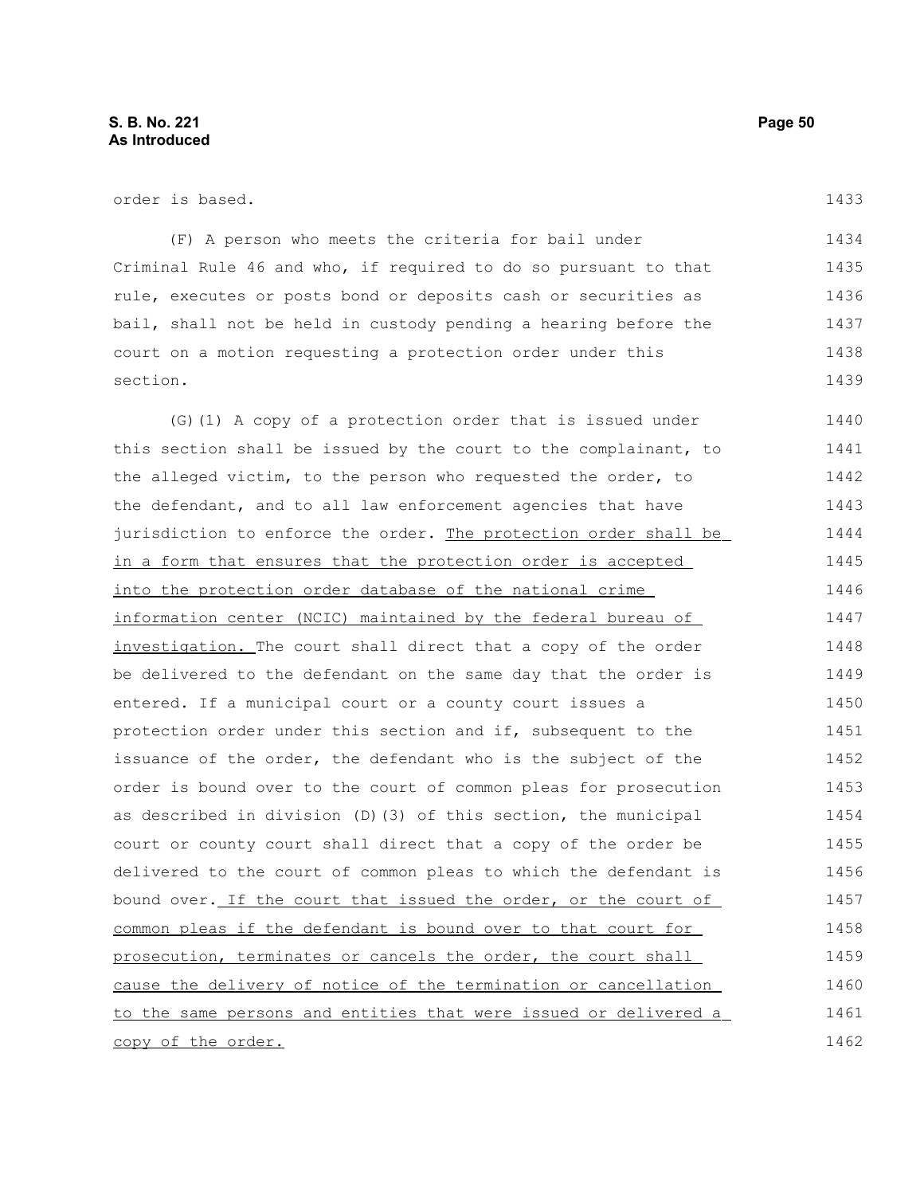order is based.

(F) A person who meets the criteria for bail under Criminal Rule 46 and who, if required to do so pursuant to that rule, executes or posts bond or deposits cash or securities as bail, shall not be held in custody pending a hearing before the court on a motion requesting a protection order under this section.

(G)(1) A copy of a protection order that is issued under this section shall be issued by the court to the complainant, to the alleged victim, to the person who requested the order, to the defendant, and to all law enforcement agencies that have jurisdiction to enforce the order. <u>The protection order shall be in a form that ensures that the protection order is accepted into the protection order database of the national crime information center (NCIC) maintained by the federal bureau of investigation.</u> The court shall direct that a copy of the order be delivered to the defendant on the same day that the order is entered. If a municipal court or a county court issues a protection order under this section and if, subsequent to the issuance of the order, the defendant who is the subject of the order is bound over to the court of common pleas for prosecution as described in division (D)(3) of this section, the municipal court or county court shall direct that a copy of the order be delivered to the court of common pleas to which the defendant is bound over.<u> If the court that issued the order, or the court of common pleas if the defendant is bound over to that court for prosecution, terminates or cancels the order, the court shall cause the delivery of notice of the termination or cancellation to the same persons and entities that were issued or delivered a copy of the order.</u>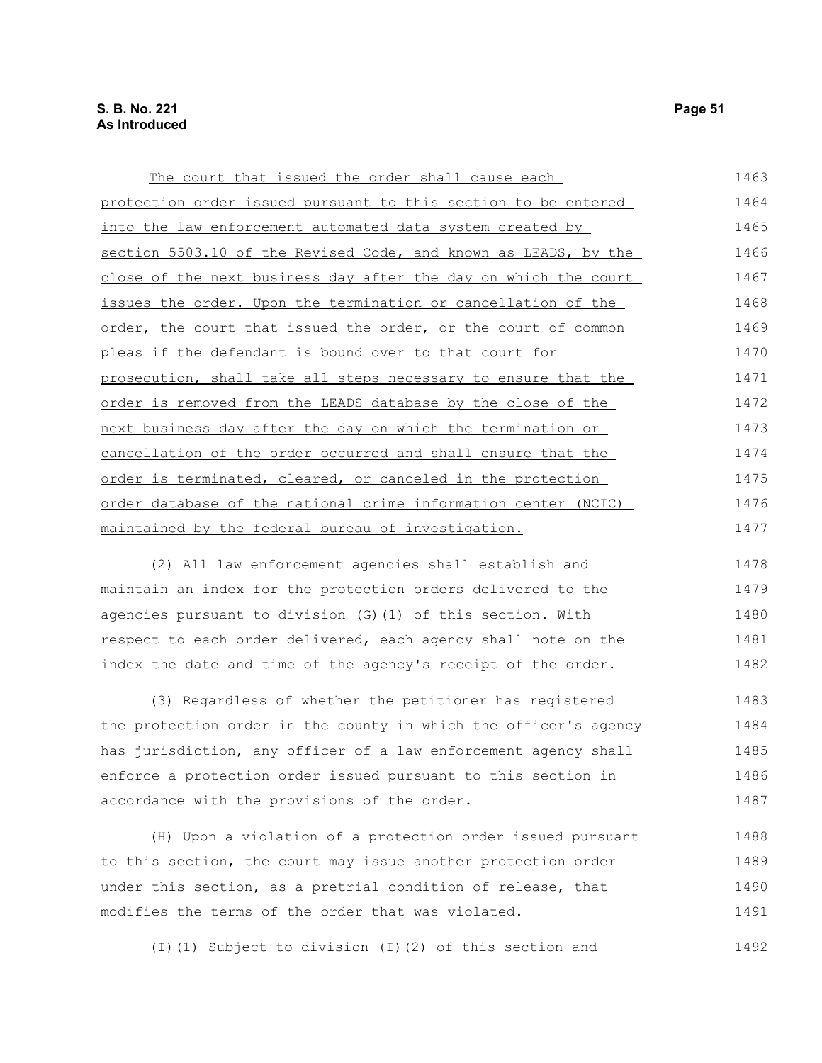The court that issued the order shall cause each protection order issued pursuant to this section to be entered into the law enforcement automated data system created by section 5503.10 of the Revised Code, and known as LEADS, by the close of the next business day after the day on which the court issues the order. Upon the termination or cancellation of the order, the court that issued the order, or the court of common pleas if the defendant is bound over to that court for prosecution, shall take all steps necessary to ensure that the order is removed from the LEADS database by the close of the next business day after the day on which the termination or cancellation of the order occurred and shall ensure that the order is terminated, cleared, or canceled in the protection order database of the national crime information center (NCIC) maintained by the federal bureau of investigation.

(2) All law enforcement agencies shall establish and maintain an index for the protection orders delivered to the agencies pursuant to division (G)(1) of this section. With respect to each order delivered, each agency shall note on the index the date and time of the agency's receipt of the order.

(3) Regardless of whether the petitioner has registered the protection order in the county in which the officer's agency has jurisdiction, any officer of a law enforcement agency shall enforce a protection order issued pursuant to this section in accordance with the provisions of the order.

(H) Upon a violation of a protection order issued pursuant to this section, the court may issue another protection order under this section, as a pretrial condition of release, that modifies the terms of the order that was violated.

(I)(1) Subject to division (I)(2) of this section and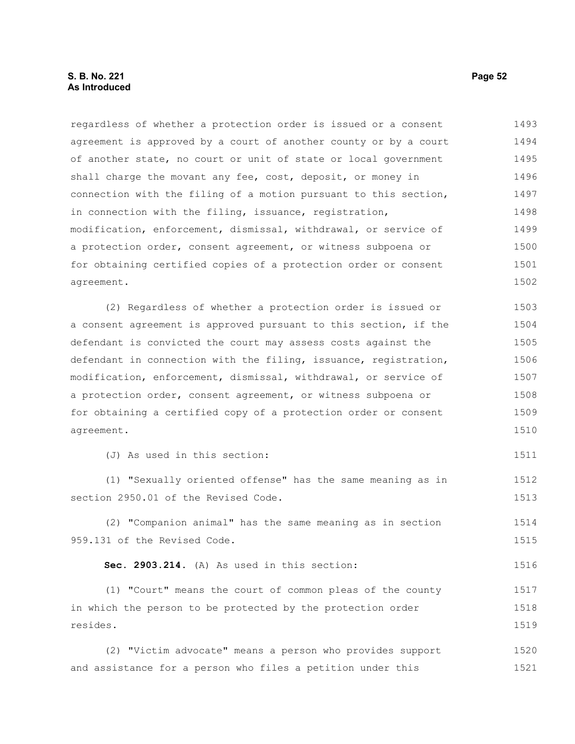regardless of whether a protection order is issued or a consent agreement is approved by a court of another county or by a court of another state, no court or unit of state or local government shall charge the movant any fee, cost, deposit, or money in connection with the filing of a motion pursuant to this section, in connection with the filing, issuance, registration, modification, enforcement, dismissal, withdrawal, or service of a protection order, consent agreement, or witness subpoena or for obtaining certified copies of a protection order or consent agreement.

(2) Regardless of whether a protection order is issued or a consent agreement is approved pursuant to this section, if the defendant is convicted the court may assess costs against the defendant in connection with the filing, issuance, registration, modification, enforcement, dismissal, withdrawal, or service of a protection order, consent agreement, or witness subpoena or for obtaining a certified copy of a protection order or consent agreement.

(J) As used in this section:

(1) "Sexually oriented offense" has the same meaning as in section 2950.01 of the Revised Code.

(2) "Companion animal" has the same meaning as in section 959.131 of the Revised Code.

**Sec. 2903.214.** (A) As used in this section:

(1) "Court" means the court of common pleas of the county in which the person to be protected by the protection order resides.

(2) "Victim advocate" means a person who provides support and assistance for a person who files a petition under this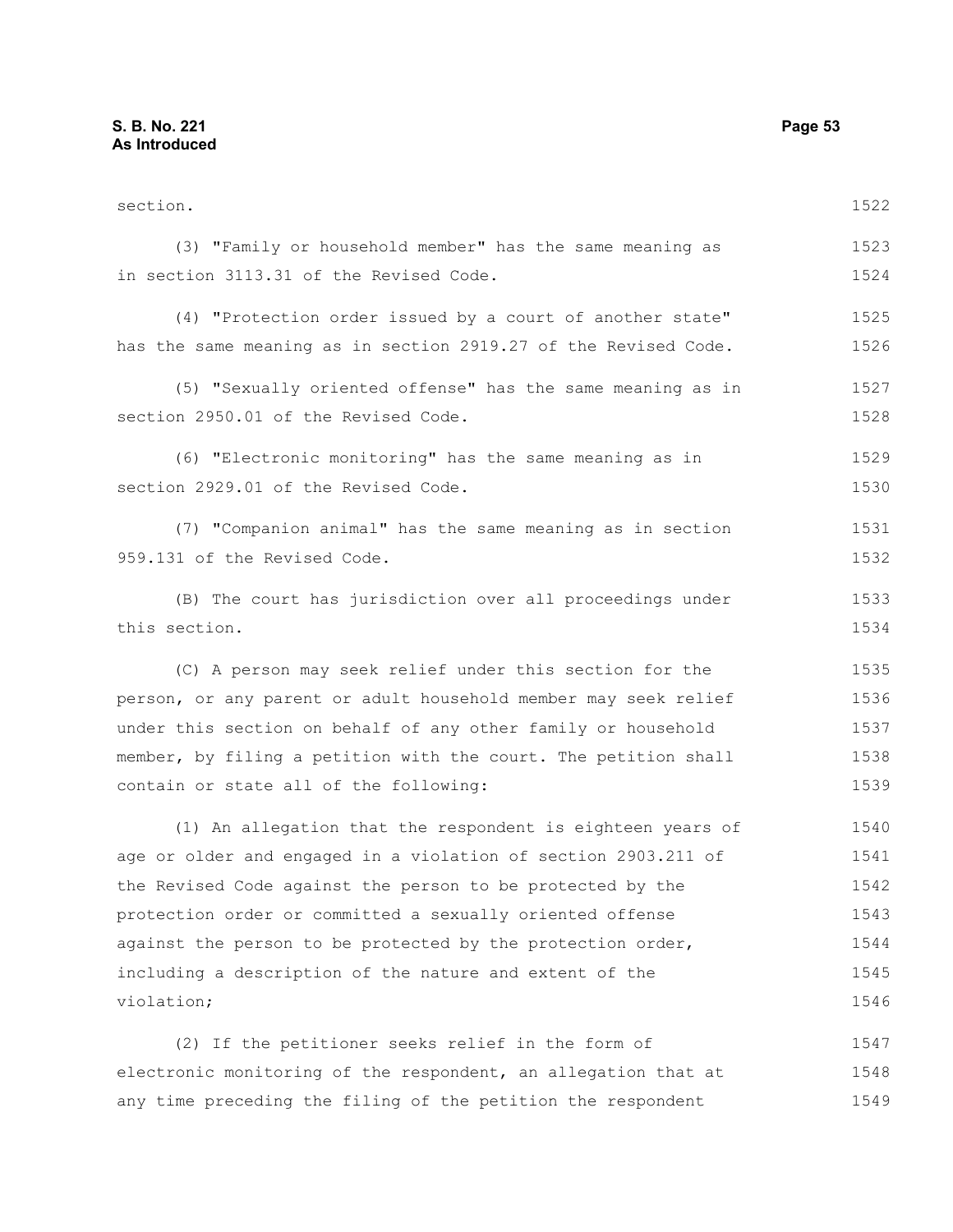section.

(3) "Family or household member" has the same meaning as in section 3113.31 of the Revised Code.

(4) "Protection order issued by a court of another state" has the same meaning as in section 2919.27 of the Revised Code.

(5) "Sexually oriented offense" has the same meaning as in section 2950.01 of the Revised Code.

(6) "Electronic monitoring" has the same meaning as in section 2929.01 of the Revised Code.

(7) "Companion animal" has the same meaning as in section 959.131 of the Revised Code.

(B) The court has jurisdiction over all proceedings under this section.

(C) A person may seek relief under this section for the person, or any parent or adult household member may seek relief under this section on behalf of any other family or household member, by filing a petition with the court. The petition shall contain or state all of the following:

(1) An allegation that the respondent is eighteen years of age or older and engaged in a violation of section 2903.211 of the Revised Code against the person to be protected by the protection order or committed a sexually oriented offense against the person to be protected by the protection order, including a description of the nature and extent of the violation;

(2) If the petitioner seeks relief in the form of electronic monitoring of the respondent, an allegation that at any time preceding the filing of the petition the respondent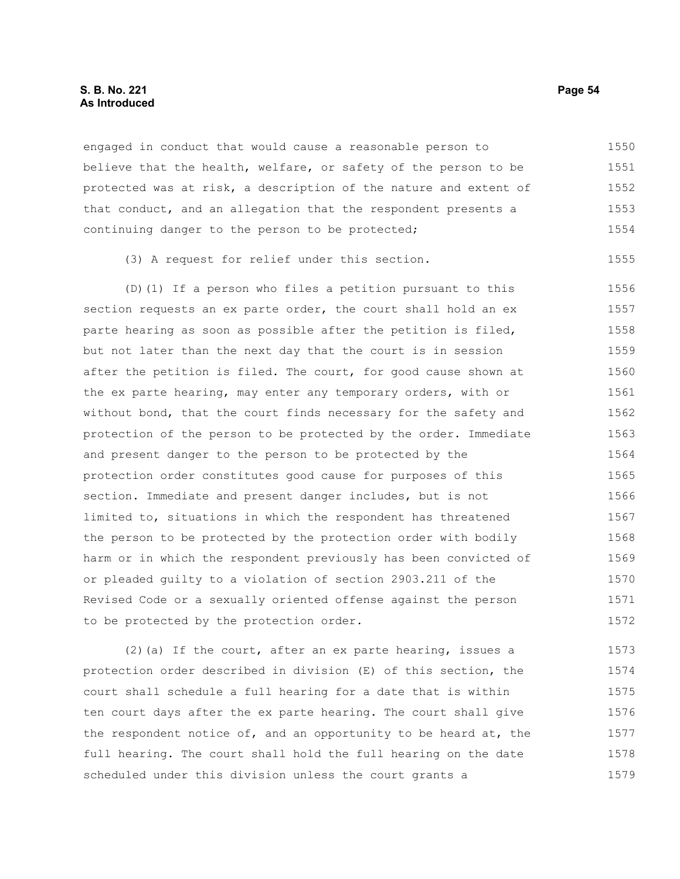engaged in conduct that would cause a reasonable person to believe that the health, welfare, or safety of the person to be protected was at risk, a description of the nature and extent of that conduct, and an allegation that the respondent presents a continuing danger to the person to be protected;

(3) A request for relief under this section.

(D)(1) If a person who files a petition pursuant to this section requests an ex parte order, the court shall hold an ex parte hearing as soon as possible after the petition is filed, but not later than the next day that the court is in session after the petition is filed. The court, for good cause shown at the ex parte hearing, may enter any temporary orders, with or without bond, that the court finds necessary for the safety and protection of the person to be protected by the order. Immediate and present danger to the person to be protected by the protection order constitutes good cause for purposes of this section. Immediate and present danger includes, but is not limited to, situations in which the respondent has threatened the person to be protected by the protection order with bodily harm or in which the respondent previously has been convicted of or pleaded guilty to a violation of section 2903.211 of the Revised Code or a sexually oriented offense against the person to be protected by the protection order.

(2)(a) If the court, after an ex parte hearing, issues a protection order described in division (E) of this section, the court shall schedule a full hearing for a date that is within ten court days after the ex parte hearing. The court shall give the respondent notice of, and an opportunity to be heard at, the full hearing. The court shall hold the full hearing on the date scheduled under this division unless the court grants a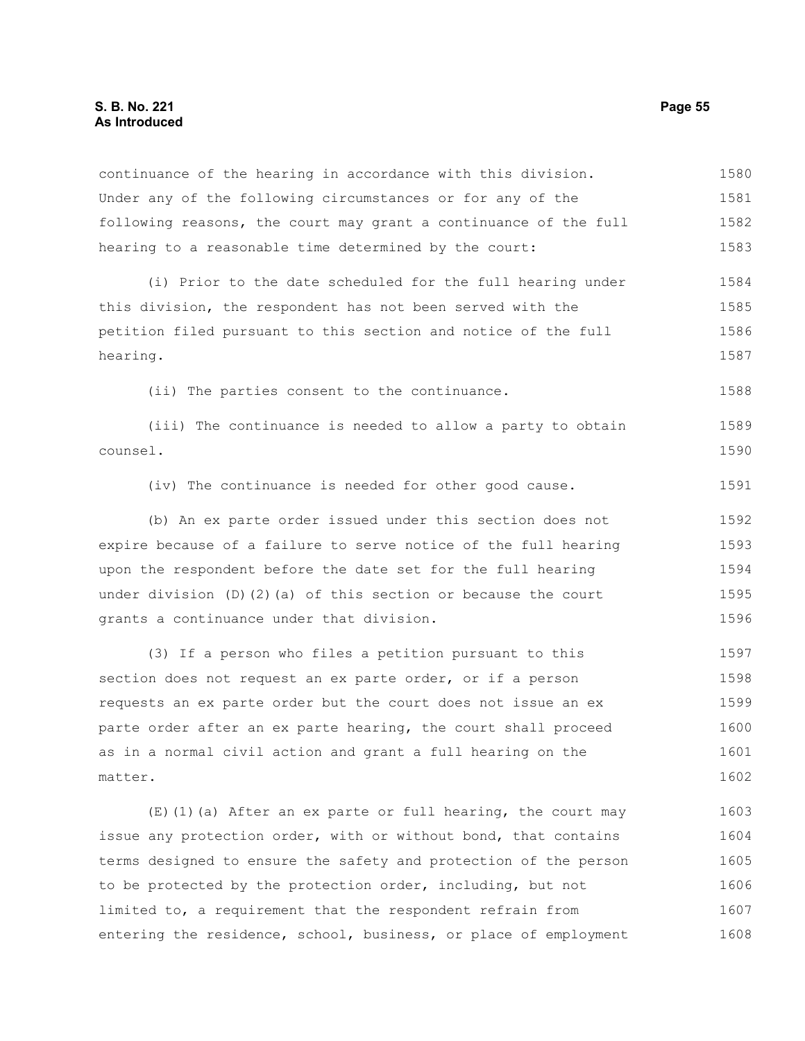continuance of the hearing in accordance with this division. Under any of the following circumstances or for any of the following reasons, the court may grant a continuance of the full hearing to a reasonable time determined by the court:

(i) Prior to the date scheduled for the full hearing under this division, the respondent has not been served with the petition filed pursuant to this section and notice of the full hearing.

(ii) The parties consent to the continuance.

(iii) The continuance is needed to allow a party to obtain counsel.

(iv) The continuance is needed for other good cause.

(b) An ex parte order issued under this section does not expire because of a failure to serve notice of the full hearing upon the respondent before the date set for the full hearing under division (D)(2)(a) of this section or because the court grants a continuance under that division.

(3) If a person who files a petition pursuant to this section does not request an ex parte order, or if a person requests an ex parte order but the court does not issue an ex parte order after an ex parte hearing, the court shall proceed as in a normal civil action and grant a full hearing on the matter.

(E)(1)(a) After an ex parte or full hearing, the court may issue any protection order, with or without bond, that contains terms designed to ensure the safety and protection of the person to be protected by the protection order, including, but not limited to, a requirement that the respondent refrain from entering the residence, school, business, or place of employment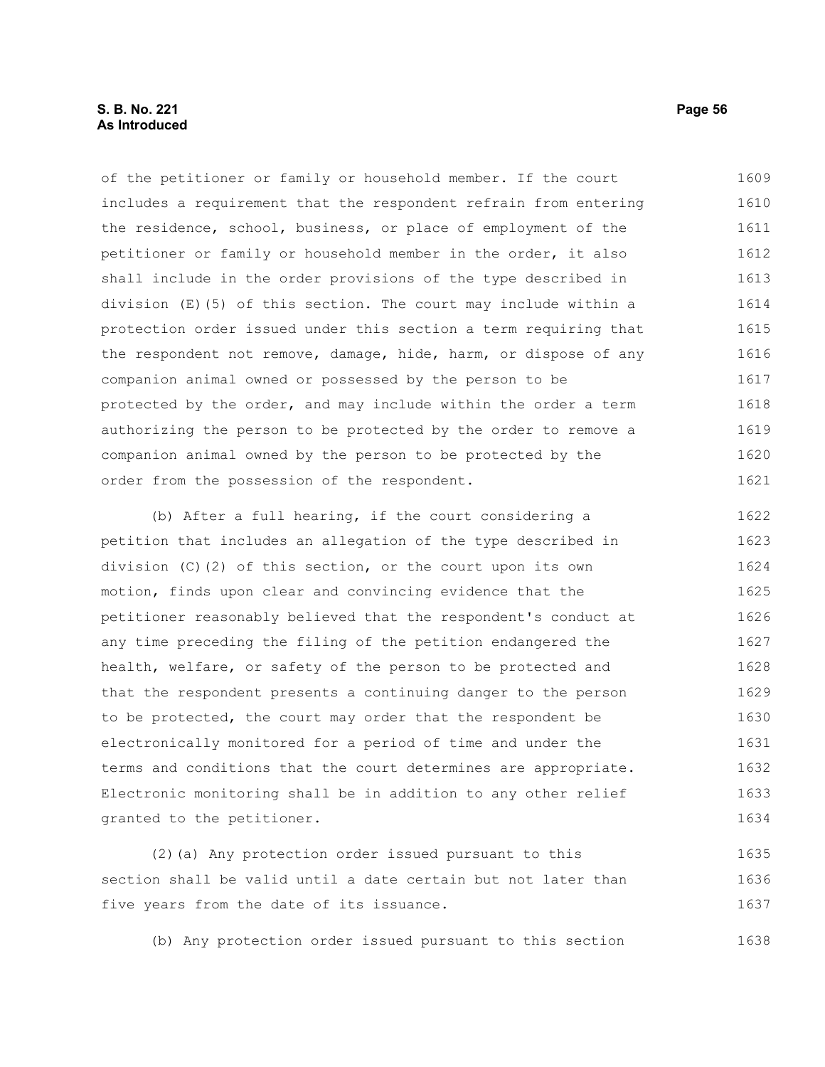of the petitioner or family or household member. If the court includes a requirement that the respondent refrain from entering the residence, school, business, or place of employment of the petitioner or family or household member in the order, it also shall include in the order provisions of the type described in division (E)(5) of this section. The court may include within a protection order issued under this section a term requiring that the respondent not remove, damage, hide, harm, or dispose of any companion animal owned or possessed by the person to be protected by the order, and may include within the order a term authorizing the person to be protected by the order to remove a companion animal owned by the person to be protected by the order from the possession of the respondent.

(b) After a full hearing, if the court considering a petition that includes an allegation of the type described in division (C)(2) of this section, or the court upon its own motion, finds upon clear and convincing evidence that the petitioner reasonably believed that the respondent's conduct at any time preceding the filing of the petition endangered the health, welfare, or safety of the person to be protected and that the respondent presents a continuing danger to the person to be protected, the court may order that the respondent be electronically monitored for a period of time and under the terms and conditions that the court determines are appropriate. Electronic monitoring shall be in addition to any other relief granted to the petitioner.

(2)(a) Any protection order issued pursuant to this section shall be valid until a date certain but not later than five years from the date of its issuance.

(b) Any protection order issued pursuant to this section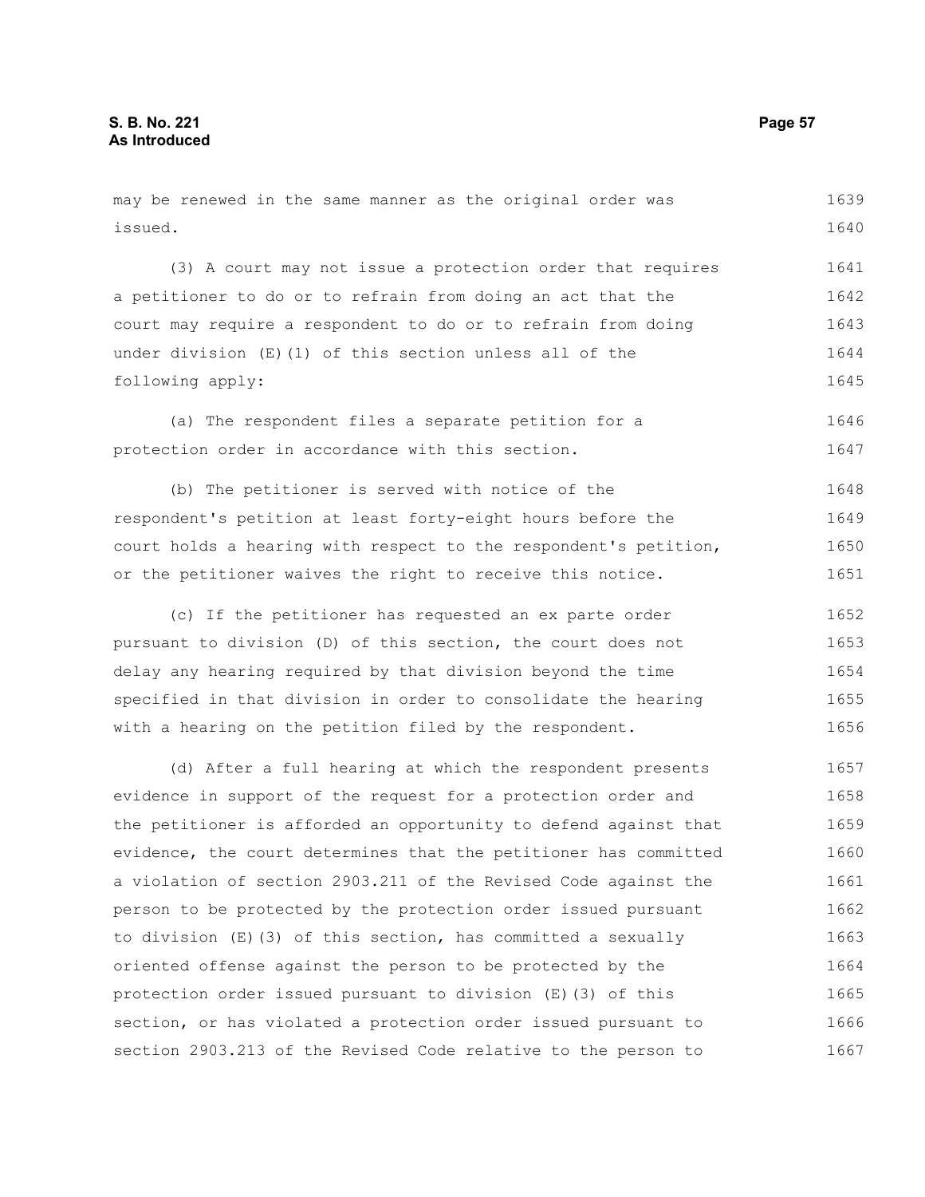may be renewed in the same manner as the original order was issued.

(3) A court may not issue a protection order that requires a petitioner to do or to refrain from doing an act that the court may require a respondent to do or to refrain from doing under division (E)(1) of this section unless all of the following apply:

(a) The respondent files a separate petition for a protection order in accordance with this section.

(b) The petitioner is served with notice of the respondent's petition at least forty-eight hours before the court holds a hearing with respect to the respondent's petition, or the petitioner waives the right to receive this notice.

(c) If the petitioner has requested an ex parte order pursuant to division (D) of this section, the court does not delay any hearing required by that division beyond the time specified in that division in order to consolidate the hearing with a hearing on the petition filed by the respondent.

(d) After a full hearing at which the respondent presents evidence in support of the request for a protection order and the petitioner is afforded an opportunity to defend against that evidence, the court determines that the petitioner has committed a violation of section 2903.211 of the Revised Code against the person to be protected by the protection order issued pursuant to division (E)(3) of this section, has committed a sexually oriented offense against the person to be protected by the protection order issued pursuant to division (E)(3) of this section, or has violated a protection order issued pursuant to section 2903.213 of the Revised Code relative to the person to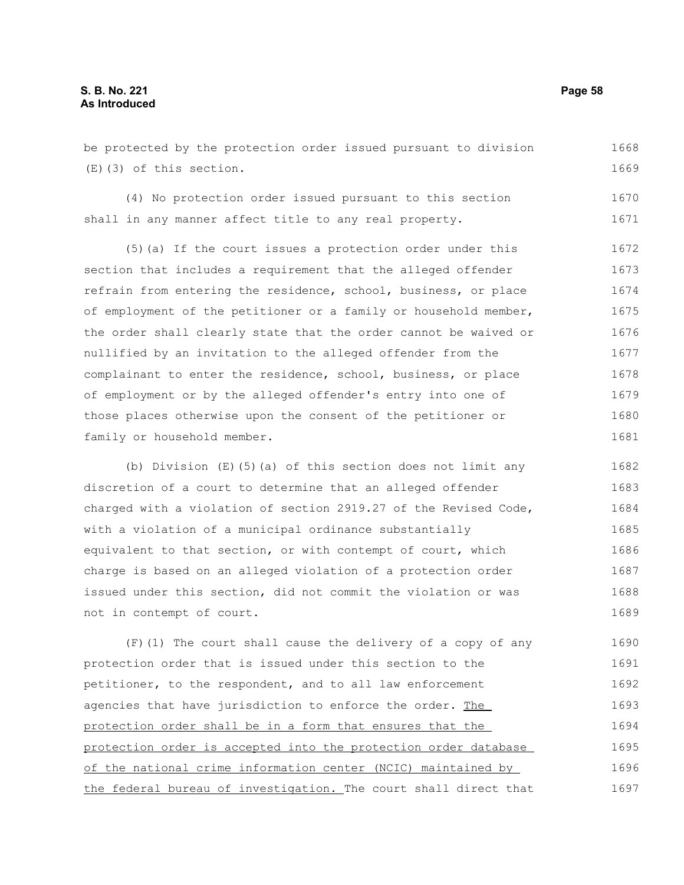be protected by the protection order issued pursuant to division (E)(3) of this section.

(4) No protection order issued pursuant to this section shall in any manner affect title to any real property.

(5)(a) If the court issues a protection order under this section that includes a requirement that the alleged offender refrain from entering the residence, school, business, or place of employment of the petitioner or a family or household member, the order shall clearly state that the order cannot be waived or nullified by an invitation to the alleged offender from the complainant to enter the residence, school, business, or place of employment or by the alleged offender's entry into one of those places otherwise upon the consent of the petitioner or family or household member.

(b) Division (E)(5)(a) of this section does not limit any discretion of a court to determine that an alleged offender charged with a violation of section 2919.27 of the Revised Code, with a violation of a municipal ordinance substantially equivalent to that section, or with contempt of court, which charge is based on an alleged violation of a protection order issued under this section, did not commit the violation or was not in contempt of court.

(F)(1) The court shall cause the delivery of a copy of any protection order that is issued under this section to the petitioner, to the respondent, and to all law enforcement agencies that have jurisdiction to enforce the order. <u>The protection order shall be in a form that ensures that the protection order is accepted into the protection order database of the national crime information center (NCIC) maintained by the federal bureau of investigation.</u> The court shall direct that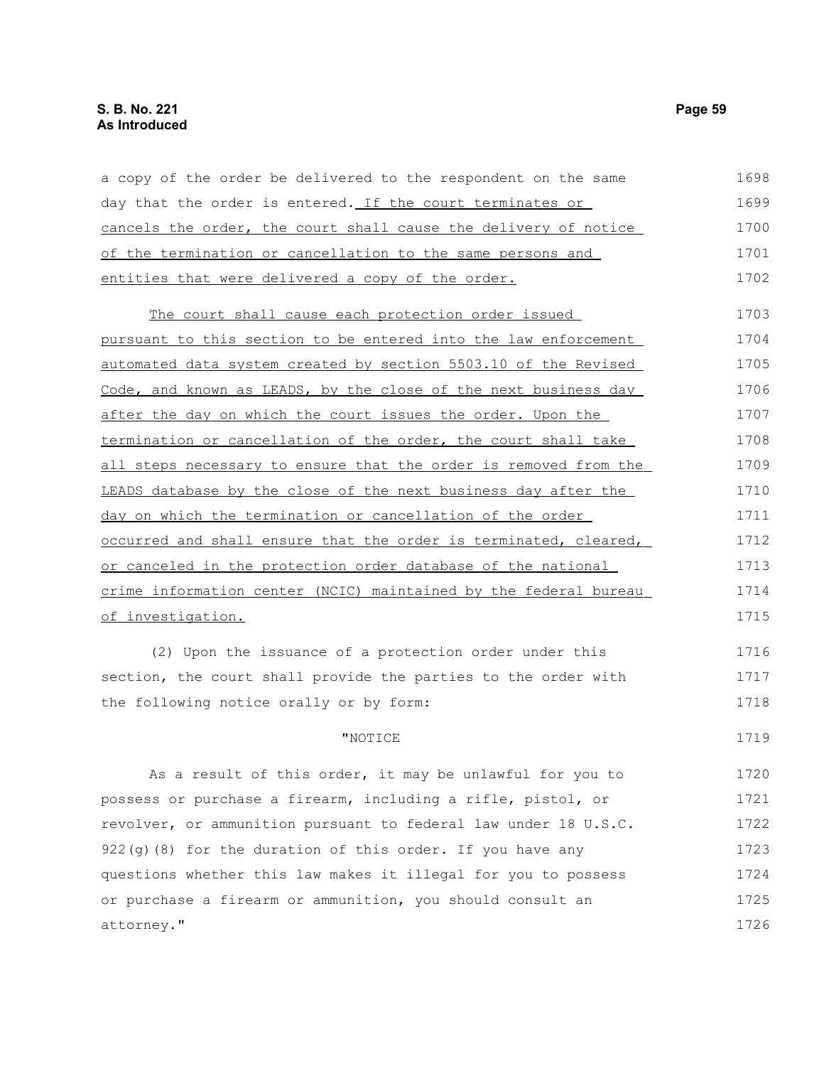a copy of the order be delivered to the respondent on the same day that the order is entered. If the court terminates or cancels the order, the court shall cause the delivery of notice of the termination or cancellation to the same persons and entities that were delivered a copy of the order.

The court shall cause each protection order issued pursuant to this section to be entered into the law enforcement automated data system created by section 5503.10 of the Revised Code, and known as LEADS, by the close of the next business day after the day on which the court issues the order. Upon the termination or cancellation of the order, the court shall take all steps necessary to ensure that the order is removed from the LEADS database by the close of the next business day after the day on which the termination or cancellation of the order occurred and shall ensure that the order is terminated, cleared, or canceled in the protection order database of the national crime information center (NCIC) maintained by the federal bureau of investigation.

(2) Upon the issuance of a protection order under this section, the court shall provide the parties to the order with the following notice orally or by form:

"NOTICE

As a result of this order, it may be unlawful for you to possess or purchase a firearm, including a rifle, pistol, or revolver, or ammunition pursuant to federal law under 18 U.S.C. 922(g)(8) for the duration of this order. If you have any questions whether this law makes it illegal for you to possess or purchase a firearm or ammunition, you should consult an attorney."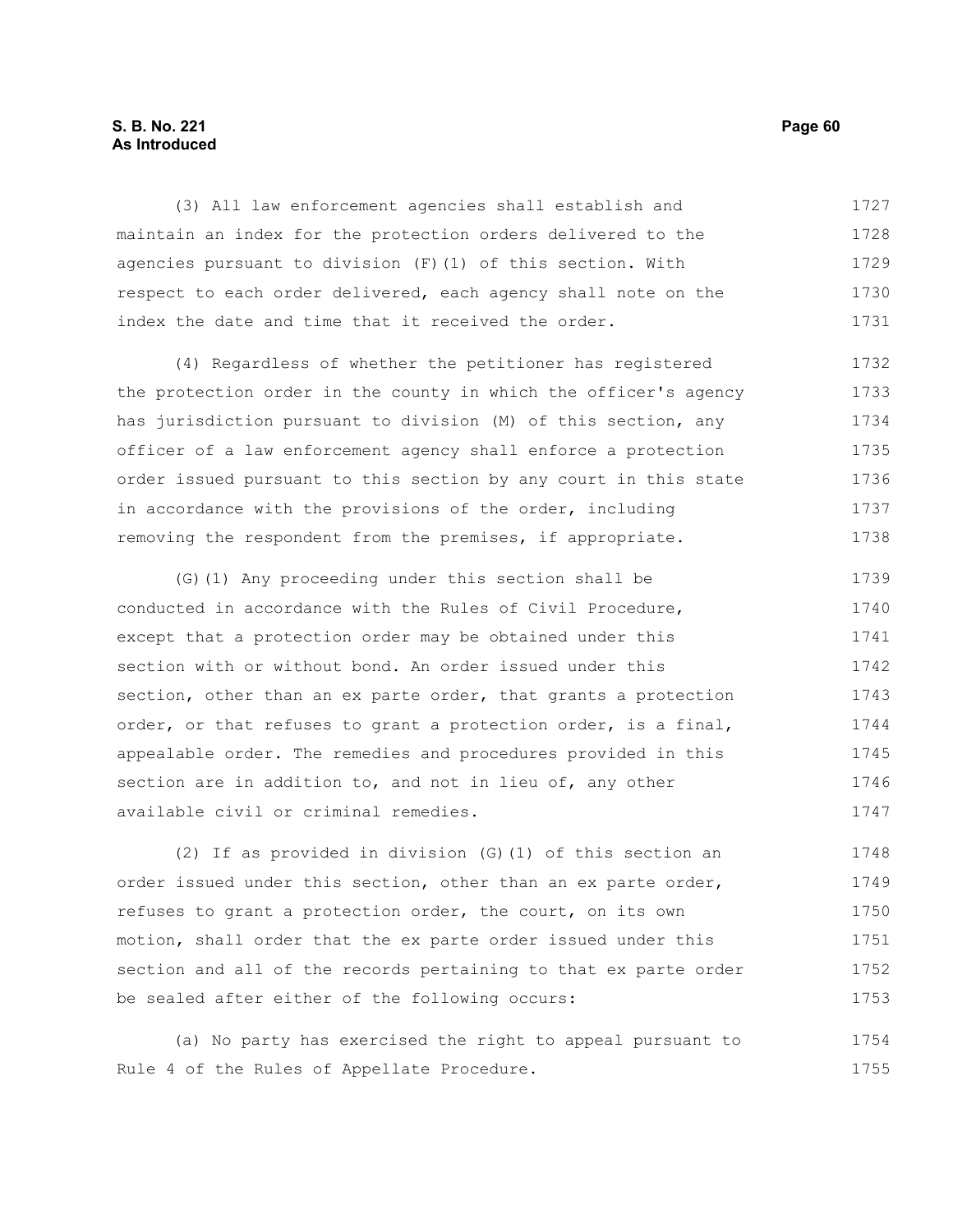(3) All law enforcement agencies shall establish and maintain an index for the protection orders delivered to the agencies pursuant to division (F)(1) of this section. With respect to each order delivered, each agency shall note on the index the date and time that it received the order.

(4) Regardless of whether the petitioner has registered the protection order in the county in which the officer's agency has jurisdiction pursuant to division (M) of this section, any officer of a law enforcement agency shall enforce a protection order issued pursuant to this section by any court in this state in accordance with the provisions of the order, including removing the respondent from the premises, if appropriate.

(G)(1) Any proceeding under this section shall be conducted in accordance with the Rules of Civil Procedure, except that a protection order may be obtained under this section with or without bond. An order issued under this section, other than an ex parte order, that grants a protection order, or that refuses to grant a protection order, is a final, appealable order. The remedies and procedures provided in this section are in addition to, and not in lieu of, any other available civil or criminal remedies.

(2) If as provided in division (G)(1) of this section an order issued under this section, other than an ex parte order, refuses to grant a protection order, the court, on its own motion, shall order that the ex parte order issued under this section and all of the records pertaining to that ex parte order be sealed after either of the following occurs:

(a) No party has exercised the right to appeal pursuant to Rule 4 of the Rules of Appellate Procedure.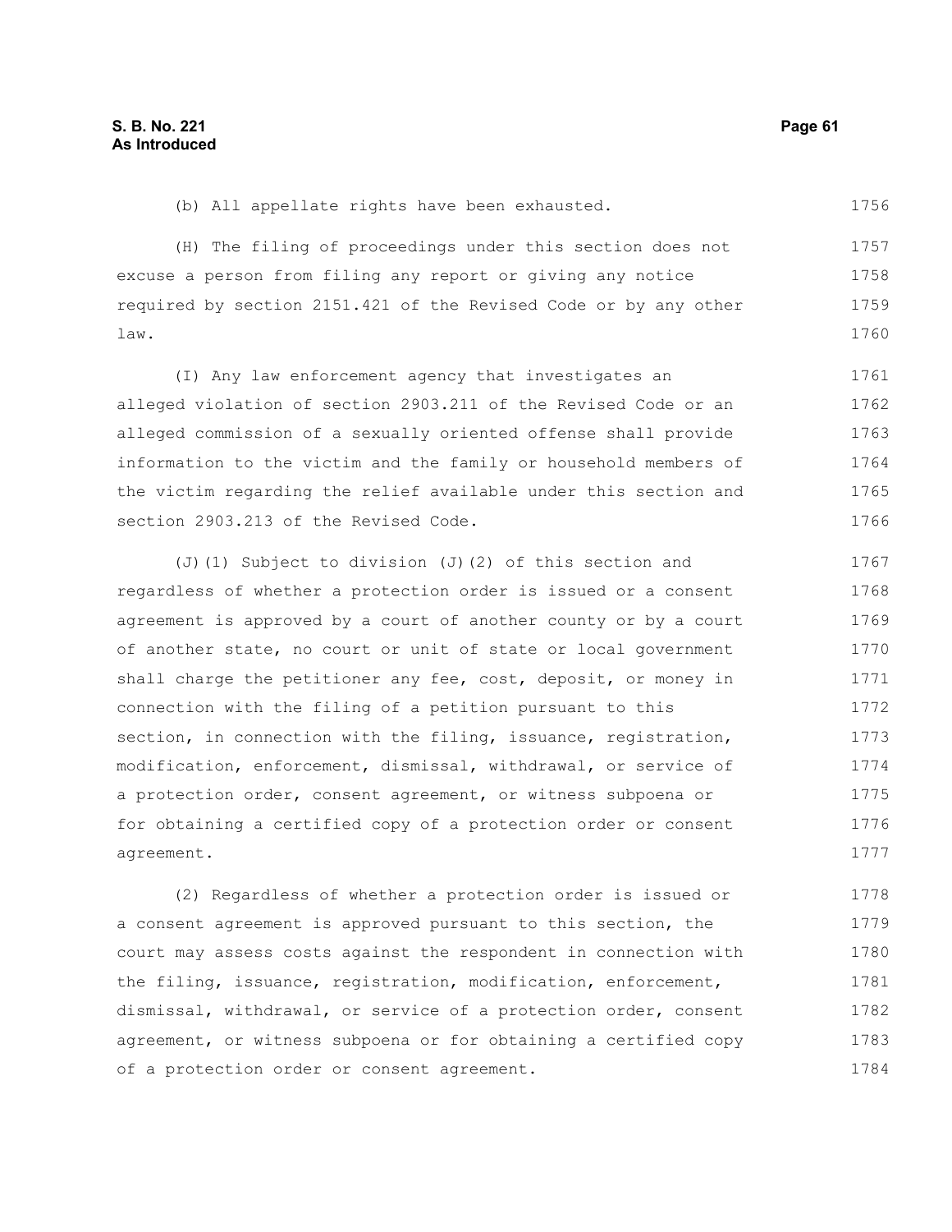(b) All appellate rights have been exhausted.

(H) The filing of proceedings under this section does not excuse a person from filing any report or giving any notice required by section 2151.421 of the Revised Code or by any other law.

(I) Any law enforcement agency that investigates an alleged violation of section 2903.211 of the Revised Code or an alleged commission of a sexually oriented offense shall provide information to the victim and the family or household members of the victim regarding the relief available under this section and section 2903.213 of the Revised Code.

(J)(1) Subject to division (J)(2) of this section and regardless of whether a protection order is issued or a consent agreement is approved by a court of another county or by a court of another state, no court or unit of state or local government shall charge the petitioner any fee, cost, deposit, or money in connection with the filing of a petition pursuant to this section, in connection with the filing, issuance, registration, modification, enforcement, dismissal, withdrawal, or service of a protection order, consent agreement, or witness subpoena or for obtaining a certified copy of a protection order or consent agreement.

(2) Regardless of whether a protection order is issued or a consent agreement is approved pursuant to this section, the court may assess costs against the respondent in connection with the filing, issuance, registration, modification, enforcement, dismissal, withdrawal, or service of a protection order, consent agreement, or witness subpoena or for obtaining a certified copy of a protection order or consent agreement.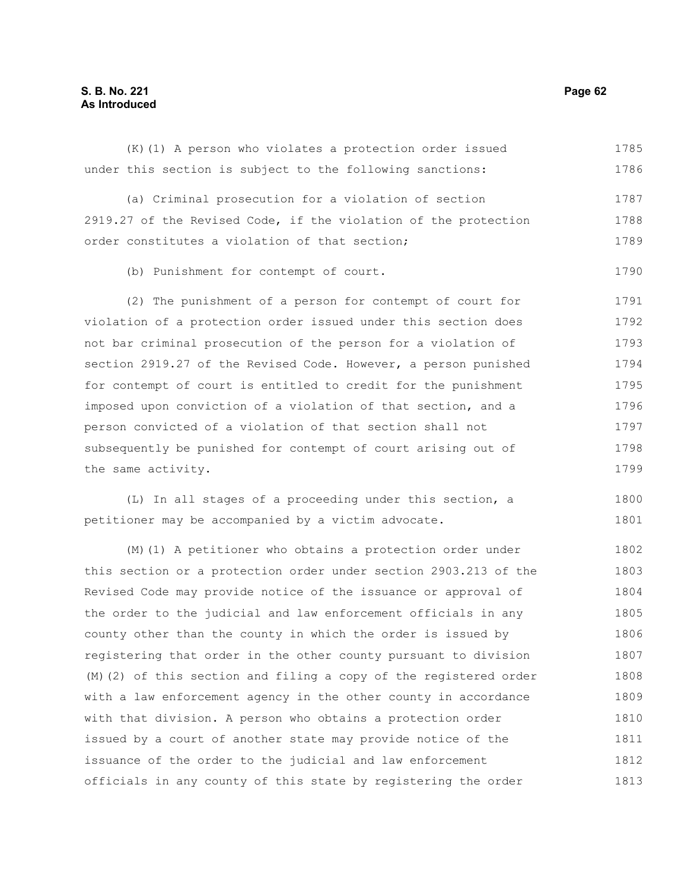(K)(1) A person who violates a protection order issued under this section is subject to the following sanctions:

(a) Criminal prosecution for a violation of section 2919.27 of the Revised Code, if the violation of the protection order constitutes a violation of that section;

(b) Punishment for contempt of court.

(2) The punishment of a person for contempt of court for violation of a protection order issued under this section does not bar criminal prosecution of the person for a violation of section 2919.27 of the Revised Code. However, a person punished for contempt of court is entitled to credit for the punishment imposed upon conviction of a violation of that section, and a person convicted of a violation of that section shall not subsequently be punished for contempt of court arising out of the same activity.

(L) In all stages of a proceeding under this section, a petitioner may be accompanied by a victim advocate.

(M)(1) A petitioner who obtains a protection order under this section or a protection order under section 2903.213 of the Revised Code may provide notice of the issuance or approval of the order to the judicial and law enforcement officials in any county other than the county in which the order is issued by registering that order in the other county pursuant to division (M)(2) of this section and filing a copy of the registered order with a law enforcement agency in the other county in accordance with that division. A person who obtains a protection order issued by a court of another state may provide notice of the issuance of the order to the judicial and law enforcement officials in any county of this state by registering the order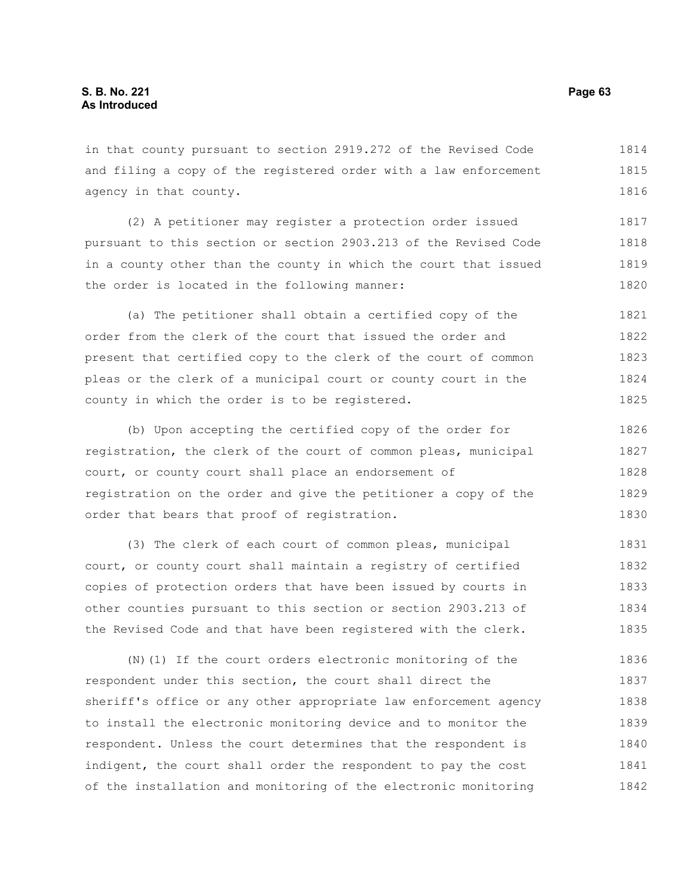in that county pursuant to section 2919.272 of the Revised Code and filing a copy of the registered order with a law enforcement agency in that county.

(2) A petitioner may register a protection order issued pursuant to this section or section 2903.213 of the Revised Code in a county other than the county in which the court that issued the order is located in the following manner:

(a) The petitioner shall obtain a certified copy of the order from the clerk of the court that issued the order and present that certified copy to the clerk of the court of common pleas or the clerk of a municipal court or county court in the county in which the order is to be registered.

(b) Upon accepting the certified copy of the order for registration, the clerk of the court of common pleas, municipal court, or county court shall place an endorsement of registration on the order and give the petitioner a copy of the order that bears that proof of registration.

(3) The clerk of each court of common pleas, municipal court, or county court shall maintain a registry of certified copies of protection orders that have been issued by courts in other counties pursuant to this section or section 2903.213 of the Revised Code and that have been registered with the clerk.

(N)(1) If the court orders electronic monitoring of the respondent under this section, the court shall direct the sheriff's office or any other appropriate law enforcement agency to install the electronic monitoring device and to monitor the respondent. Unless the court determines that the respondent is indigent, the court shall order the respondent to pay the cost of the installation and monitoring of the electronic monitoring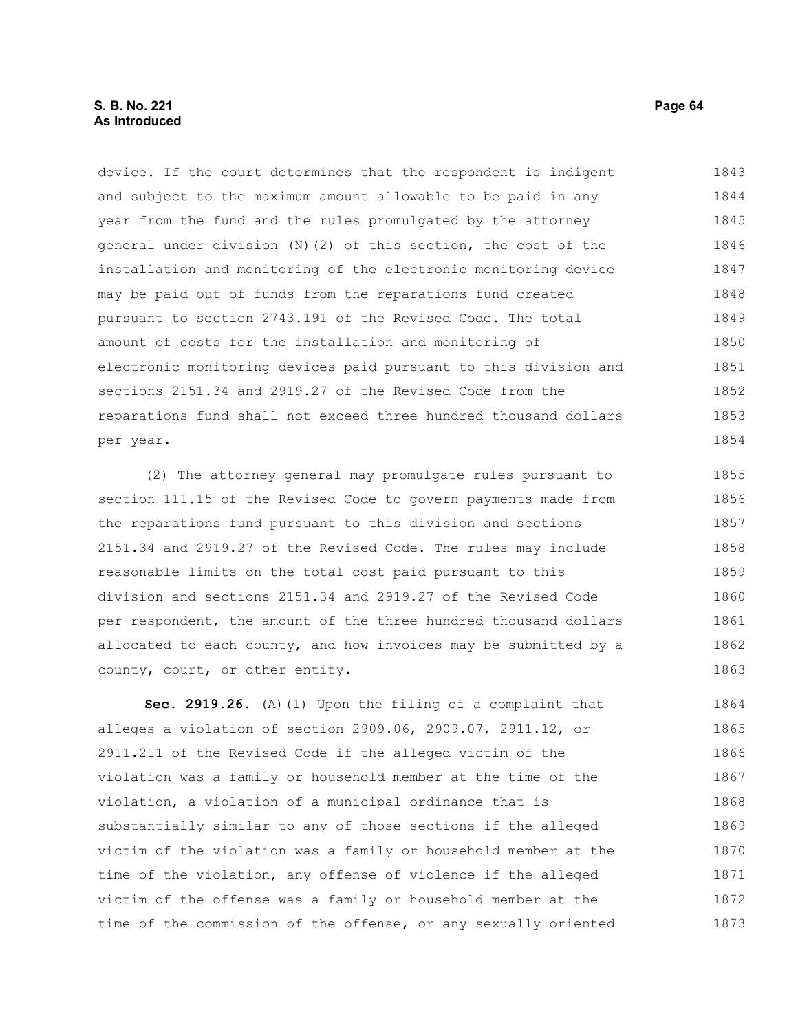device. If the court determines that the respondent is indigent and subject to the maximum amount allowable to be paid in any year from the fund and the rules promulgated by the attorney general under division (N)(2) of this section, the cost of the installation and monitoring of the electronic monitoring device may be paid out of funds from the reparations fund created pursuant to section 2743.191 of the Revised Code. The total amount of costs for the installation and monitoring of electronic monitoring devices paid pursuant to this division and sections 2151.34 and 2919.27 of the Revised Code from the reparations fund shall not exceed three hundred thousand dollars per year.

(2) The attorney general may promulgate rules pursuant to section 111.15 of the Revised Code to govern payments made from the reparations fund pursuant to this division and sections 2151.34 and 2919.27 of the Revised Code. The rules may include reasonable limits on the total cost paid pursuant to this division and sections 2151.34 and 2919.27 of the Revised Code per respondent, the amount of the three hundred thousand dollars allocated to each county, and how invoices may be submitted by a county, court, or other entity.

**Sec. 2919.26.** (A)(1) Upon the filing of a complaint that alleges a violation of section 2909.06, 2909.07, 2911.12, or 2911.211 of the Revised Code if the alleged victim of the violation was a family or household member at the time of the violation, a violation of a municipal ordinance that is substantially similar to any of those sections if the alleged victim of the violation was a family or household member at the time of the violation, any offense of violence if the alleged victim of the offense was a family or household member at the time of the commission of the offense, or any sexually oriented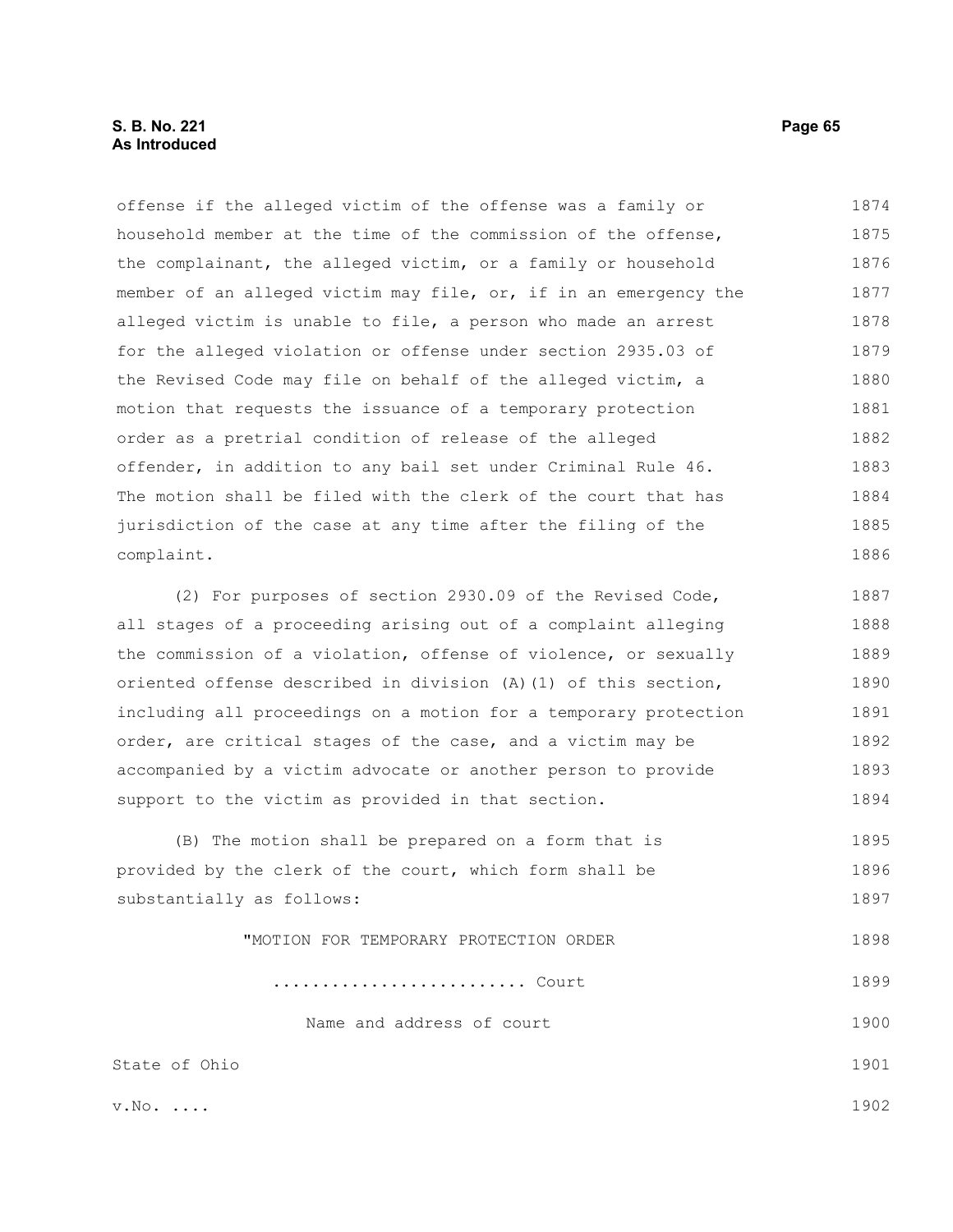offense if the alleged victim of the offense was a family or household member at the time of the commission of the offense, the complainant, the alleged victim, or a family or household member of an alleged victim may file, or, if in an emergency the alleged victim is unable to file, a person who made an arrest for the alleged violation or offense under section 2935.03 of the Revised Code may file on behalf of the alleged victim, a motion that requests the issuance of a temporary protection order as a pretrial condition of release of the alleged offender, in addition to any bail set under Criminal Rule 46. The motion shall be filed with the clerk of the court that has jurisdiction of the case at any time after the filing of the complaint.

(2) For purposes of section 2930.09 of the Revised Code, all stages of a proceeding arising out of a complaint alleging the commission of a violation, offense of violence, or sexually oriented offense described in division (A)(1) of this section, including all proceedings on a motion for a temporary protection order, are critical stages of the case, and a victim may be accompanied by a victim advocate or another person to provide support to the victim as provided in that section.

(B) The motion shall be prepared on a form that is provided by the clerk of the court, which form shall be substantially as follows:

"MOTION FOR TEMPORARY PROTECTION ORDER

.......................... Court

Name and address of court

State of Ohio

v.No. ....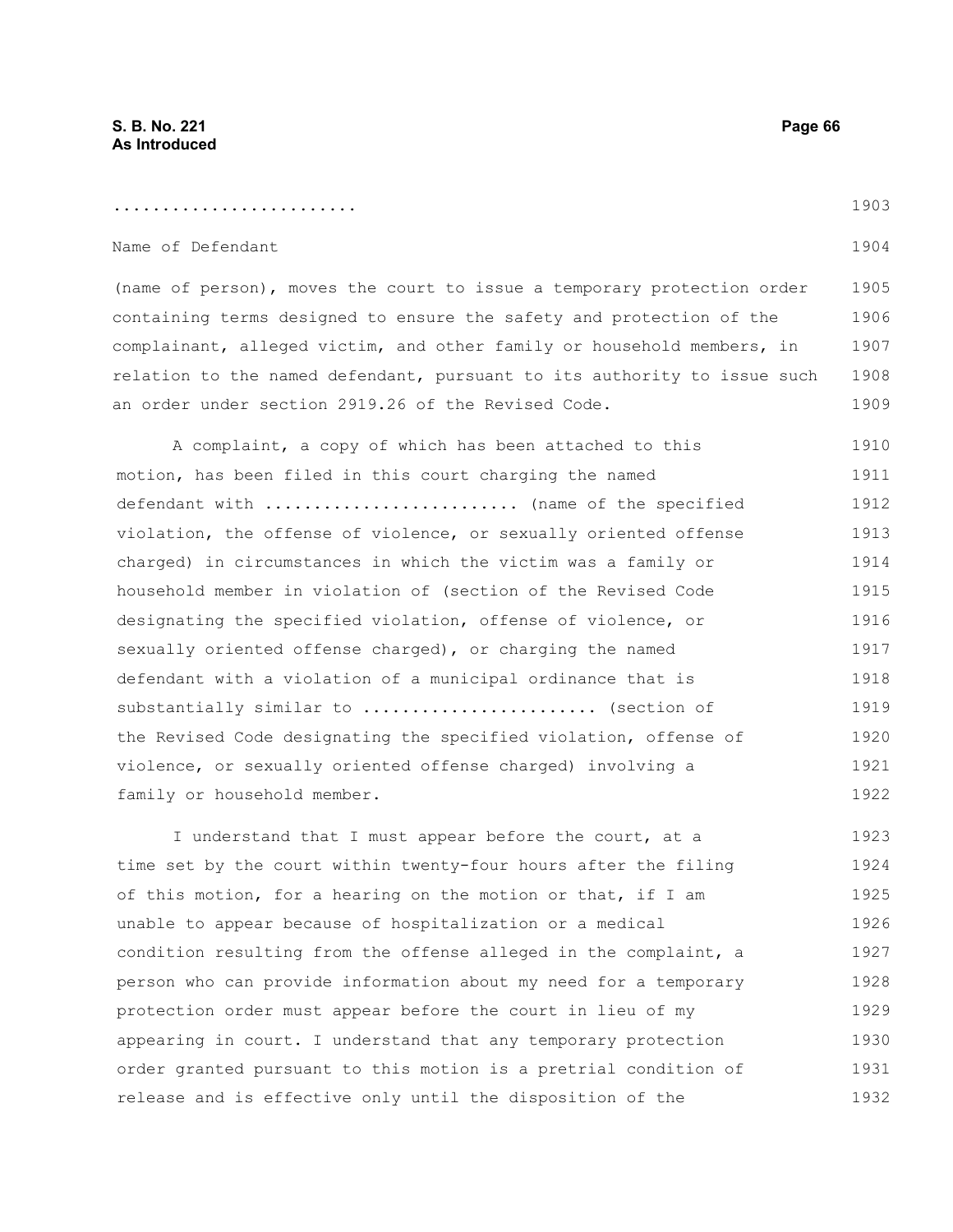.........................

Name of Defendant

(name of person), moves the court to issue a temporary protection order containing terms designed to ensure the safety and protection of the complainant, alleged victim, and other family or household members, in relation to the named defendant, pursuant to its authority to issue such an order under section 2919.26 of the Revised Code.

A complaint, a copy of which has been attached to this motion, has been filed in this court charging the named defendant with ......................... (name of the specified violation, the offense of violence, or sexually oriented offense charged) in circumstances in which the victim was a family or household member in violation of (section of the Revised Code designating the specified violation, offense of violence, or sexually oriented offense charged), or charging the named defendant with a violation of a municipal ordinance that is substantially similar to ....................... (section of the Revised Code designating the specified violation, offense of violence, or sexually oriented offense charged) involving a family or household member.

I understand that I must appear before the court, at a time set by the court within twenty-four hours after the filing of this motion, for a hearing on the motion or that, if I am unable to appear because of hospitalization or a medical condition resulting from the offense alleged in the complaint, a person who can provide information about my need for a temporary protection order must appear before the court in lieu of my appearing in court. I understand that any temporary protection order granted pursuant to this motion is a pretrial condition of release and is effective only until the disposition of the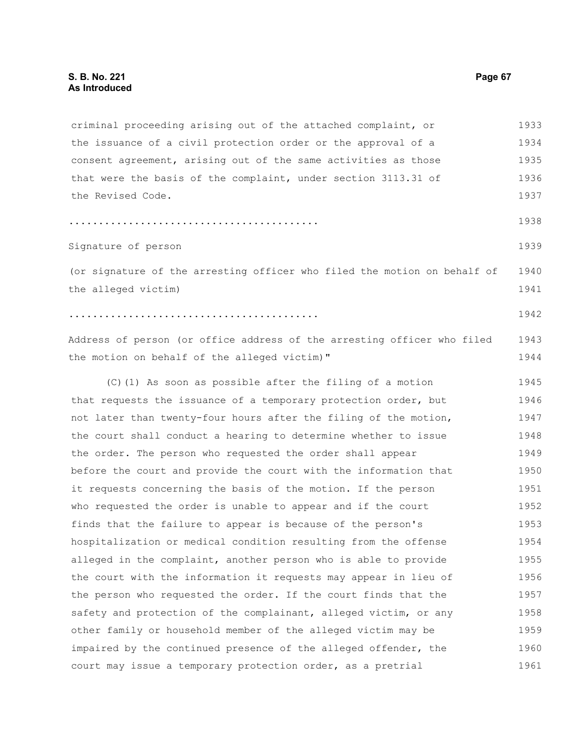criminal proceeding arising out of the attached complaint, or the issuance of a civil protection order or the approval of a consent agreement, arising out of the same activities as those that were the basis of the complaint, under section 3113.31 of the Revised Code.

........................................

Signature of person

(or signature of the arresting officer who filed the motion on behalf of the alleged victim)

........................................

Address of person (or office address of the arresting officer who filed the motion on behalf of the alleged victim)"

(C)(1) As soon as possible after the filing of a motion that requests the issuance of a temporary protection order, but not later than twenty-four hours after the filing of the motion, the court shall conduct a hearing to determine whether to issue the order. The person who requested the order shall appear before the court and provide the court with the information that it requests concerning the basis of the motion. If the person who requested the order is unable to appear and if the court finds that the failure to appear is because of the person's hospitalization or medical condition resulting from the offense alleged in the complaint, another person who is able to provide the court with the information it requests may appear in lieu of the person who requested the order. If the court finds that the safety and protection of the complainant, alleged victim, or any other family or household member of the alleged victim may be impaired by the continued presence of the alleged offender, the court may issue a temporary protection order, as a pretrial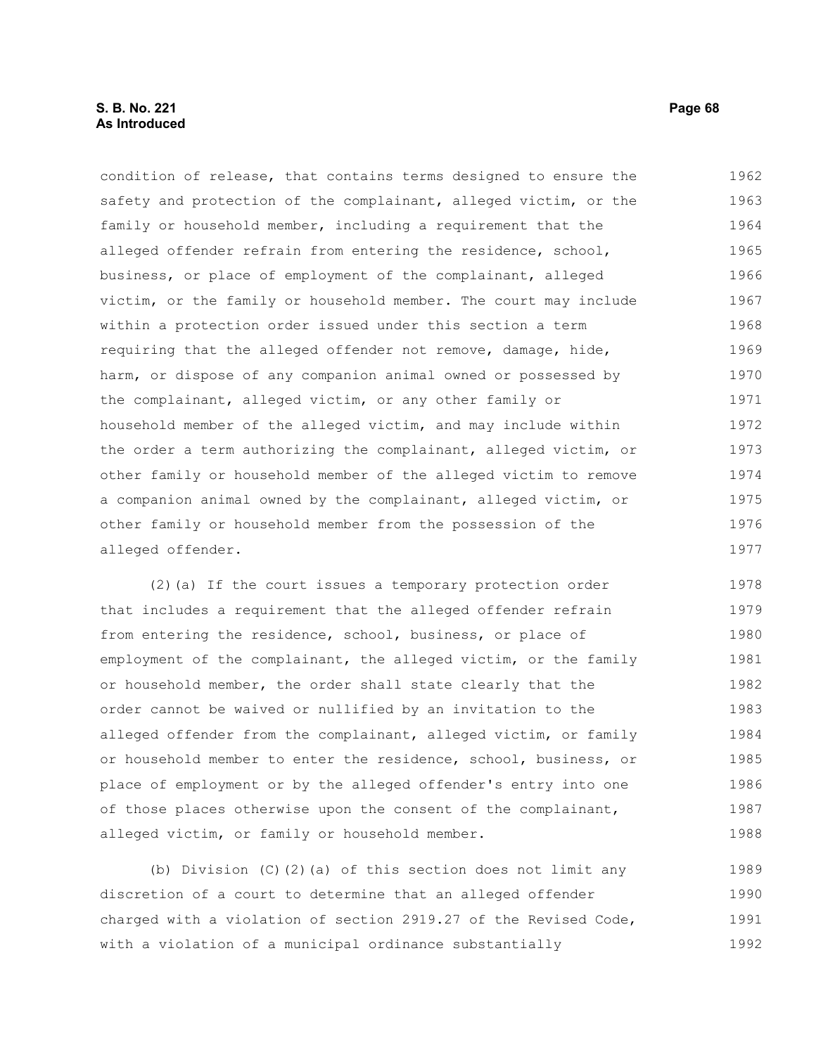condition of release, that contains terms designed to ensure the safety and protection of the complainant, alleged victim, or the family or household member, including a requirement that the alleged offender refrain from entering the residence, school, business, or place of employment of the complainant, alleged victim, or the family or household member. The court may include within a protection order issued under this section a term requiring that the alleged offender not remove, damage, hide, harm, or dispose of any companion animal owned or possessed by the complainant, alleged victim, or any other family or household member of the alleged victim, and may include within the order a term authorizing the complainant, alleged victim, or other family or household member of the alleged victim to remove a companion animal owned by the complainant, alleged victim, or other family or household member from the possession of the alleged offender.

(2)(a) If the court issues a temporary protection order that includes a requirement that the alleged offender refrain from entering the residence, school, business, or place of employment of the complainant, the alleged victim, or the family or household member, the order shall state clearly that the order cannot be waived or nullified by an invitation to the alleged offender from the complainant, alleged victim, or family or household member to enter the residence, school, business, or place of employment or by the alleged offender's entry into one of those places otherwise upon the consent of the complainant, alleged victim, or family or household member.

(b) Division (C)(2)(a) of this section does not limit any discretion of a court to determine that an alleged offender charged with a violation of section 2919.27 of the Revised Code, with a violation of a municipal ordinance substantially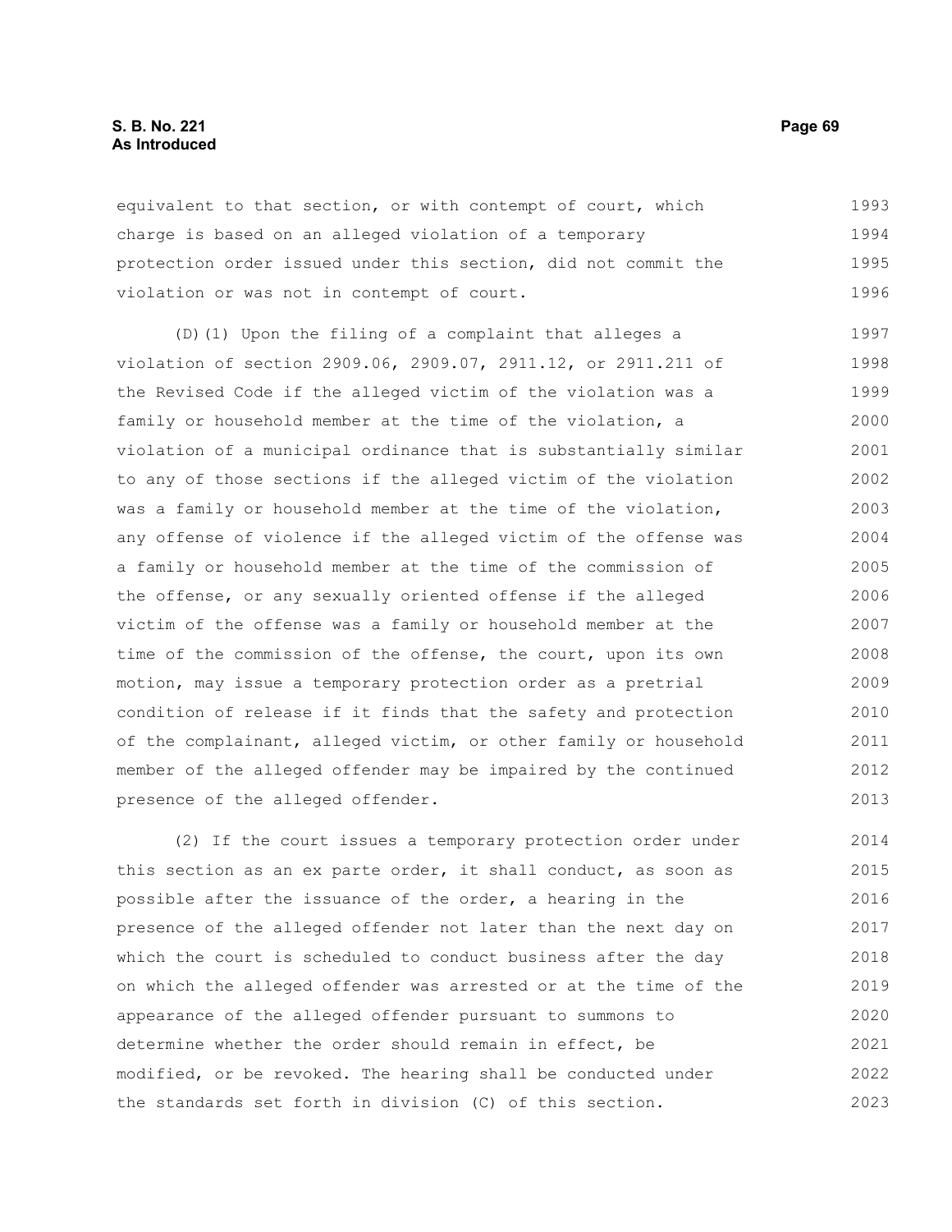equivalent to that section, or with contempt of court, which charge is based on an alleged violation of a temporary protection order issued under this section, did not commit the violation or was not in contempt of court.

(D)(1) Upon the filing of a complaint that alleges a violation of section 2909.06, 2909.07, 2911.12, or 2911.211 of the Revised Code if the alleged victim of the violation was a family or household member at the time of the violation, a violation of a municipal ordinance that is substantially similar to any of those sections if the alleged victim of the violation was a family or household member at the time of the violation, any offense of violence if the alleged victim of the offense was a family or household member at the time of the commission of the offense, or any sexually oriented offense if the alleged victim of the offense was a family or household member at the time of the commission of the offense, the court, upon its own motion, may issue a temporary protection order as a pretrial condition of release if it finds that the safety and protection of the complainant, alleged victim, or other family or household member of the alleged offender may be impaired by the continued presence of the alleged offender.

(2) If the court issues a temporary protection order under this section as an ex parte order, it shall conduct, as soon as possible after the issuance of the order, a hearing in the presence of the alleged offender not later than the next day on which the court is scheduled to conduct business after the day on which the alleged offender was arrested or at the time of the appearance of the alleged offender pursuant to summons to determine whether the order should remain in effect, be modified, or be revoked. The hearing shall be conducted under the standards set forth in division (C) of this section.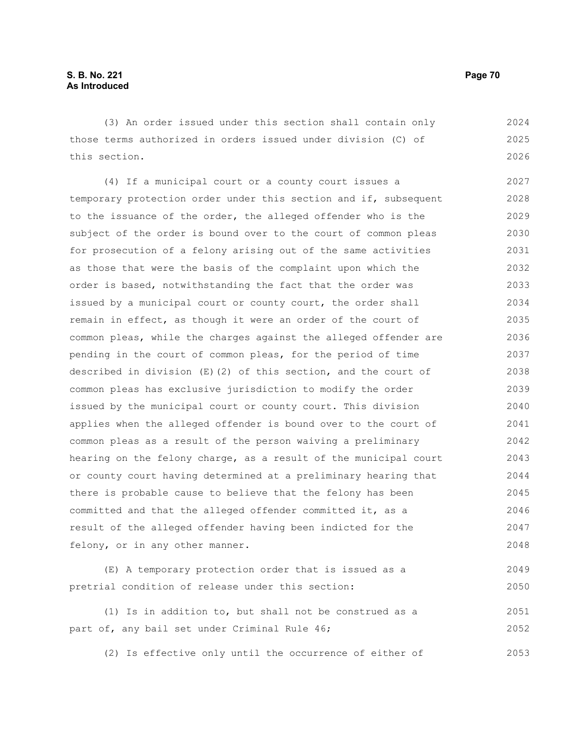(3) An order issued under this section shall contain only those terms authorized in orders issued under division (C) of this section.

(4) If a municipal court or a county court issues a temporary protection order under this section and if, subsequent to the issuance of the order, the alleged offender who is the subject of the order is bound over to the court of common pleas for prosecution of a felony arising out of the same activities as those that were the basis of the complaint upon which the order is based, notwithstanding the fact that the order was issued by a municipal court or county court, the order shall remain in effect, as though it were an order of the court of common pleas, while the charges against the alleged offender are pending in the court of common pleas, for the period of time described in division (E)(2) of this section, and the court of common pleas has exclusive jurisdiction to modify the order issued by the municipal court or county court. This division applies when the alleged offender is bound over to the court of common pleas as a result of the person waiving a preliminary hearing on the felony charge, as a result of the municipal court or county court having determined at a preliminary hearing that there is probable cause to believe that the felony has been committed and that the alleged offender committed it, as a result of the alleged offender having been indicted for the felony, or in any other manner.

(E) A temporary protection order that is issued as a pretrial condition of release under this section:

(1) Is in addition to, but shall not be construed as a part of, any bail set under Criminal Rule 46;

(2) Is effective only until the occurrence of either of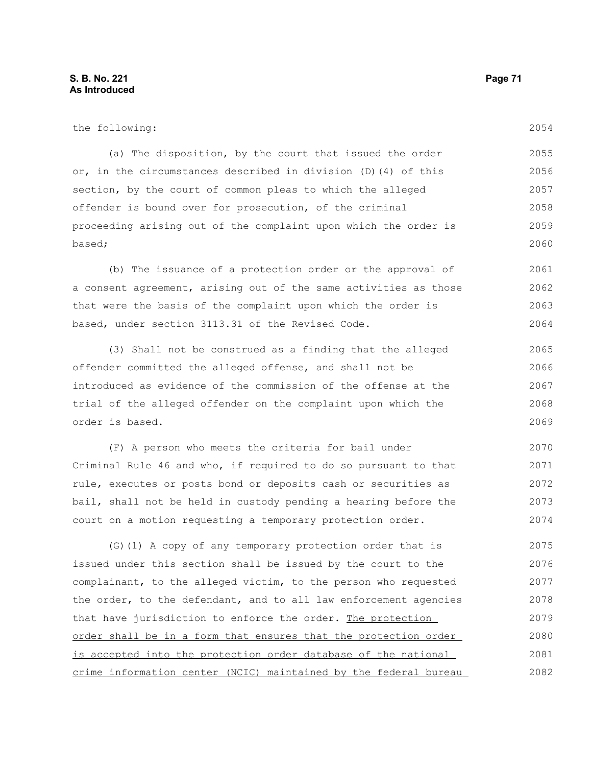the following:

(a) The disposition, by the court that issued the order or, in the circumstances described in division (D)(4) of this section, by the court of common pleas to which the alleged offender is bound over for prosecution, of the criminal proceeding arising out of the complaint upon which the order is based;

(b) The issuance of a protection order or the approval of a consent agreement, arising out of the same activities as those that were the basis of the complaint upon which the order is based, under section 3113.31 of the Revised Code.

(3) Shall not be construed as a finding that the alleged offender committed the alleged offense, and shall not be introduced as evidence of the commission of the offense at the trial of the alleged offender on the complaint upon which the order is based.

(F) A person who meets the criteria for bail under Criminal Rule 46 and who, if required to do so pursuant to that rule, executes or posts bond or deposits cash or securities as bail, shall not be held in custody pending a hearing before the court on a motion requesting a temporary protection order.

(G)(1) A copy of any temporary protection order that is issued under this section shall be issued by the court to the complainant, to the alleged victim, to the person who requested the order, to the defendant, and to all law enforcement agencies that have jurisdiction to enforce the order. <u>The protection order shall be in a form that ensures that the protection order is accepted into the protection order database of the national crime information center (NCIC) maintained by the federal bureau</u>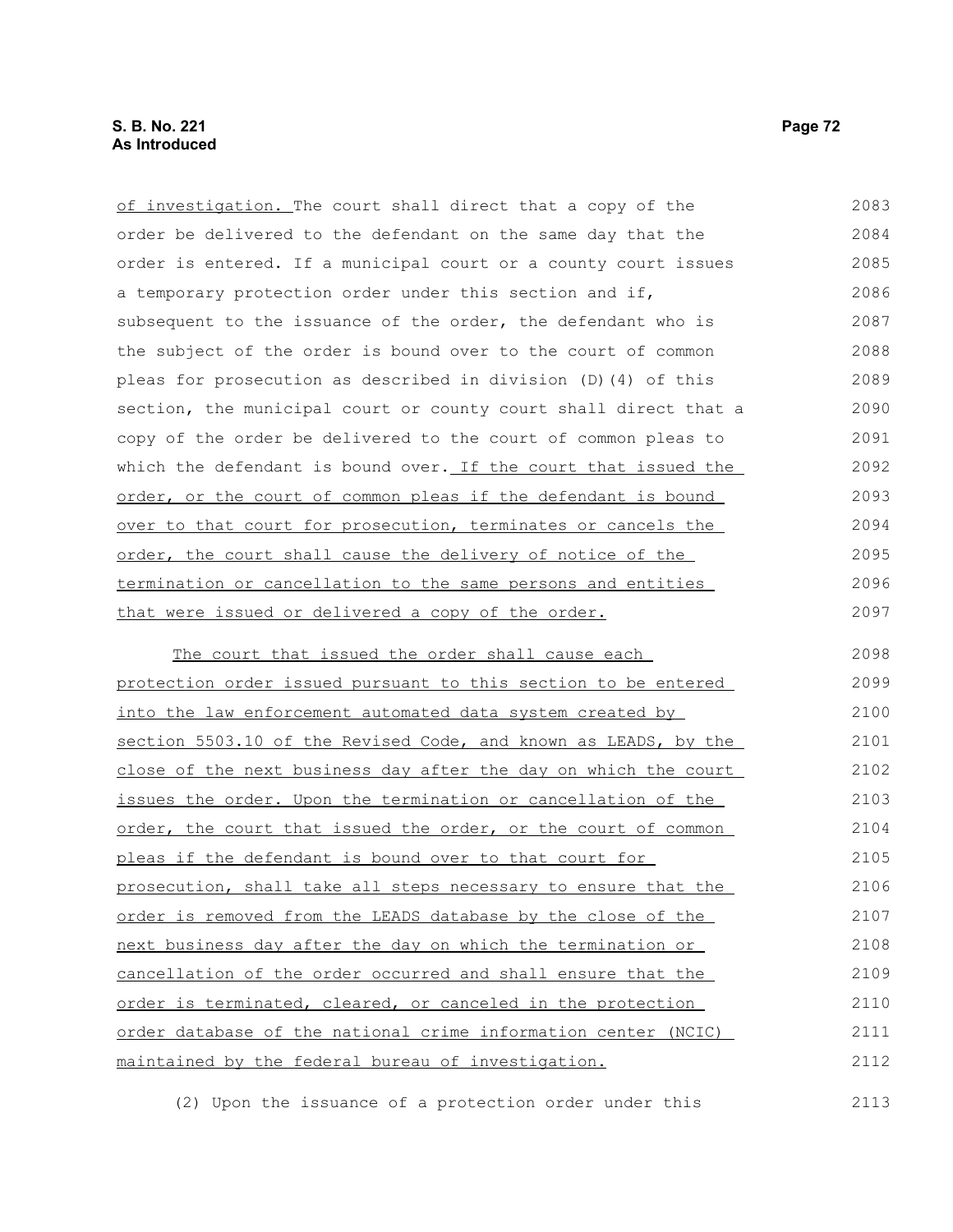of investigation. The court shall direct that a copy of the order be delivered to the defendant on the same day that the order is entered. If a municipal court or a county court issues a temporary protection order under this section and if, subsequent to the issuance of the order, the defendant who is the subject of the order is bound over to the court of common pleas for prosecution as described in division (D)(4) of this section, the municipal court or county court shall direct that a copy of the order be delivered to the court of common pleas to which the defendant is bound over. If the court that issued the order, or the court of common pleas if the defendant is bound over to that court for prosecution, terminates or cancels the order, the court shall cause the delivery of notice of the termination or cancellation to the same persons and entities that were issued or delivered a copy of the order.

The court that issued the order shall cause each protection order issued pursuant to this section to be entered into the law enforcement automated data system created by section 5503.10 of the Revised Code, and known as LEADS, by the close of the next business day after the day on which the court issues the order. Upon the termination or cancellation of the order, the court that issued the order, or the court of common pleas if the defendant is bound over to that court for prosecution, shall take all steps necessary to ensure that the order is removed from the LEADS database by the close of the next business day after the day on which the termination or cancellation of the order occurred and shall ensure that the order is terminated, cleared, or canceled in the protection order database of the national crime information center (NCIC) maintained by the federal bureau of investigation.

(2) Upon the issuance of a protection order under this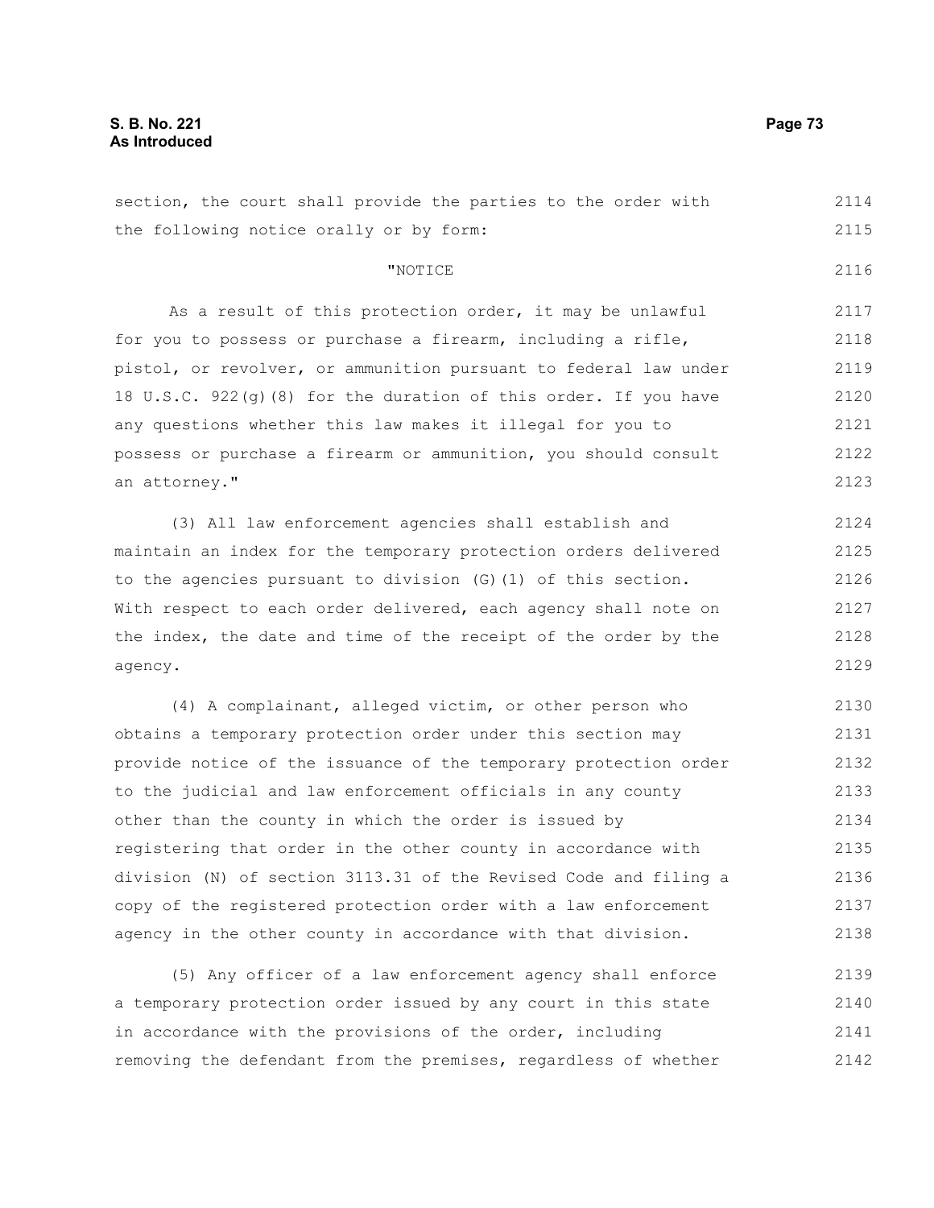section, the court shall provide the parties to the order with the following notice orally or by form:

"NOTICE

As a result of this protection order, it may be unlawful for you to possess or purchase a firearm, including a rifle, pistol, or revolver, or ammunition pursuant to federal law under 18 U.S.C. 922(g)(8) for the duration of this order. If you have any questions whether this law makes it illegal for you to possess or purchase a firearm or ammunition, you should consult an attorney."

(3) All law enforcement agencies shall establish and maintain an index for the temporary protection orders delivered to the agencies pursuant to division (G)(1) of this section. With respect to each order delivered, each agency shall note on the index, the date and time of the receipt of the order by the agency.

(4) A complainant, alleged victim, or other person who obtains a temporary protection order under this section may provide notice of the issuance of the temporary protection order to the judicial and law enforcement officials in any county other than the county in which the order is issued by registering that order in the other county in accordance with division (N) of section 3113.31 of the Revised Code and filing a copy of the registered protection order with a law enforcement agency in the other county in accordance with that division.

(5) Any officer of a law enforcement agency shall enforce a temporary protection order issued by any court in this state in accordance with the provisions of the order, including removing the defendant from the premises, regardless of whether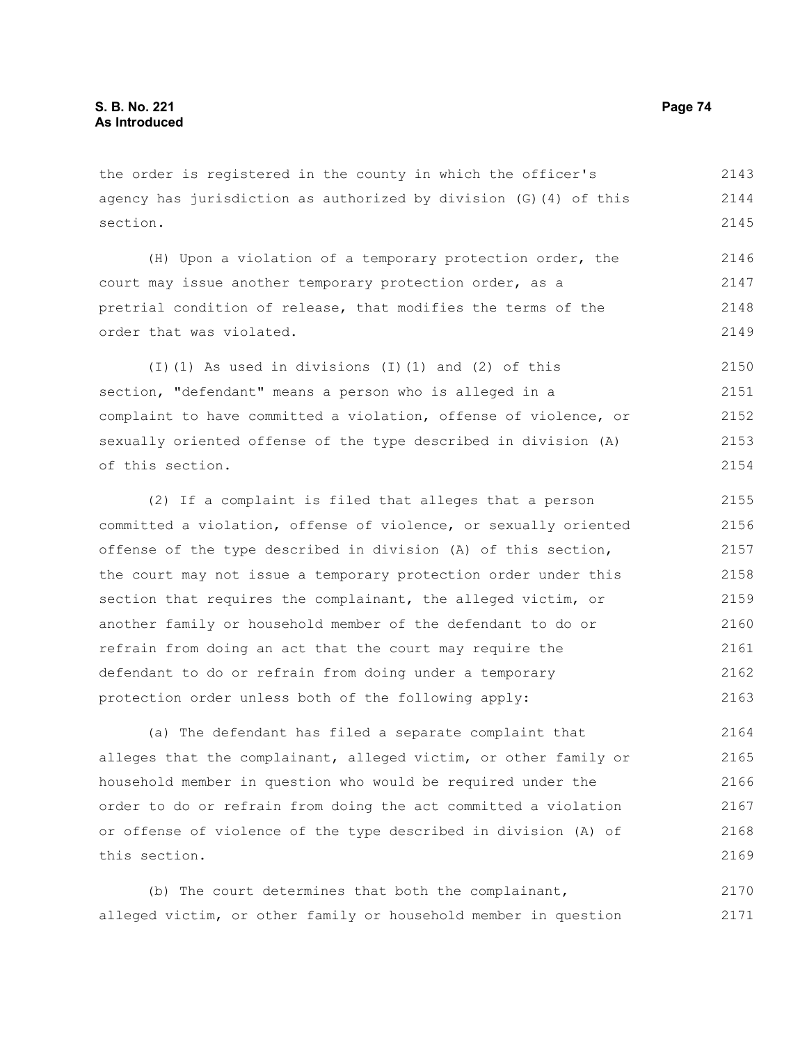the order is registered in the county in which the officer's agency has jurisdiction as authorized by division (G)(4) of this section.

(H) Upon a violation of a temporary protection order, the court may issue another temporary protection order, as a pretrial condition of release, that modifies the terms of the order that was violated.

(I)(1) As used in divisions (I)(1) and (2) of this section, "defendant" means a person who is alleged in a complaint to have committed a violation, offense of violence, or sexually oriented offense of the type described in division (A) of this section.

(2) If a complaint is filed that alleges that a person committed a violation, offense of violence, or sexually oriented offense of the type described in division (A) of this section, the court may not issue a temporary protection order under this section that requires the complainant, the alleged victim, or another family or household member of the defendant to do or refrain from doing an act that the court may require the defendant to do or refrain from doing under a temporary protection order unless both of the following apply:

(a) The defendant has filed a separate complaint that alleges that the complainant, alleged victim, or other family or household member in question who would be required under the order to do or refrain from doing the act committed a violation or offense of violence of the type described in division (A) of this section.

(b) The court determines that both the complainant, alleged victim, or other family or household member in question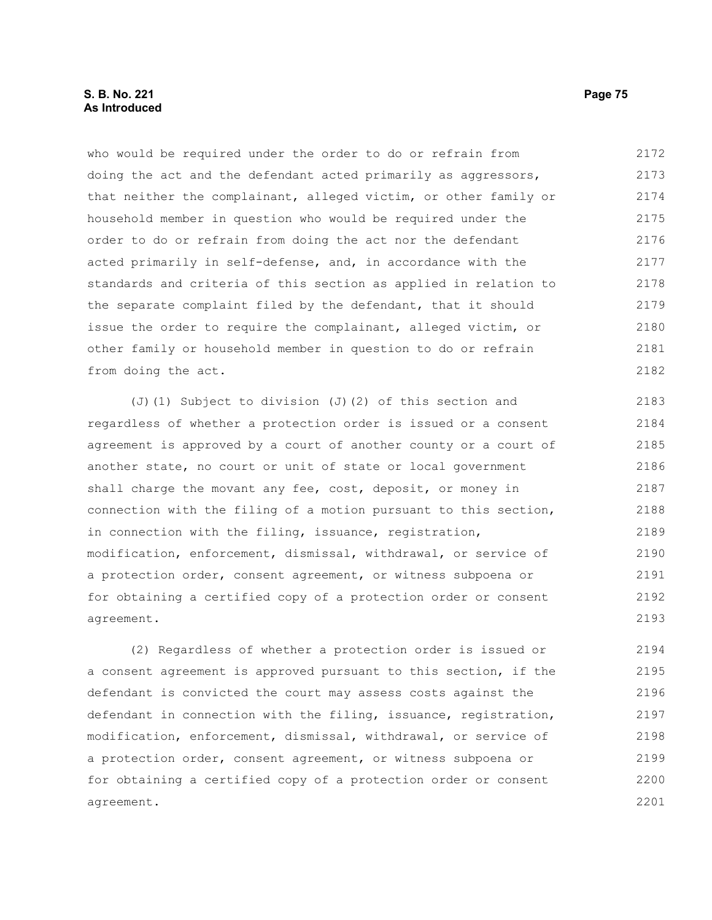who would be required under the order to do or refrain from doing the act and the defendant acted primarily as aggressors, that neither the complainant, alleged victim, or other family or household member in question who would be required under the order to do or refrain from doing the act nor the defendant acted primarily in self-defense, and, in accordance with the standards and criteria of this section as applied in relation to the separate complaint filed by the defendant, that it should issue the order to require the complainant, alleged victim, or other family or household member in question to do or refrain from doing the act.

(J)(1) Subject to division (J)(2) of this section and regardless of whether a protection order is issued or a consent agreement is approved by a court of another county or a court of another state, no court or unit of state or local government shall charge the movant any fee, cost, deposit, or money in connection with the filing of a motion pursuant to this section, in connection with the filing, issuance, registration, modification, enforcement, dismissal, withdrawal, or service of a protection order, consent agreement, or witness subpoena or for obtaining a certified copy of a protection order or consent agreement.

(2) Regardless of whether a protection order is issued or a consent agreement is approved pursuant to this section, if the defendant is convicted the court may assess costs against the defendant in connection with the filing, issuance, registration, modification, enforcement, dismissal, withdrawal, or service of a protection order, consent agreement, or witness subpoena or for obtaining a certified copy of a protection order or consent agreement.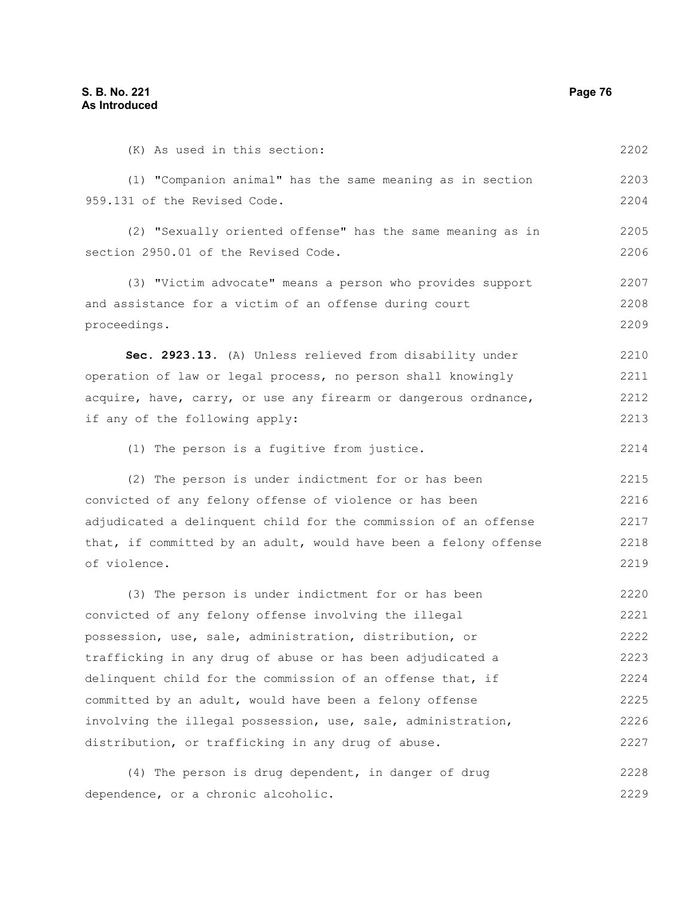(K) As used in this section:

(1) "Companion animal" has the same meaning as in section 959.131 of the Revised Code.

(2) "Sexually oriented offense" has the same meaning as in section 2950.01 of the Revised Code.

(3) "Victim advocate" means a person who provides support and assistance for a victim of an offense during court proceedings.

**Sec. 2923.13.** (A) Unless relieved from disability under operation of law or legal process, no person shall knowingly acquire, have, carry, or use any firearm or dangerous ordnance, if any of the following apply:

(1) The person is a fugitive from justice.

(2) The person is under indictment for or has been convicted of any felony offense of violence or has been adjudicated a delinquent child for the commission of an offense that, if committed by an adult, would have been a felony offense of violence.

(3) The person is under indictment for or has been convicted of any felony offense involving the illegal possession, use, sale, administration, distribution, or trafficking in any drug of abuse or has been adjudicated a delinquent child for the commission of an offense that, if committed by an adult, would have been a felony offense involving the illegal possession, use, sale, administration, distribution, or trafficking in any drug of abuse.

(4) The person is drug dependent, in danger of drug dependence, or a chronic alcoholic.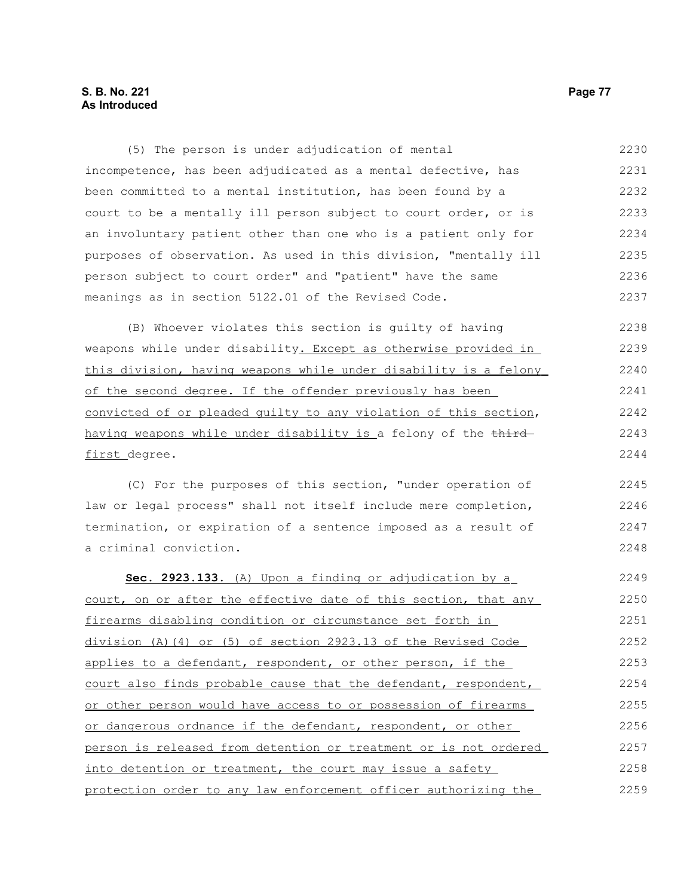(5) The person is under adjudication of mental incompetence, has been adjudicated as a mental defective, has been committed to a mental institution, has been found by a court to be a mentally ill person subject to court order, or is an involuntary patient other than one who is a patient only for purposes of observation. As used in this division, "mentally ill person subject to court order" and "patient" have the same meanings as in section 5122.01 of the Revised Code.

(B) Whoever violates this section is guilty of having weapons while under disability. Except as otherwise provided in this division, having weapons while under disability is a felony of the second degree. If the offender previously has been convicted of or pleaded guilty to any violation of this section, having weapons while under disability is a felony of the ~~third~~ first degree.

(C) For the purposes of this section, "under operation of law or legal process" shall not itself include mere completion, termination, or expiration of a sentence imposed as a result of a criminal conviction.

**Sec. 2923.133.** (A) Upon a finding or adjudication by a court, on or after the effective date of this section, that any firearms disabling condition or circumstance set forth in division (A)(4) or (5) of section 2923.13 of the Revised Code applies to a defendant, respondent, or other person, if the court also finds probable cause that the defendant, respondent, or other person would have access to or possession of firearms or dangerous ordnance if the defendant, respondent, or other person is released from detention or treatment or is not ordered into detention or treatment, the court may issue a safety protection order to any law enforcement officer authorizing the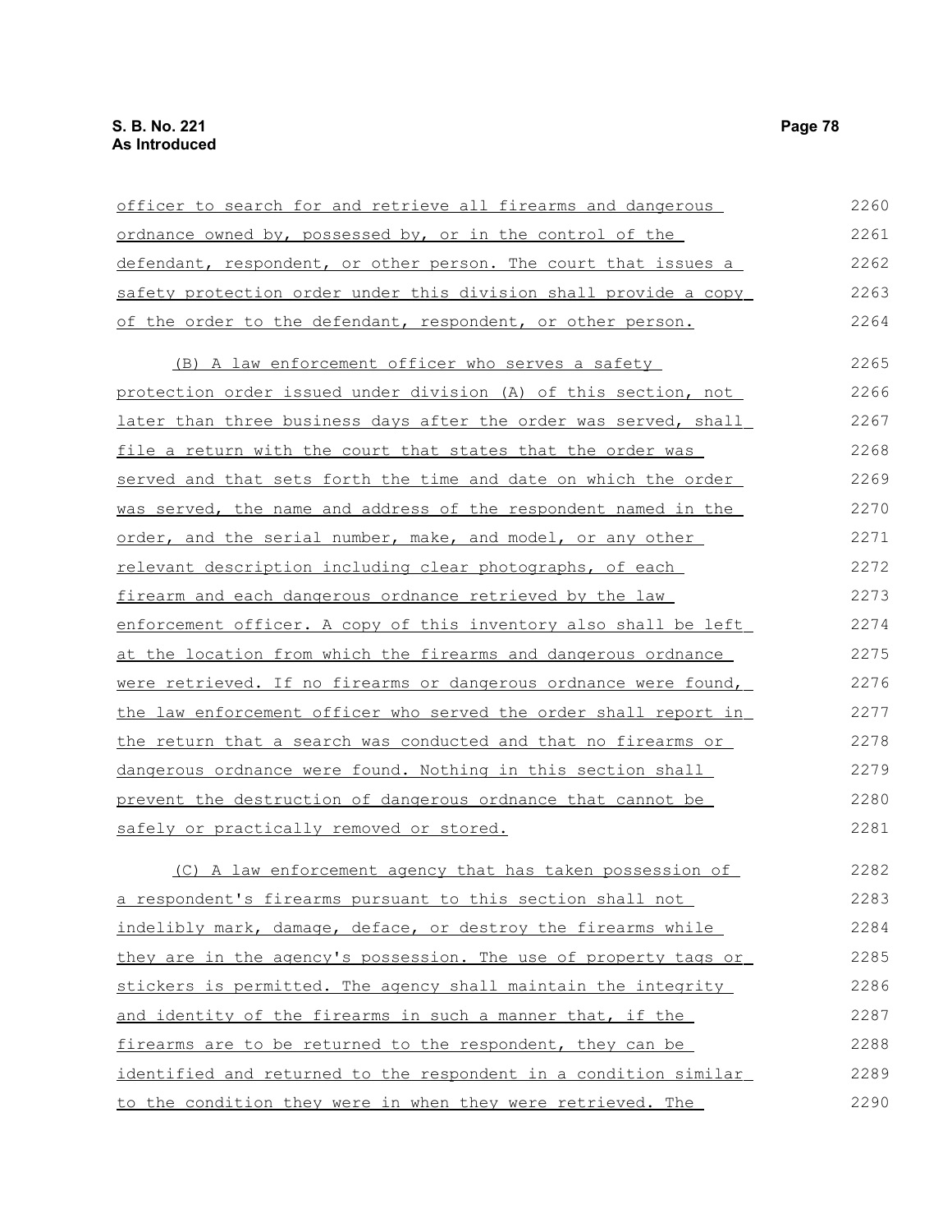officer to search for and retrieve all firearms and dangerous ordnance owned by, possessed by, or in the control of the defendant, respondent, or other person. The court that issues a safety protection order under this division shall provide a copy of the order to the defendant, respondent, or other person.

(B) A law enforcement officer who serves a safety protection order issued under division (A) of this section, not later than three business days after the order was served, shall file a return with the court that states that the order was served and that sets forth the time and date on which the order was served, the name and address of the respondent named in the order, and the serial number, make, and model, or any other relevant description including clear photographs, of each firearm and each dangerous ordnance retrieved by the law enforcement officer. A copy of this inventory also shall be left at the location from which the firearms and dangerous ordnance were retrieved. If no firearms or dangerous ordnance were found, the law enforcement officer who served the order shall report in the return that a search was conducted and that no firearms or dangerous ordnance were found. Nothing in this section shall prevent the destruction of dangerous ordnance that cannot be safely or practically removed or stored.

(C) A law enforcement agency that has taken possession of a respondent's firearms pursuant to this section shall not indelibly mark, damage, deface, or destroy the firearms while they are in the agency's possession. The use of property tags or stickers is permitted. The agency shall maintain the integrity and identity of the firearms in such a manner that, if the firearms are to be returned to the respondent, they can be identified and returned to the respondent in a condition similar to the condition they were in when they were retrieved. The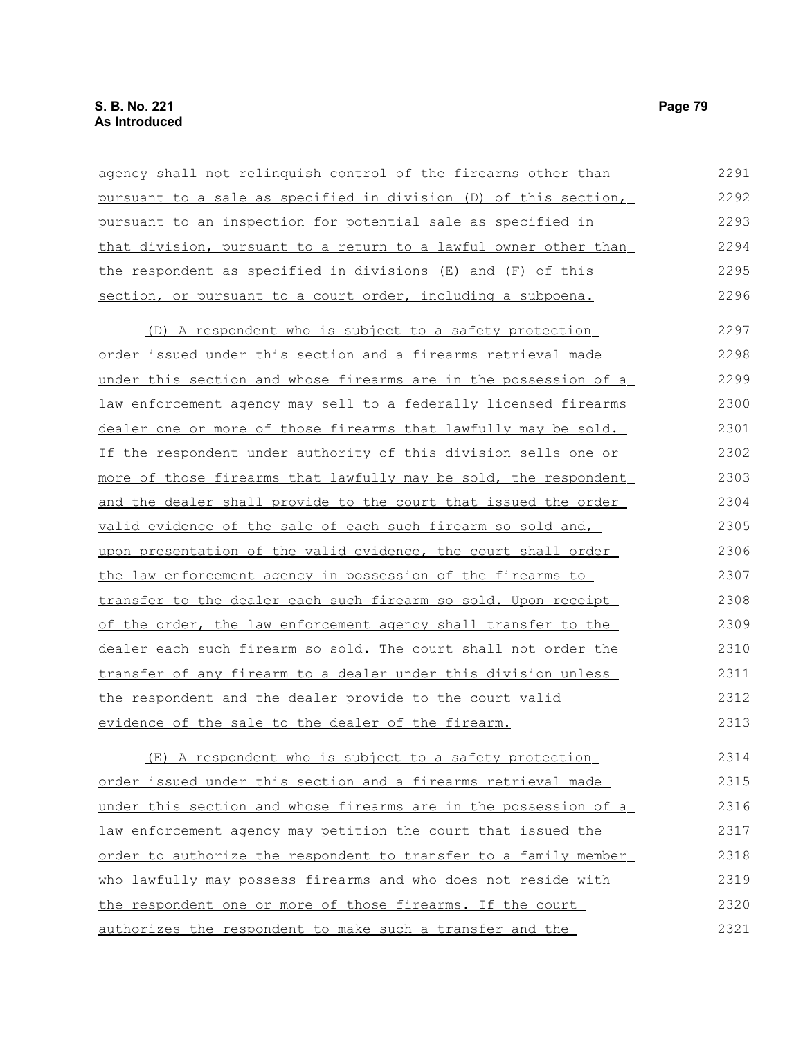agency shall not relinquish control of the firearms other than pursuant to a sale as specified in division (D) of this section, pursuant to an inspection for potential sale as specified in that division, pursuant to a return to a lawful owner other than the respondent as specified in divisions (E) and (F) of this section, or pursuant to a court order, including a subpoena.

(D) A respondent who is subject to a safety protection order issued under this section and a firearms retrieval made under this section and whose firearms are in the possession of a law enforcement agency may sell to a federally licensed firearms dealer one or more of those firearms that lawfully may be sold. If the respondent under authority of this division sells one or more of those firearms that lawfully may be sold, the respondent and the dealer shall provide to the court that issued the order valid evidence of the sale of each such firearm so sold and, upon presentation of the valid evidence, the court shall order the law enforcement agency in possession of the firearms to transfer to the dealer each such firearm so sold. Upon receipt of the order, the law enforcement agency shall transfer to the dealer each such firearm so sold. The court shall not order the transfer of any firearm to a dealer under this division unless the respondent and the dealer provide to the court valid evidence of the sale to the dealer of the firearm.

(E) A respondent who is subject to a safety protection order issued under this section and a firearms retrieval made under this section and whose firearms are in the possession of a law enforcement agency may petition the court that issued the order to authorize the respondent to transfer to a family member who lawfully may possess firearms and who does not reside with the respondent one or more of those firearms. If the court authorizes the respondent to make such a transfer and the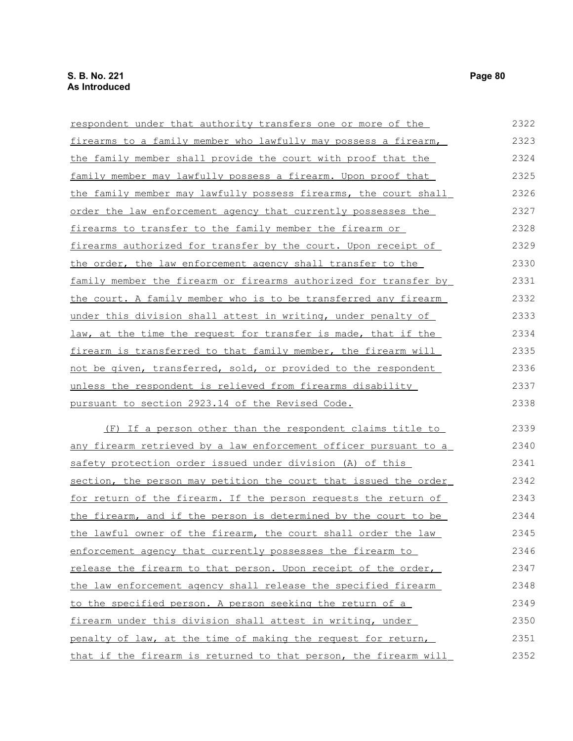respondent under that authority transfers one or more of the firearms to a family member who lawfully may possess a firearm, the family member shall provide the court with proof that the family member may lawfully possess a firearm. Upon proof that the family member may lawfully possess firearms, the court shall order the law enforcement agency that currently possesses the firearms to transfer to the family member the firearm or firearms authorized for transfer by the court. Upon receipt of the order, the law enforcement agency shall transfer to the family member the firearm or firearms authorized for transfer by the court. A family member who is to be transferred any firearm under this division shall attest in writing, under penalty of law, at the time the request for transfer is made, that if the firearm is transferred to that family member, the firearm will not be given, transferred, sold, or provided to the respondent unless the respondent is relieved from firearms disability pursuant to section 2923.14 of the Revised Code.

(F) If a person other than the respondent claims title to any firearm retrieved by a law enforcement officer pursuant to a safety protection order issued under division (A) of this section, the person may petition the court that issued the order for return of the firearm. If the person requests the return of the firearm, and if the person is determined by the court to be the lawful owner of the firearm, the court shall order the law enforcement agency that currently possesses the firearm to release the firearm to that person. Upon receipt of the order, the law enforcement agency shall release the specified firearm to the specified person. A person seeking the return of a firearm under this division shall attest in writing, under penalty of law, at the time of making the request for return, that if the firearm is returned to that person, the firearm will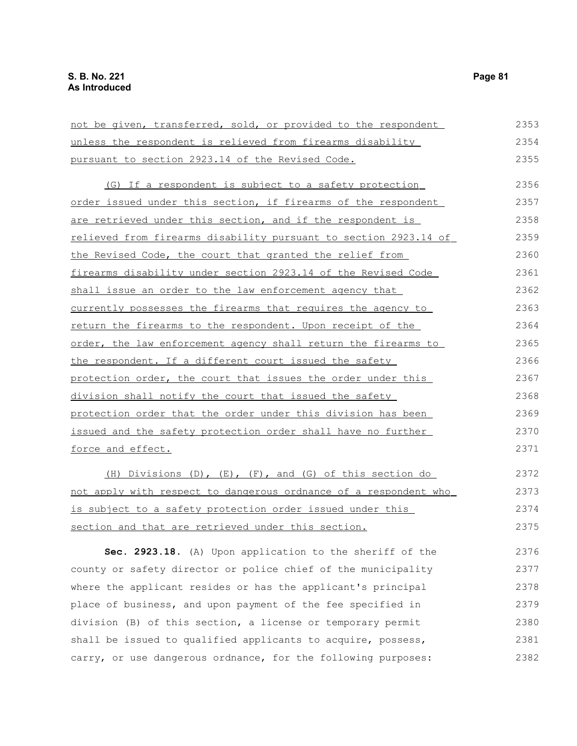not be given, transferred, sold, or provided to the respondent unless the respondent is relieved from firearms disability pursuant to section 2923.14 of the Revised Code.

(G) If a respondent is subject to a safety protection order issued under this section, if firearms of the respondent are retrieved under this section, and if the respondent is relieved from firearms disability pursuant to section 2923.14 of the Revised Code, the court that granted the relief from firearms disability under section 2923.14 of the Revised Code shall issue an order to the law enforcement agency that currently possesses the firearms that requires the agency to return the firearms to the respondent. Upon receipt of the order, the law enforcement agency shall return the firearms to the respondent. If a different court issued the safety protection order, the court that issues the order under this division shall notify the court that issued the safety protection order that the order under this division has been issued and the safety protection order shall have no further force and effect.

(H) Divisions (D), (E), (F), and (G) of this section do not apply with respect to dangerous ordnance of a respondent who is subject to a safety protection order issued under this section and that are retrieved under this section.

**Sec. 2923.18.** (A) Upon application to the sheriff of the county or safety director or police chief of the municipality where the applicant resides or has the applicant's principal place of business, and upon payment of the fee specified in division (B) of this section, a license or temporary permit shall be issued to qualified applicants to acquire, possess, carry, or use dangerous ordnance, for the following purposes: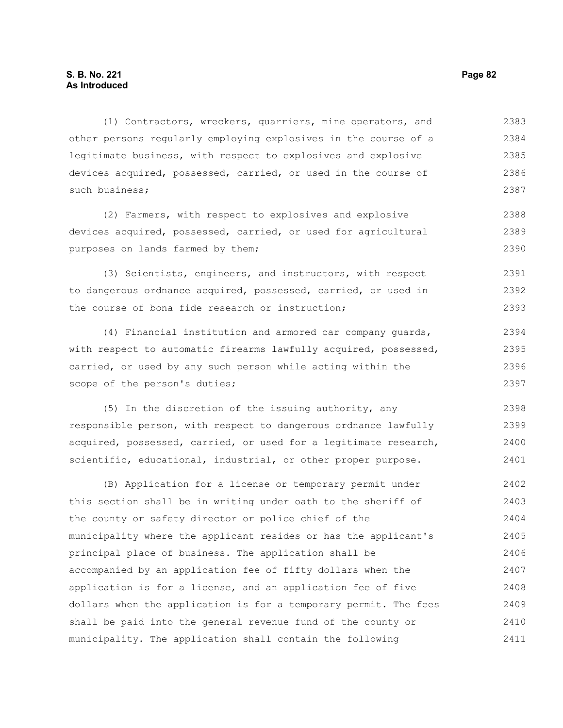(1) Contractors, wreckers, quarriers, mine operators, and other persons regularly employing explosives in the course of a legitimate business, with respect to explosives and explosive devices acquired, possessed, carried, or used in the course of such business;

(2) Farmers, with respect to explosives and explosive devices acquired, possessed, carried, or used for agricultural purposes on lands farmed by them;

(3) Scientists, engineers, and instructors, with respect to dangerous ordnance acquired, possessed, carried, or used in the course of bona fide research or instruction;

(4) Financial institution and armored car company guards, with respect to automatic firearms lawfully acquired, possessed, carried, or used by any such person while acting within the scope of the person's duties;

(5) In the discretion of the issuing authority, any responsible person, with respect to dangerous ordnance lawfully acquired, possessed, carried, or used for a legitimate research, scientific, educational, industrial, or other proper purpose.

(B) Application for a license or temporary permit under this section shall be in writing under oath to the sheriff of the county or safety director or police chief of the municipality where the applicant resides or has the applicant's principal place of business. The application shall be accompanied by an application fee of fifty dollars when the application is for a license, and an application fee of five dollars when the application is for a temporary permit. The fees shall be paid into the general revenue fund of the county or municipality. The application shall contain the following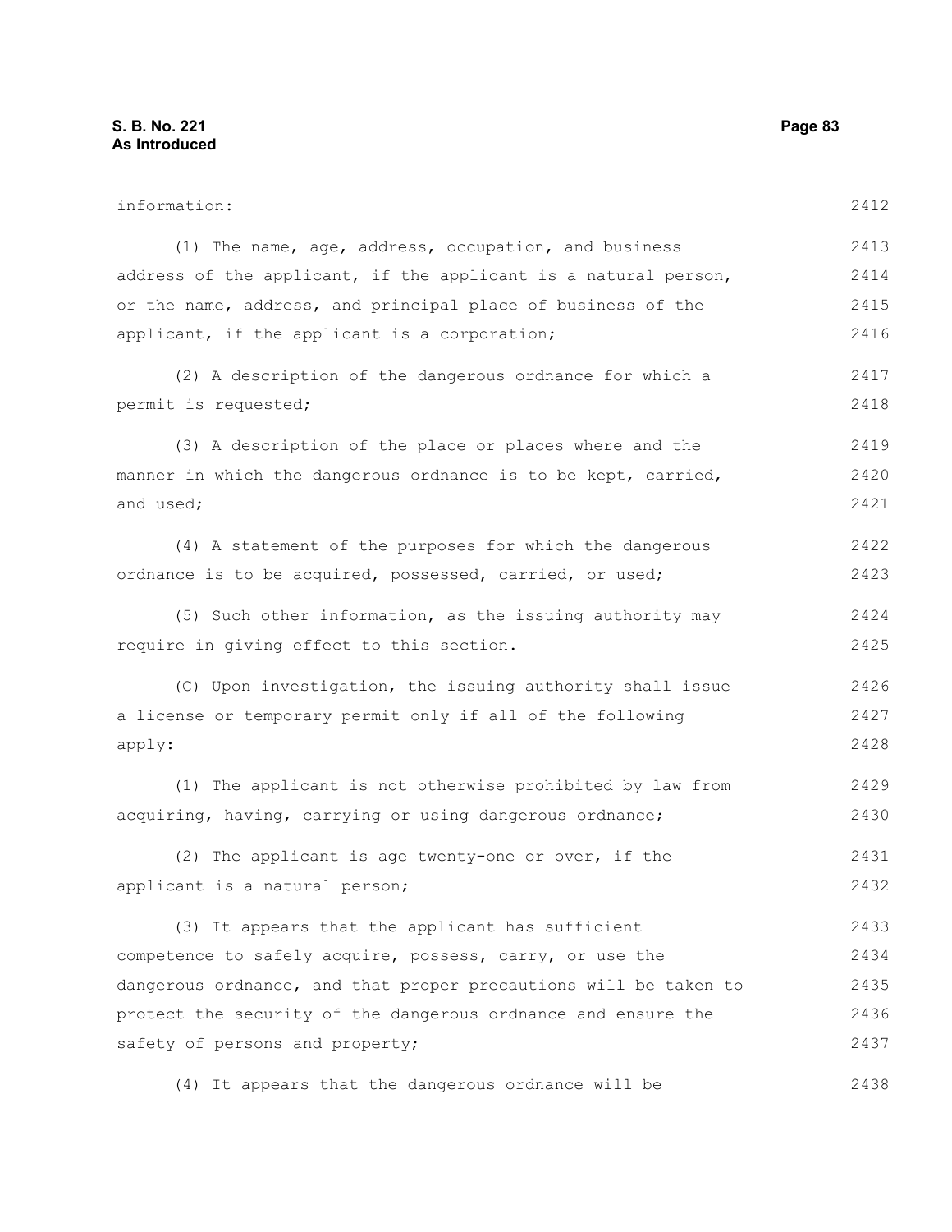information:

(1) The name, age, address, occupation, and business address of the applicant, if the applicant is a natural person, or the name, address, and principal place of business of the applicant, if the applicant is a corporation;

(2) A description of the dangerous ordnance for which a permit is requested;

(3) A description of the place or places where and the manner in which the dangerous ordnance is to be kept, carried, and used;

(4) A statement of the purposes for which the dangerous ordnance is to be acquired, possessed, carried, or used;

(5) Such other information, as the issuing authority may require in giving effect to this section.

(C) Upon investigation, the issuing authority shall issue a license or temporary permit only if all of the following apply:

(1) The applicant is not otherwise prohibited by law from acquiring, having, carrying or using dangerous ordnance;

(2) The applicant is age twenty-one or over, if the applicant is a natural person;

(3) It appears that the applicant has sufficient competence to safely acquire, possess, carry, or use the dangerous ordnance, and that proper precautions will be taken to protect the security of the dangerous ordnance and ensure the safety of persons and property;

(4) It appears that the dangerous ordnance will be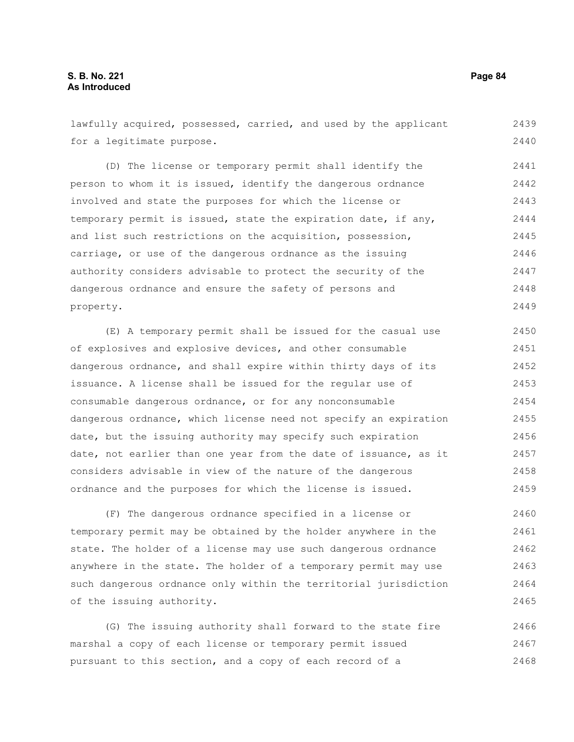lawfully acquired, possessed, carried, and used by the applicant for a legitimate purpose.

(D) The license or temporary permit shall identify the person to whom it is issued, identify the dangerous ordnance involved and state the purposes for which the license or temporary permit is issued, state the expiration date, if any, and list such restrictions on the acquisition, possession, carriage, or use of the dangerous ordnance as the issuing authority considers advisable to protect the security of the dangerous ordnance and ensure the safety of persons and property.

(E) A temporary permit shall be issued for the casual use of explosives and explosive devices, and other consumable dangerous ordnance, and shall expire within thirty days of its issuance. A license shall be issued for the regular use of consumable dangerous ordnance, or for any nonconsumable dangerous ordnance, which license need not specify an expiration date, but the issuing authority may specify such expiration date, not earlier than one year from the date of issuance, as it considers advisable in view of the nature of the dangerous ordnance and the purposes for which the license is issued.

(F) The dangerous ordnance specified in a license or temporary permit may be obtained by the holder anywhere in the state. The holder of a license may use such dangerous ordnance anywhere in the state. The holder of a temporary permit may use such dangerous ordnance only within the territorial jurisdiction of the issuing authority.

(G) The issuing authority shall forward to the state fire marshal a copy of each license or temporary permit issued pursuant to this section, and a copy of each record of a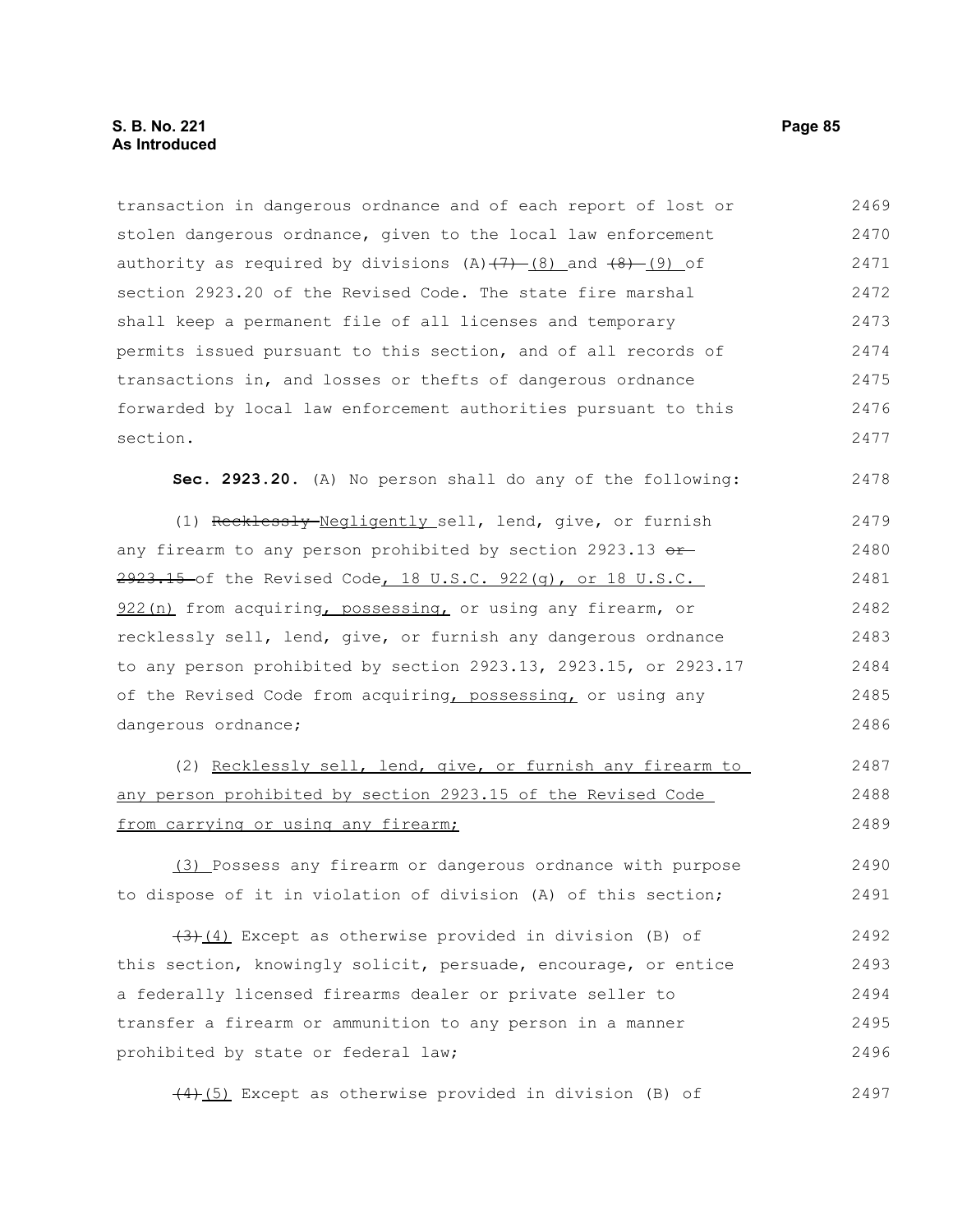transaction in dangerous ordnance and of each report of lost or stolen dangerous ordnance, given to the local law enforcement authority as required by divisions (A)~~(7)~~ (8) and ~~(8)~~ (9) of section 2923.20 of the Revised Code. The state fire marshal shall keep a permanent file of all licenses and temporary permits issued pursuant to this section, and of all records of transactions in, and losses or thefts of dangerous ordnance forwarded by local law enforcement authorities pursuant to this section.

**Sec. 2923.20.** (A) No person shall do any of the following:

(1) ~~Recklessly~~ Negligently sell, lend, give, or furnish any firearm to any person prohibited by section 2923.13 ~~or 2923.15~~ of the Revised Code, 18 U.S.C. 922(g), or 18 U.S.C. 922(n) from acquiring, possessing, or using any firearm, or recklessly sell, lend, give, or furnish any dangerous ordnance to any person prohibited by section 2923.13, 2923.15, or 2923.17 of the Revised Code from acquiring, possessing, or using any dangerous ordnance;

(2) Recklessly sell, lend, give, or furnish any firearm to any person prohibited by section 2923.15 of the Revised Code from carrying or using any firearm;

(3) Possess any firearm or dangerous ordnance with purpose to dispose of it in violation of division (A) of this section;

~~(3)~~(4) Except as otherwise provided in division (B) of this section, knowingly solicit, persuade, encourage, or entice a federally licensed firearms dealer or private seller to transfer a firearm or ammunition to any person in a manner prohibited by state or federal law;

~~(4)~~(5) Except as otherwise provided in division (B) of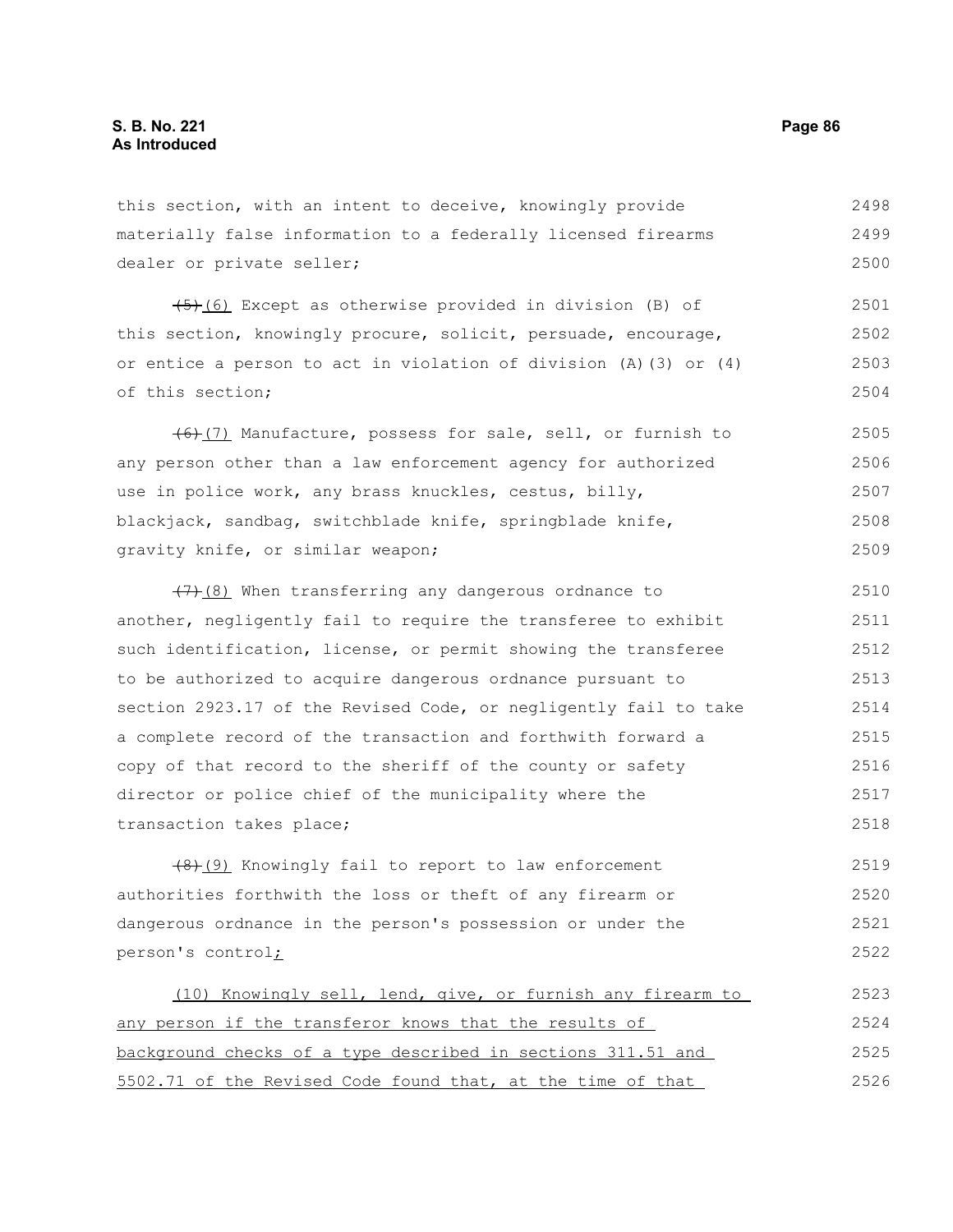this section, with an intent to deceive, knowingly provide materially false information to a federally licensed firearms dealer or private seller;

~~(5)~~ (6) Except as otherwise provided in division (B) of this section, knowingly procure, solicit, persuade, encourage, or entice a person to act in violation of division (A)(3) or (4) of this section;

~~(6)~~ (7) Manufacture, possess for sale, sell, or furnish to any person other than a law enforcement agency for authorized use in police work, any brass knuckles, cestus, billy, blackjack, sandbag, switchblade knife, springblade knife, gravity knife, or similar weapon;

~~(7)~~ (8) When transferring any dangerous ordnance to another, negligently fail to require the transferee to exhibit such identification, license, or permit showing the transferee to be authorized to acquire dangerous ordnance pursuant to section 2923.17 of the Revised Code, or negligently fail to take a complete record of the transaction and forthwith forward a copy of that record to the sheriff of the county or safety director or police chief of the municipality where the transaction takes place;

~~(8)~~ (9) Knowingly fail to report to law enforcement authorities forthwith the loss or theft of any firearm or dangerous ordnance in the person's possession or under the person's control;

(10) Knowingly sell, lend, give, or furnish any firearm to any person if the transferor knows that the results of background checks of a type described in sections 311.51 and 5502.71 of the Revised Code found that, at the time of that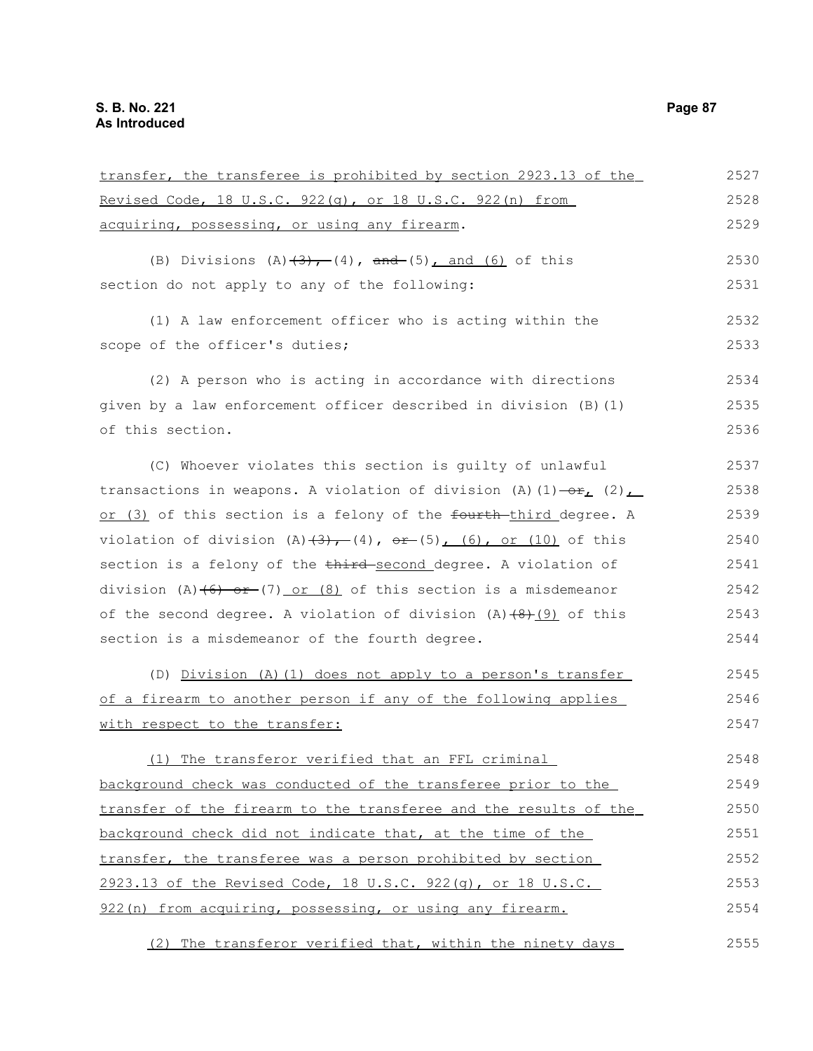transfer, the transferee is prohibited by section 2923.13 of the Revised Code, 18 U.S.C. 922(g), or 18 U.S.C. 922(n) from acquiring, possessing, or using any firearm. 2527 2528 2529

(B) Divisions (A)~~(3),~~ (4), ~~and~~ (5), and (6) of this section do not apply to any of the following: 2530 2531

(1) A law enforcement officer who is acting within the scope of the officer's duties; 2532 2533

(2) A person who is acting in accordance with directions given by a law enforcement officer described in division (B)(1) of this section. 2534 2535 2536

(C) Whoever violates this section is guilty of unlawful transactions in weapons. A violation of division (A)(1) ~~or~~, (2), or (3) of this section is a felony of the ~~fourth~~ third degree. A violation of division (A)~~(3),~~ (4), ~~or~~ (5), (6), or (10) of this section is a felony of the ~~third~~ second degree. A violation of division (A)~~(6) or~~ (7) or (8) of this section is a misdemeanor of the second degree. A violation of division (A)~~(8)~~(9) of this section is a misdemeanor of the fourth degree. 2537 2538 2539 2540 2541 2542 2543 2544

(D) Division (A)(1) does not apply to a person's transfer of a firearm to another person if any of the following applies with respect to the transfer: 2545 2546 2547

(1) The transferor verified that an FFL criminal background check was conducted of the transferee prior to the transfer of the firearm to the transferee and the results of the background check did not indicate that, at the time of the transfer, the transferee was a person prohibited by section 2923.13 of the Revised Code, 18 U.S.C. 922(g), or 18 U.S.C. 922(n) from acquiring, possessing, or using any firearm. 2548 2549 2550 2551 2552 2553 2554

(2) The transferor verified that, within the ninety days 2555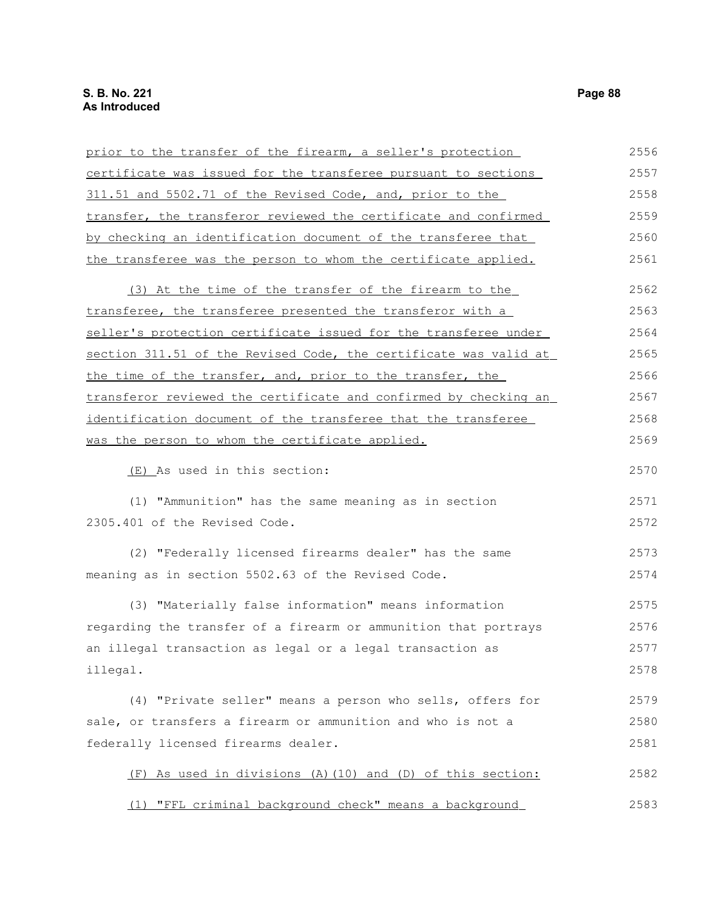prior to the transfer of the firearm, a seller's protection certificate was issued for the transferee pursuant to sections 311.51 and 5502.71 of the Revised Code, and, prior to the transfer, the transferor reviewed the certificate and confirmed by checking an identification document of the transferee that the transferee was the person to whom the certificate applied.

(3) At the time of the transfer of the firearm to the transferee, the transferee presented the transferor with a seller's protection certificate issued for the transferee under section 311.51 of the Revised Code, the certificate was valid at the time of the transfer, and, prior to the transfer, the transferor reviewed the certificate and confirmed by checking an identification document of the transferee that the transferee was the person to whom the certificate applied.

(E) As used in this section:

(1) "Ammunition" has the same meaning as in section 2305.401 of the Revised Code.

(2) "Federally licensed firearms dealer" has the same meaning as in section 5502.63 of the Revised Code.

(3) "Materially false information" means information regarding the transfer of a firearm or ammunition that portrays an illegal transaction as legal or a legal transaction as illegal.

(4) "Private seller" means a person who sells, offers for sale, or transfers a firearm or ammunition and who is not a federally licensed firearms dealer.

(F) As used in divisions (A)(10) and (D) of this section:

(1) "FFL criminal background check" means a background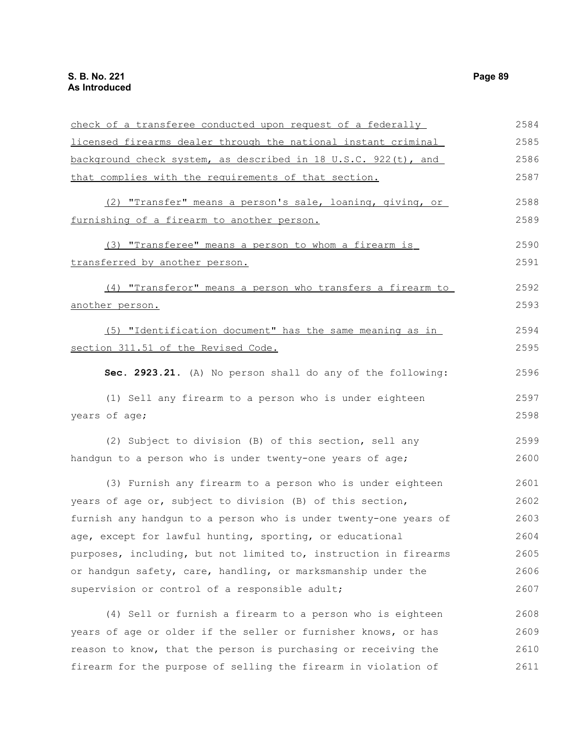check of a transferee conducted upon request of a federally licensed firearms dealer through the national instant criminal background check system, as described in 18 U.S.C. 922(t), and that complies with the requirements of that section.

(2) "Transfer" means a person's sale, loaning, giving, or furnishing of a firearm to another person.

(3) "Transferee" means a person to whom a firearm is transferred by another person.

(4) "Transferor" means a person who transfers a firearm to another person.

(5) "Identification document" has the same meaning as in section 311.51 of the Revised Code.

**Sec. 2923.21.** (A) No person shall do any of the following:

(1) Sell any firearm to a person who is under eighteen years of age;

(2) Subject to division (B) of this section, sell any handgun to a person who is under twenty-one years of age;

(3) Furnish any firearm to a person who is under eighteen years of age or, subject to division (B) of this section, furnish any handgun to a person who is under twenty-one years of age, except for lawful hunting, sporting, or educational purposes, including, but not limited to, instruction in firearms or handgun safety, care, handling, or marksmanship under the supervision or control of a responsible adult;

(4) Sell or furnish a firearm to a person who is eighteen years of age or older if the seller or furnisher knows, or has reason to know, that the person is purchasing or receiving the firearm for the purpose of selling the firearm in violation of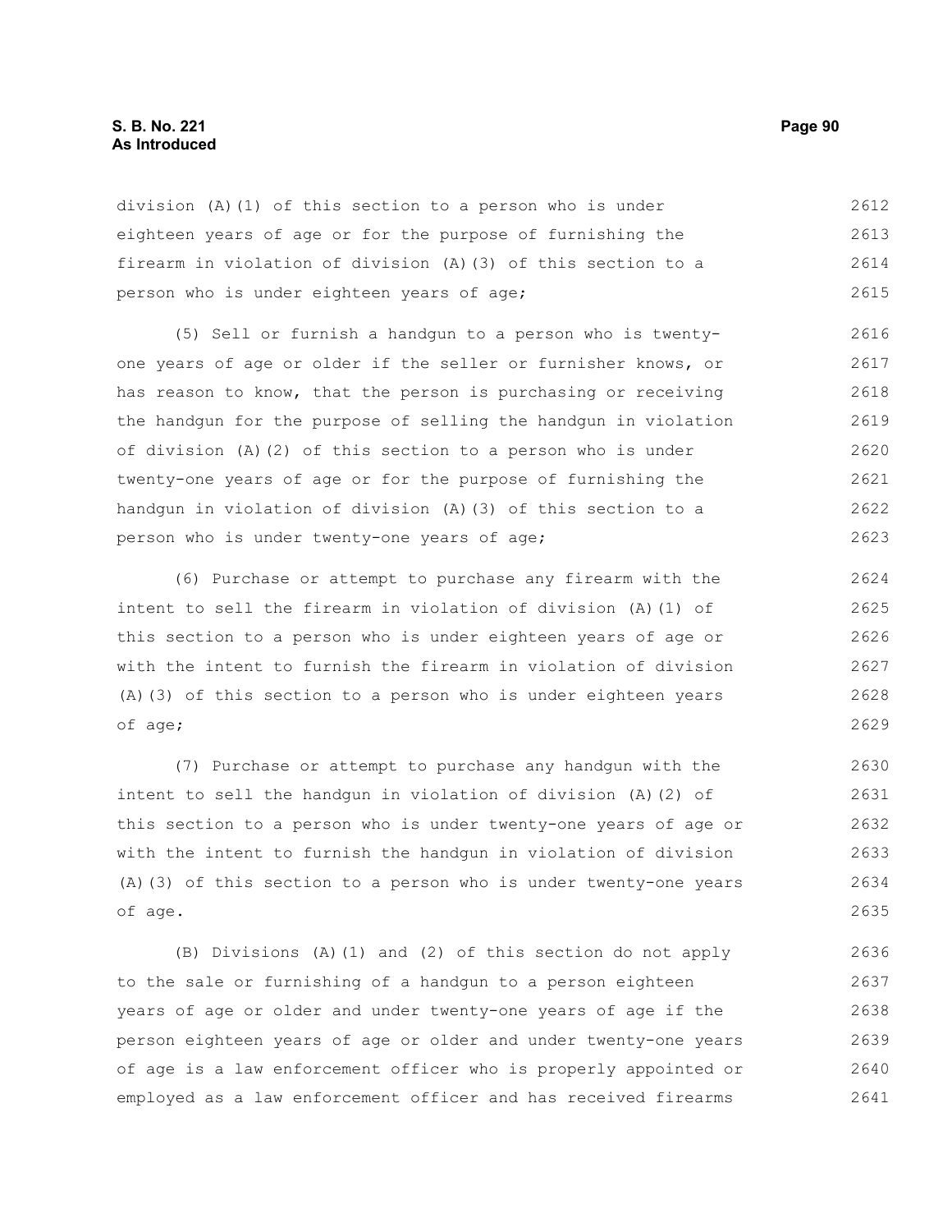division (A)(1) of this section to a person who is under eighteen years of age or for the purpose of furnishing the firearm in violation of division (A)(3) of this section to a person who is under eighteen years of age;

(5) Sell or furnish a handgun to a person who is twenty-one years of age or older if the seller or furnisher knows, or has reason to know, that the person is purchasing or receiving the handgun for the purpose of selling the handgun in violation of division (A)(2) of this section to a person who is under twenty-one years of age or for the purpose of furnishing the handgun in violation of division (A)(3) of this section to a person who is under twenty-one years of age;

(6) Purchase or attempt to purchase any firearm with the intent to sell the firearm in violation of division (A)(1) of this section to a person who is under eighteen years of age or with the intent to furnish the firearm in violation of division (A)(3) of this section to a person who is under eighteen years of age;

(7) Purchase or attempt to purchase any handgun with the intent to sell the handgun in violation of division (A)(2) of this section to a person who is under twenty-one years of age or with the intent to furnish the handgun in violation of division (A)(3) of this section to a person who is under twenty-one years of age.

(B) Divisions (A)(1) and (2) of this section do not apply to the sale or furnishing of a handgun to a person eighteen years of age or older and under twenty-one years of age if the person eighteen years of age or older and under twenty-one years of age is a law enforcement officer who is properly appointed or employed as a law enforcement officer and has received firearms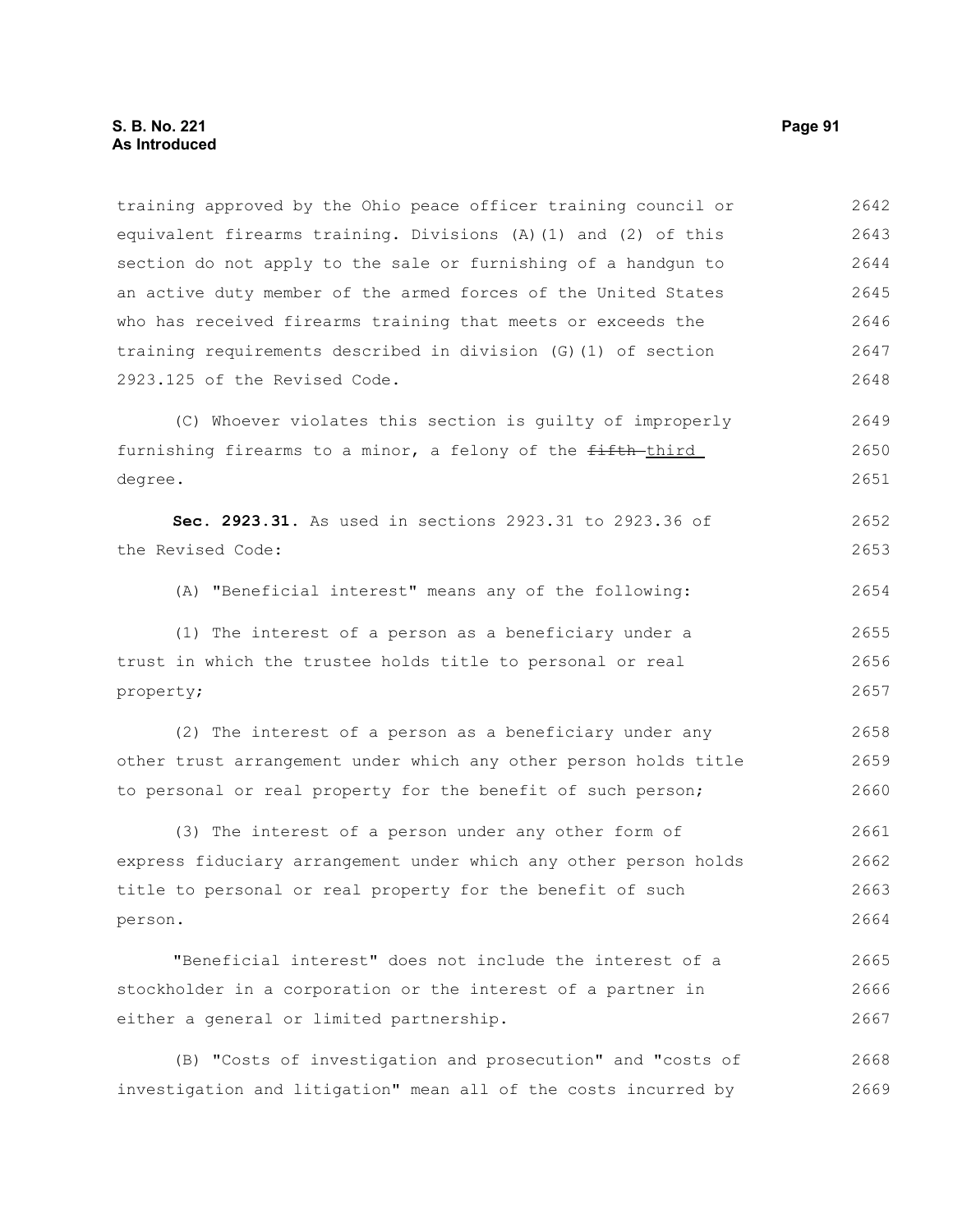training approved by the Ohio peace officer training council or equivalent firearms training. Divisions (A)(1) and (2) of this section do not apply to the sale or furnishing of a handgun to an active duty member of the armed forces of the United States who has received firearms training that meets or exceeds the training requirements described in division (G)(1) of section 2923.125 of the Revised Code.

(C) Whoever violates this section is guilty of improperly furnishing firearms to a minor, a felony of the ~~fifth~~ third degree.

**Sec. 2923.31.** As used in sections 2923.31 to 2923.36 of the Revised Code:

(A) "Beneficial interest" means any of the following:

(1) The interest of a person as a beneficiary under a trust in which the trustee holds title to personal or real property;

(2) The interest of a person as a beneficiary under any other trust arrangement under which any other person holds title to personal or real property for the benefit of such person;

(3) The interest of a person under any other form of express fiduciary arrangement under which any other person holds title to personal or real property for the benefit of such person.

"Beneficial interest" does not include the interest of a stockholder in a corporation or the interest of a partner in either a general or limited partnership.

(B) "Costs of investigation and prosecution" and "costs of investigation and litigation" mean all of the costs incurred by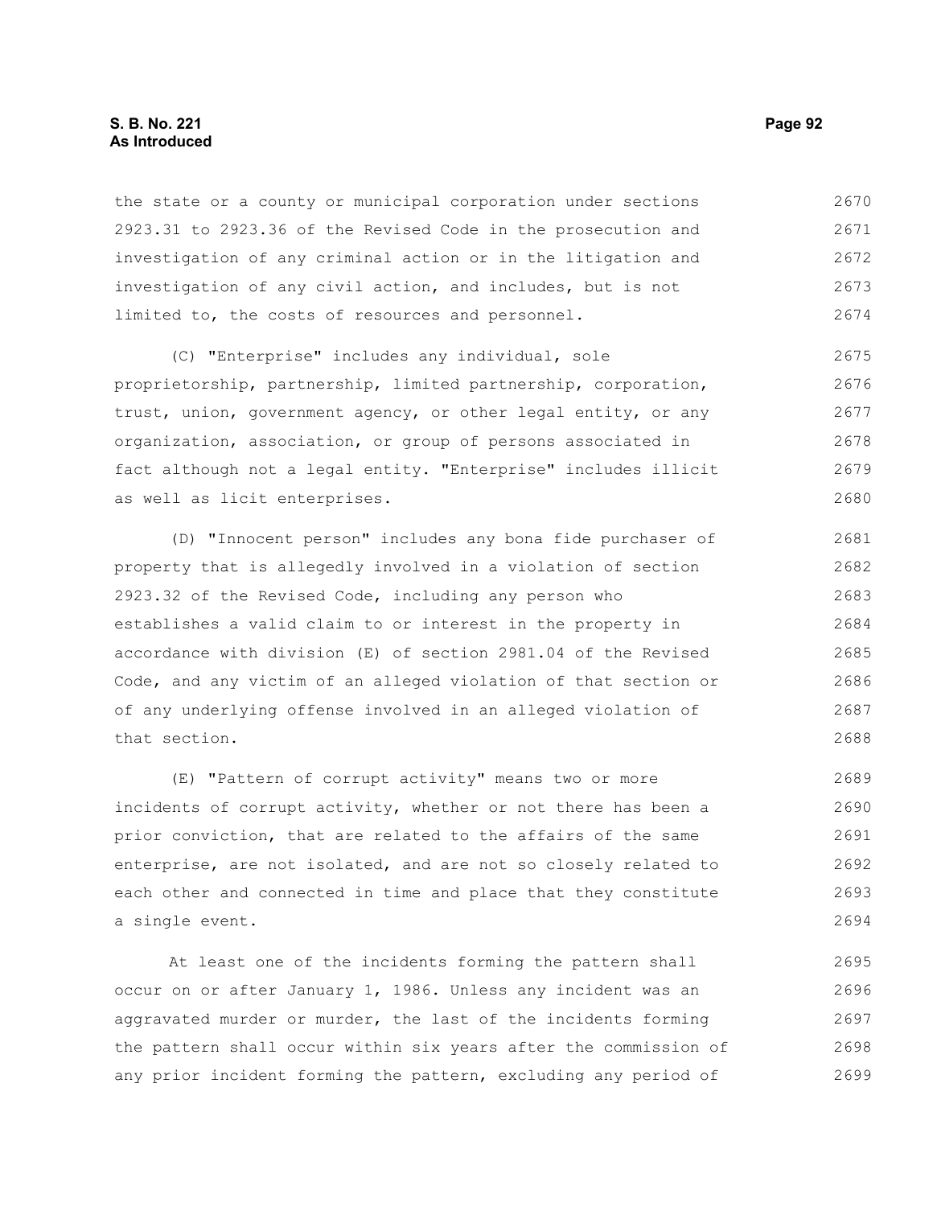the state or a county or municipal corporation under sections 2923.31 to 2923.36 of the Revised Code in the prosecution and investigation of any criminal action or in the litigation and investigation of any civil action, and includes, but is not limited to, the costs of resources and personnel.

(C) "Enterprise" includes any individual, sole proprietorship, partnership, limited partnership, corporation, trust, union, government agency, or other legal entity, or any organization, association, or group of persons associated in fact although not a legal entity. "Enterprise" includes illicit as well as licit enterprises.

(D) "Innocent person" includes any bona fide purchaser of property that is allegedly involved in a violation of section 2923.32 of the Revised Code, including any person who establishes a valid claim to or interest in the property in accordance with division (E) of section 2981.04 of the Revised Code, and any victim of an alleged violation of that section or of any underlying offense involved in an alleged violation of that section.

(E) "Pattern of corrupt activity" means two or more incidents of corrupt activity, whether or not there has been a prior conviction, that are related to the affairs of the same enterprise, are not isolated, and are not so closely related to each other and connected in time and place that they constitute a single event.

At least one of the incidents forming the pattern shall occur on or after January 1, 1986. Unless any incident was an aggravated murder or murder, the last of the incidents forming the pattern shall occur within six years after the commission of any prior incident forming the pattern, excluding any period of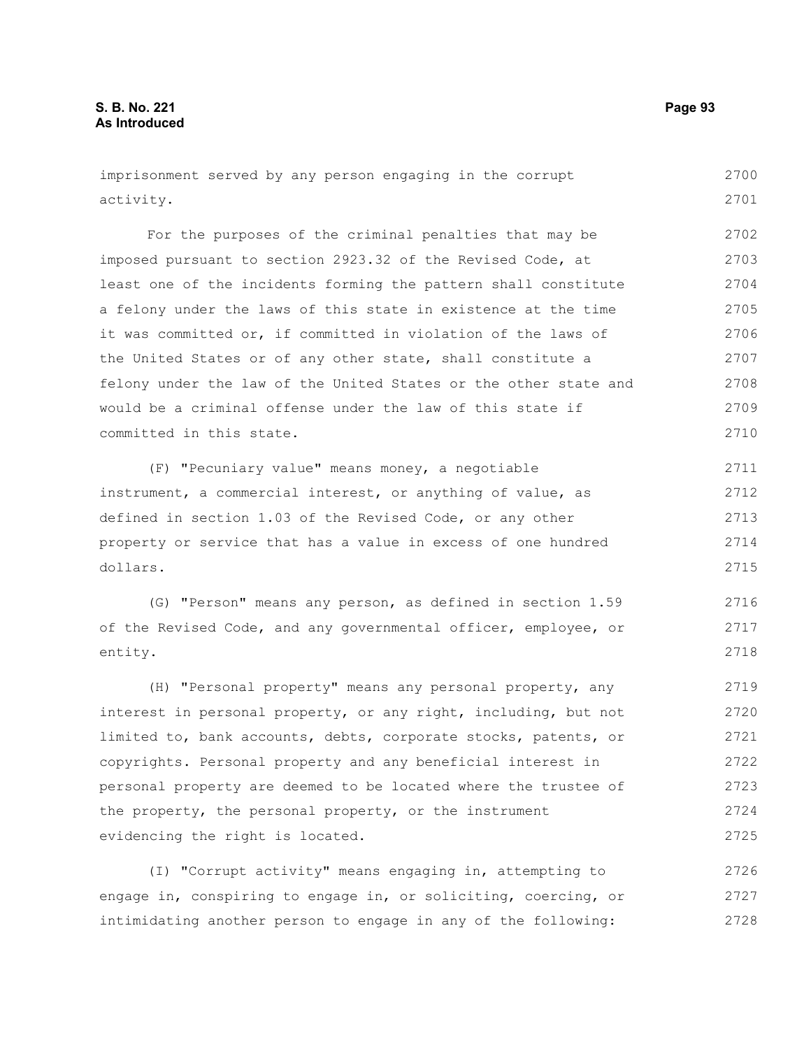imprisonment served by any person engaging in the corrupt activity.

For the purposes of the criminal penalties that may be imposed pursuant to section 2923.32 of the Revised Code, at least one of the incidents forming the pattern shall constitute a felony under the laws of this state in existence at the time it was committed or, if committed in violation of the laws of the United States or of any other state, shall constitute a felony under the law of the United States or the other state and would be a criminal offense under the law of this state if committed in this state.

(F) "Pecuniary value" means money, a negotiable instrument, a commercial interest, or anything of value, as defined in section 1.03 of the Revised Code, or any other property or service that has a value in excess of one hundred dollars.

(G) "Person" means any person, as defined in section 1.59 of the Revised Code, and any governmental officer, employee, or entity.

(H) "Personal property" means any personal property, any interest in personal property, or any right, including, but not limited to, bank accounts, debts, corporate stocks, patents, or copyrights. Personal property and any beneficial interest in personal property are deemed to be located where the trustee of the property, the personal property, or the instrument evidencing the right is located.

(I) "Corrupt activity" means engaging in, attempting to engage in, conspiring to engage in, or soliciting, coercing, or intimidating another person to engage in any of the following: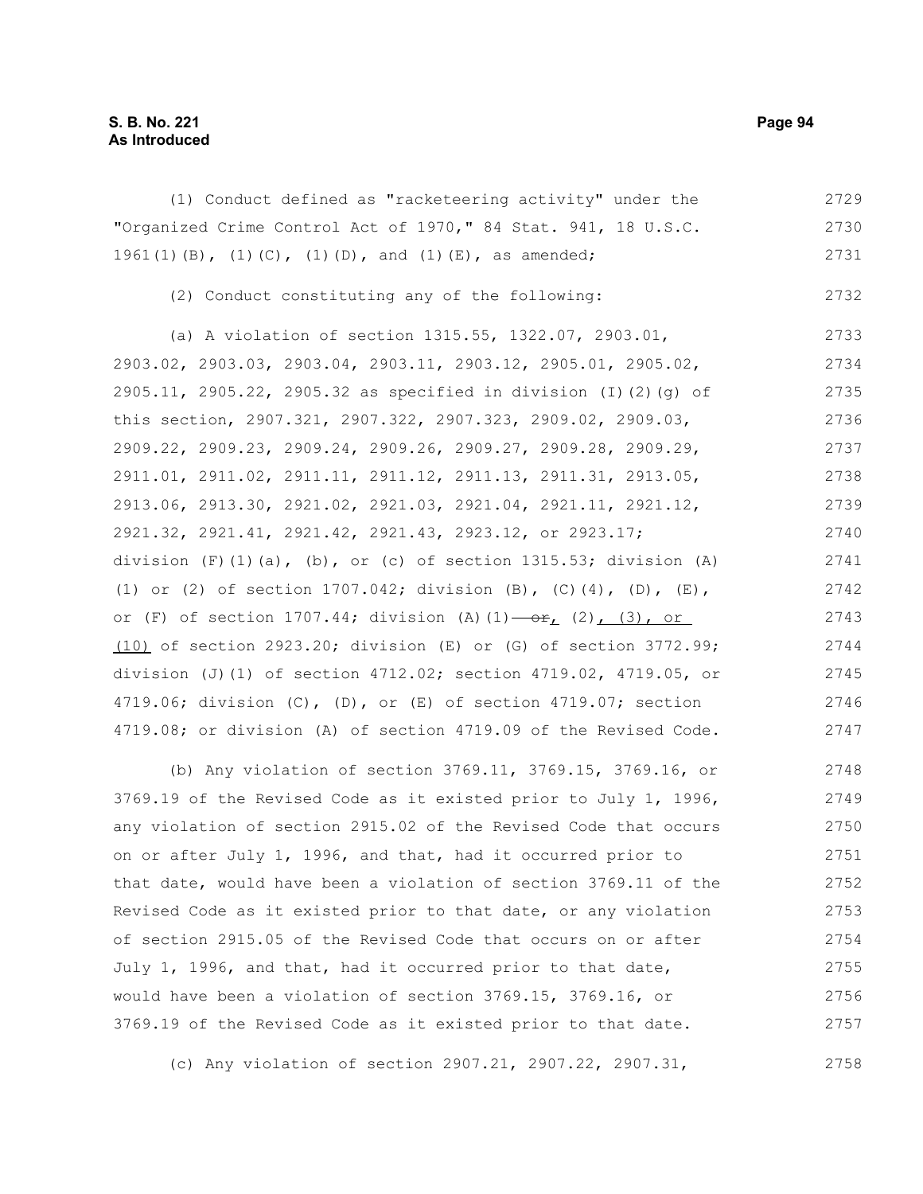(1) Conduct defined as "racketeering activity" under the "Organized Crime Control Act of 1970," 84 Stat. 941, 18 U.S.C. 1961(1)(B), (1)(C), (1)(D), and (1)(E), as amended;

(2) Conduct constituting any of the following:

(a) A violation of section 1315.55, 1322.07, 2903.01, 2903.02, 2903.03, 2903.04, 2903.11, 2903.12, 2905.01, 2905.02, 2905.11, 2905.22, 2905.32 as specified in division (I)(2)(g) of this section, 2907.321, 2907.322, 2907.323, 2909.02, 2909.03, 2909.22, 2909.23, 2909.24, 2909.26, 2909.27, 2909.28, 2909.29, 2911.01, 2911.02, 2911.11, 2911.12, 2911.13, 2911.31, 2913.05, 2913.06, 2913.30, 2921.02, 2921.03, 2921.04, 2921.11, 2921.12, 2921.32, 2921.41, 2921.42, 2921.43, 2923.12, or 2923.17; division (F)(1)(a), (b), or (c) of section 1315.53; division (A)(1) or (2) of section 1707.042; division (B), (C)(4), (D), (E), or (F) of section 1707.44; division (A)(1) ~~or~~, (2), (3), or (10) of section 2923.20; division (E) or (G) of section 3772.99; division (J)(1) of section 4712.02; section 4719.02, 4719.05, or 4719.06; division (C), (D), or (E) of section 4719.07; section 4719.08; or division (A) of section 4719.09 of the Revised Code.

(b) Any violation of section 3769.11, 3769.15, 3769.16, or 3769.19 of the Revised Code as it existed prior to July 1, 1996, any violation of section 2915.02 of the Revised Code that occurs on or after July 1, 1996, and that, had it occurred prior to that date, would have been a violation of section 3769.11 of the Revised Code as it existed prior to that date, or any violation of section 2915.05 of the Revised Code that occurs on or after July 1, 1996, and that, had it occurred prior to that date, would have been a violation of section 3769.15, 3769.16, or 3769.19 of the Revised Code as it existed prior to that date.

(c) Any violation of section 2907.21, 2907.22, 2907.31,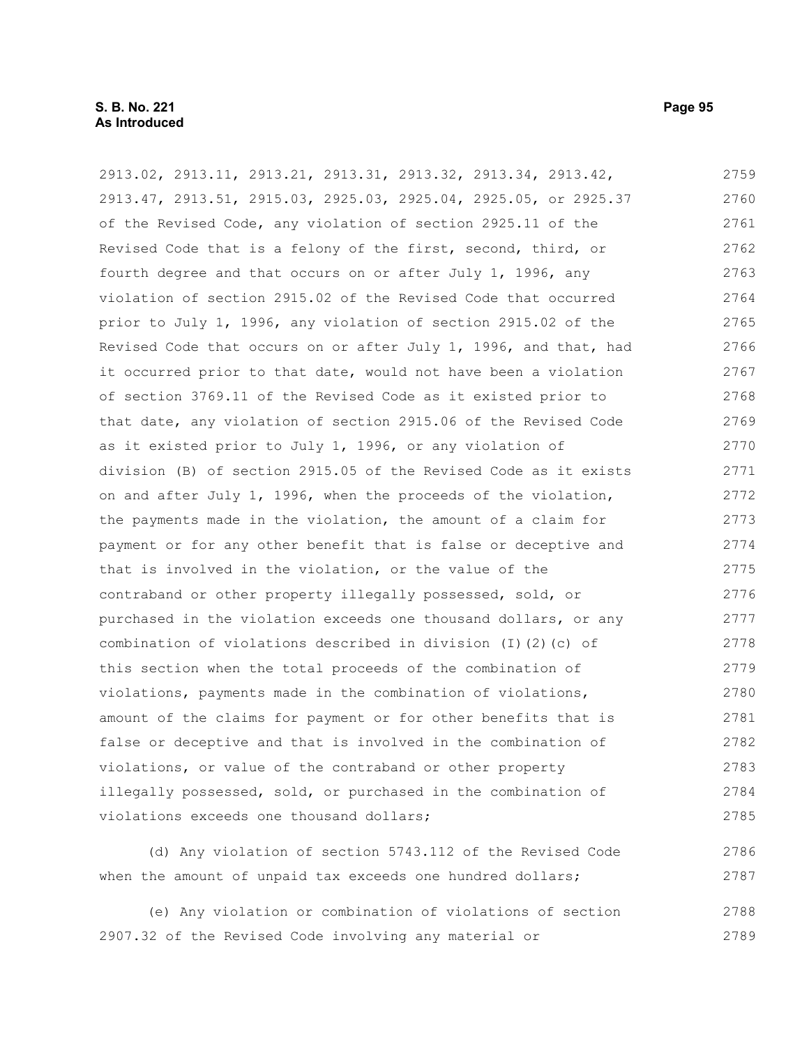2913.02, 2913.11, 2913.21, 2913.31, 2913.32, 2913.34, 2913.42, 2913.47, 2913.51, 2915.03, 2925.03, 2925.04, 2925.05, or 2925.37 of the Revised Code, any violation of section 2925.11 of the Revised Code that is a felony of the first, second, third, or fourth degree and that occurs on or after July 1, 1996, any violation of section 2915.02 of the Revised Code that occurred prior to July 1, 1996, any violation of section 2915.02 of the Revised Code that occurs on or after July 1, 1996, and that, had it occurred prior to that date, would not have been a violation of section 3769.11 of the Revised Code as it existed prior to that date, any violation of section 2915.06 of the Revised Code as it existed prior to July 1, 1996, or any violation of division (B) of section 2915.05 of the Revised Code as it exists on and after July 1, 1996, when the proceeds of the violation, the payments made in the violation, the amount of a claim for payment or for any other benefit that is false or deceptive and that is involved in the violation, or the value of the contraband or other property illegally possessed, sold, or purchased in the violation exceeds one thousand dollars, or any combination of violations described in division (I)(2)(c) of this section when the total proceeds of the combination of violations, payments made in the combination of violations, amount of the claims for payment or for other benefits that is false or deceptive and that is involved in the combination of violations, or value of the contraband or other property illegally possessed, sold, or purchased in the combination of violations exceeds one thousand dollars;

(d) Any violation of section 5743.112 of the Revised Code when the amount of unpaid tax exceeds one hundred dollars;

(e) Any violation or combination of violations of section 2907.32 of the Revised Code involving any material or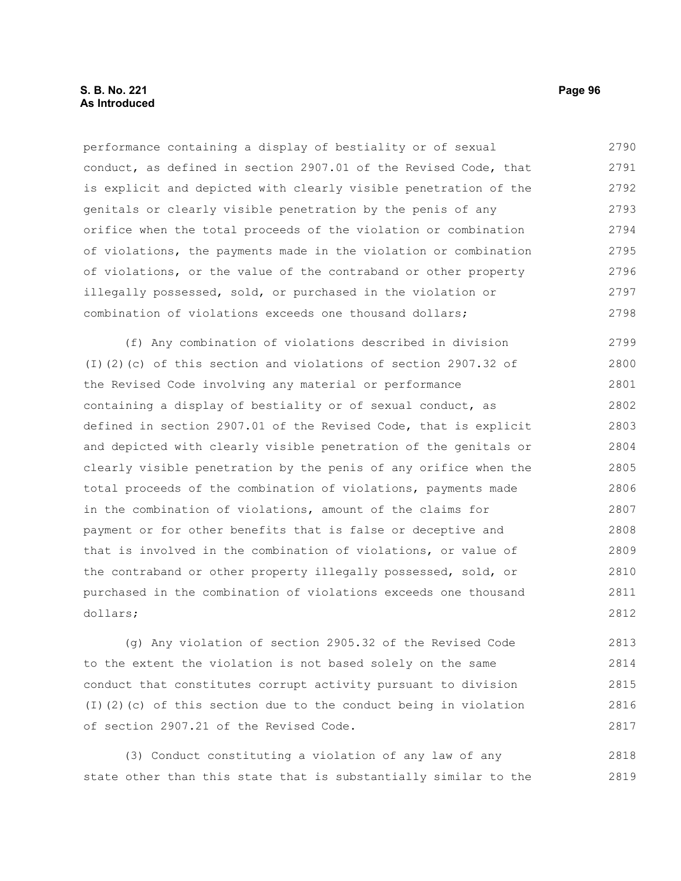performance containing a display of bestiality or of sexual conduct, as defined in section 2907.01 of the Revised Code, that is explicit and depicted with clearly visible penetration of the genitals or clearly visible penetration by the penis of any orifice when the total proceeds of the violation or combination of violations, the payments made in the violation or combination of violations, or the value of the contraband or other property illegally possessed, sold, or purchased in the violation or combination of violations exceeds one thousand dollars;

(f) Any combination of violations described in division (I)(2)(c) of this section and violations of section 2907.32 of the Revised Code involving any material or performance containing a display of bestiality or of sexual conduct, as defined in section 2907.01 of the Revised Code, that is explicit and depicted with clearly visible penetration of the genitals or clearly visible penetration by the penis of any orifice when the total proceeds of the combination of violations, payments made in the combination of violations, amount of the claims for payment or for other benefits that is false or deceptive and that is involved in the combination of violations, or value of the contraband or other property illegally possessed, sold, or purchased in the combination of violations exceeds one thousand dollars;

(g) Any violation of section 2905.32 of the Revised Code to the extent the violation is not based solely on the same conduct that constitutes corrupt activity pursuant to division (I)(2)(c) of this section due to the conduct being in violation of section 2907.21 of the Revised Code.

(3) Conduct constituting a violation of any law of any state other than this state that is substantially similar to the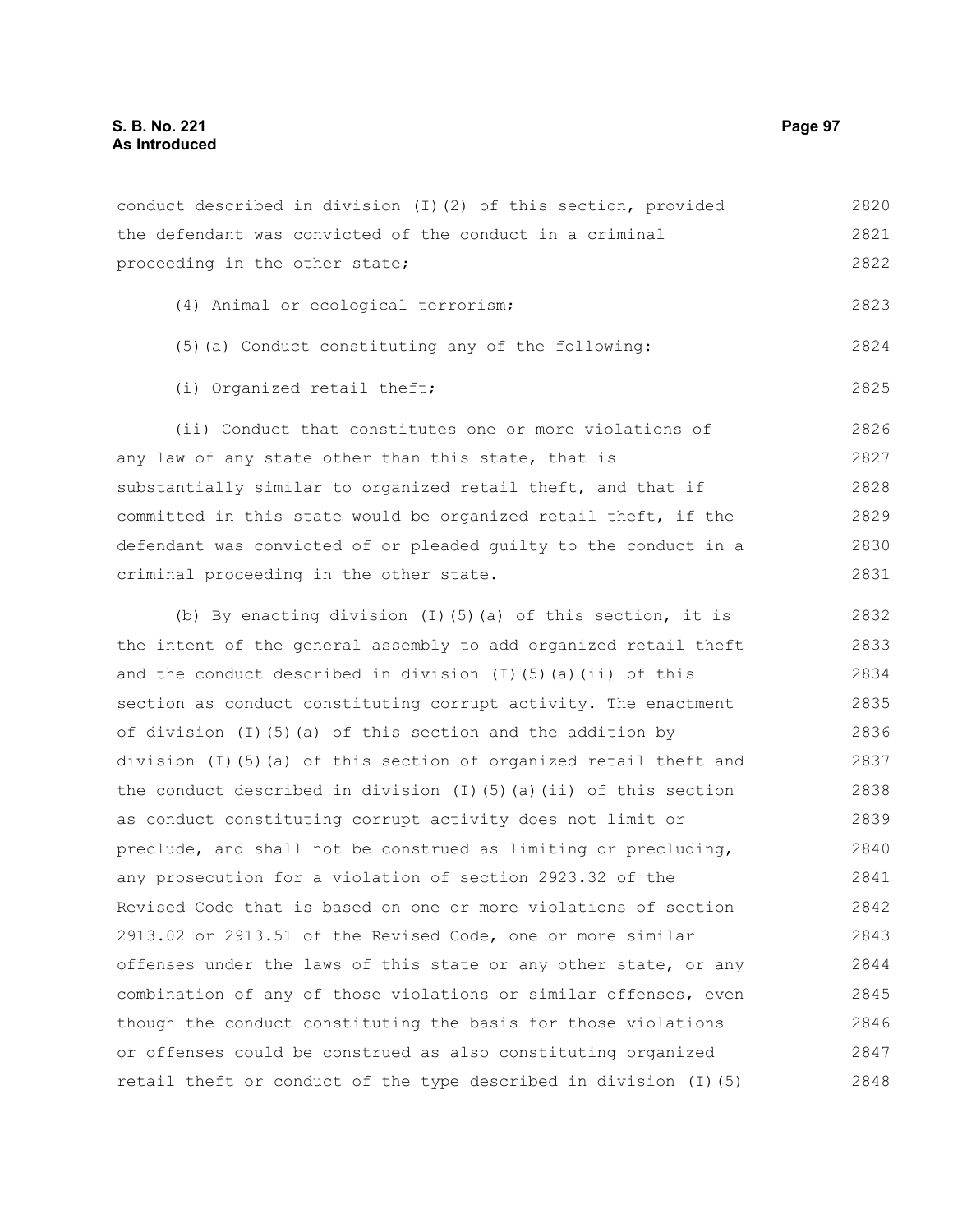conduct described in division (I)(2) of this section, provided the defendant was convicted of the conduct in a criminal proceeding in the other state;

(4) Animal or ecological terrorism;

(5)(a) Conduct constituting any of the following:

(i) Organized retail theft;

(ii) Conduct that constitutes one or more violations of any law of any state other than this state, that is substantially similar to organized retail theft, and that if committed in this state would be organized retail theft, if the defendant was convicted of or pleaded guilty to the conduct in a criminal proceeding in the other state.

(b) By enacting division (I)(5)(a) of this section, it is the intent of the general assembly to add organized retail theft and the conduct described in division (I)(5)(a)(ii) of this section as conduct constituting corrupt activity. The enactment of division (I)(5)(a) of this section and the addition by division (I)(5)(a) of this section of organized retail theft and the conduct described in division (I)(5)(a)(ii) of this section as conduct constituting corrupt activity does not limit or preclude, and shall not be construed as limiting or precluding, any prosecution for a violation of section 2923.32 of the Revised Code that is based on one or more violations of section 2913.02 or 2913.51 of the Revised Code, one or more similar offenses under the laws of this state or any other state, or any combination of any of those violations or similar offenses, even though the conduct constituting the basis for those violations or offenses could be construed as also constituting organized retail theft or conduct of the type described in division (I)(5)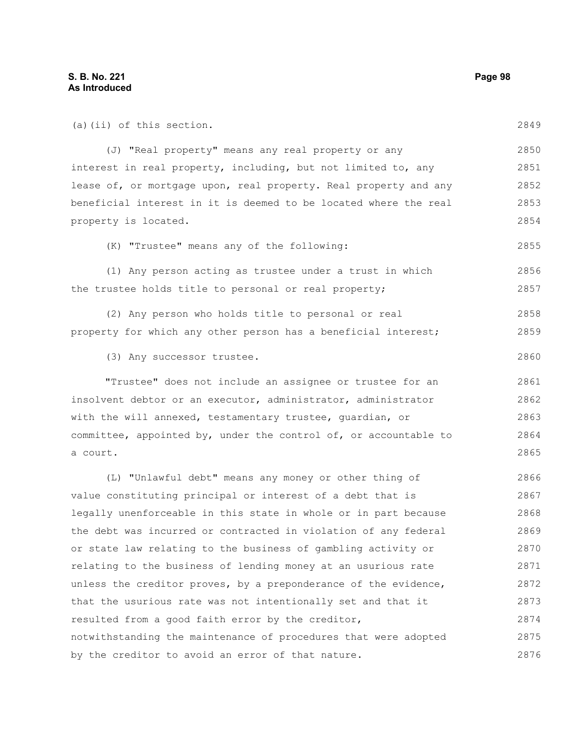(a)(ii) of this section.

(J) "Real property" means any real property or any interest in real property, including, but not limited to, any lease of, or mortgage upon, real property. Real property and any beneficial interest in it is deemed to be located where the real property is located.

(K) "Trustee" means any of the following:

(1) Any person acting as trustee under a trust in which the trustee holds title to personal or real property;

(2) Any person who holds title to personal or real property for which any other person has a beneficial interest;

(3) Any successor trustee.

"Trustee" does not include an assignee or trustee for an insolvent debtor or an executor, administrator, administrator with the will annexed, testamentary trustee, guardian, or committee, appointed by, under the control of, or accountable to a court.

(L) "Unlawful debt" means any money or other thing of value constituting principal or interest of a debt that is legally unenforceable in this state in whole or in part because the debt was incurred or contracted in violation of any federal or state law relating to the business of gambling activity or relating to the business of lending money at an usurious rate unless the creditor proves, by a preponderance of the evidence, that the usurious rate was not intentionally set and that it resulted from a good faith error by the creditor, notwithstanding the maintenance of procedures that were adopted by the creditor to avoid an error of that nature.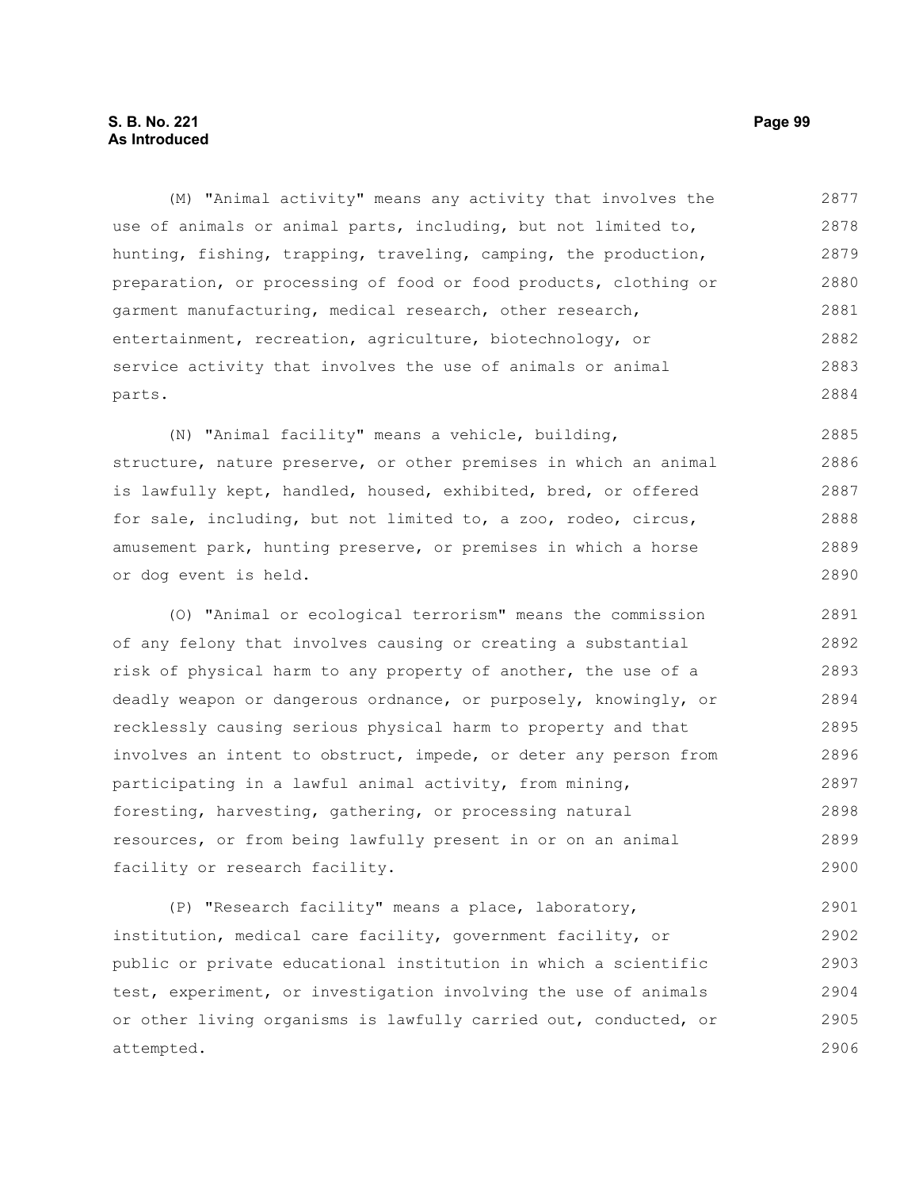(M) "Animal activity" means any activity that involves the use of animals or animal parts, including, but not limited to, hunting, fishing, trapping, traveling, camping, the production, preparation, or processing of food or food products, clothing or garment manufacturing, medical research, other research, entertainment, recreation, agriculture, biotechnology, or service activity that involves the use of animals or animal parts.

(N) "Animal facility" means a vehicle, building, structure, nature preserve, or other premises in which an animal is lawfully kept, handled, housed, exhibited, bred, or offered for sale, including, but not limited to, a zoo, rodeo, circus, amusement park, hunting preserve, or premises in which a horse or dog event is held.

(O) "Animal or ecological terrorism" means the commission of any felony that involves causing or creating a substantial risk of physical harm to any property of another, the use of a deadly weapon or dangerous ordnance, or purposely, knowingly, or recklessly causing serious physical harm to property and that involves an intent to obstruct, impede, or deter any person from participating in a lawful animal activity, from mining, foresting, harvesting, gathering, or processing natural resources, or from being lawfully present in or on an animal facility or research facility.

(P) "Research facility" means a place, laboratory, institution, medical care facility, government facility, or public or private educational institution in which a scientific test, experiment, or investigation involving the use of animals or other living organisms is lawfully carried out, conducted, or attempted.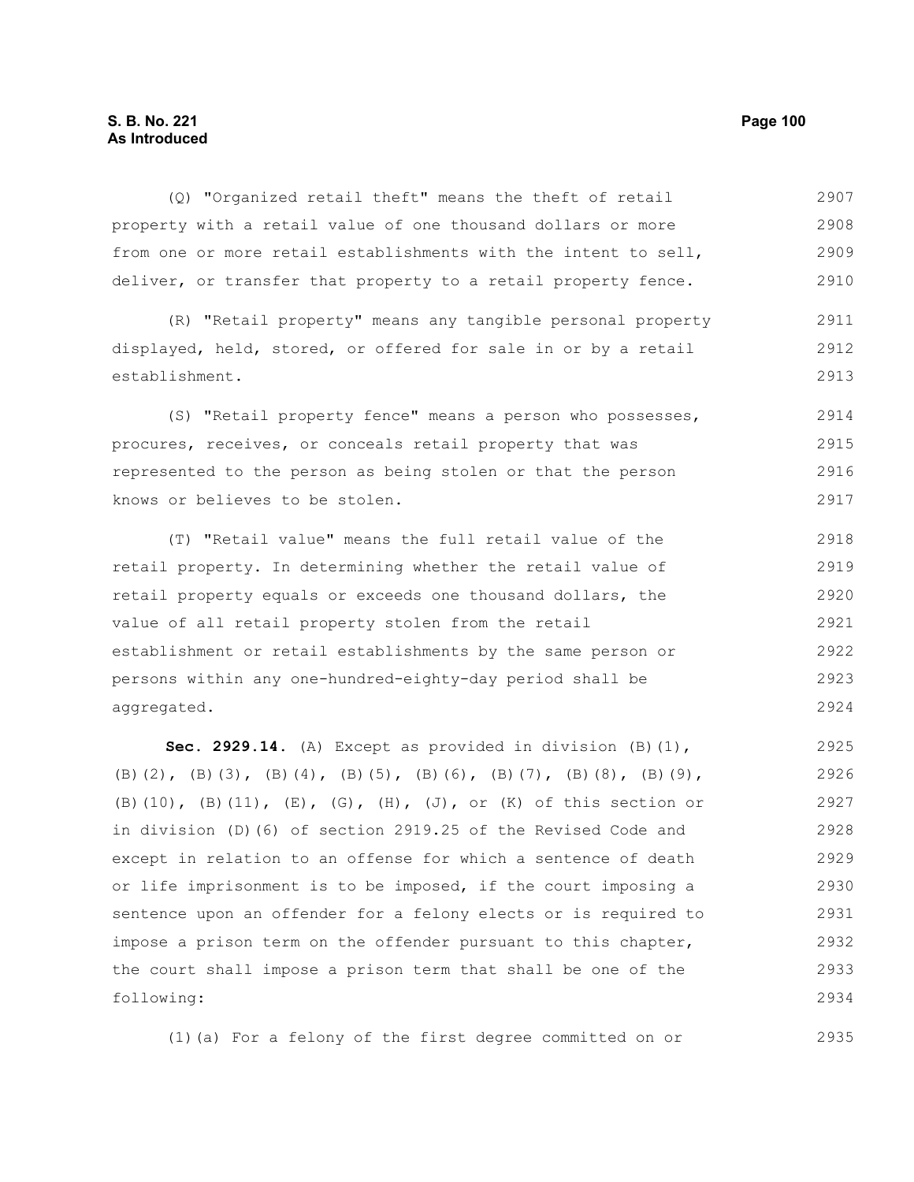(Q) "Organized retail theft" means the theft of retail property with a retail value of one thousand dollars or more from one or more retail establishments with the intent to sell, deliver, or transfer that property to a retail property fence.

(R) "Retail property" means any tangible personal property displayed, held, stored, or offered for sale in or by a retail establishment.

(S) "Retail property fence" means a person who possesses, procures, receives, or conceals retail property that was represented to the person as being stolen or that the person knows or believes to be stolen.

(T) "Retail value" means the full retail value of the retail property. In determining whether the retail value of retail property equals or exceeds one thousand dollars, the value of all retail property stolen from the retail establishment or retail establishments by the same person or persons within any one-hundred-eighty-day period shall be aggregated.

**Sec. 2929.14.** (A) Except as provided in division (B)(1), (B)(2), (B)(3), (B)(4), (B)(5), (B)(6), (B)(7), (B)(8), (B)(9), (B)(10), (B)(11), (E), (G), (H), (J), or (K) of this section or in division (D)(6) of section 2919.25 of the Revised Code and except in relation to an offense for which a sentence of death or life imprisonment is to be imposed, if the court imposing a sentence upon an offender for a felony elects or is required to impose a prison term on the offender pursuant to this chapter, the court shall impose a prison term that shall be one of the following:

(1)(a) For a felony of the first degree committed on or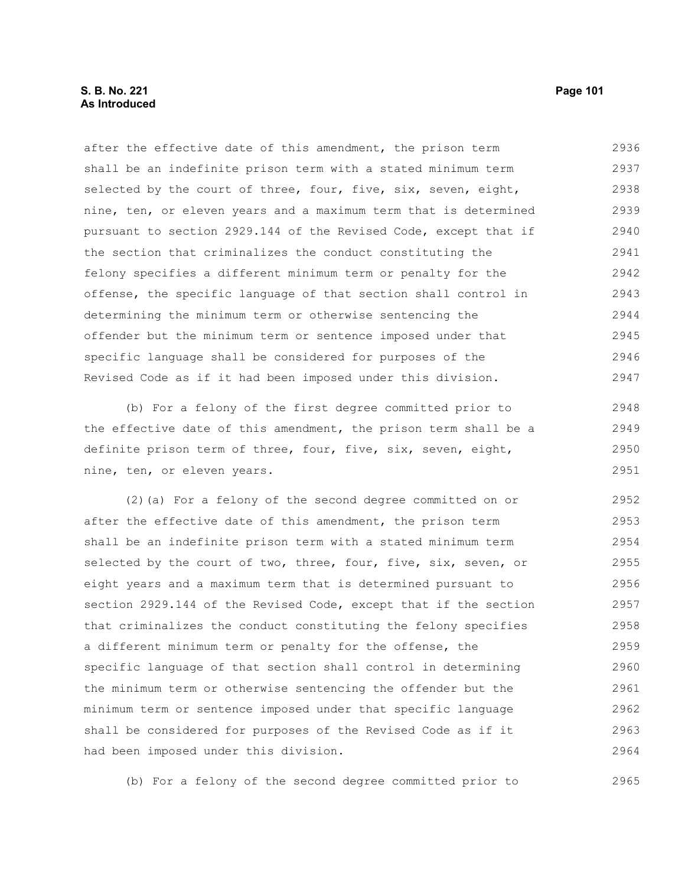after the effective date of this amendment, the prison term shall be an indefinite prison term with a stated minimum term selected by the court of three, four, five, six, seven, eight, nine, ten, or eleven years and a maximum term that is determined pursuant to section 2929.144 of the Revised Code, except that if the section that criminalizes the conduct constituting the felony specifies a different minimum term or penalty for the offense, the specific language of that section shall control in determining the minimum term or otherwise sentencing the offender but the minimum term or sentence imposed under that specific language shall be considered for purposes of the Revised Code as if it had been imposed under this division.

(b) For a felony of the first degree committed prior to the effective date of this amendment, the prison term shall be a definite prison term of three, four, five, six, seven, eight, nine, ten, or eleven years.

(2)(a) For a felony of the second degree committed on or after the effective date of this amendment, the prison term shall be an indefinite prison term with a stated minimum term selected by the court of two, three, four, five, six, seven, or eight years and a maximum term that is determined pursuant to section 2929.144 of the Revised Code, except that if the section that criminalizes the conduct constituting the felony specifies a different minimum term or penalty for the offense, the specific language of that section shall control in determining the minimum term or otherwise sentencing the offender but the minimum term or sentence imposed under that specific language shall be considered for purposes of the Revised Code as if it had been imposed under this division.

(b) For a felony of the second degree committed prior to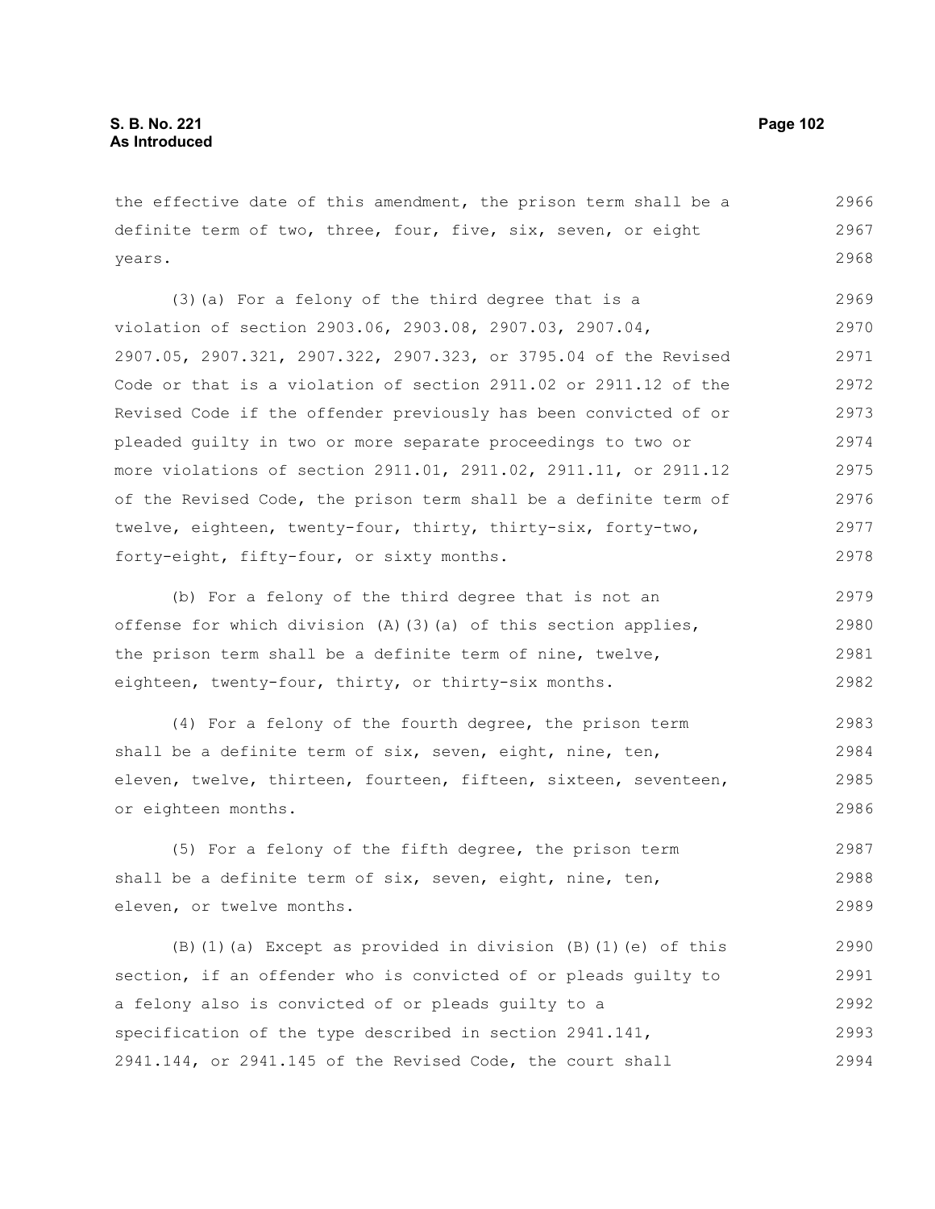the effective date of this amendment, the prison term shall be a definite term of two, three, four, five, six, seven, or eight years.

(3)(a) For a felony of the third degree that is a violation of section 2903.06, 2903.08, 2907.03, 2907.04, 2907.05, 2907.321, 2907.322, 2907.323, or 3795.04 of the Revised Code or that is a violation of section 2911.02 or 2911.12 of the Revised Code if the offender previously has been convicted of or pleaded guilty in two or more separate proceedings to two or more violations of section 2911.01, 2911.02, 2911.11, or 2911.12 of the Revised Code, the prison term shall be a definite term of twelve, eighteen, twenty-four, thirty, thirty-six, forty-two, forty-eight, fifty-four, or sixty months.

(b) For a felony of the third degree that is not an offense for which division (A)(3)(a) of this section applies, the prison term shall be a definite term of nine, twelve, eighteen, twenty-four, thirty, or thirty-six months.

(4) For a felony of the fourth degree, the prison term shall be a definite term of six, seven, eight, nine, ten, eleven, twelve, thirteen, fourteen, fifteen, sixteen, seventeen, or eighteen months.

(5) For a felony of the fifth degree, the prison term shall be a definite term of six, seven, eight, nine, ten, eleven, or twelve months.

(B)(1)(a) Except as provided in division (B)(1)(e) of this section, if an offender who is convicted of or pleads guilty to a felony also is convicted of or pleads guilty to a specification of the type described in section 2941.141, 2941.144, or 2941.145 of the Revised Code, the court shall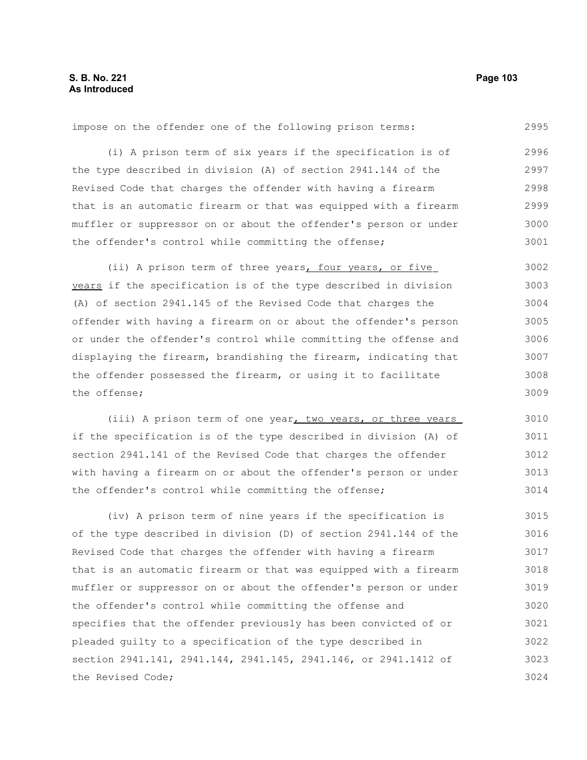impose on the offender one of the following prison terms:

(i) A prison term of six years if the specification is of the type described in division (A) of section 2941.144 of the Revised Code that charges the offender with having a firearm that is an automatic firearm or that was equipped with a firearm muffler or suppressor on or about the offender's person or under the offender's control while committing the offense;

(ii) A prison term of three years, four years, or five years if the specification is of the type described in division (A) of section 2941.145 of the Revised Code that charges the offender with having a firearm on or about the offender's person or under the offender's control while committing the offense and displaying the firearm, brandishing the firearm, indicating that the offender possessed the firearm, or using it to facilitate the offense;

(iii) A prison term of one year, two years, or three years if the specification is of the type described in division (A) of section 2941.141 of the Revised Code that charges the offender with having a firearm on or about the offender's person or under the offender's control while committing the offense;

(iv) A prison term of nine years if the specification is of the type described in division (D) of section 2941.144 of the Revised Code that charges the offender with having a firearm that is an automatic firearm or that was equipped with a firearm muffler or suppressor on or about the offender's person or under the offender's control while committing the offense and specifies that the offender previously has been convicted of or pleaded guilty to a specification of the type described in section 2941.141, 2941.144, 2941.145, 2941.146, or 2941.1412 of the Revised Code;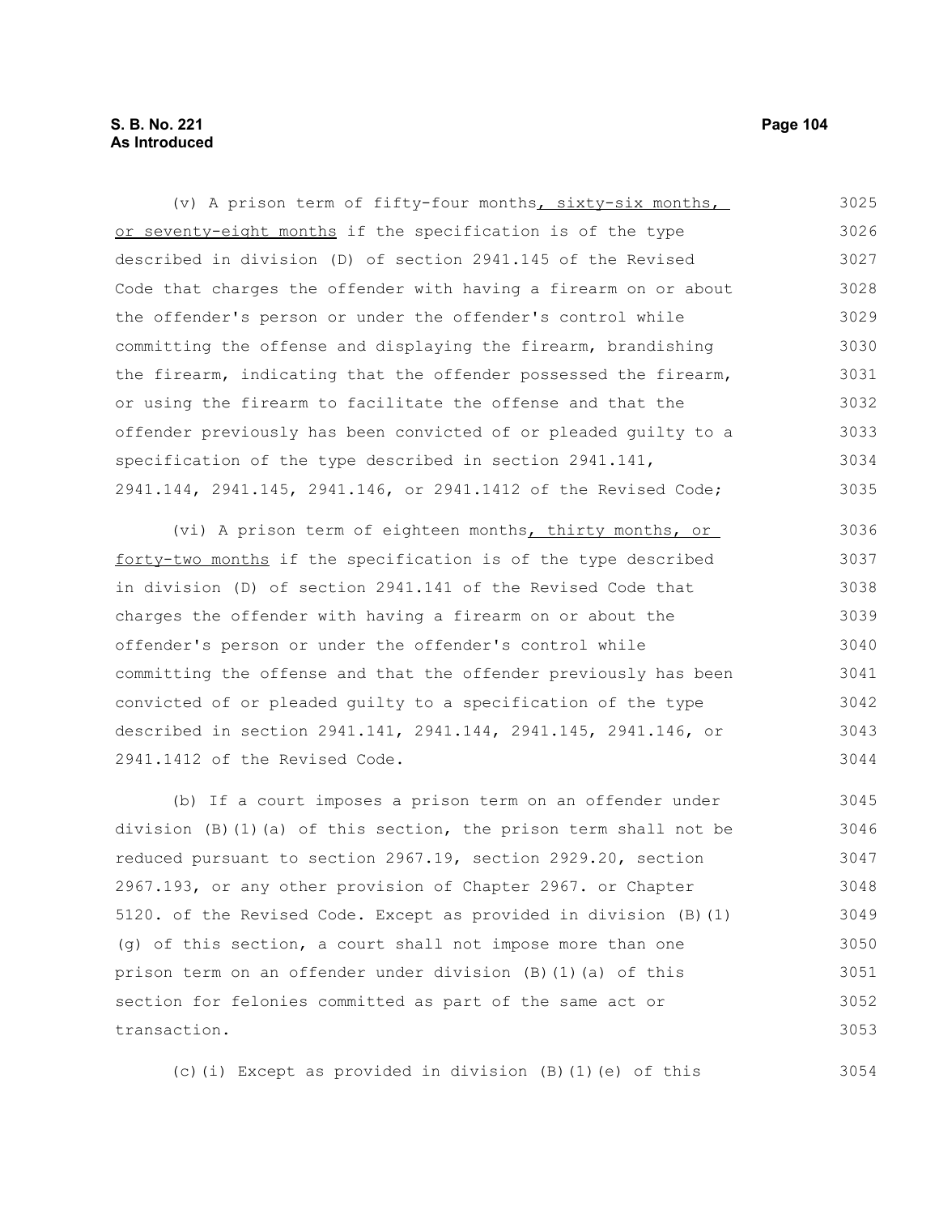(v) A prison term of fifty-four months, sixty-six months, or seventy-eight months if the specification is of the type described in division (D) of section 2941.145 of the Revised Code that charges the offender with having a firearm on or about the offender's person or under the offender's control while committing the offense and displaying the firearm, brandishing the firearm, indicating that the offender possessed the firearm, or using the firearm to facilitate the offense and that the offender previously has been convicted of or pleaded guilty to a specification of the type described in section 2941.141, 2941.144, 2941.145, 2941.146, or 2941.1412 of the Revised Code;

(vi) A prison term of eighteen months, thirty months, or forty-two months if the specification is of the type described in division (D) of section 2941.141 of the Revised Code that charges the offender with having a firearm on or about the offender's person or under the offender's control while committing the offense and that the offender previously has been convicted of or pleaded guilty to a specification of the type described in section 2941.141, 2941.144, 2941.145, 2941.146, or 2941.1412 of the Revised Code.

(b) If a court imposes a prison term on an offender under division (B)(1)(a) of this section, the prison term shall not be reduced pursuant to section 2967.19, section 2929.20, section 2967.193, or any other provision of Chapter 2967. or Chapter 5120. of the Revised Code. Except as provided in division (B)(1)(g) of this section, a court shall not impose more than one prison term on an offender under division (B)(1)(a) of this section for felonies committed as part of the same act or transaction.

(c)(i) Except as provided in division (B)(1)(e) of this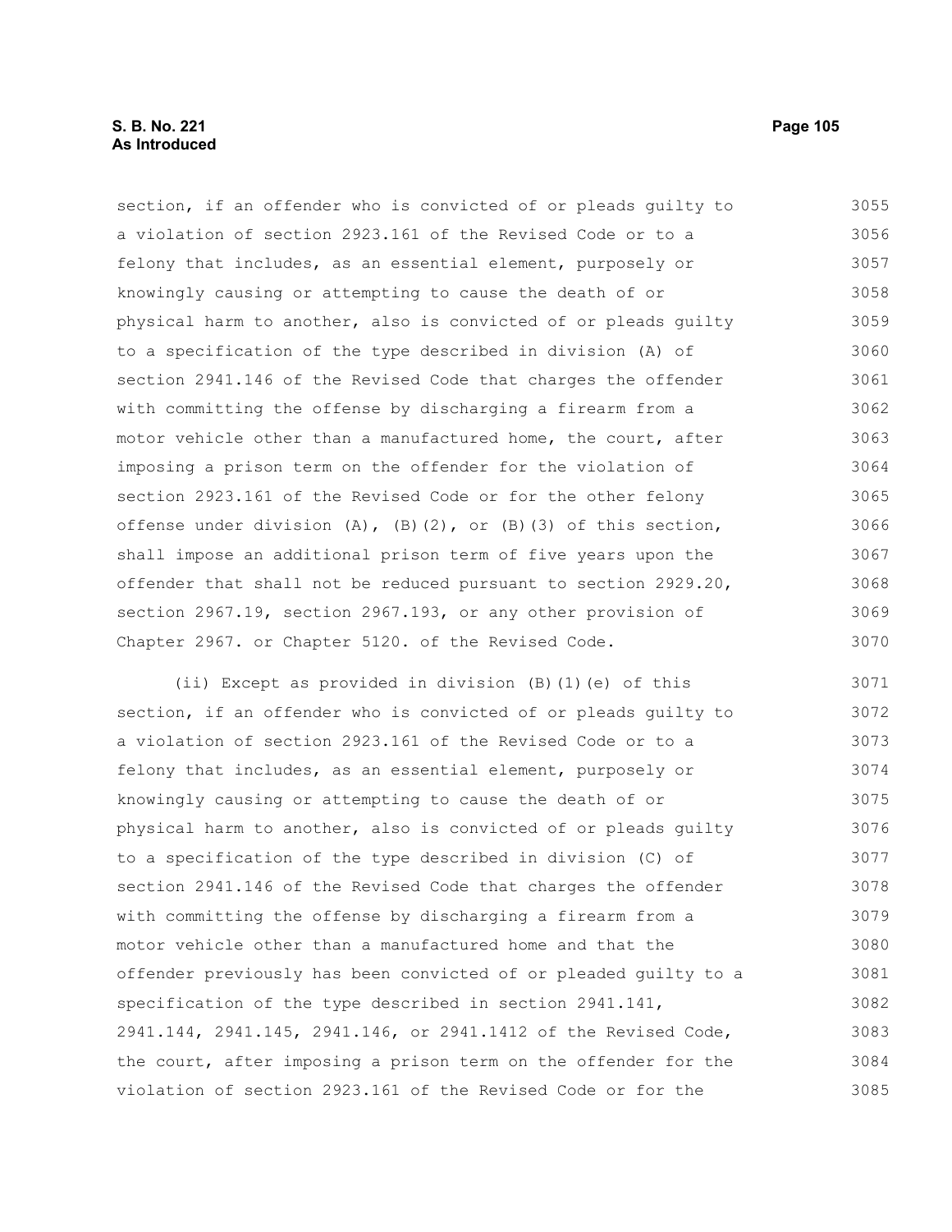section, if an offender who is convicted of or pleads guilty to a violation of section 2923.161 of the Revised Code or to a felony that includes, as an essential element, purposely or knowingly causing or attempting to cause the death of or physical harm to another, also is convicted of or pleads guilty to a specification of the type described in division (A) of section 2941.146 of the Revised Code that charges the offender with committing the offense by discharging a firearm from a motor vehicle other than a manufactured home, the court, after imposing a prison term on the offender for the violation of section 2923.161 of the Revised Code or for the other felony offense under division (A), (B)(2), or (B)(3) of this section, shall impose an additional prison term of five years upon the offender that shall not be reduced pursuant to section 2929.20, section 2967.19, section 2967.193, or any other provision of Chapter 2967. or Chapter 5120. of the Revised Code.

(ii) Except as provided in division (B)(1)(e) of this section, if an offender who is convicted of or pleads guilty to a violation of section 2923.161 of the Revised Code or to a felony that includes, as an essential element, purposely or knowingly causing or attempting to cause the death of or physical harm to another, also is convicted of or pleads guilty to a specification of the type described in division (C) of section 2941.146 of the Revised Code that charges the offender with committing the offense by discharging a firearm from a motor vehicle other than a manufactured home and that the offender previously has been convicted of or pleaded guilty to a specification of the type described in section 2941.141, 2941.144, 2941.145, 2941.146, or 2941.1412 of the Revised Code, the court, after imposing a prison term on the offender for the violation of section 2923.161 of the Revised Code or for the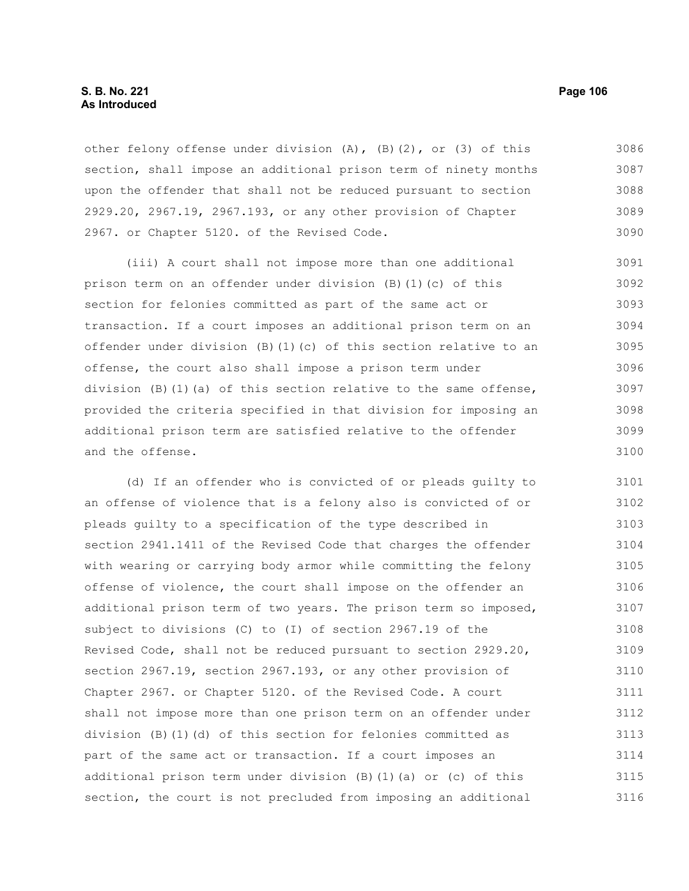other felony offense under division (A), (B)(2), or (3) of this section, shall impose an additional prison term of ninety months upon the offender that shall not be reduced pursuant to section 2929.20, 2967.19, 2967.193, or any other provision of Chapter 2967. or Chapter 5120. of the Revised Code.

(iii) A court shall not impose more than one additional prison term on an offender under division (B)(1)(c) of this section for felonies committed as part of the same act or transaction. If a court imposes an additional prison term on an offender under division (B)(1)(c) of this section relative to an offense, the court also shall impose a prison term under division (B)(1)(a) of this section relative to the same offense, provided the criteria specified in that division for imposing an additional prison term are satisfied relative to the offender and the offense.

(d) If an offender who is convicted of or pleads guilty to an offense of violence that is a felony also is convicted of or pleads guilty to a specification of the type described in section 2941.1411 of the Revised Code that charges the offender with wearing or carrying body armor while committing the felony offense of violence, the court shall impose on the offender an additional prison term of two years. The prison term so imposed, subject to divisions (C) to (I) of section 2967.19 of the Revised Code, shall not be reduced pursuant to section 2929.20, section 2967.19, section 2967.193, or any other provision of Chapter 2967. or Chapter 5120. of the Revised Code. A court shall not impose more than one prison term on an offender under division (B)(1)(d) of this section for felonies committed as part of the same act or transaction. If a court imposes an additional prison term under division (B)(1)(a) or (c) of this section, the court is not precluded from imposing an additional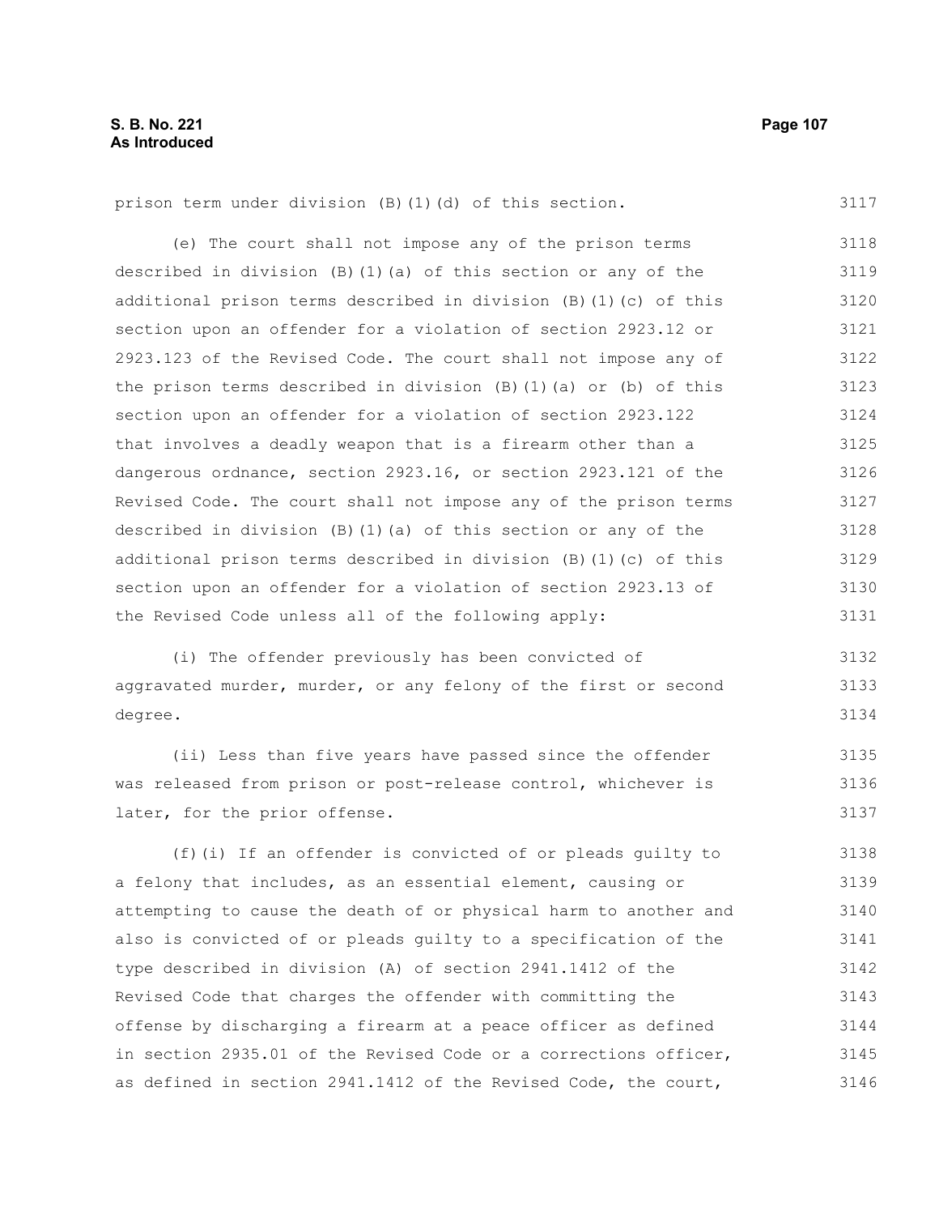prison term under division (B)(1)(d) of this section.

(e) The court shall not impose any of the prison terms described in division (B)(1)(a) of this section or any of the additional prison terms described in division (B)(1)(c) of this section upon an offender for a violation of section 2923.12 or 2923.123 of the Revised Code. The court shall not impose any of the prison terms described in division (B)(1)(a) or (b) of this section upon an offender for a violation of section 2923.122 that involves a deadly weapon that is a firearm other than a dangerous ordnance, section 2923.16, or section 2923.121 of the Revised Code. The court shall not impose any of the prison terms described in division (B)(1)(a) of this section or any of the additional prison terms described in division (B)(1)(c) of this section upon an offender for a violation of section 2923.13 of the Revised Code unless all of the following apply:

(i) The offender previously has been convicted of aggravated murder, murder, or any felony of the first or second degree.

(ii) Less than five years have passed since the offender was released from prison or post-release control, whichever is later, for the prior offense.

(f)(i) If an offender is convicted of or pleads guilty to a felony that includes, as an essential element, causing or attempting to cause the death of or physical harm to another and also is convicted of or pleads guilty to a specification of the type described in division (A) of section 2941.1412 of the Revised Code that charges the offender with committing the offense by discharging a firearm at a peace officer as defined in section 2935.01 of the Revised Code or a corrections officer, as defined in section 2941.1412 of the Revised Code, the court,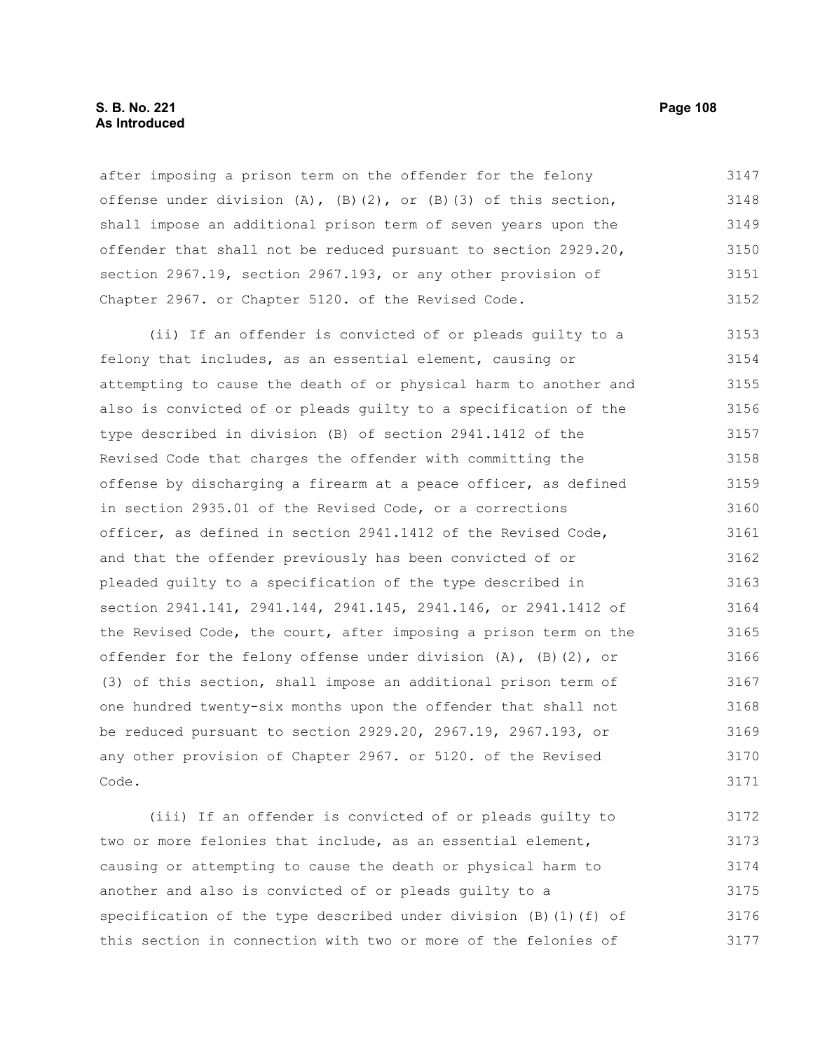after imposing a prison term on the offender for the felony offense under division (A), (B)(2), or (B)(3) of this section, shall impose an additional prison term of seven years upon the offender that shall not be reduced pursuant to section 2929.20, section 2967.19, section 2967.193, or any other provision of Chapter 2967. or Chapter 5120. of the Revised Code.

(ii) If an offender is convicted of or pleads guilty to a felony that includes, as an essential element, causing or attempting to cause the death of or physical harm to another and also is convicted of or pleads guilty to a specification of the type described in division (B) of section 2941.1412 of the Revised Code that charges the offender with committing the offense by discharging a firearm at a peace officer, as defined in section 2935.01 of the Revised Code, or a corrections officer, as defined in section 2941.1412 of the Revised Code, and that the offender previously has been convicted of or pleaded guilty to a specification of the type described in section 2941.141, 2941.144, 2941.145, 2941.146, or 2941.1412 of the Revised Code, the court, after imposing a prison term on the offender for the felony offense under division (A), (B)(2), or (3) of this section, shall impose an additional prison term of one hundred twenty-six months upon the offender that shall not be reduced pursuant to section 2929.20, 2967.19, 2967.193, or any other provision of Chapter 2967. or 5120. of the Revised Code.

(iii) If an offender is convicted of or pleads guilty to two or more felonies that include, as an essential element, causing or attempting to cause the death or physical harm to another and also is convicted of or pleads guilty to a specification of the type described under division (B)(1)(f) of this section in connection with two or more of the felonies of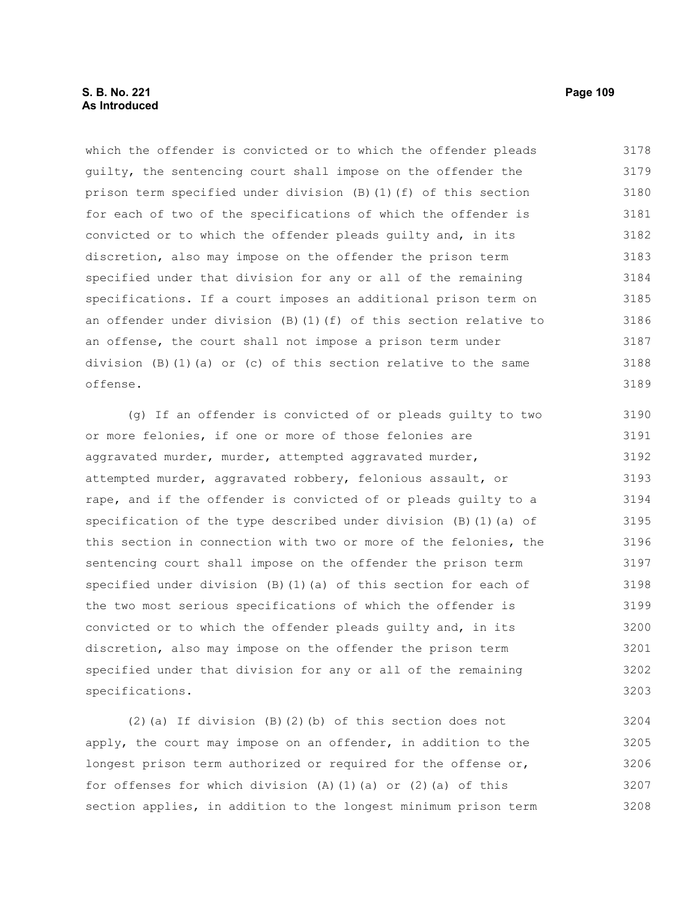which the offender is convicted or to which the offender pleads guilty, the sentencing court shall impose on the offender the prison term specified under division (B)(1)(f) of this section for each of two of the specifications of which the offender is convicted or to which the offender pleads guilty and, in its discretion, also may impose on the offender the prison term specified under that division for any or all of the remaining specifications. If a court imposes an additional prison term on an offender under division (B)(1)(f) of this section relative to an offense, the court shall not impose a prison term under division (B)(1)(a) or (c) of this section relative to the same offense.

(g) If an offender is convicted of or pleads guilty to two or more felonies, if one or more of those felonies are aggravated murder, murder, attempted aggravated murder, attempted murder, aggravated robbery, felonious assault, or rape, and if the offender is convicted of or pleads guilty to a specification of the type described under division (B)(1)(a) of this section in connection with two or more of the felonies, the sentencing court shall impose on the offender the prison term specified under division (B)(1)(a) of this section for each of the two most serious specifications of which the offender is convicted or to which the offender pleads guilty and, in its discretion, also may impose on the offender the prison term specified under that division for any or all of the remaining specifications.

(2)(a) If division (B)(2)(b) of this section does not apply, the court may impose on an offender, in addition to the longest prison term authorized or required for the offense or, for offenses for which division (A)(1)(a) or (2)(a) of this section applies, in addition to the longest minimum prison term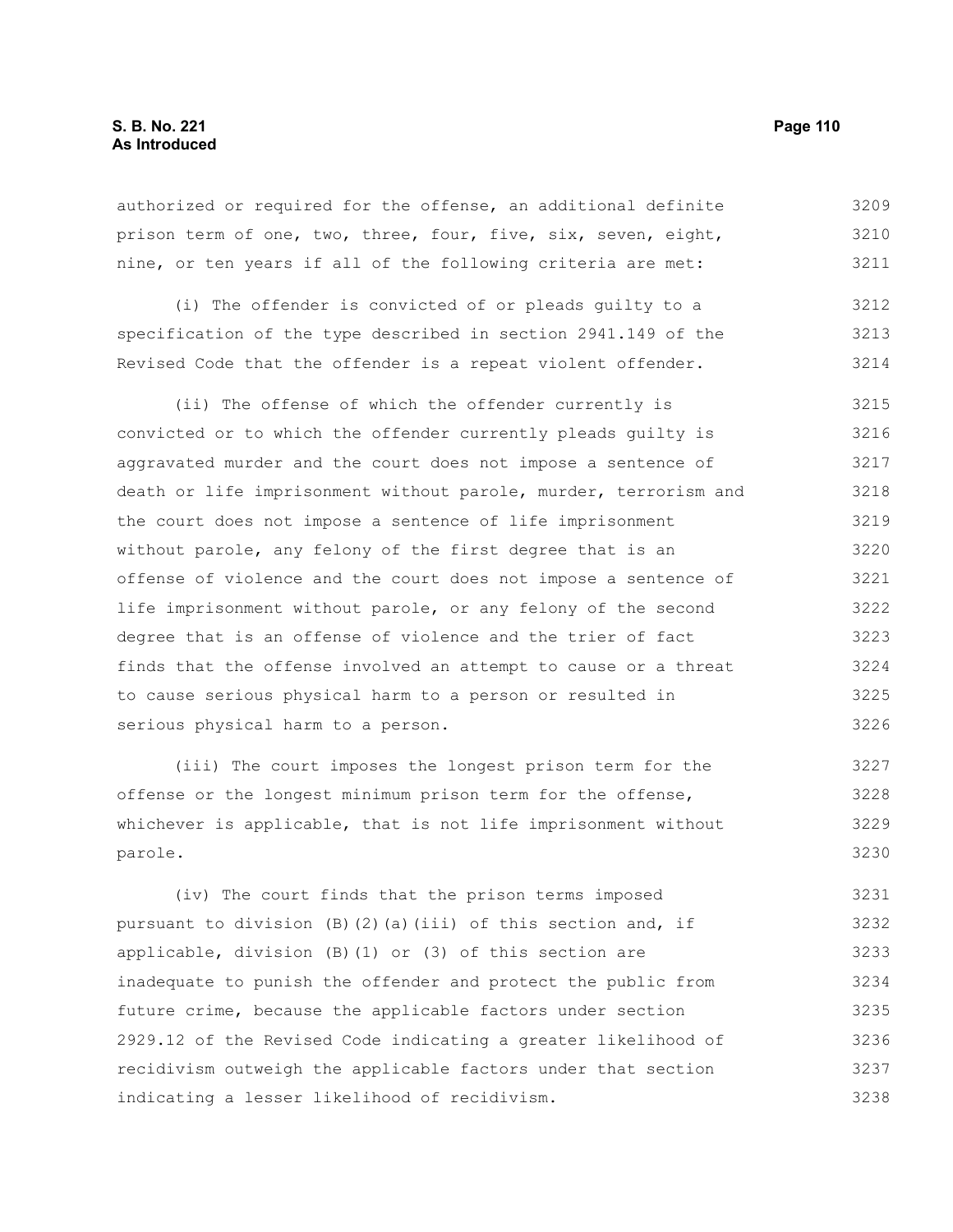authorized or required for the offense, an additional definite prison term of one, two, three, four, five, six, seven, eight, nine, or ten years if all of the following criteria are met:

(i) The offender is convicted of or pleads guilty to a specification of the type described in section 2941.149 of the Revised Code that the offender is a repeat violent offender.

(ii) The offense of which the offender currently is convicted or to which the offender currently pleads guilty is aggravated murder and the court does not impose a sentence of death or life imprisonment without parole, murder, terrorism and the court does not impose a sentence of life imprisonment without parole, any felony of the first degree that is an offense of violence and the court does not impose a sentence of life imprisonment without parole, or any felony of the second degree that is an offense of violence and the trier of fact finds that the offense involved an attempt to cause or a threat to cause serious physical harm to a person or resulted in serious physical harm to a person.

(iii) The court imposes the longest prison term for the offense or the longest minimum prison term for the offense, whichever is applicable, that is not life imprisonment without parole.

(iv) The court finds that the prison terms imposed pursuant to division (B)(2)(a)(iii) of this section and, if applicable, division (B)(1) or (3) of this section are inadequate to punish the offender and protect the public from future crime, because the applicable factors under section 2929.12 of the Revised Code indicating a greater likelihood of recidivism outweigh the applicable factors under that section indicating a lesser likelihood of recidivism.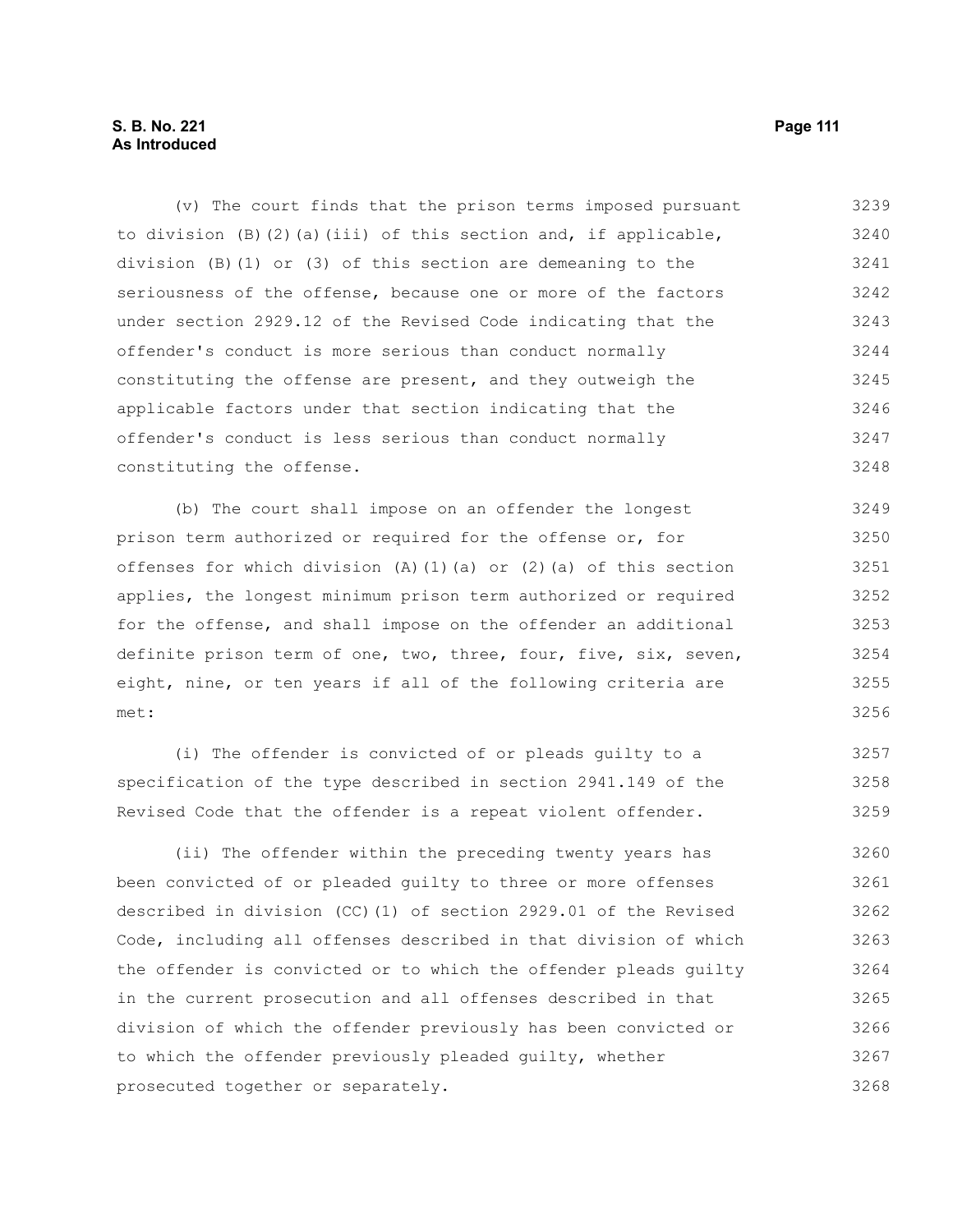(v) The court finds that the prison terms imposed pursuant to division (B)(2)(a)(iii) of this section and, if applicable, division (B)(1) or (3) of this section are demeaning to the seriousness of the offense, because one or more of the factors under section 2929.12 of the Revised Code indicating that the offender's conduct is more serious than conduct normally constituting the offense are present, and they outweigh the applicable factors under that section indicating that the offender's conduct is less serious than conduct normally constituting the offense.

(b) The court shall impose on an offender the longest prison term authorized or required for the offense or, for offenses for which division (A)(1)(a) or (2)(a) of this section applies, the longest minimum prison term authorized or required for the offense, and shall impose on the offender an additional definite prison term of one, two, three, four, five, six, seven, eight, nine, or ten years if all of the following criteria are met:

(i) The offender is convicted of or pleads guilty to a specification of the type described in section 2941.149 of the Revised Code that the offender is a repeat violent offender.

(ii) The offender within the preceding twenty years has been convicted of or pleaded guilty to three or more offenses described in division (CC)(1) of section 2929.01 of the Revised Code, including all offenses described in that division of which the offender is convicted or to which the offender pleads guilty in the current prosecution and all offenses described in that division of which the offender previously has been convicted or to which the offender previously pleaded guilty, whether prosecuted together or separately.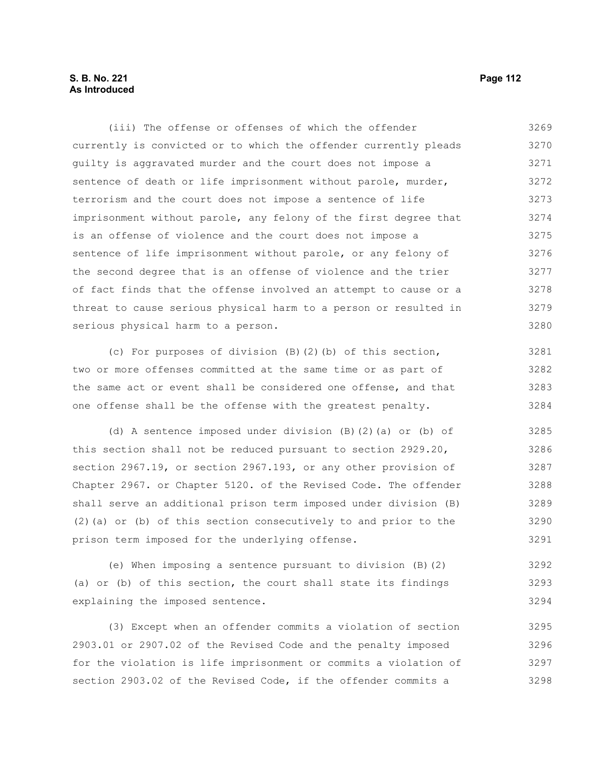(iii) The offense or offenses of which the offender currently is convicted or to which the offender currently pleads guilty is aggravated murder and the court does not impose a sentence of death or life imprisonment without parole, murder, terrorism and the court does not impose a sentence of life imprisonment without parole, any felony of the first degree that is an offense of violence and the court does not impose a sentence of life imprisonment without parole, or any felony of the second degree that is an offense of violence and the trier of fact finds that the offense involved an attempt to cause or a threat to cause serious physical harm to a person or resulted in serious physical harm to a person.

(c) For purposes of division (B)(2)(b) of this section, two or more offenses committed at the same time or as part of the same act or event shall be considered one offense, and that one offense shall be the offense with the greatest penalty.

(d) A sentence imposed under division (B)(2)(a) or (b) of this section shall not be reduced pursuant to section 2929.20, section 2967.19, or section 2967.193, or any other provision of Chapter 2967. or Chapter 5120. of the Revised Code. The offender shall serve an additional prison term imposed under division (B)(2)(a) or (b) of this section consecutively to and prior to the prison term imposed for the underlying offense.

(e) When imposing a sentence pursuant to division (B)(2)(a) or (b) of this section, the court shall state its findings explaining the imposed sentence.

(3) Except when an offender commits a violation of section 2903.01 or 2907.02 of the Revised Code and the penalty imposed for the violation is life imprisonment or commits a violation of section 2903.02 of the Revised Code, if the offender commits a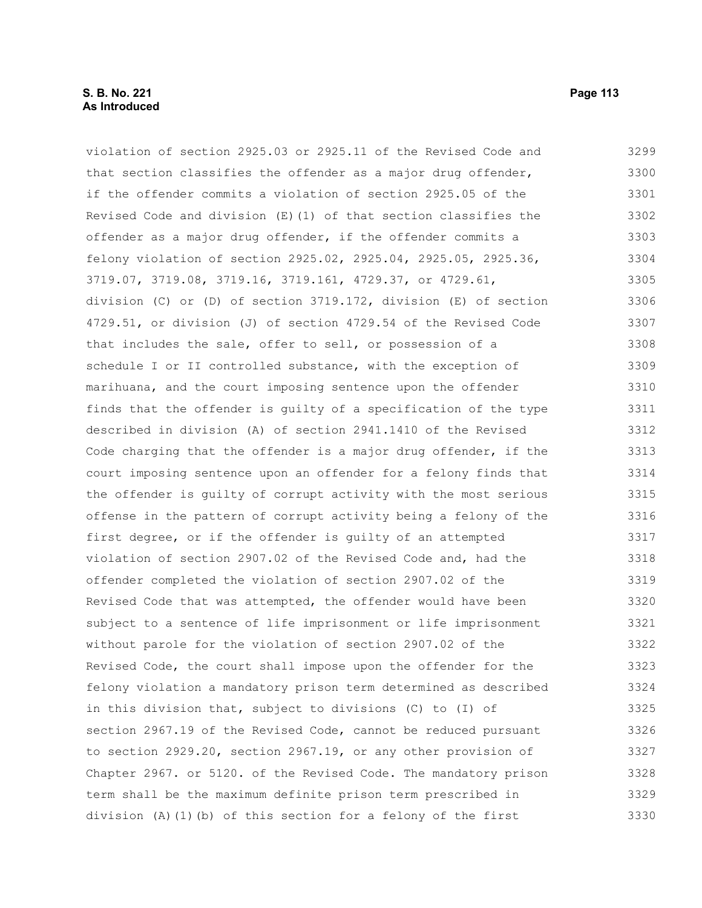violation of section 2925.03 or 2925.11 of the Revised Code and that section classifies the offender as a major drug offender, if the offender commits a violation of section 2925.05 of the Revised Code and division (E)(1) of that section classifies the offender as a major drug offender, if the offender commits a felony violation of section 2925.02, 2925.04, 2925.05, 2925.36, 3719.07, 3719.08, 3719.16, 3719.161, 4729.37, or 4729.61, division (C) or (D) of section 3719.172, division (E) of section 4729.51, or division (J) of section 4729.54 of the Revised Code that includes the sale, offer to sell, or possession of a schedule I or II controlled substance, with the exception of marihuana, and the court imposing sentence upon the offender finds that the offender is guilty of a specification of the type described in division (A) of section 2941.1410 of the Revised Code charging that the offender is a major drug offender, if the court imposing sentence upon an offender for a felony finds that the offender is guilty of corrupt activity with the most serious offense in the pattern of corrupt activity being a felony of the first degree, or if the offender is guilty of an attempted violation of section 2907.02 of the Revised Code and, had the offender completed the violation of section 2907.02 of the Revised Code that was attempted, the offender would have been subject to a sentence of life imprisonment or life imprisonment without parole for the violation of section 2907.02 of the Revised Code, the court shall impose upon the offender for the felony violation a mandatory prison term determined as described in this division that, subject to divisions (C) to (I) of section 2967.19 of the Revised Code, cannot be reduced pursuant to section 2929.20, section 2967.19, or any other provision of Chapter 2967. or 5120. of the Revised Code. The mandatory prison term shall be the maximum definite prison term prescribed in division (A)(1)(b) of this section for a felony of the first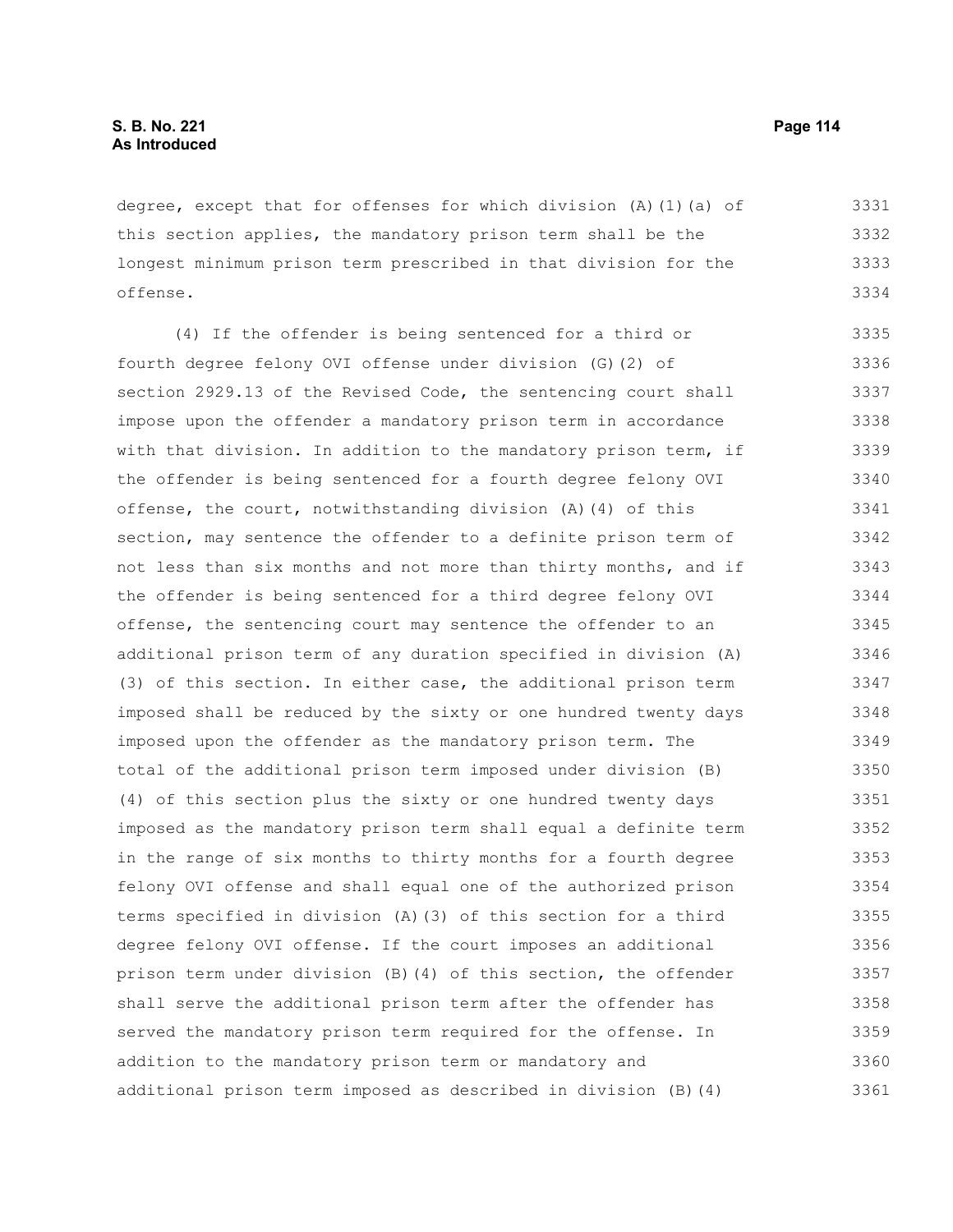degree, except that for offenses for which division (A)(1)(a) of this section applies, the mandatory prison term shall be the longest minimum prison term prescribed in that division for the offense.

(4) If the offender is being sentenced for a third or fourth degree felony OVI offense under division (G)(2) of section 2929.13 of the Revised Code, the sentencing court shall impose upon the offender a mandatory prison term in accordance with that division. In addition to the mandatory prison term, if the offender is being sentenced for a fourth degree felony OVI offense, the court, notwithstanding division (A)(4) of this section, may sentence the offender to a definite prison term of not less than six months and not more than thirty months, and if the offender is being sentenced for a third degree felony OVI offense, the sentencing court may sentence the offender to an additional prison term of any duration specified in division (A)(3) of this section. In either case, the additional prison term imposed shall be reduced by the sixty or one hundred twenty days imposed upon the offender as the mandatory prison term. The total of the additional prison term imposed under division (B)(4) of this section plus the sixty or one hundred twenty days imposed as the mandatory prison term shall equal a definite term in the range of six months to thirty months for a fourth degree felony OVI offense and shall equal one of the authorized prison terms specified in division (A)(3) of this section for a third degree felony OVI offense. If the court imposes an additional prison term under division (B)(4) of this section, the offender shall serve the additional prison term after the offender has served the mandatory prison term required for the offense. In addition to the mandatory prison term or mandatory and additional prison term imposed as described in division (B)(4)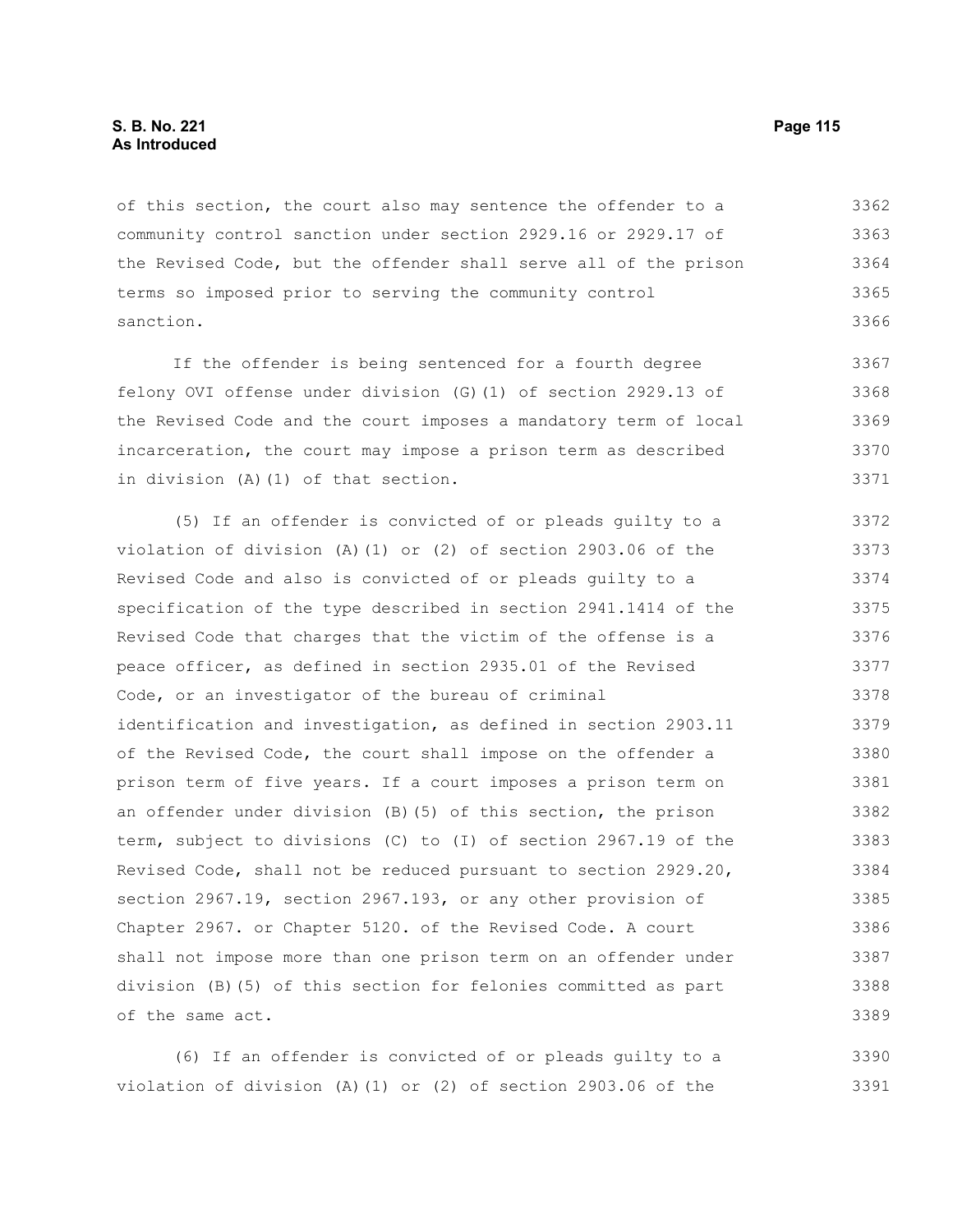of this section, the court also may sentence the offender to a community control sanction under section 2929.16 or 2929.17 of the Revised Code, but the offender shall serve all of the prison terms so imposed prior to serving the community control sanction.

If the offender is being sentenced for a fourth degree felony OVI offense under division (G)(1) of section 2929.13 of the Revised Code and the court imposes a mandatory term of local incarceration, the court may impose a prison term as described in division (A)(1) of that section.

(5) If an offender is convicted of or pleads guilty to a violation of division (A)(1) or (2) of section 2903.06 of the Revised Code and also is convicted of or pleads guilty to a specification of the type described in section 2941.1414 of the Revised Code that charges that the victim of the offense is a peace officer, as defined in section 2935.01 of the Revised Code, or an investigator of the bureau of criminal identification and investigation, as defined in section 2903.11 of the Revised Code, the court shall impose on the offender a prison term of five years. If a court imposes a prison term on an offender under division (B)(5) of this section, the prison term, subject to divisions (C) to (I) of section 2967.19 of the Revised Code, shall not be reduced pursuant to section 2929.20, section 2967.19, section 2967.193, or any other provision of Chapter 2967. or Chapter 5120. of the Revised Code. A court shall not impose more than one prison term on an offender under division (B)(5) of this section for felonies committed as part of the same act.

(6) If an offender is convicted of or pleads guilty to a violation of division (A)(1) or (2) of section 2903.06 of the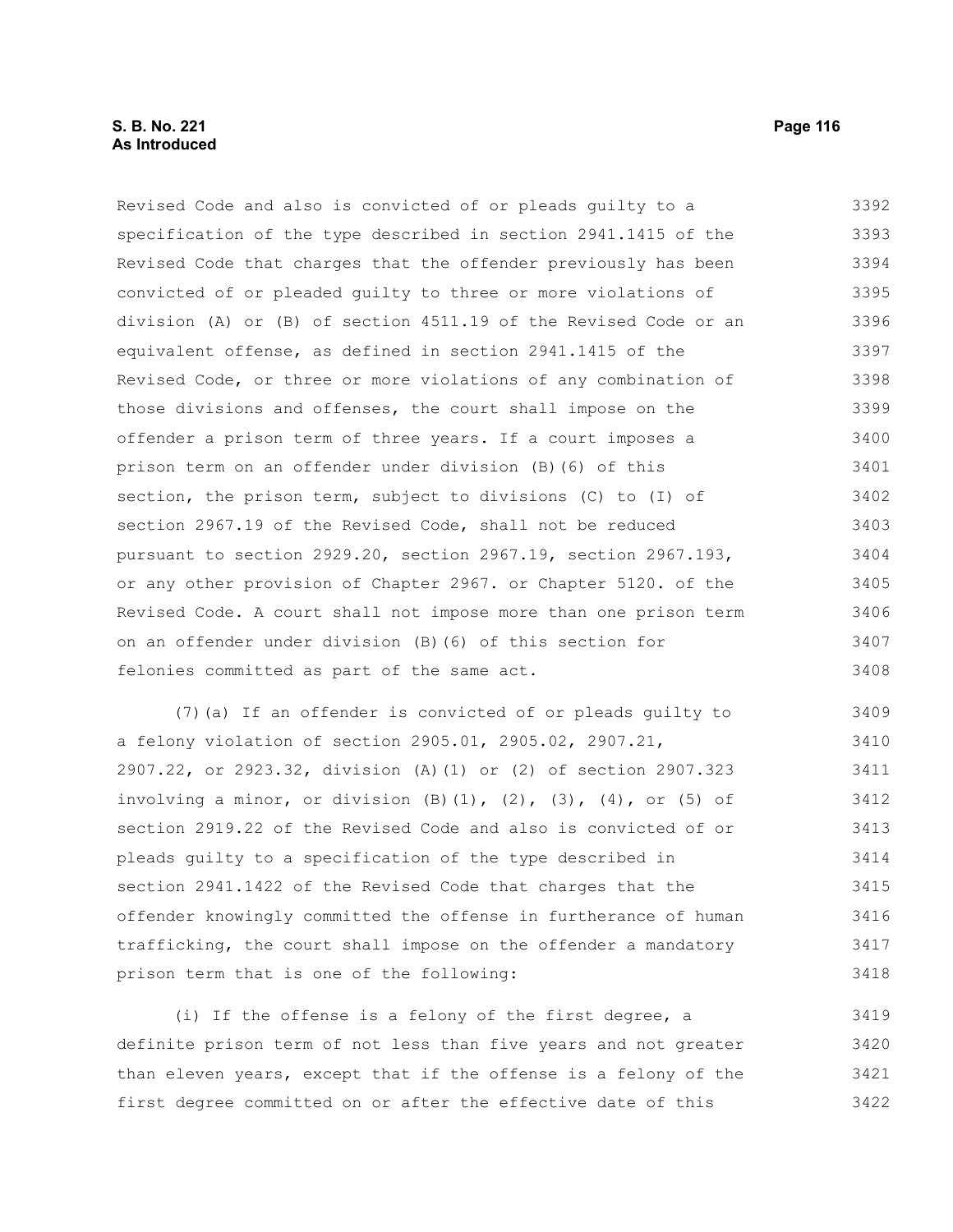Revised Code and also is convicted of or pleads guilty to a specification of the type described in section 2941.1415 of the Revised Code that charges that the offender previously has been convicted of or pleaded guilty to three or more violations of division (A) or (B) of section 4511.19 of the Revised Code or an equivalent offense, as defined in section 2941.1415 of the Revised Code, or three or more violations of any combination of those divisions and offenses, the court shall impose on the offender a prison term of three years. If a court imposes a prison term on an offender under division (B)(6) of this section, the prison term, subject to divisions (C) to (I) of section 2967.19 of the Revised Code, shall not be reduced pursuant to section 2929.20, section 2967.19, section 2967.193, or any other provision of Chapter 2967. or Chapter 5120. of the Revised Code. A court shall not impose more than one prison term on an offender under division (B)(6) of this section for felonies committed as part of the same act.

(7)(a) If an offender is convicted of or pleads guilty to a felony violation of section 2905.01, 2905.02, 2907.21, 2907.22, or 2923.32, division (A)(1) or (2) of section 2907.323 involving a minor, or division (B)(1), (2), (3), (4), or (5) of section 2919.22 of the Revised Code and also is convicted of or pleads guilty to a specification of the type described in section 2941.1422 of the Revised Code that charges that the offender knowingly committed the offense in furtherance of human trafficking, the court shall impose on the offender a mandatory prison term that is one of the following:

(i) If the offense is a felony of the first degree, a definite prison term of not less than five years and not greater than eleven years, except that if the offense is a felony of the first degree committed on or after the effective date of this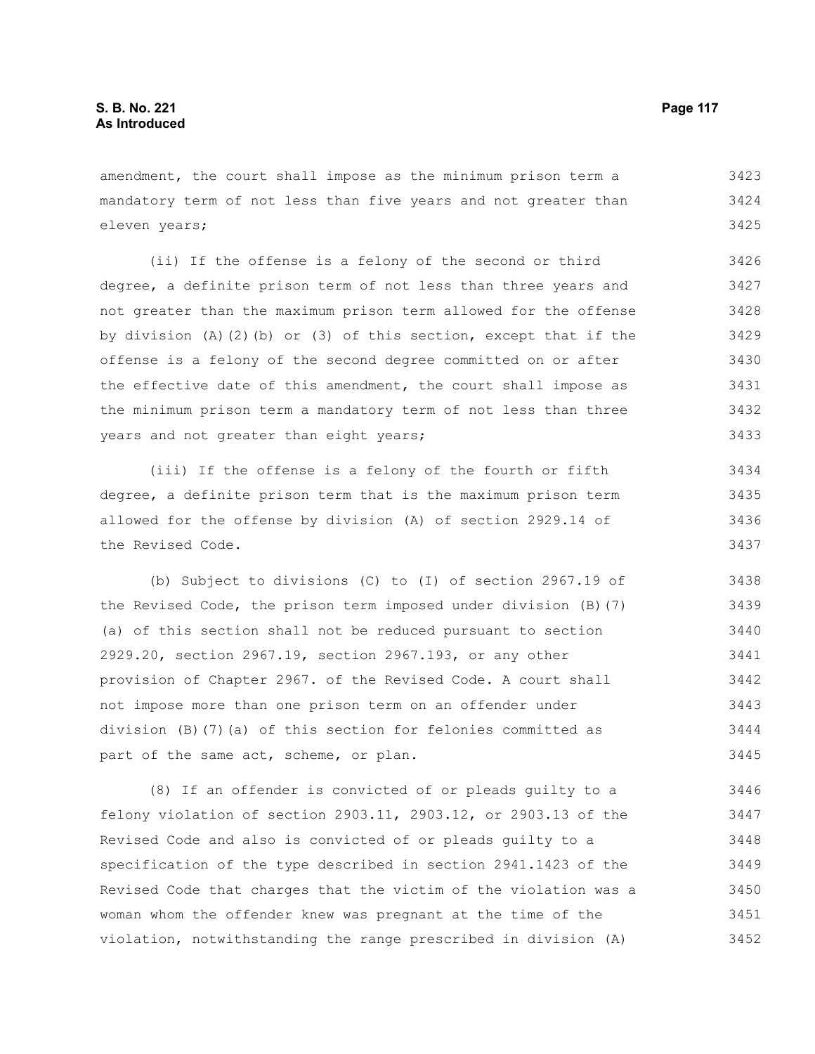amendment, the court shall impose as the minimum prison term a mandatory term of not less than five years and not greater than eleven years;

(ii) If the offense is a felony of the second or third degree, a definite prison term of not less than three years and not greater than the maximum prison term allowed for the offense by division (A)(2)(b) or (3) of this section, except that if the offense is a felony of the second degree committed on or after the effective date of this amendment, the court shall impose as the minimum prison term a mandatory term of not less than three years and not greater than eight years;

(iii) If the offense is a felony of the fourth or fifth degree, a definite prison term that is the maximum prison term allowed for the offense by division (A) of section 2929.14 of the Revised Code.

(b) Subject to divisions (C) to (I) of section 2967.19 of the Revised Code, the prison term imposed under division (B)(7)(a) of this section shall not be reduced pursuant to section 2929.20, section 2967.19, section 2967.193, or any other provision of Chapter 2967. of the Revised Code. A court shall not impose more than one prison term on an offender under division (B)(7)(a) of this section for felonies committed as part of the same act, scheme, or plan.

(8) If an offender is convicted of or pleads guilty to a felony violation of section 2903.11, 2903.12, or 2903.13 of the Revised Code and also is convicted of or pleads guilty to a specification of the type described in section 2941.1423 of the Revised Code that charges that the victim of the violation was a woman whom the offender knew was pregnant at the time of the violation, notwithstanding the range prescribed in division (A)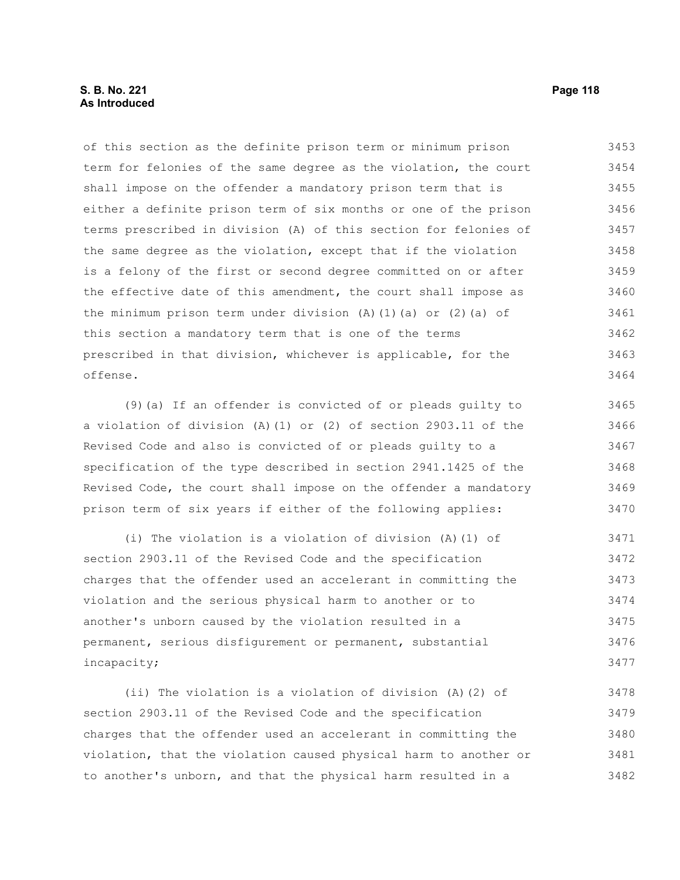of this section as the definite prison term or minimum prison term for felonies of the same degree as the violation, the court shall impose on the offender a mandatory prison term that is either a definite prison term of six months or one of the prison terms prescribed in division (A) of this section for felonies of the same degree as the violation, except that if the violation is a felony of the first or second degree committed on or after the effective date of this amendment, the court shall impose as the minimum prison term under division (A)(1)(a) or (2)(a) of this section a mandatory term that is one of the terms prescribed in that division, whichever is applicable, for the offense.

(9)(a) If an offender is convicted of or pleads guilty to a violation of division (A)(1) or (2) of section 2903.11 of the Revised Code and also is convicted of or pleads guilty to a specification of the type described in section 2941.1425 of the Revised Code, the court shall impose on the offender a mandatory prison term of six years if either of the following applies:

(i) The violation is a violation of division (A)(1) of section 2903.11 of the Revised Code and the specification charges that the offender used an accelerant in committing the violation and the serious physical harm to another or to another's unborn caused by the violation resulted in a permanent, serious disfigurement or permanent, substantial incapacity;

(ii) The violation is a violation of division (A)(2) of section 2903.11 of the Revised Code and the specification charges that the offender used an accelerant in committing the violation, that the violation caused physical harm to another or to another's unborn, and that the physical harm resulted in a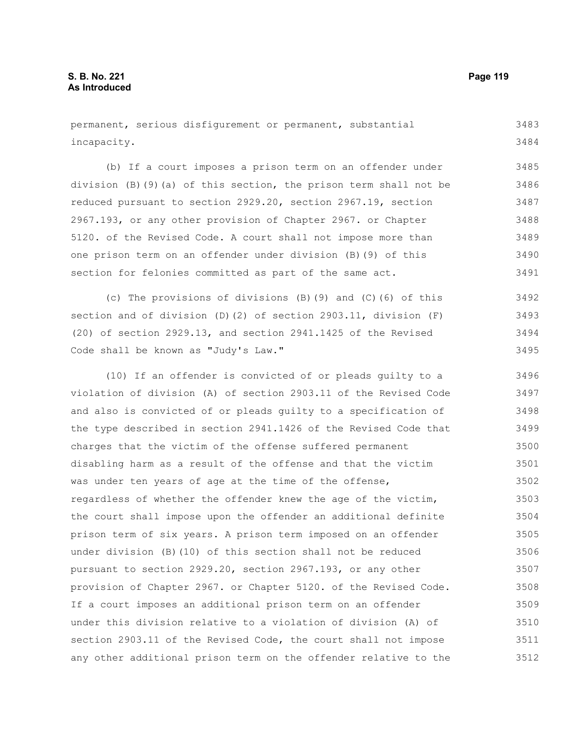permanent, serious disfigurement or permanent, substantial incapacity.

(b) If a court imposes a prison term on an offender under division (B)(9)(a) of this section, the prison term shall not be reduced pursuant to section 2929.20, section 2967.19, section 2967.193, or any other provision of Chapter 2967. or Chapter 5120. of the Revised Code. A court shall not impose more than one prison term on an offender under division (B)(9) of this section for felonies committed as part of the same act.

(c) The provisions of divisions (B)(9) and (C)(6) of this section and of division (D)(2) of section 2903.11, division (F)(20) of section 2929.13, and section 2941.1425 of the Revised Code shall be known as "Judy's Law."

(10) If an offender is convicted of or pleads guilty to a violation of division (A) of section 2903.11 of the Revised Code and also is convicted of or pleads guilty to a specification of the type described in section 2941.1426 of the Revised Code that charges that the victim of the offense suffered permanent disabling harm as a result of the offense and that the victim was under ten years of age at the time of the offense, regardless of whether the offender knew the age of the victim, the court shall impose upon the offender an additional definite prison term of six years. A prison term imposed on an offender under division (B)(10) of this section shall not be reduced pursuant to section 2929.20, section 2967.193, or any other provision of Chapter 2967. or Chapter 5120. of the Revised Code. If a court imposes an additional prison term on an offender under this division relative to a violation of division (A) of section 2903.11 of the Revised Code, the court shall not impose any other additional prison term on the offender relative to the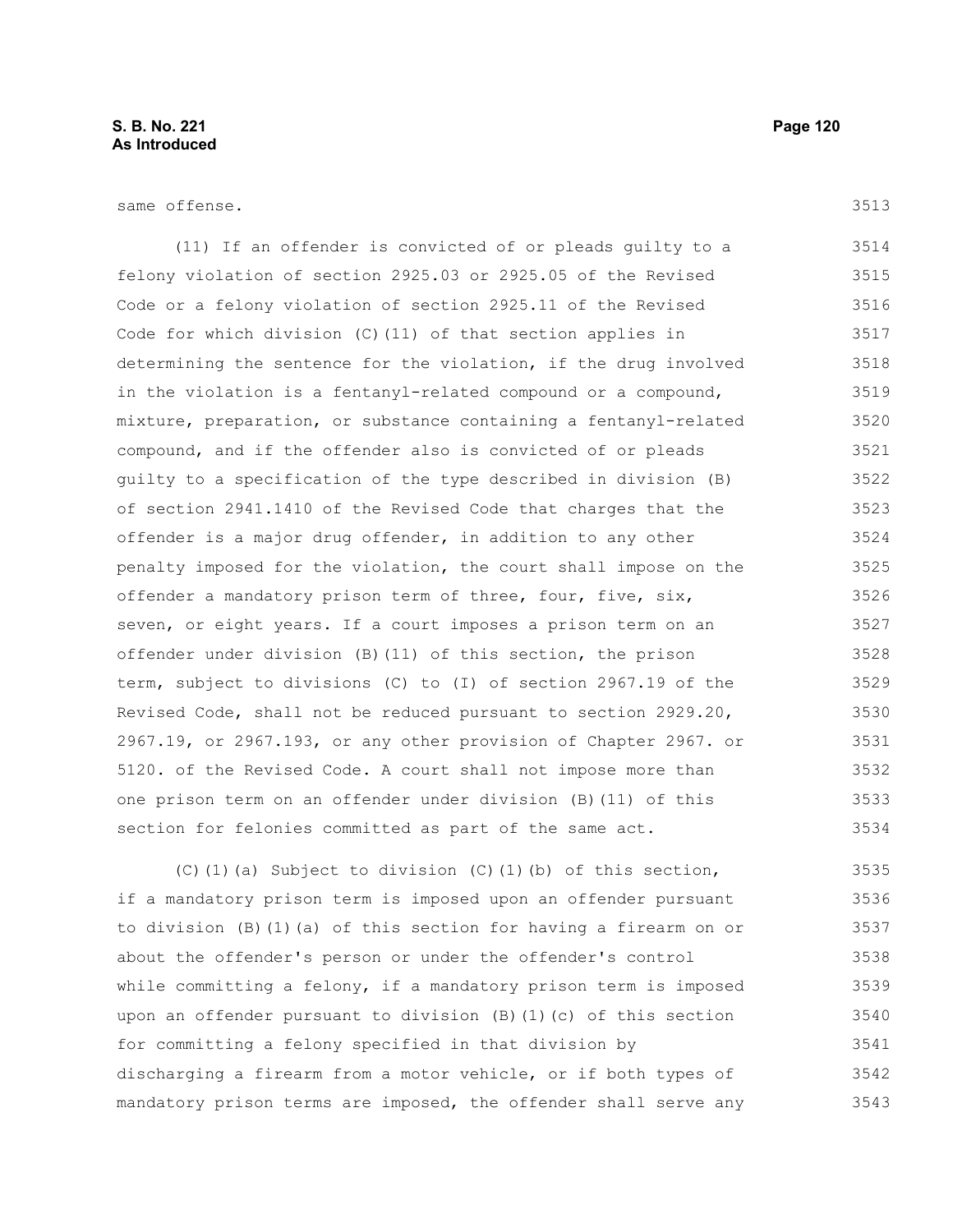same offense.

(11) If an offender is convicted of or pleads guilty to a felony violation of section 2925.03 or 2925.05 of the Revised Code or a felony violation of section 2925.11 of the Revised Code for which division (C)(11) of that section applies in determining the sentence for the violation, if the drug involved in the violation is a fentanyl-related compound or a compound, mixture, preparation, or substance containing a fentanyl-related compound, and if the offender also is convicted of or pleads guilty to a specification of the type described in division (B) of section 2941.1410 of the Revised Code that charges that the offender is a major drug offender, in addition to any other penalty imposed for the violation, the court shall impose on the offender a mandatory prison term of three, four, five, six, seven, or eight years. If a court imposes a prison term on an offender under division (B)(11) of this section, the prison term, subject to divisions (C) to (I) of section 2967.19 of the Revised Code, shall not be reduced pursuant to section 2929.20, 2967.19, or 2967.193, or any other provision of Chapter 2967. or 5120. of the Revised Code. A court shall not impose more than one prison term on an offender under division (B)(11) of this section for felonies committed as part of the same act.

(C)(1)(a) Subject to division (C)(1)(b) of this section, if a mandatory prison term is imposed upon an offender pursuant to division (B)(1)(a) of this section for having a firearm on or about the offender's person or under the offender's control while committing a felony, if a mandatory prison term is imposed upon an offender pursuant to division (B)(1)(c) of this section for committing a felony specified in that division by discharging a firearm from a motor vehicle, or if both types of mandatory prison terms are imposed, the offender shall serve any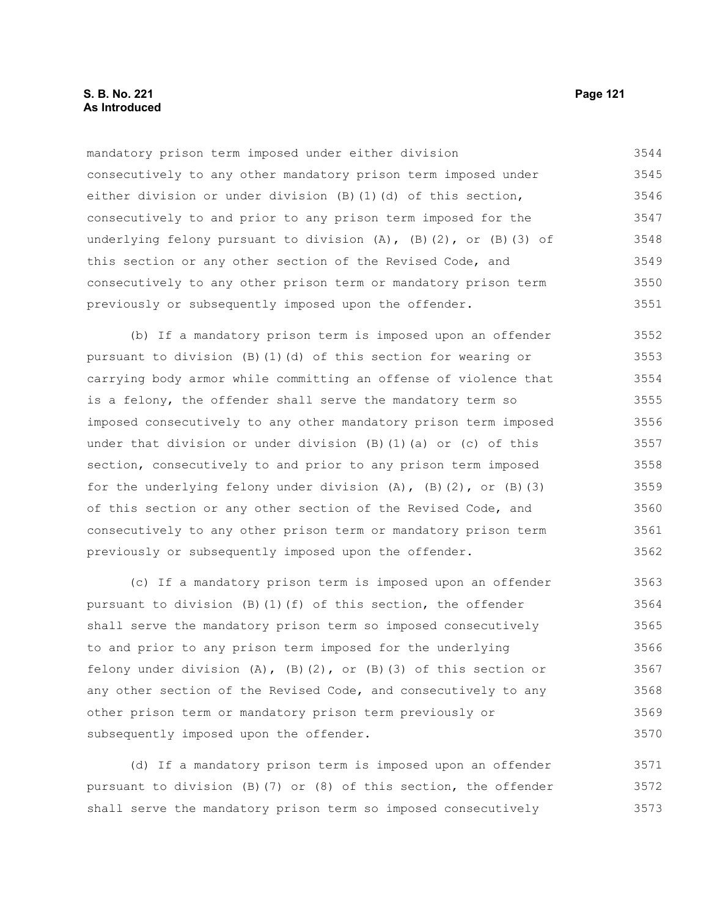mandatory prison term imposed under either division consecutively to any other mandatory prison term imposed under either division or under division (B)(1)(d) of this section, consecutively to and prior to any prison term imposed for the underlying felony pursuant to division (A), (B)(2), or (B)(3) of this section or any other section of the Revised Code, and consecutively to any other prison term or mandatory prison term previously or subsequently imposed upon the offender.

(b) If a mandatory prison term is imposed upon an offender pursuant to division (B)(1)(d) of this section for wearing or carrying body armor while committing an offense of violence that is a felony, the offender shall serve the mandatory term so imposed consecutively to any other mandatory prison term imposed under that division or under division (B)(1)(a) or (c) of this section, consecutively to and prior to any prison term imposed for the underlying felony under division (A), (B)(2), or (B)(3) of this section or any other section of the Revised Code, and consecutively to any other prison term or mandatory prison term previously or subsequently imposed upon the offender.

(c) If a mandatory prison term is imposed upon an offender pursuant to division (B)(1)(f) of this section, the offender shall serve the mandatory prison term so imposed consecutively to and prior to any prison term imposed for the underlying felony under division (A), (B)(2), or (B)(3) of this section or any other section of the Revised Code, and consecutively to any other prison term or mandatory prison term previously or subsequently imposed upon the offender.

(d) If a mandatory prison term is imposed upon an offender pursuant to division (B)(7) or (8) of this section, the offender shall serve the mandatory prison term so imposed consecutively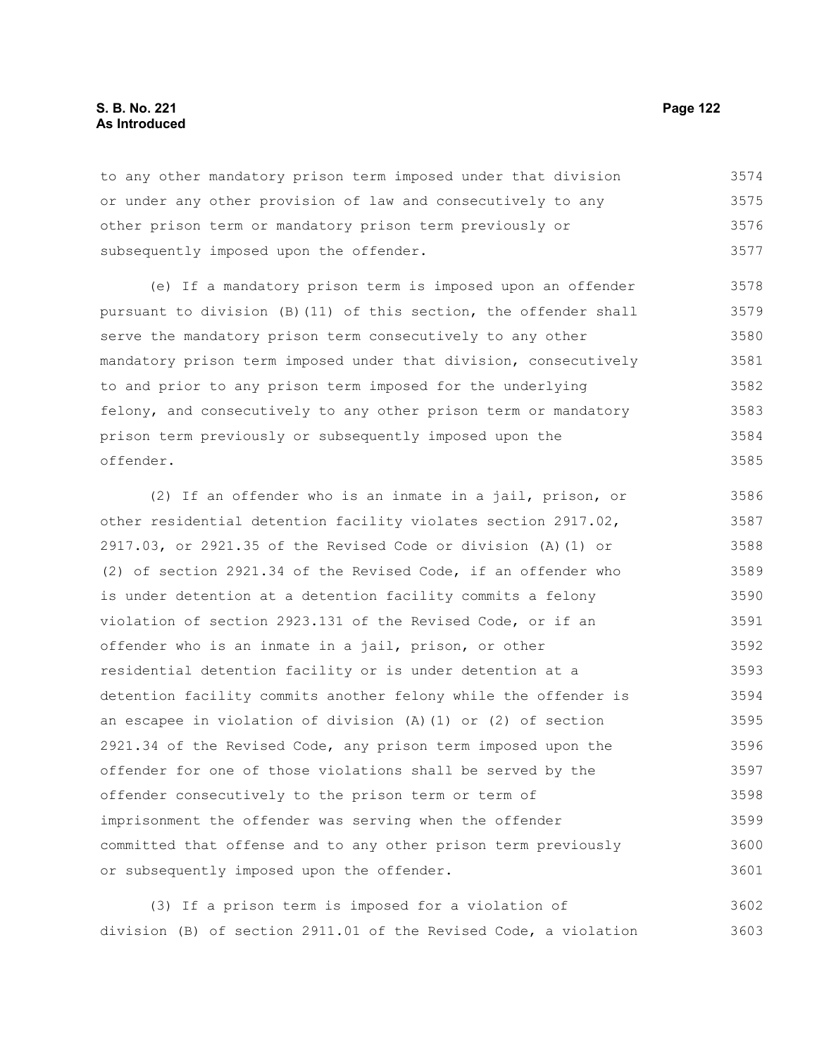to any other mandatory prison term imposed under that division or under any other provision of law and consecutively to any other prison term or mandatory prison term previously or subsequently imposed upon the offender.

(e) If a mandatory prison term is imposed upon an offender pursuant to division (B)(11) of this section, the offender shall serve the mandatory prison term consecutively to any other mandatory prison term imposed under that division, consecutively to and prior to any prison term imposed for the underlying felony, and consecutively to any other prison term or mandatory prison term previously or subsequently imposed upon the offender.

(2) If an offender who is an inmate in a jail, prison, or other residential detention facility violates section 2917.02, 2917.03, or 2921.35 of the Revised Code or division (A)(1) or (2) of section 2921.34 of the Revised Code, if an offender who is under detention at a detention facility commits a felony violation of section 2923.131 of the Revised Code, or if an offender who is an inmate in a jail, prison, or other residential detention facility or is under detention at a detention facility commits another felony while the offender is an escapee in violation of division (A)(1) or (2) of section 2921.34 of the Revised Code, any prison term imposed upon the offender for one of those violations shall be served by the offender consecutively to the prison term or term of imprisonment the offender was serving when the offender committed that offense and to any other prison term previously or subsequently imposed upon the offender.

(3) If a prison term is imposed for a violation of division (B) of section 2911.01 of the Revised Code, a violation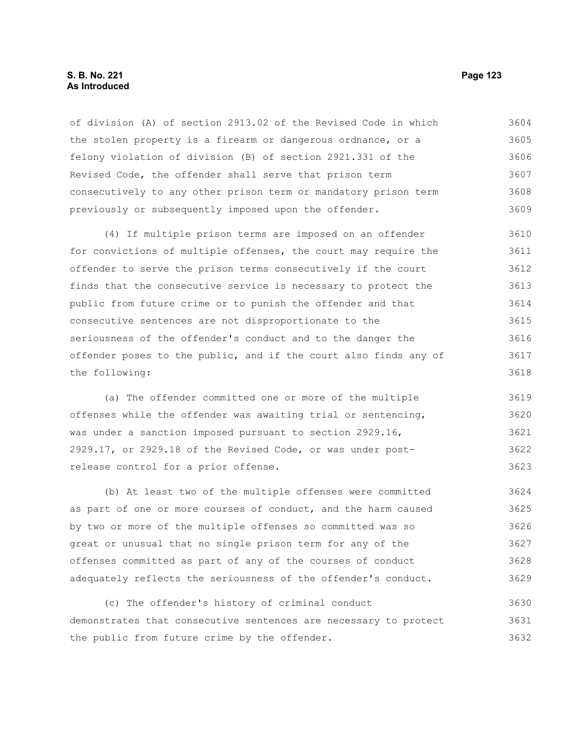of division (A) of section 2913.02 of the Revised Code in which the stolen property is a firearm or dangerous ordnance, or a felony violation of division (B) of section 2921.331 of the Revised Code, the offender shall serve that prison term consecutively to any other prison term or mandatory prison term previously or subsequently imposed upon the offender.

(4) If multiple prison terms are imposed on an offender for convictions of multiple offenses, the court may require the offender to serve the prison terms consecutively if the court finds that the consecutive service is necessary to protect the public from future crime or to punish the offender and that consecutive sentences are not disproportionate to the seriousness of the offender's conduct and to the danger the offender poses to the public, and if the court also finds any of the following:

(a) The offender committed one or more of the multiple offenses while the offender was awaiting trial or sentencing, was under a sanction imposed pursuant to section 2929.16, 2929.17, or 2929.18 of the Revised Code, or was under post-release control for a prior offense.

(b) At least two of the multiple offenses were committed as part of one or more courses of conduct, and the harm caused by two or more of the multiple offenses so committed was so great or unusual that no single prison term for any of the offenses committed as part of any of the courses of conduct adequately reflects the seriousness of the offender's conduct.

(c) The offender's history of criminal conduct demonstrates that consecutive sentences are necessary to protect the public from future crime by the offender.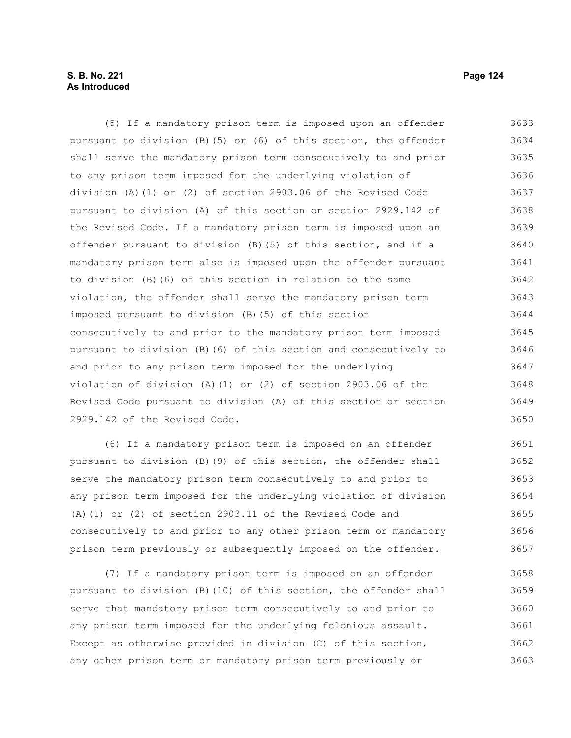(5) If a mandatory prison term is imposed upon an offender pursuant to division (B)(5) or (6) of this section, the offender shall serve the mandatory prison term consecutively to and prior to any prison term imposed for the underlying violation of division (A)(1) or (2) of section 2903.06 of the Revised Code pursuant to division (A) of this section or section 2929.142 of the Revised Code. If a mandatory prison term is imposed upon an offender pursuant to division (B)(5) of this section, and if a mandatory prison term also is imposed upon the offender pursuant to division (B)(6) of this section in relation to the same violation, the offender shall serve the mandatory prison term imposed pursuant to division (B)(5) of this section consecutively to and prior to the mandatory prison term imposed pursuant to division (B)(6) of this section and consecutively to and prior to any prison term imposed for the underlying violation of division (A)(1) or (2) of section 2903.06 of the Revised Code pursuant to division (A) of this section or section 2929.142 of the Revised Code.

(6) If a mandatory prison term is imposed on an offender pursuant to division (B)(9) of this section, the offender shall serve the mandatory prison term consecutively to and prior to any prison term imposed for the underlying violation of division (A)(1) or (2) of section 2903.11 of the Revised Code and consecutively to and prior to any other prison term or mandatory prison term previously or subsequently imposed on the offender.

(7) If a mandatory prison term is imposed on an offender pursuant to division (B)(10) of this section, the offender shall serve that mandatory prison term consecutively to and prior to any prison term imposed for the underlying felonious assault. Except as otherwise provided in division (C) of this section, any other prison term or mandatory prison term previously or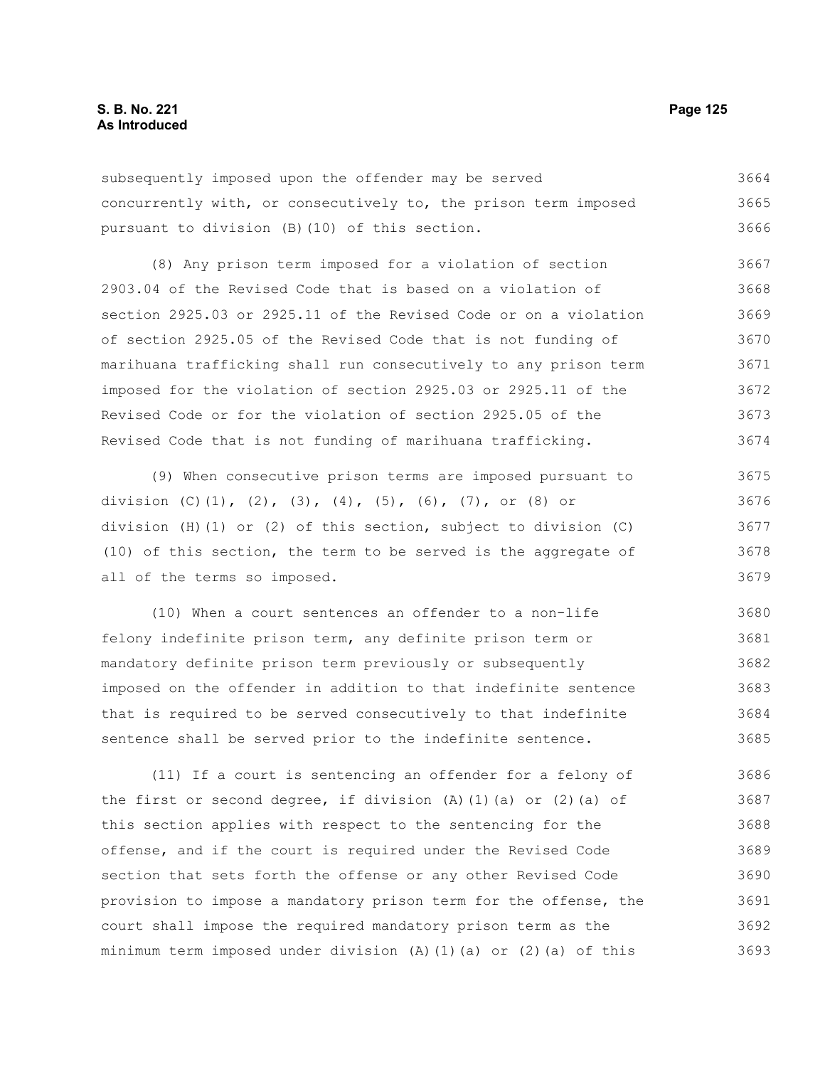subsequently imposed upon the offender may be served concurrently with, or consecutively to, the prison term imposed pursuant to division (B)(10) of this section.

(8) Any prison term imposed for a violation of section 2903.04 of the Revised Code that is based on a violation of section 2925.03 or 2925.11 of the Revised Code or on a violation of section 2925.05 of the Revised Code that is not funding of marihuana trafficking shall run consecutively to any prison term imposed for the violation of section 2925.03 or 2925.11 of the Revised Code or for the violation of section 2925.05 of the Revised Code that is not funding of marihuana trafficking.

(9) When consecutive prison terms are imposed pursuant to division (C)(1), (2), (3), (4), (5), (6), (7), or (8) or division (H)(1) or (2) of this section, subject to division (C)(10) of this section, the term to be served is the aggregate of all of the terms so imposed.

(10) When a court sentences an offender to a non-life felony indefinite prison term, any definite prison term or mandatory definite prison term previously or subsequently imposed on the offender in addition to that indefinite sentence that is required to be served consecutively to that indefinite sentence shall be served prior to the indefinite sentence.

(11) If a court is sentencing an offender for a felony of the first or second degree, if division (A)(1)(a) or (2)(a) of this section applies with respect to the sentencing for the offense, and if the court is required under the Revised Code section that sets forth the offense or any other Revised Code provision to impose a mandatory prison term for the offense, the court shall impose the required mandatory prison term as the minimum term imposed under division (A)(1)(a) or (2)(a) of this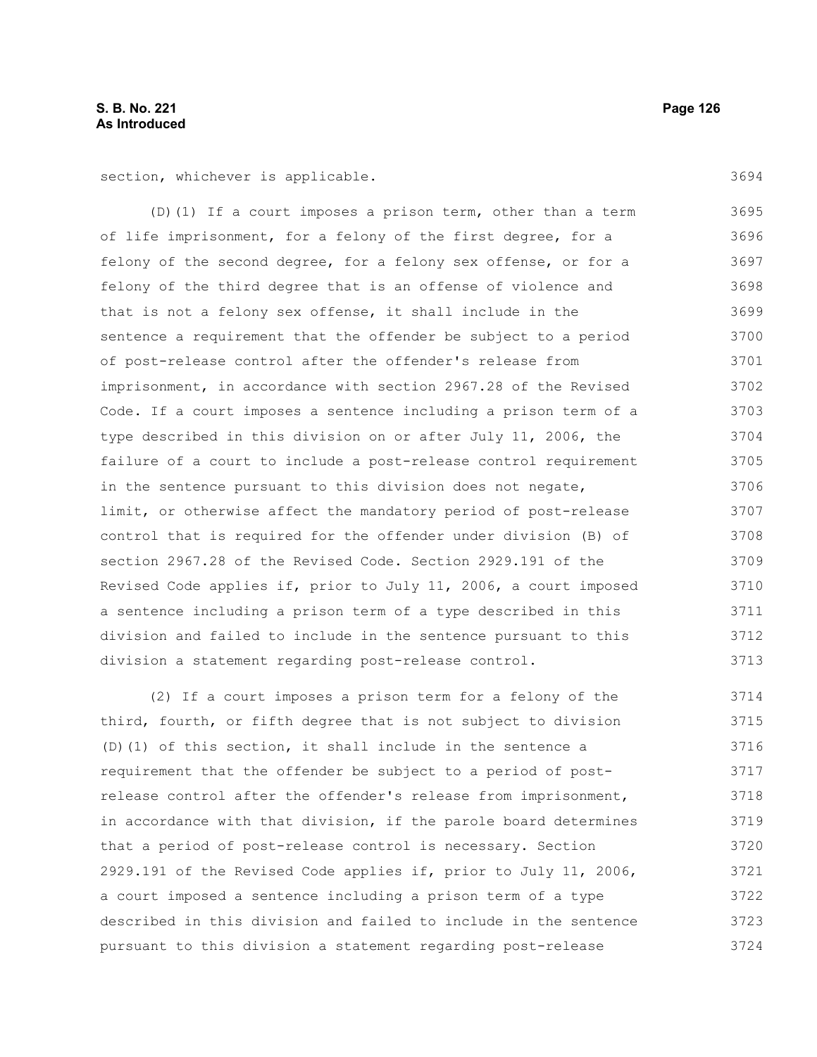section, whichever is applicable.

(D)(1) If a court imposes a prison term, other than a term of life imprisonment, for a felony of the first degree, for a felony of the second degree, for a felony sex offense, or for a felony of the third degree that is an offense of violence and that is not a felony sex offense, it shall include in the sentence a requirement that the offender be subject to a period of post-release control after the offender's release from imprisonment, in accordance with section 2967.28 of the Revised Code. If a court imposes a sentence including a prison term of a type described in this division on or after July 11, 2006, the failure of a court to include a post-release control requirement in the sentence pursuant to this division does not negate, limit, or otherwise affect the mandatory period of post-release control that is required for the offender under division (B) of section 2967.28 of the Revised Code. Section 2929.191 of the Revised Code applies if, prior to July 11, 2006, a court imposed a sentence including a prison term of a type described in this division and failed to include in the sentence pursuant to this division a statement regarding post-release control.

(2) If a court imposes a prison term for a felony of the third, fourth, or fifth degree that is not subject to division (D)(1) of this section, it shall include in the sentence a requirement that the offender be subject to a period of post-release control after the offender's release from imprisonment, in accordance with that division, if the parole board determines that a period of post-release control is necessary. Section 2929.191 of the Revised Code applies if, prior to July 11, 2006, a court imposed a sentence including a prison term of a type described in this division and failed to include in the sentence pursuant to this division a statement regarding post-release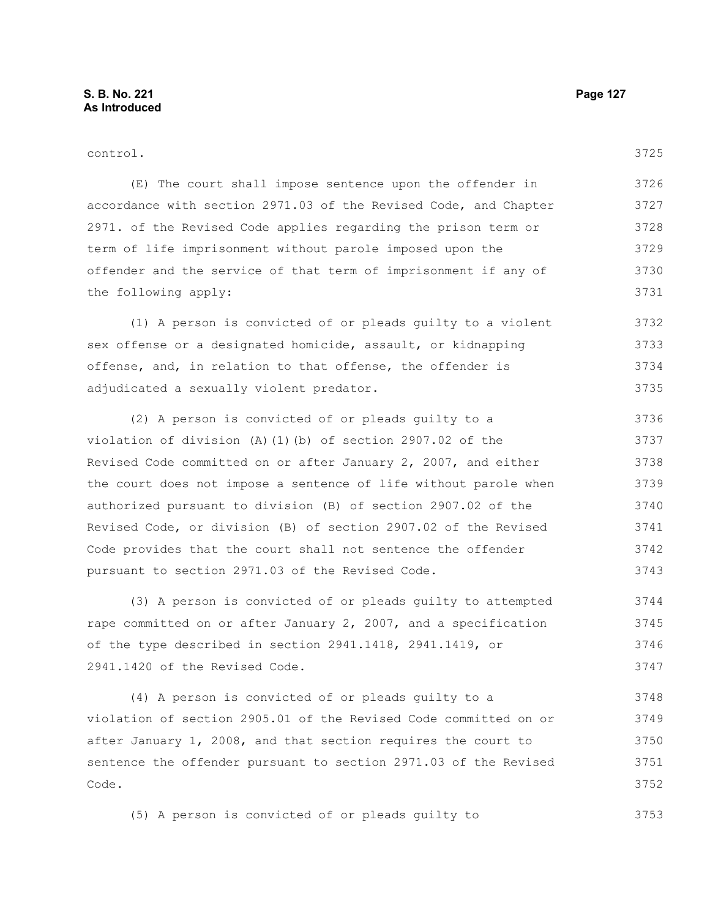control.

(E) The court shall impose sentence upon the offender in accordance with section 2971.03 of the Revised Code, and Chapter 2971. of the Revised Code applies regarding the prison term or term of life imprisonment without parole imposed upon the offender and the service of that term of imprisonment if any of the following apply:

(1) A person is convicted of or pleads guilty to a violent sex offense or a designated homicide, assault, or kidnapping offense, and, in relation to that offense, the offender is adjudicated a sexually violent predator.

(2) A person is convicted of or pleads guilty to a violation of division (A)(1)(b) of section 2907.02 of the Revised Code committed on or after January 2, 2007, and either the court does not impose a sentence of life without parole when authorized pursuant to division (B) of section 2907.02 of the Revised Code, or division (B) of section 2907.02 of the Revised Code provides that the court shall not sentence the offender pursuant to section 2971.03 of the Revised Code.

(3) A person is convicted of or pleads guilty to attempted rape committed on or after January 2, 2007, and a specification of the type described in section 2941.1418, 2941.1419, or 2941.1420 of the Revised Code.

(4) A person is convicted of or pleads guilty to a violation of section 2905.01 of the Revised Code committed on or after January 1, 2008, and that section requires the court to sentence the offender pursuant to section 2971.03 of the Revised Code.

(5) A person is convicted of or pleads guilty to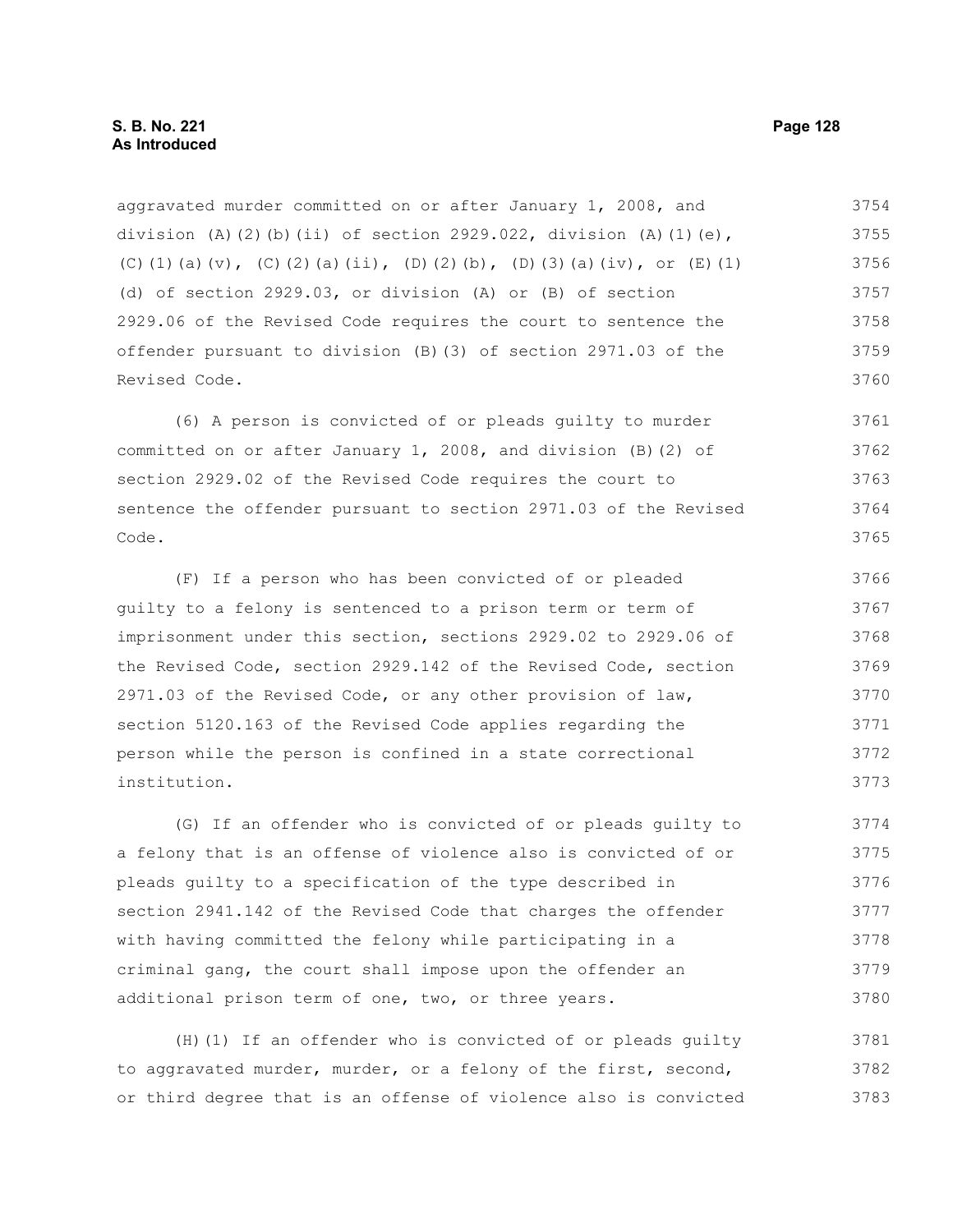aggravated murder committed on or after January 1, 2008, and division (A)(2)(b)(ii) of section 2929.022, division (A)(1)(e), (C)(1)(a)(v), (C)(2)(a)(ii), (D)(2)(b), (D)(3)(a)(iv), or (E)(1)(d) of section 2929.03, or division (A) or (B) of section 2929.06 of the Revised Code requires the court to sentence the offender pursuant to division (B)(3) of section 2971.03 of the Revised Code.

(6) A person is convicted of or pleads guilty to murder committed on or after January 1, 2008, and division (B)(2) of section 2929.02 of the Revised Code requires the court to sentence the offender pursuant to section 2971.03 of the Revised Code.

(F) If a person who has been convicted of or pleaded guilty to a felony is sentenced to a prison term or term of imprisonment under this section, sections 2929.02 to 2929.06 of the Revised Code, section 2929.142 of the Revised Code, section 2971.03 of the Revised Code, or any other provision of law, section 5120.163 of the Revised Code applies regarding the person while the person is confined in a state correctional institution.

(G) If an offender who is convicted of or pleads guilty to a felony that is an offense of violence also is convicted of or pleads guilty to a specification of the type described in section 2941.142 of the Revised Code that charges the offender with having committed the felony while participating in a criminal gang, the court shall impose upon the offender an additional prison term of one, two, or three years.

(H)(1) If an offender who is convicted of or pleads guilty to aggravated murder, murder, or a felony of the first, second, or third degree that is an offense of violence also is convicted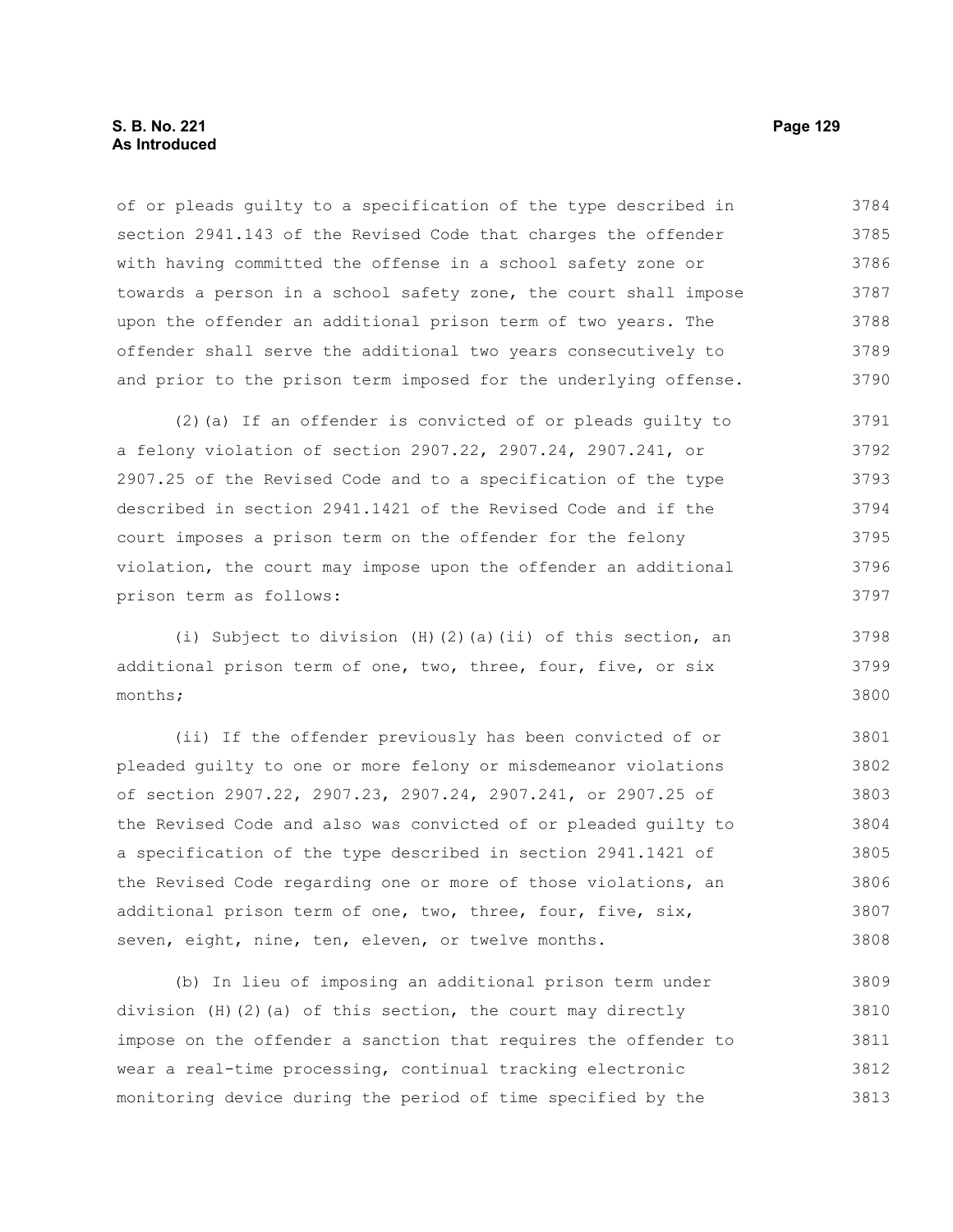of or pleads guilty to a specification of the type described in section 2941.143 of the Revised Code that charges the offender with having committed the offense in a school safety zone or towards a person in a school safety zone, the court shall impose upon the offender an additional prison term of two years. The offender shall serve the additional two years consecutively to and prior to the prison term imposed for the underlying offense.

(2)(a) If an offender is convicted of or pleads guilty to a felony violation of section 2907.22, 2907.24, 2907.241, or 2907.25 of the Revised Code and to a specification of the type described in section 2941.1421 of the Revised Code and if the court imposes a prison term on the offender for the felony violation, the court may impose upon the offender an additional prison term as follows:

(i) Subject to division (H)(2)(a)(ii) of this section, an additional prison term of one, two, three, four, five, or six months;

(ii) If the offender previously has been convicted of or pleaded guilty to one or more felony or misdemeanor violations of section 2907.22, 2907.23, 2907.24, 2907.241, or 2907.25 of the Revised Code and also was convicted of or pleaded guilty to a specification of the type described in section 2941.1421 of the Revised Code regarding one or more of those violations, an additional prison term of one, two, three, four, five, six, seven, eight, nine, ten, eleven, or twelve months.

(b) In lieu of imposing an additional prison term under division (H)(2)(a) of this section, the court may directly impose on the offender a sanction that requires the offender to wear a real-time processing, continual tracking electronic monitoring device during the period of time specified by the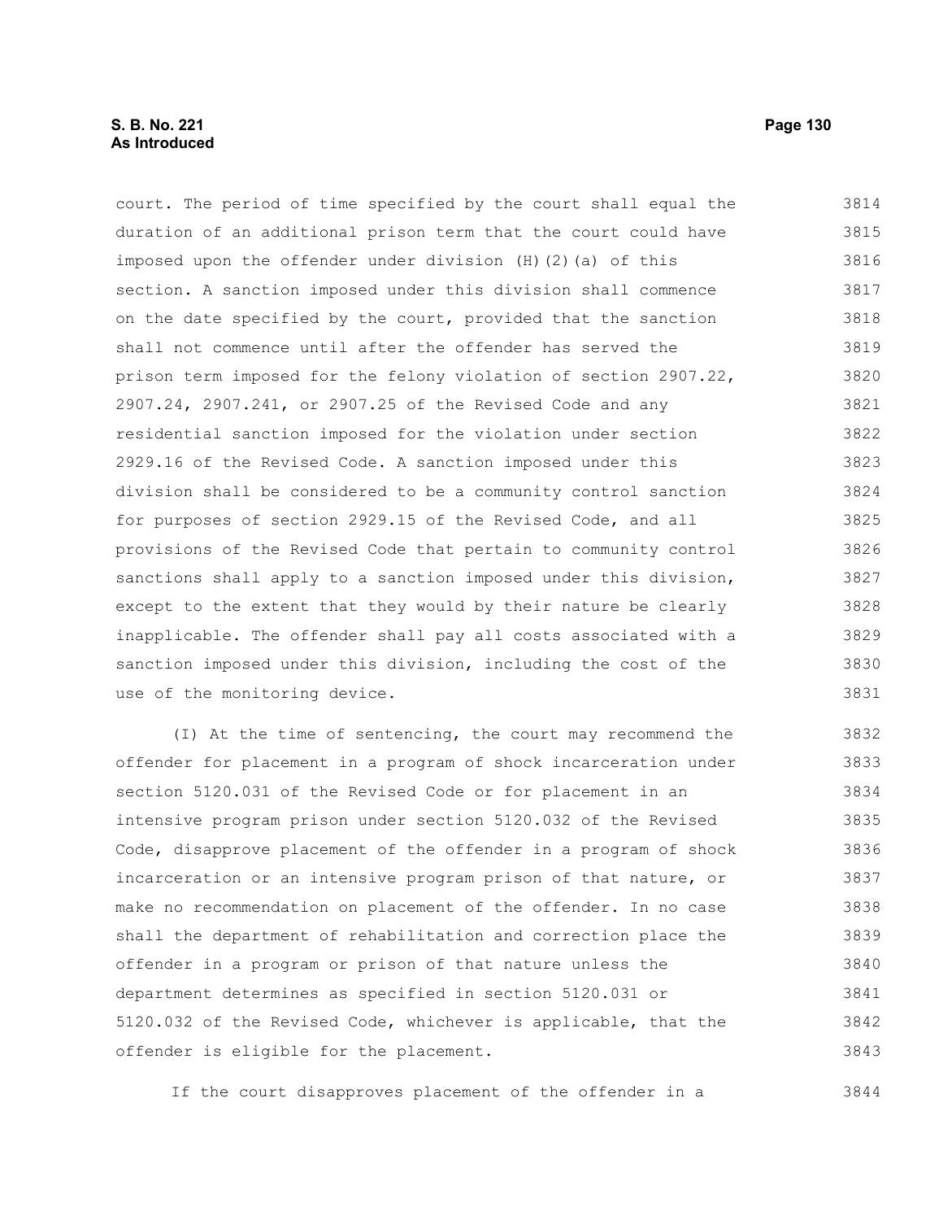court. The period of time specified by the court shall equal the duration of an additional prison term that the court could have imposed upon the offender under division (H)(2)(a) of this section. A sanction imposed under this division shall commence on the date specified by the court, provided that the sanction shall not commence until after the offender has served the prison term imposed for the felony violation of section 2907.22, 2907.24, 2907.241, or 2907.25 of the Revised Code and any residential sanction imposed for the violation under section 2929.16 of the Revised Code. A sanction imposed under this division shall be considered to be a community control sanction for purposes of section 2929.15 of the Revised Code, and all provisions of the Revised Code that pertain to community control sanctions shall apply to a sanction imposed under this division, except to the extent that they would by their nature be clearly inapplicable. The offender shall pay all costs associated with a sanction imposed under this division, including the cost of the use of the monitoring device.

(I) At the time of sentencing, the court may recommend the offender for placement in a program of shock incarceration under section 5120.031 of the Revised Code or for placement in an intensive program prison under section 5120.032 of the Revised Code, disapprove placement of the offender in a program of shock incarceration or an intensive program prison of that nature, or make no recommendation on placement of the offender. In no case shall the department of rehabilitation and correction place the offender in a program or prison of that nature unless the department determines as specified in section 5120.031 or 5120.032 of the Revised Code, whichever is applicable, that the offender is eligible for the placement.

If the court disapproves placement of the offender in a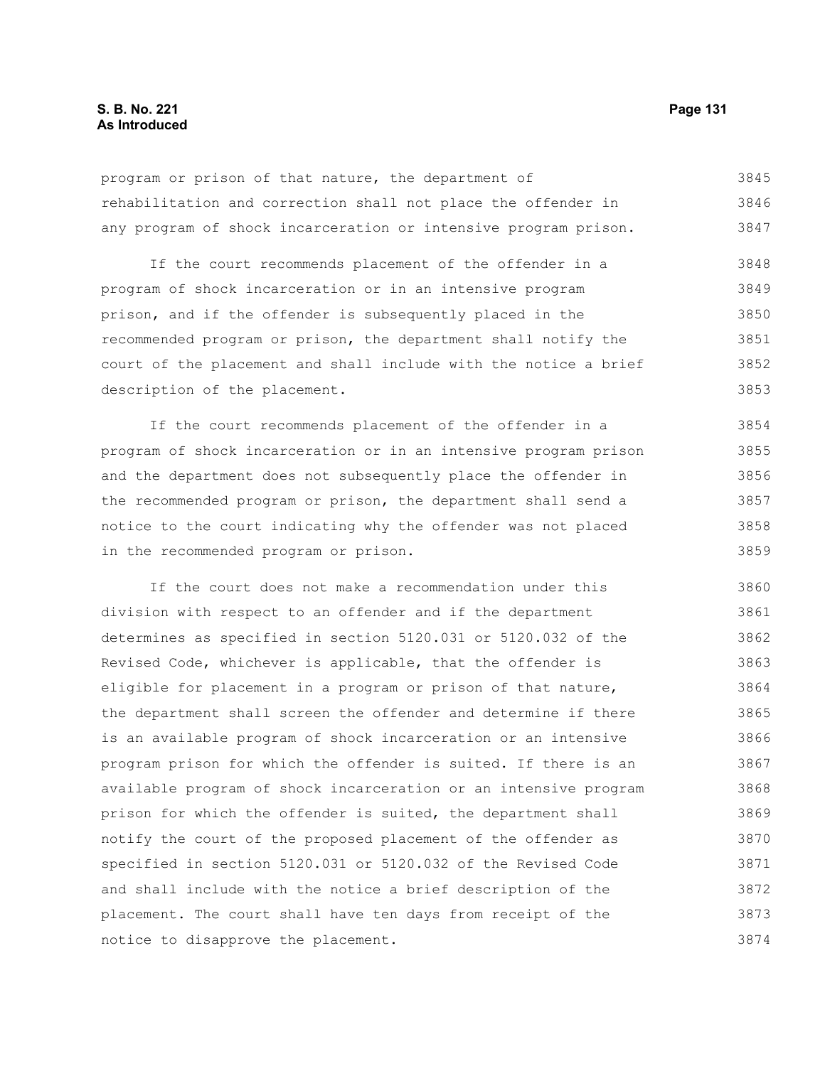program or prison of that nature, the department of rehabilitation and correction shall not place the offender in any program of shock incarceration or intensive program prison.

If the court recommends placement of the offender in a program of shock incarceration or in an intensive program prison, and if the offender is subsequently placed in the recommended program or prison, the department shall notify the court of the placement and shall include with the notice a brief description of the placement.

If the court recommends placement of the offender in a program of shock incarceration or in an intensive program prison and the department does not subsequently place the offender in the recommended program or prison, the department shall send a notice to the court indicating why the offender was not placed in the recommended program or prison.

If the court does not make a recommendation under this division with respect to an offender and if the department determines as specified in section 5120.031 or 5120.032 of the Revised Code, whichever is applicable, that the offender is eligible for placement in a program or prison of that nature, the department shall screen the offender and determine if there is an available program of shock incarceration or an intensive program prison for which the offender is suited. If there is an available program of shock incarceration or an intensive program prison for which the offender is suited, the department shall notify the court of the proposed placement of the offender as specified in section 5120.031 or 5120.032 of the Revised Code and shall include with the notice a brief description of the placement. The court shall have ten days from receipt of the notice to disapprove the placement.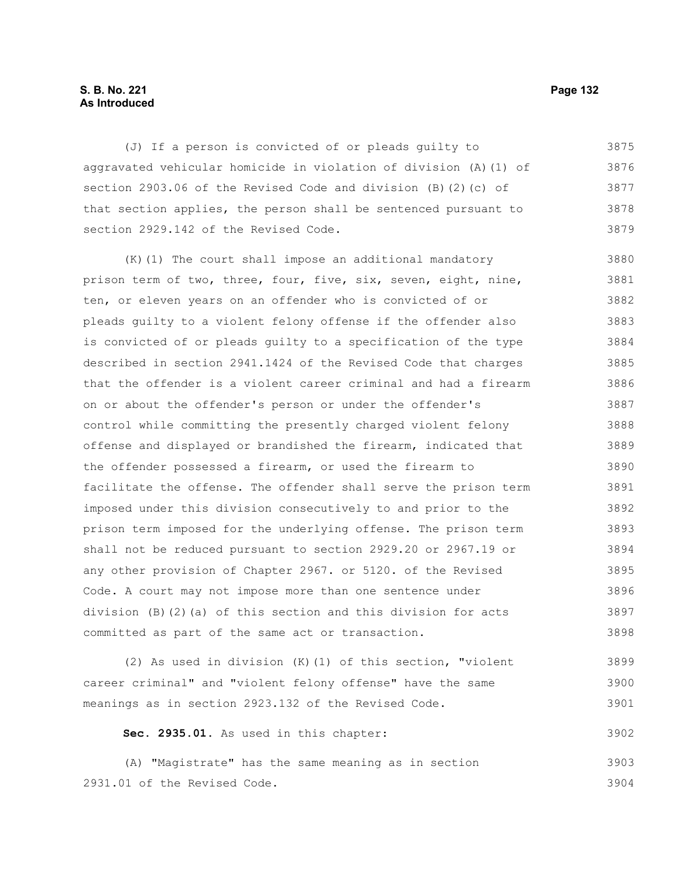(J) If a person is convicted of or pleads guilty to aggravated vehicular homicide in violation of division (A)(1) of section 2903.06 of the Revised Code and division (B)(2)(c) of that section applies, the person shall be sentenced pursuant to section 2929.142 of the Revised Code.

(K)(1) The court shall impose an additional mandatory prison term of two, three, four, five, six, seven, eight, nine, ten, or eleven years on an offender who is convicted of or pleads guilty to a violent felony offense if the offender also is convicted of or pleads guilty to a specification of the type described in section 2941.1424 of the Revised Code that charges that the offender is a violent career criminal and had a firearm on or about the offender's person or under the offender's control while committing the presently charged violent felony offense and displayed or brandished the firearm, indicated that the offender possessed a firearm, or used the firearm to facilitate the offense. The offender shall serve the prison term imposed under this division consecutively to and prior to the prison term imposed for the underlying offense. The prison term shall not be reduced pursuant to section 2929.20 or 2967.19 or any other provision of Chapter 2967. or 5120. of the Revised Code. A court may not impose more than one sentence under division (B)(2)(a) of this section and this division for acts committed as part of the same act or transaction.

(2) As used in division (K)(1) of this section, "violent career criminal" and "violent felony offense" have the same meanings as in section 2923.132 of the Revised Code.

**Sec. 2935.01.** As used in this chapter:

(A) "Magistrate" has the same meaning as in section 2931.01 of the Revised Code.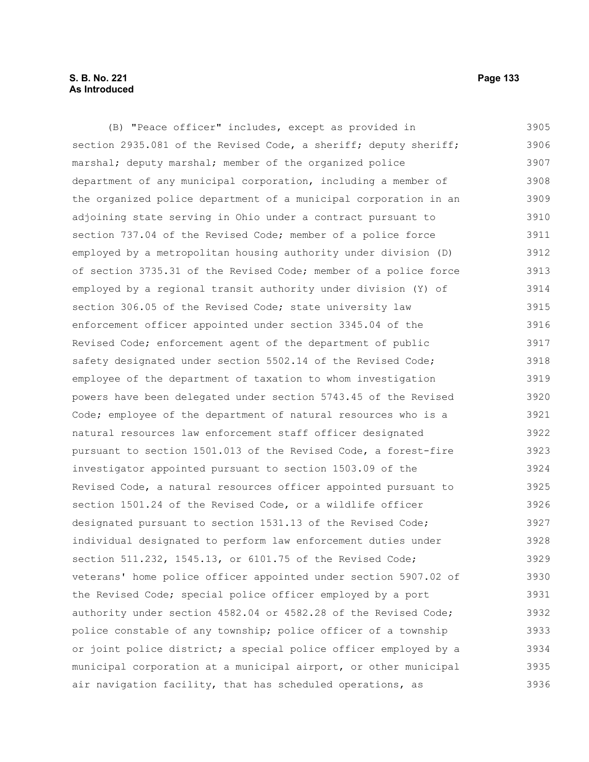(B) "Peace officer" includes, except as provided in section 2935.081 of the Revised Code, a sheriff; deputy sheriff; marshal; deputy marshal; member of the organized police department of any municipal corporation, including a member of the organized police department of a municipal corporation in an adjoining state serving in Ohio under a contract pursuant to section 737.04 of the Revised Code; member of a police force employed by a metropolitan housing authority under division (D) of section 3735.31 of the Revised Code; member of a police force employed by a regional transit authority under division (Y) of section 306.05 of the Revised Code; state university law enforcement officer appointed under section 3345.04 of the Revised Code; enforcement agent of the department of public safety designated under section 5502.14 of the Revised Code; employee of the department of taxation to whom investigation powers have been delegated under section 5743.45 of the Revised Code; employee of the department of natural resources who is a natural resources law enforcement staff officer designated pursuant to section 1501.013 of the Revised Code, a forest-fire investigator appointed pursuant to section 1503.09 of the Revised Code, a natural resources officer appointed pursuant to section 1501.24 of the Revised Code, or a wildlife officer designated pursuant to section 1531.13 of the Revised Code; individual designated to perform law enforcement duties under section 511.232, 1545.13, or 6101.75 of the Revised Code; veterans' home police officer appointed under section 5907.02 of the Revised Code; special police officer employed by a port authority under section 4582.04 or 4582.28 of the Revised Code; police constable of any township; police officer of a township or joint police district; a special police officer employed by a municipal corporation at a municipal airport, or other municipal air navigation facility, that has scheduled operations, as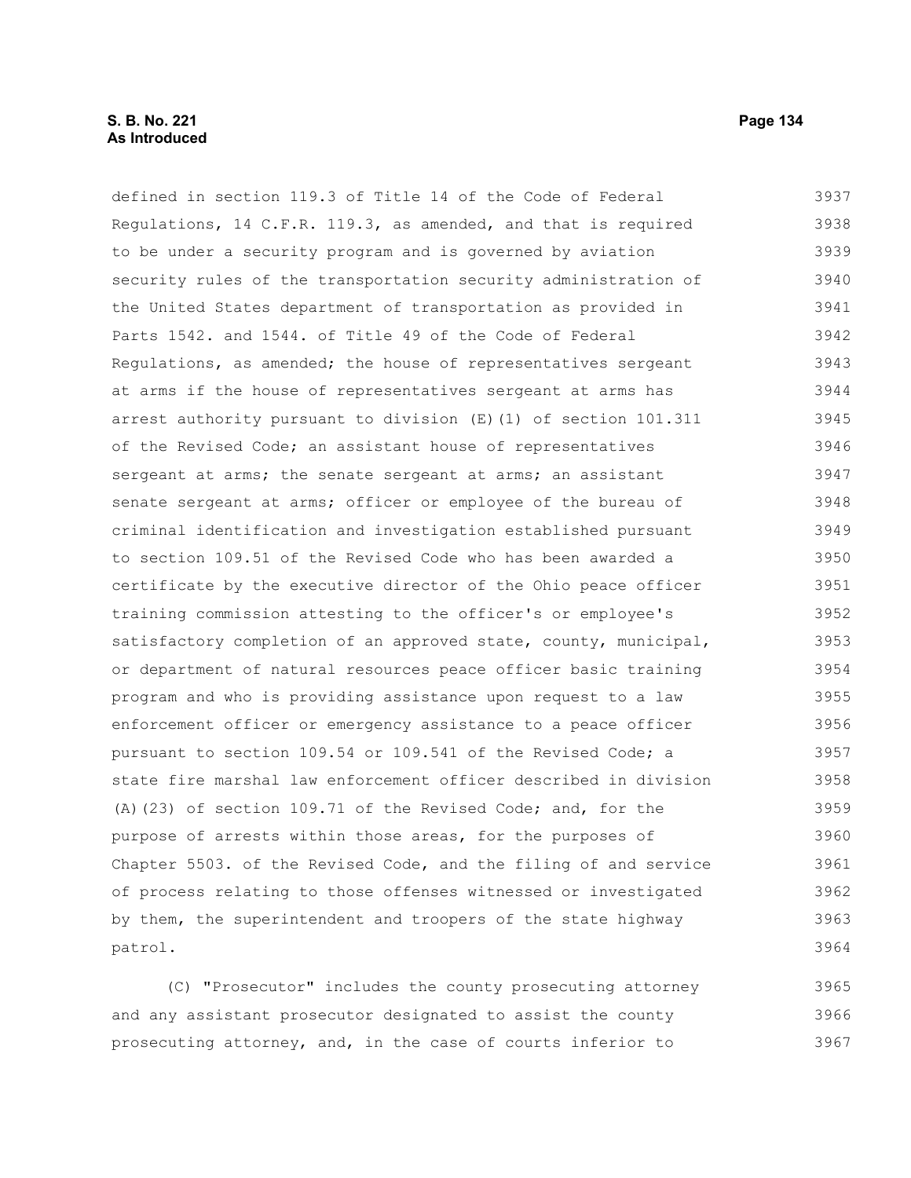defined in section 119.3 of Title 14 of the Code of Federal Regulations, 14 C.F.R. 119.3, as amended, and that is required to be under a security program and is governed by aviation security rules of the transportation security administration of the United States department of transportation as provided in Parts 1542. and 1544. of Title 49 of the Code of Federal Regulations, as amended; the house of representatives sergeant at arms if the house of representatives sergeant at arms has arrest authority pursuant to division (E)(1) of section 101.311 of the Revised Code; an assistant house of representatives sergeant at arms; the senate sergeant at arms; an assistant senate sergeant at arms; officer or employee of the bureau of criminal identification and investigation established pursuant to section 109.51 of the Revised Code who has been awarded a certificate by the executive director of the Ohio peace officer training commission attesting to the officer's or employee's satisfactory completion of an approved state, county, municipal, or department of natural resources peace officer basic training program and who is providing assistance upon request to a law enforcement officer or emergency assistance to a peace officer pursuant to section 109.54 or 109.541 of the Revised Code; a state fire marshal law enforcement officer described in division (A)(23) of section 109.71 of the Revised Code; and, for the purpose of arrests within those areas, for the purposes of Chapter 5503. of the Revised Code, and the filing of and service of process relating to those offenses witnessed or investigated by them, the superintendent and troopers of the state highway patrol.

(C) "Prosecutor" includes the county prosecuting attorney and any assistant prosecutor designated to assist the county prosecuting attorney, and, in the case of courts inferior to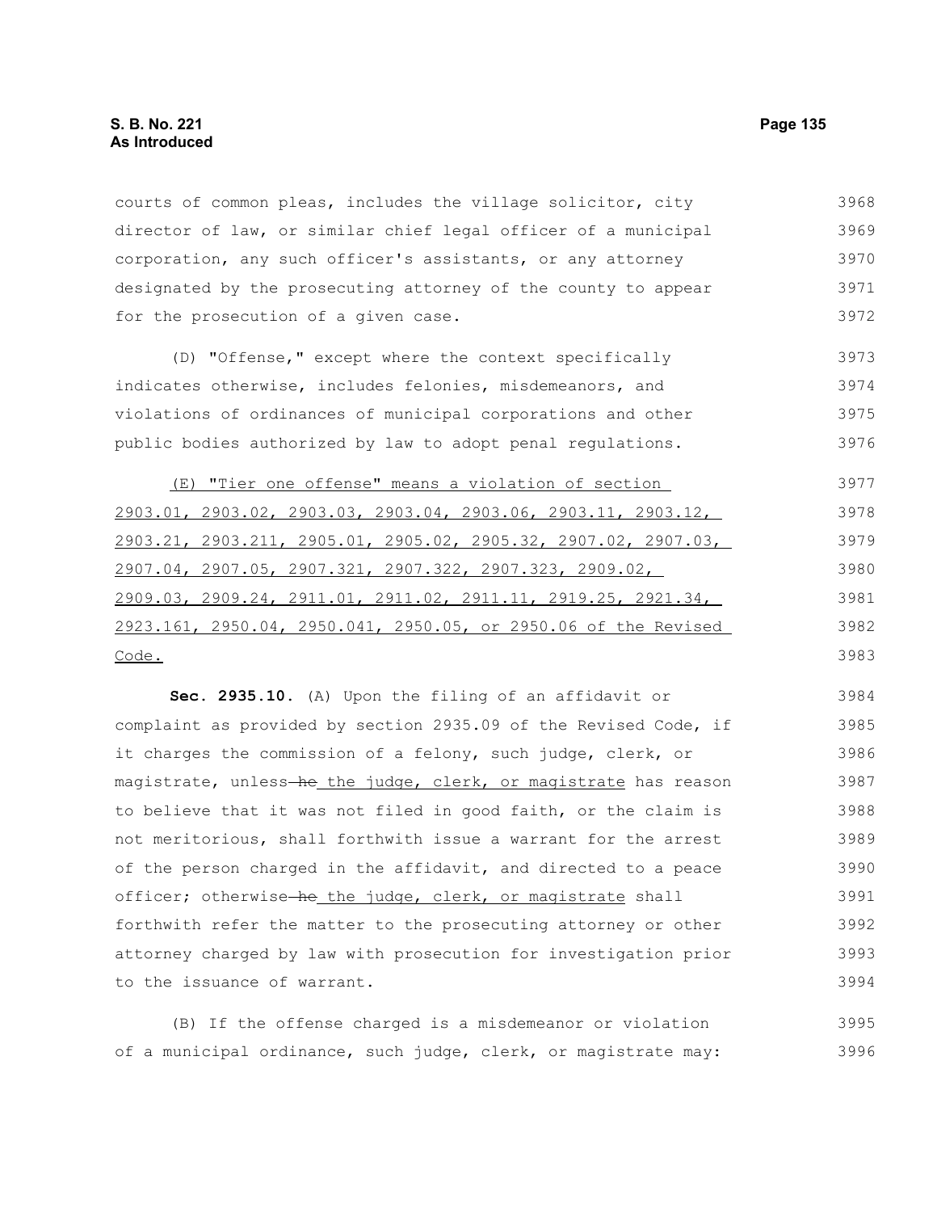courts of common pleas, includes the village solicitor, city director of law, or similar chief legal officer of a municipal corporation, any such officer's assistants, or any attorney designated by the prosecuting attorney of the county to appear for the prosecution of a given case.

(D) "Offense," except where the context specifically indicates otherwise, includes felonies, misdemeanors, and violations of ordinances of municipal corporations and other public bodies authorized by law to adopt penal regulations.

(E) "Tier one offense" means a violation of section 2903.01, 2903.02, 2903.03, 2903.04, 2903.06, 2903.11, 2903.12, 2903.21, 2903.211, 2905.01, 2905.02, 2905.32, 2907.02, 2907.03, 2907.04, 2907.05, 2907.321, 2907.322, 2907.323, 2909.02, 2909.03, 2909.24, 2911.01, 2911.02, 2911.11, 2919.25, 2921.34, 2923.161, 2950.04, 2950.041, 2950.05, or 2950.06 of the Revised Code.

**Sec. 2935.10.** (A) Upon the filing of an affidavit or complaint as provided by section 2935.09 of the Revised Code, if it charges the commission of a felony, such judge, clerk, or magistrate, unless ~~he~~ the judge, clerk, or magistrate has reason to believe that it was not filed in good faith, or the claim is not meritorious, shall forthwith issue a warrant for the arrest of the person charged in the affidavit, and directed to a peace officer; otherwise ~~he~~ the judge, clerk, or magistrate shall forthwith refer the matter to the prosecuting attorney or other attorney charged by law with prosecution for investigation prior to the issuance of warrant.

(B) If the offense charged is a misdemeanor or violation of a municipal ordinance, such judge, clerk, or magistrate may: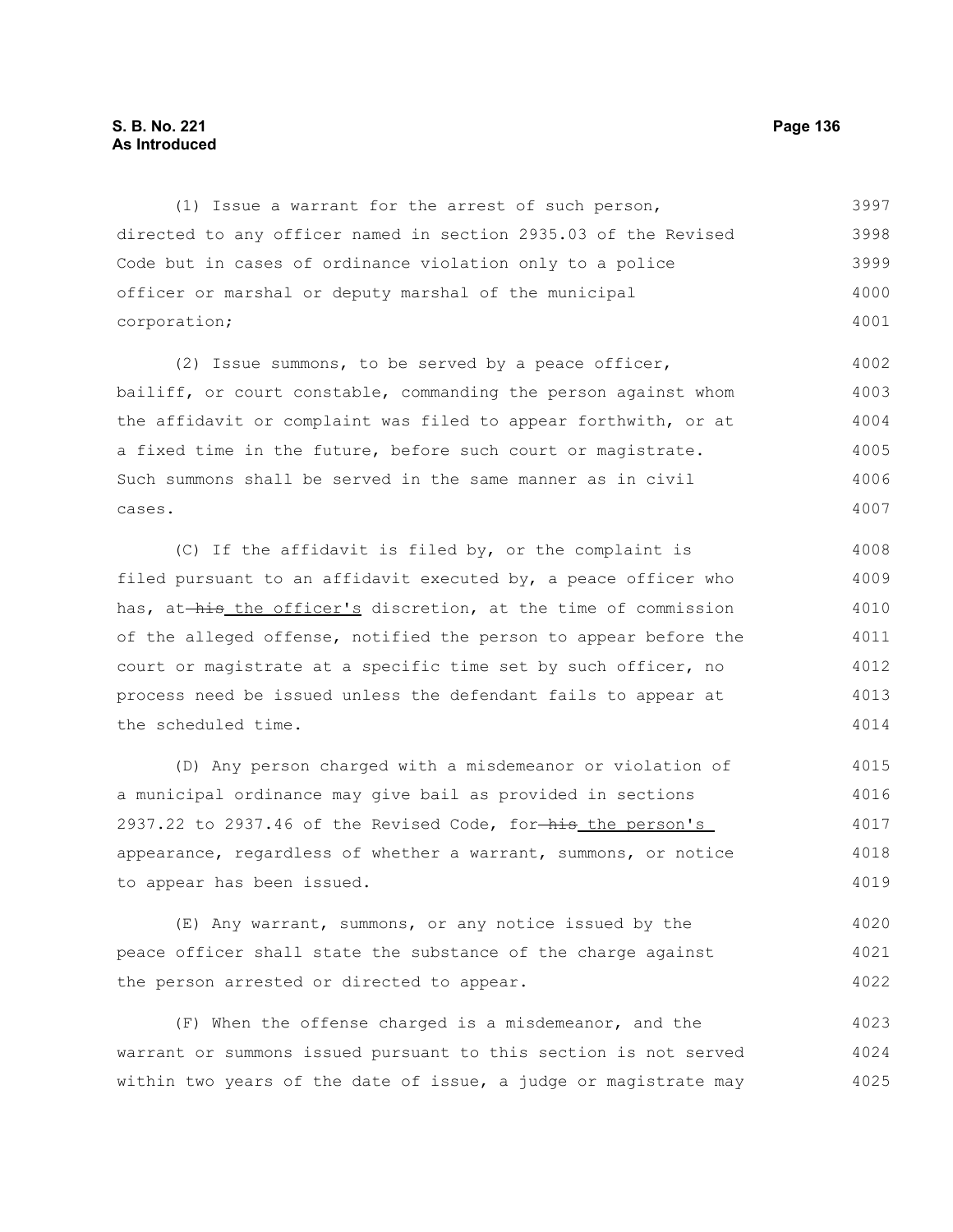(1) Issue a warrant for the arrest of such person, directed to any officer named in section 2935.03 of the Revised Code but in cases of ordinance violation only to a police officer or marshal or deputy marshal of the municipal corporation;

(2) Issue summons, to be served by a peace officer, bailiff, or court constable, commanding the person against whom the affidavit or complaint was filed to appear forthwith, or at a fixed time in the future, before such court or magistrate. Such summons shall be served in the same manner as in civil cases.

(C) If the affidavit is filed by, or the complaint is filed pursuant to an affidavit executed by, a peace officer who has, at ~~his~~ the officer's discretion, at the time of commission of the alleged offense, notified the person to appear before the court or magistrate at a specific time set by such officer, no process need be issued unless the defendant fails to appear at the scheduled time.

(D) Any person charged with a misdemeanor or violation of a municipal ordinance may give bail as provided in sections 2937.22 to 2937.46 of the Revised Code, for ~~his~~ the person's appearance, regardless of whether a warrant, summons, or notice to appear has been issued.

(E) Any warrant, summons, or any notice issued by the peace officer shall state the substance of the charge against the person arrested or directed to appear.

(F) When the offense charged is a misdemeanor, and the warrant or summons issued pursuant to this section is not served within two years of the date of issue, a judge or magistrate may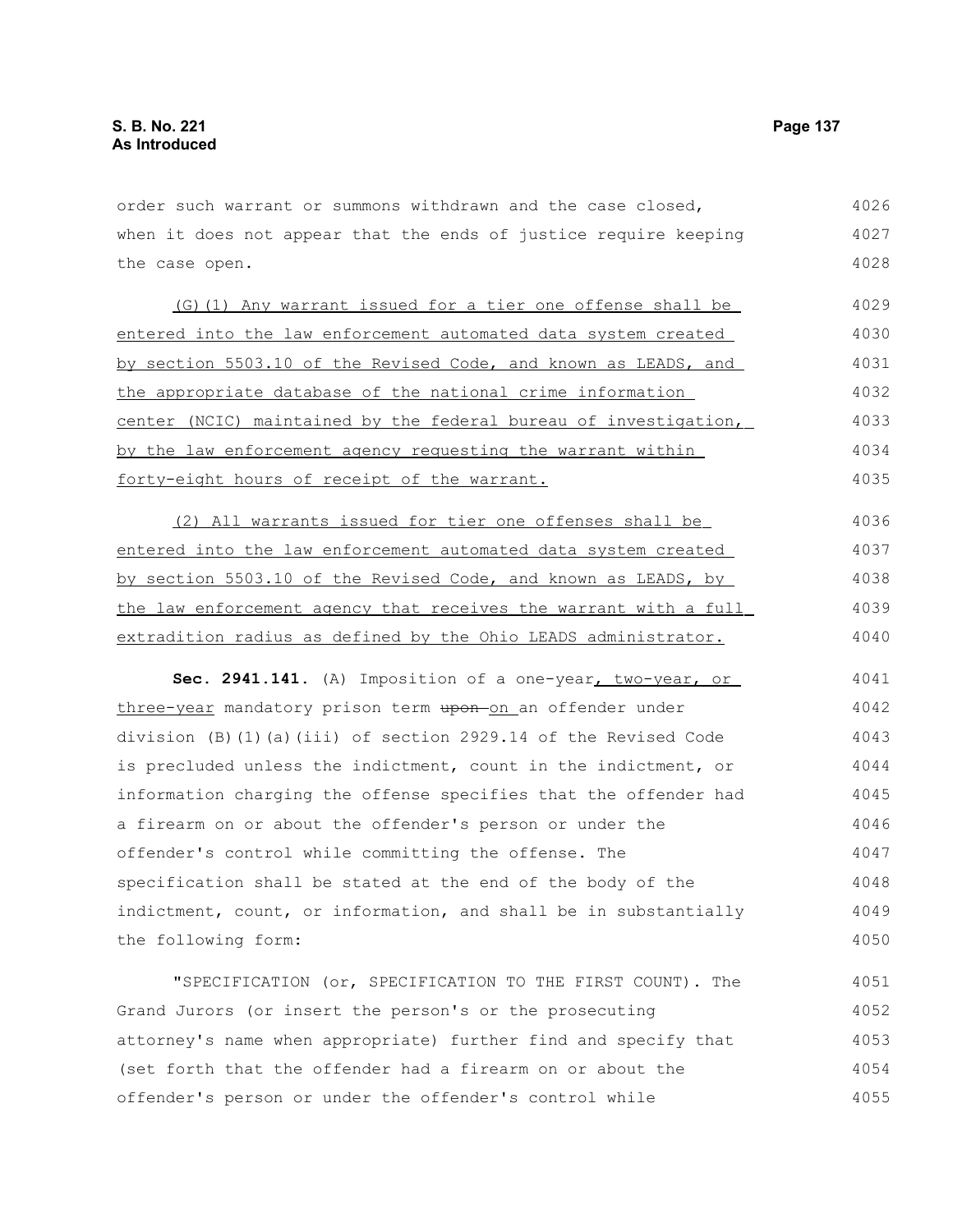order such warrant or summons withdrawn and the case closed, when it does not appear that the ends of justice require keeping the case open.

(G)(1) Any warrant issued for a tier one offense shall be entered into the law enforcement automated data system created by section 5503.10 of the Revised Code, and known as LEADS, and the appropriate database of the national crime information center (NCIC) maintained by the federal bureau of investigation, by the law enforcement agency requesting the warrant within forty-eight hours of receipt of the warrant.

(2) All warrants issued for tier one offenses shall be entered into the law enforcement automated data system created by section 5503.10 of the Revised Code, and known as LEADS, by the law enforcement agency that receives the warrant with a full extradition radius as defined by the Ohio LEADS administrator.

**Sec. 2941.141.** (A) Imposition of a one-year, two-year, or three-year mandatory prison term ~~upon~~ on an offender under division (B)(1)(a)(iii) of section 2929.14 of the Revised Code is precluded unless the indictment, count in the indictment, or information charging the offense specifies that the offender had a firearm on or about the offender's person or under the offender's control while committing the offense. The specification shall be stated at the end of the body of the indictment, count, or information, and shall be in substantially the following form:

"SPECIFICATION (or, SPECIFICATION TO THE FIRST COUNT). The Grand Jurors (or insert the person's or the prosecuting attorney's name when appropriate) further find and specify that (set forth that the offender had a firearm on or about the offender's person or under the offender's control while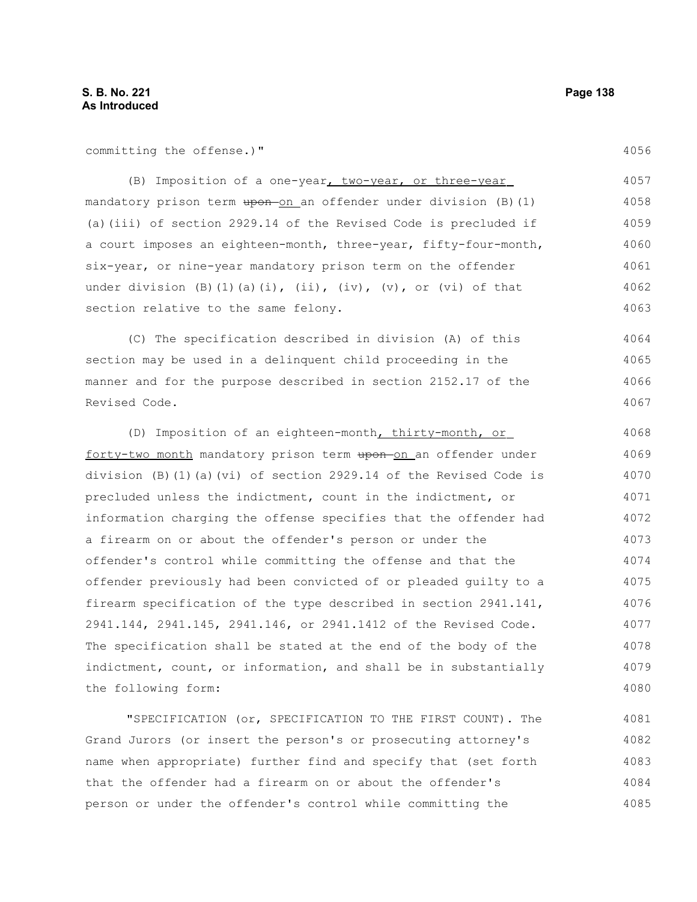committing the offense.)"

(B) Imposition of a one-year, two-year, or three-year mandatory prison term ~~upon~~ on an offender under division (B)(1)(a)(iii) of section 2929.14 of the Revised Code is precluded if a court imposes an eighteen-month, three-year, fifty-four-month, six-year, or nine-year mandatory prison term on the offender under division (B)(1)(a)(i), (ii), (iv), (v), or (vi) of that section relative to the same felony.

(C) The specification described in division (A) of this section may be used in a delinquent child proceeding in the manner and for the purpose described in section 2152.17 of the Revised Code.

(D) Imposition of an eighteen-month, thirty-month, or forty-two month mandatory prison term ~~upon~~ on an offender under division (B)(1)(a)(vi) of section 2929.14 of the Revised Code is precluded unless the indictment, count in the indictment, or information charging the offense specifies that the offender had a firearm on or about the offender's person or under the offender's control while committing the offense and that the offender previously had been convicted of or pleaded guilty to a firearm specification of the type described in section 2941.141, 2941.144, 2941.145, 2941.146, or 2941.1412 of the Revised Code. The specification shall be stated at the end of the body of the indictment, count, or information, and shall be in substantially the following form:

"SPECIFICATION (or, SPECIFICATION TO THE FIRST COUNT). The Grand Jurors (or insert the person's or prosecuting attorney's name when appropriate) further find and specify that (set forth that the offender had a firearm on or about the offender's person or under the offender's control while committing the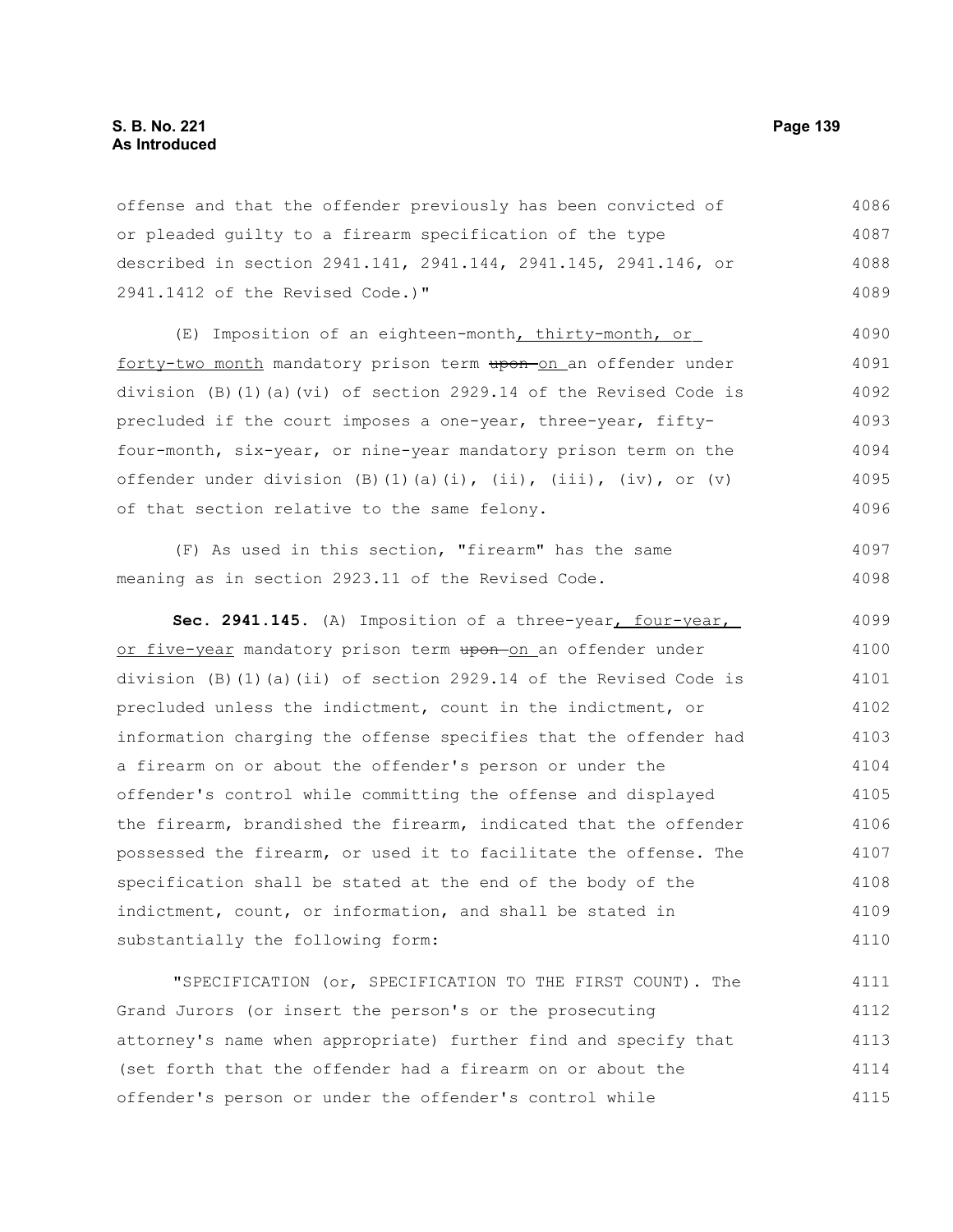offense and that the offender previously has been convicted of or pleaded guilty to a firearm specification of the type described in section 2941.141, 2941.144, 2941.145, 2941.146, or 2941.1412 of the Revised Code.)"

(E) Imposition of an eighteen-month, thirty-month, or forty-two month mandatory prison term ~~upon~~ on an offender under division (B)(1)(a)(vi) of section 2929.14 of the Revised Code is precluded if the court imposes a one-year, three-year, fifty-four-month, six-year, or nine-year mandatory prison term on the offender under division (B)(1)(a)(i), (ii), (iii), (iv), or (v) of that section relative to the same felony.

(F) As used in this section, "firearm" has the same meaning as in section 2923.11 of the Revised Code.

**Sec. 2941.145.** (A) Imposition of a three-year, four-year, or five-year mandatory prison term ~~upon~~ on an offender under division (B)(1)(a)(ii) of section 2929.14 of the Revised Code is precluded unless the indictment, count in the indictment, or information charging the offense specifies that the offender had a firearm on or about the offender's person or under the offender's control while committing the offense and displayed the firearm, brandished the firearm, indicated that the offender possessed the firearm, or used it to facilitate the offense. The specification shall be stated at the end of the body of the indictment, count, or information, and shall be stated in substantially the following form:

"SPECIFICATION (or, SPECIFICATION TO THE FIRST COUNT). The Grand Jurors (or insert the person's or the prosecuting attorney's name when appropriate) further find and specify that (set forth that the offender had a firearm on or about the offender's person or under the offender's control while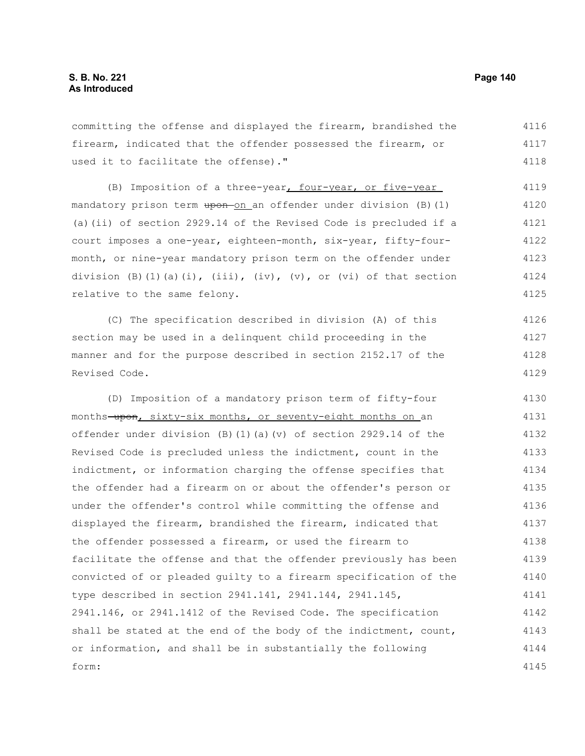committing the offense and displayed the firearm, brandished the firearm, indicated that the offender possessed the firearm, or used it to facilitate the offense)."

(B) Imposition of a three-year, four-year, or five-year mandatory prison term ~~upon~~ on an offender under division (B)(1)(a)(ii) of section 2929.14 of the Revised Code is precluded if a court imposes a one-year, eighteen-month, six-year, fifty-four-month, or nine-year mandatory prison term on the offender under division (B)(1)(a)(i), (iii), (iv), (v), or (vi) of that section relative to the same felony.

(C) The specification described in division (A) of this section may be used in a delinquent child proceeding in the manner and for the purpose described in section 2152.17 of the Revised Code.

(D) Imposition of a mandatory prison term of fifty-four months ~~upon~~, sixty-six months, or seventy-eight months on an offender under division (B)(1)(a)(v) of section 2929.14 of the Revised Code is precluded unless the indictment, count in the indictment, or information charging the offense specifies that the offender had a firearm on or about the offender's person or under the offender's control while committing the offense and displayed the firearm, brandished the firearm, indicated that the offender possessed a firearm, or used the firearm to facilitate the offense and that the offender previously has been convicted of or pleaded guilty to a firearm specification of the type described in section 2941.141, 2941.144, 2941.145, 2941.146, or 2941.1412 of the Revised Code. The specification shall be stated at the end of the body of the indictment, count, or information, and shall be in substantially the following form: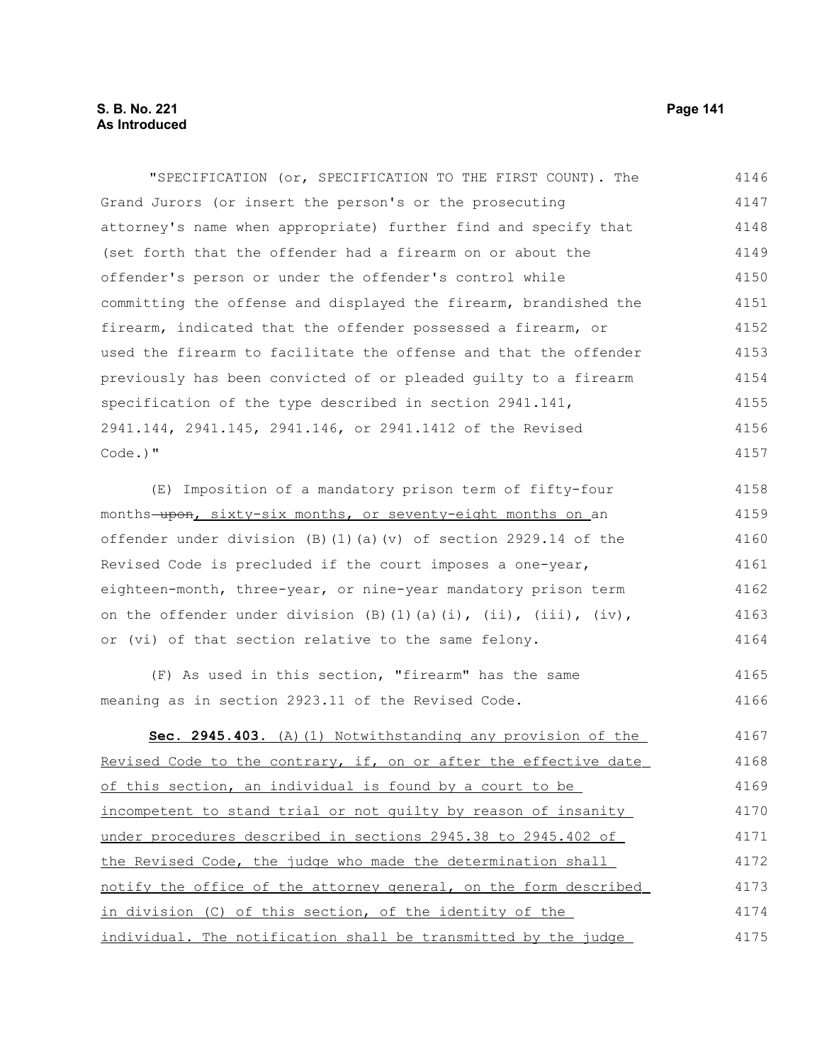"SPECIFICATION (or, SPECIFICATION TO THE FIRST COUNT). The Grand Jurors (or insert the person's or the prosecuting attorney's name when appropriate) further find and specify that (set forth that the offender had a firearm on or about the offender's person or under the offender's control while committing the offense and displayed the firearm, brandished the firearm, indicated that the offender possessed a firearm, or used the firearm to facilitate the offense and that the offender previously has been convicted of or pleaded guilty to a firearm specification of the type described in section 2941.141, 2941.144, 2941.145, 2941.146, or 2941.1412 of the Revised Code.)"

(E) Imposition of a mandatory prison term of fifty-four months ~~upon~~, sixty-six months, or seventy-eight months on an offender under division (B)(1)(a)(v) of section 2929.14 of the Revised Code is precluded if the court imposes a one-year, eighteen-month, three-year, or nine-year mandatory prison term on the offender under division (B)(1)(a)(i), (ii), (iii), (iv), or (vi) of that section relative to the same felony.

(F) As used in this section, "firearm" has the same meaning as in section 2923.11 of the Revised Code.

**Sec. 2945.403.** (A)(1) Notwithstanding any provision of the Revised Code to the contrary, if, on or after the effective date of this section, an individual is found by a court to be incompetent to stand trial or not guilty by reason of insanity under procedures described in sections 2945.38 to 2945.402 of the Revised Code, the judge who made the determination shall notify the office of the attorney general, on the form described in division (C) of this section, of the identity of the individual. The notification shall be transmitted by the judge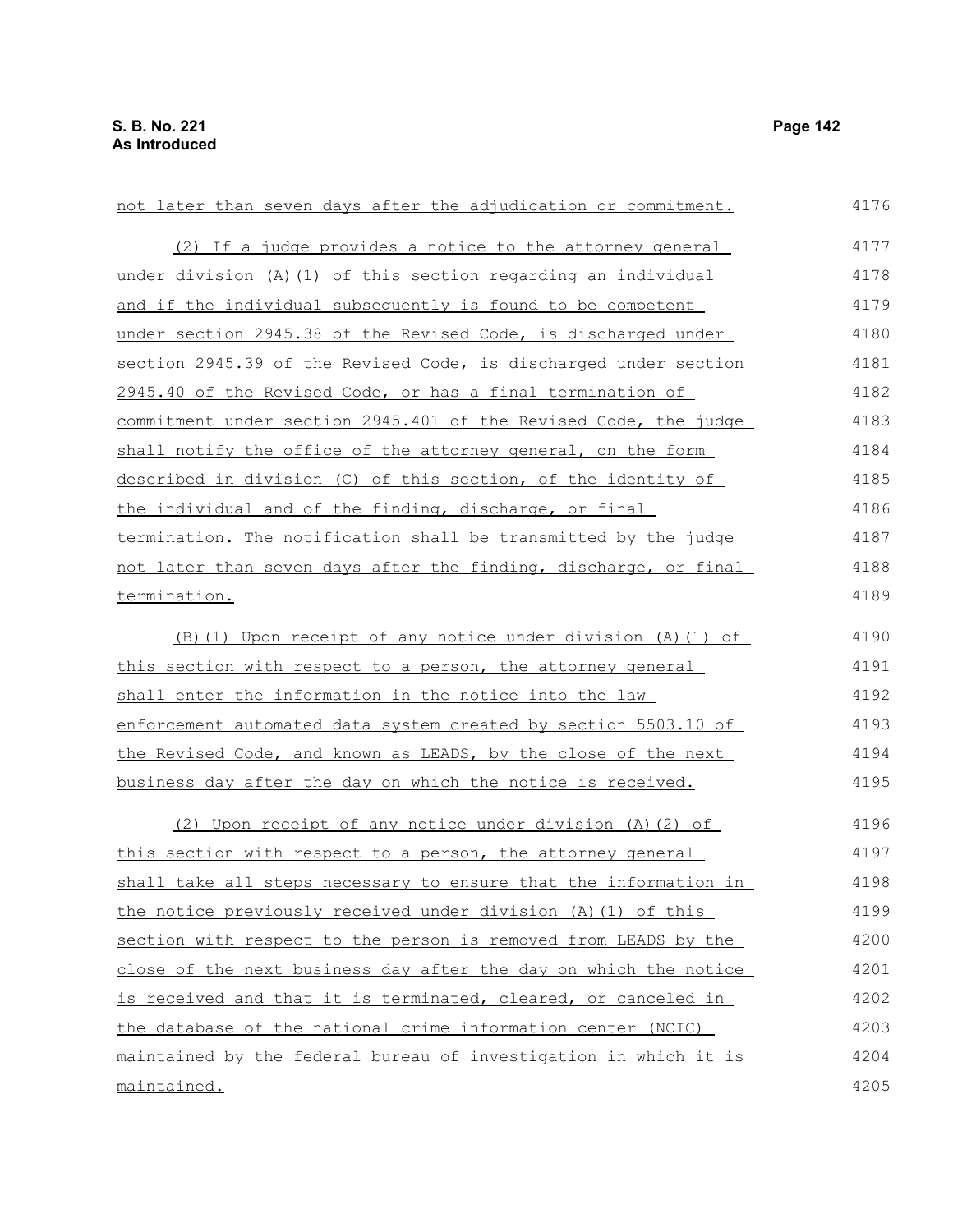not later than seven days after the adjudication or commitment.

(2) If a judge provides a notice to the attorney general under division (A)(1) of this section regarding an individual and if the individual subsequently is found to be competent under section 2945.38 of the Revised Code, is discharged under section 2945.39 of the Revised Code, is discharged under section 2945.40 of the Revised Code, or has a final termination of commitment under section 2945.401 of the Revised Code, the judge shall notify the office of the attorney general, on the form described in division (C) of this section, of the identity of the individual and of the finding, discharge, or final termination. The notification shall be transmitted by the judge not later than seven days after the finding, discharge, or final termination.

(B)(1) Upon receipt of any notice under division (A)(1) of this section with respect to a person, the attorney general shall enter the information in the notice into the law enforcement automated data system created by section 5503.10 of the Revised Code, and known as LEADS, by the close of the next business day after the day on which the notice is received.

(2) Upon receipt of any notice under division (A)(2) of this section with respect to a person, the attorney general shall take all steps necessary to ensure that the information in the notice previously received under division (A)(1) of this section with respect to the person is removed from LEADS by the close of the next business day after the day on which the notice is received and that it is terminated, cleared, or canceled in the database of the national crime information center (NCIC) maintained by the federal bureau of investigation in which it is maintained.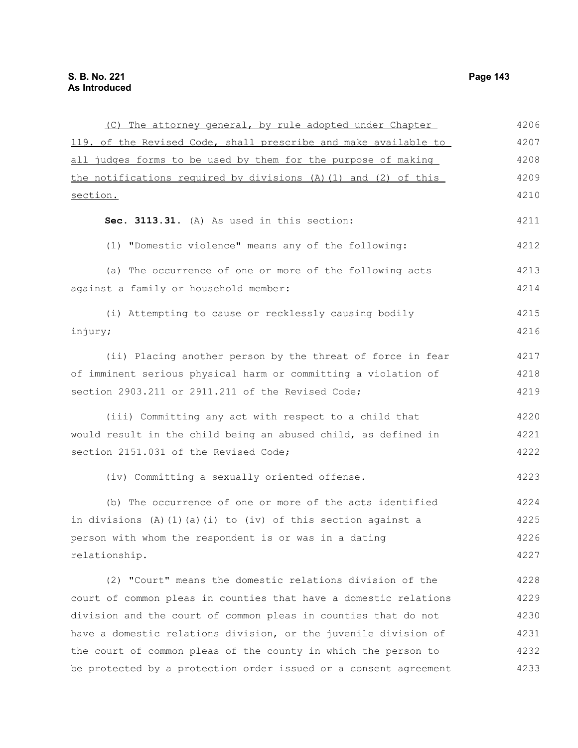(C) The attorney general, by rule adopted under Chapter 119. of the Revised Code, shall prescribe and make available to all judges forms to be used by them for the purpose of making the notifications required by divisions (A)(1) and (2) of this section.

**Sec. 3113.31.** (A) As used in this section:

(1) "Domestic violence" means any of the following:

(a) The occurrence of one or more of the following acts against a family or household member:

(i) Attempting to cause or recklessly causing bodily injury;

(ii) Placing another person by the threat of force in fear of imminent serious physical harm or committing a violation of section 2903.211 or 2911.211 of the Revised Code;

(iii) Committing any act with respect to a child that would result in the child being an abused child, as defined in section 2151.031 of the Revised Code;

(iv) Committing a sexually oriented offense.

(b) The occurrence of one or more of the acts identified in divisions (A)(1)(a)(i) to (iv) of this section against a person with whom the respondent is or was in a dating relationship.

(2) "Court" means the domestic relations division of the court of common pleas in counties that have a domestic relations division and the court of common pleas in counties that do not have a domestic relations division, or the juvenile division of the court of common pleas of the county in which the person to be protected by a protection order issued or a consent agreement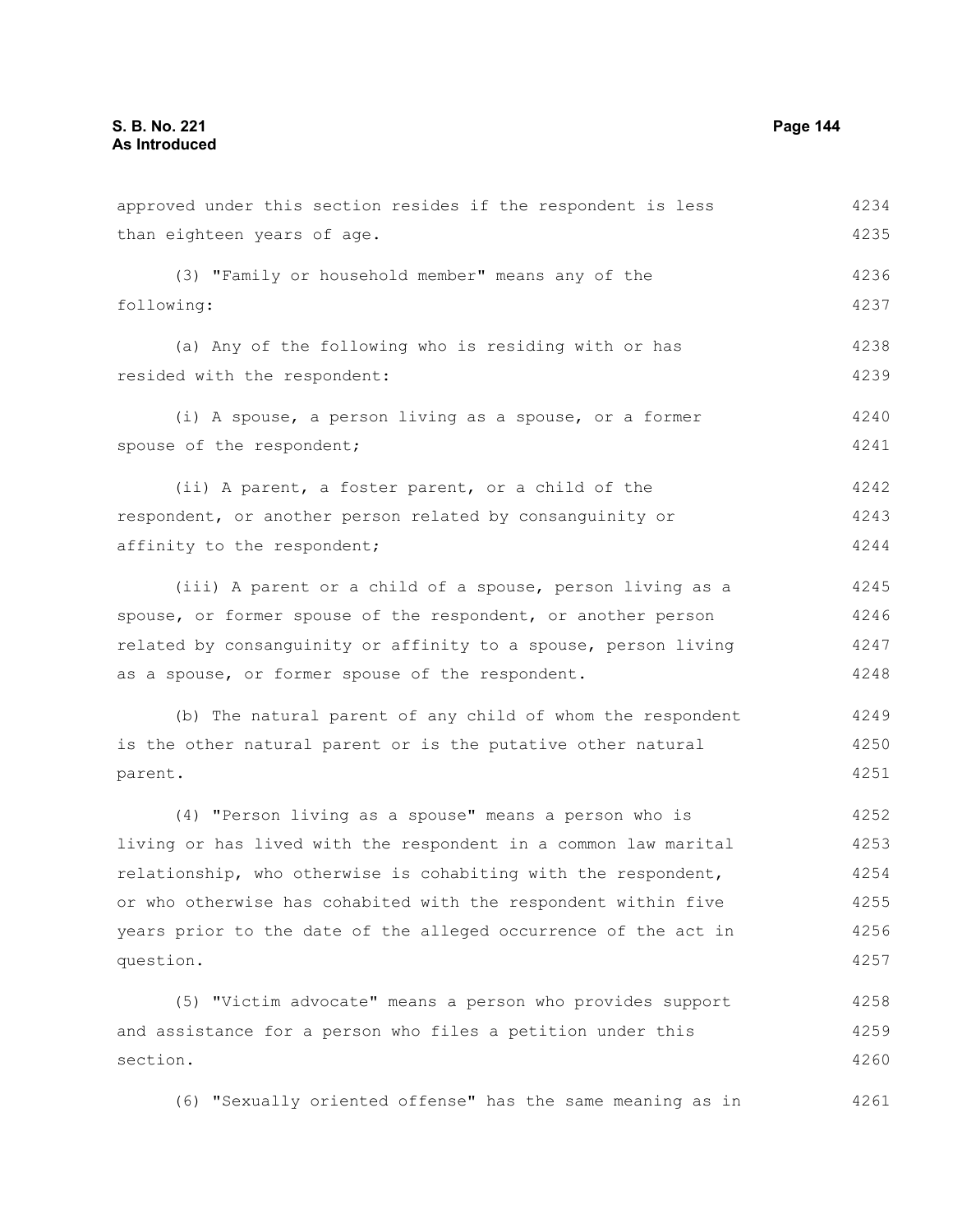approved under this section resides if the respondent is less than eighteen years of age.

(3) "Family or household member" means any of the following:

(a) Any of the following who is residing with or has resided with the respondent:

(i) A spouse, a person living as a spouse, or a former spouse of the respondent;

(ii) A parent, a foster parent, or a child of the respondent, or another person related by consanguinity or affinity to the respondent;

(iii) A parent or a child of a spouse, person living as a spouse, or former spouse of the respondent, or another person related by consanguinity or affinity to a spouse, person living as a spouse, or former spouse of the respondent.

(b) The natural parent of any child of whom the respondent is the other natural parent or is the putative other natural parent.

(4) "Person living as a spouse" means a person who is living or has lived with the respondent in a common law marital relationship, who otherwise is cohabiting with the respondent, or who otherwise has cohabited with the respondent within five years prior to the date of the alleged occurrence of the act in question.

(5) "Victim advocate" means a person who provides support and assistance for a person who files a petition under this section.

(6) "Sexually oriented offense" has the same meaning as in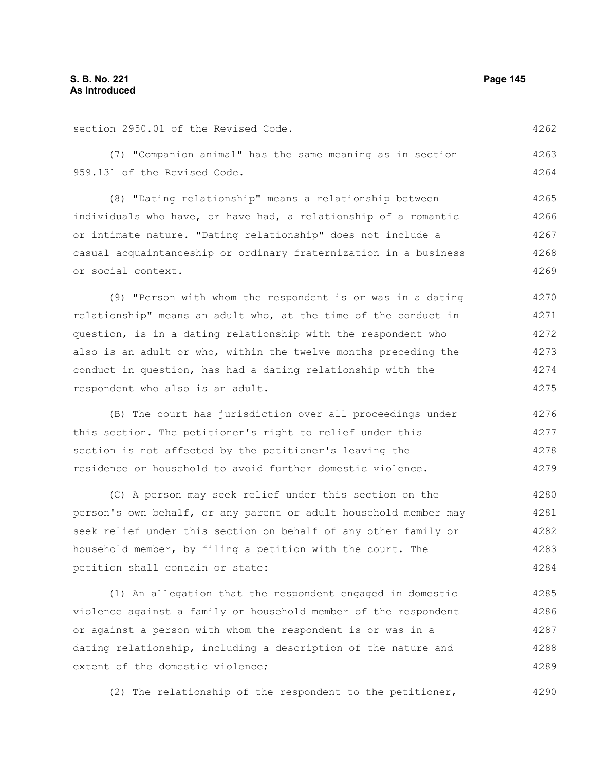section 2950.01 of the Revised Code.

(7) "Companion animal" has the same meaning as in section 959.131 of the Revised Code.

(8) "Dating relationship" means a relationship between individuals who have, or have had, a relationship of a romantic or intimate nature. "Dating relationship" does not include a casual acquaintanceship or ordinary fraternization in a business or social context.

(9) "Person with whom the respondent is or was in a dating relationship" means an adult who, at the time of the conduct in question, is in a dating relationship with the respondent who also is an adult or who, within the twelve months preceding the conduct in question, has had a dating relationship with the respondent who also is an adult.

(B) The court has jurisdiction over all proceedings under this section. The petitioner's right to relief under this section is not affected by the petitioner's leaving the residence or household to avoid further domestic violence.

(C) A person may seek relief under this section on the person's own behalf, or any parent or adult household member may seek relief under this section on behalf of any other family or household member, by filing a petition with the court. The petition shall contain or state:

(1) An allegation that the respondent engaged in domestic violence against a family or household member of the respondent or against a person with whom the respondent is or was in a dating relationship, including a description of the nature and extent of the domestic violence;

(2) The relationship of the respondent to the petitioner,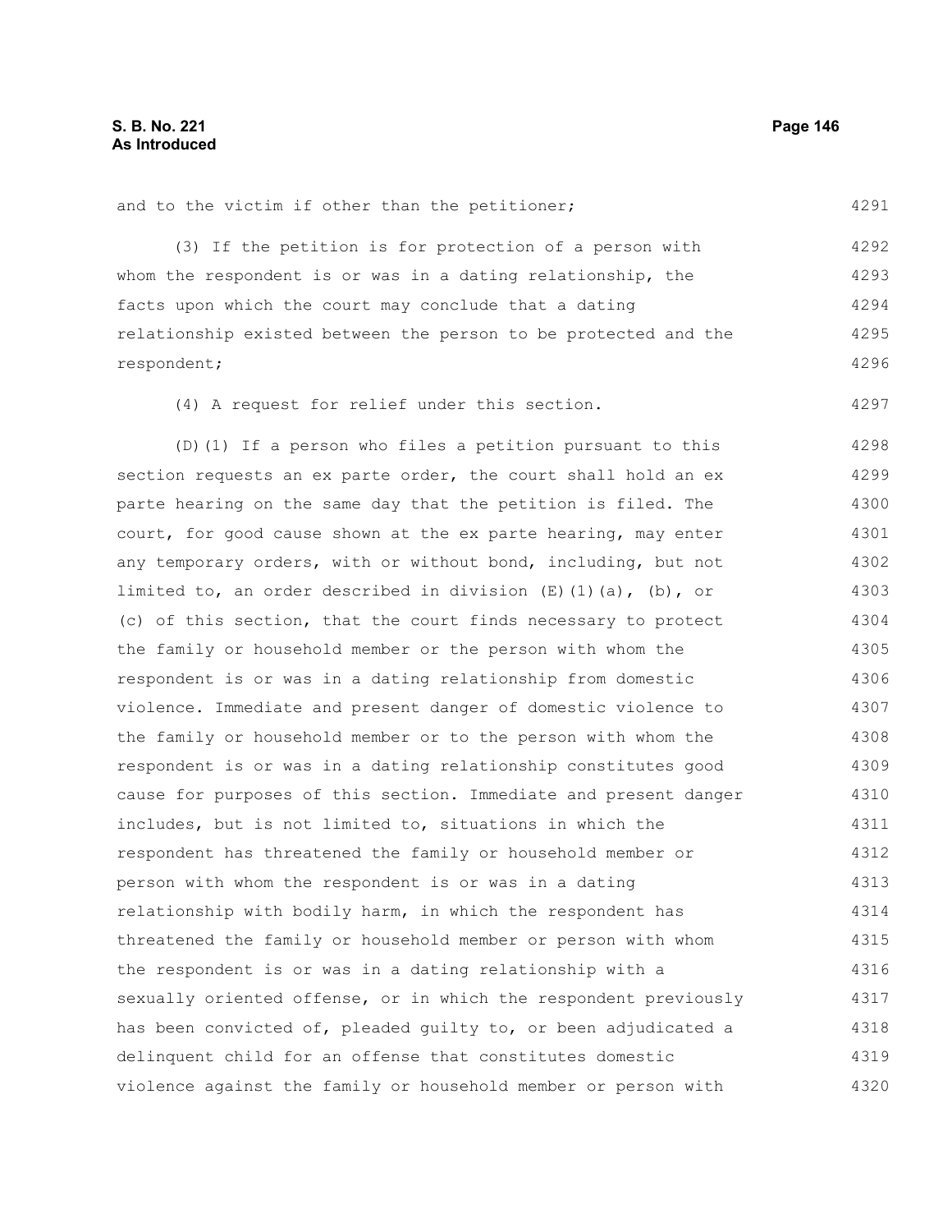and to the victim if other than the petitioner;

(3) If the petition is for protection of a person with whom the respondent is or was in a dating relationship, the facts upon which the court may conclude that a dating relationship existed between the person to be protected and the respondent;

(4) A request for relief under this section.

(D)(1) If a person who files a petition pursuant to this section requests an ex parte order, the court shall hold an ex parte hearing on the same day that the petition is filed. The court, for good cause shown at the ex parte hearing, may enter any temporary orders, with or without bond, including, but not limited to, an order described in division (E)(1)(a), (b), or (c) of this section, that the court finds necessary to protect the family or household member or the person with whom the respondent is or was in a dating relationship from domestic violence. Immediate and present danger of domestic violence to the family or household member or to the person with whom the respondent is or was in a dating relationship constitutes good cause for purposes of this section. Immediate and present danger includes, but is not limited to, situations in which the respondent has threatened the family or household member or person with whom the respondent is or was in a dating relationship with bodily harm, in which the respondent has threatened the family or household member or person with whom the respondent is or was in a dating relationship with a sexually oriented offense, or in which the respondent previously has been convicted of, pleaded guilty to, or been adjudicated a delinquent child for an offense that constitutes domestic violence against the family or household member or person with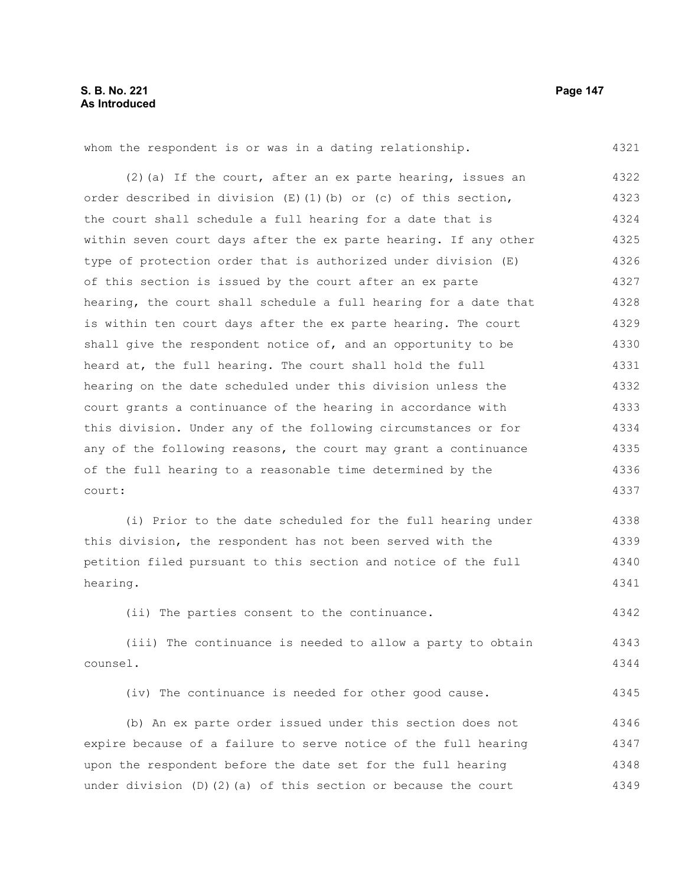whom the respondent is or was in a dating relationship.

(2)(a) If the court, after an ex parte hearing, issues an order described in division (E)(1)(b) or (c) of this section, the court shall schedule a full hearing for a date that is within seven court days after the ex parte hearing. If any other type of protection order that is authorized under division (E) of this section is issued by the court after an ex parte hearing, the court shall schedule a full hearing for a date that is within ten court days after the ex parte hearing. The court shall give the respondent notice of, and an opportunity to be heard at, the full hearing. The court shall hold the full hearing on the date scheduled under this division unless the court grants a continuance of the hearing in accordance with this division. Under any of the following circumstances or for any of the following reasons, the court may grant a continuance of the full hearing to a reasonable time determined by the court:

(i) Prior to the date scheduled for the full hearing under this division, the respondent has not been served with the petition filed pursuant to this section and notice of the full hearing.

(ii) The parties consent to the continuance.

(iii) The continuance is needed to allow a party to obtain counsel.

(iv) The continuance is needed for other good cause.

(b) An ex parte order issued under this section does not expire because of a failure to serve notice of the full hearing upon the respondent before the date set for the full hearing under division (D)(2)(a) of this section or because the court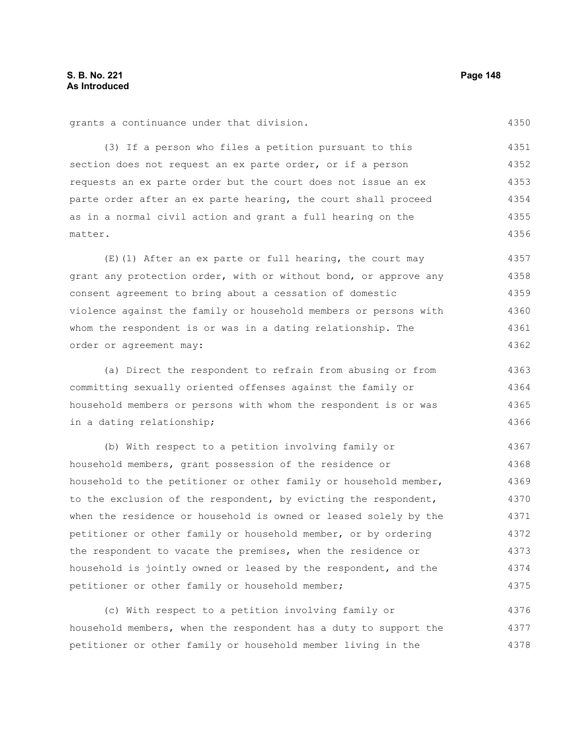grants a continuance under that division.

(3) If a person who files a petition pursuant to this section does not request an ex parte order, or if a person requests an ex parte order but the court does not issue an ex parte order after an ex parte hearing, the court shall proceed as in a normal civil action and grant a full hearing on the matter.

(E)(1) After an ex parte or full hearing, the court may grant any protection order, with or without bond, or approve any consent agreement to bring about a cessation of domestic violence against the family or household members or persons with whom the respondent is or was in a dating relationship. The order or agreement may:

(a) Direct the respondent to refrain from abusing or from committing sexually oriented offenses against the family or household members or persons with whom the respondent is or was in a dating relationship;

(b) With respect to a petition involving family or household members, grant possession of the residence or household to the petitioner or other family or household member, to the exclusion of the respondent, by evicting the respondent, when the residence or household is owned or leased solely by the petitioner or other family or household member, or by ordering the respondent to vacate the premises, when the residence or household is jointly owned or leased by the respondent, and the petitioner or other family or household member;

(c) With respect to a petition involving family or household members, when the respondent has a duty to support the petitioner or other family or household member living in the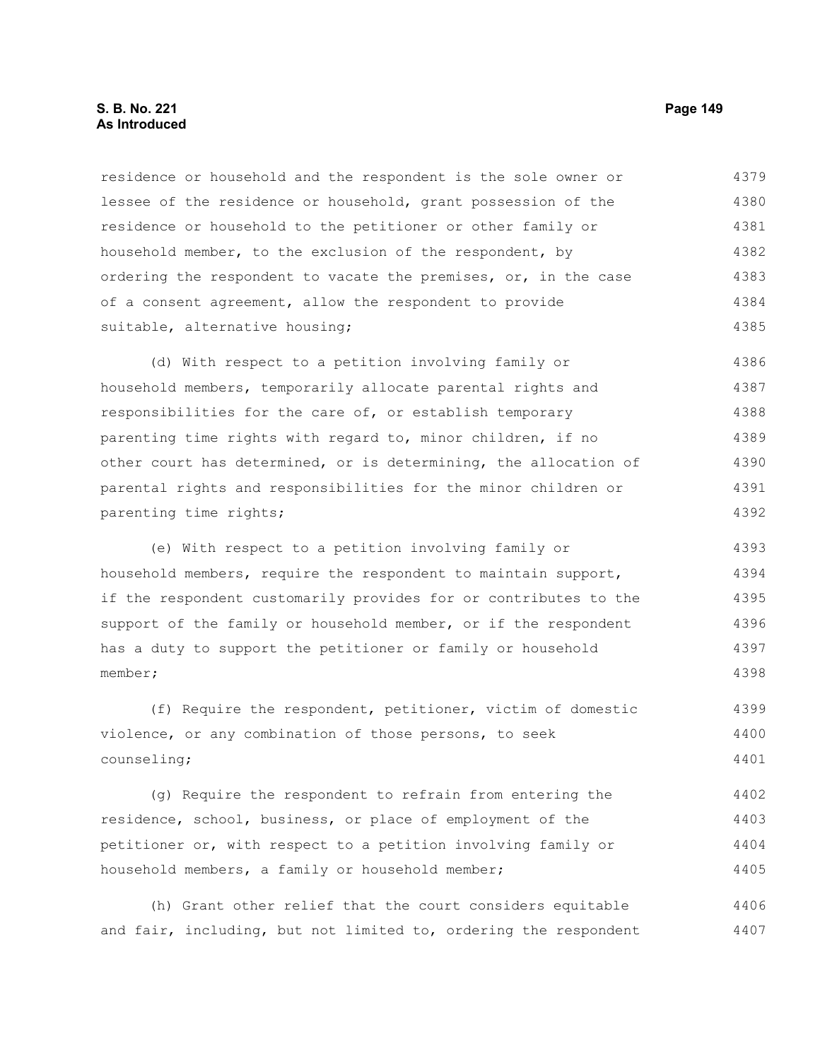residence or household and the respondent is the sole owner or lessee of the residence or household, grant possession of the residence or household to the petitioner or other family or household member, to the exclusion of the respondent, by ordering the respondent to vacate the premises, or, in the case of a consent agreement, allow the respondent to provide suitable, alternative housing;

(d) With respect to a petition involving family or household members, temporarily allocate parental rights and responsibilities for the care of, or establish temporary parenting time rights with regard to, minor children, if no other court has determined, or is determining, the allocation of parental rights and responsibilities for the minor children or parenting time rights;

(e) With respect to a petition involving family or household members, require the respondent to maintain support, if the respondent customarily provides for or contributes to the support of the family or household member, or if the respondent has a duty to support the petitioner or family or household member;

(f) Require the respondent, petitioner, victim of domestic violence, or any combination of those persons, to seek counseling;

(g) Require the respondent to refrain from entering the residence, school, business, or place of employment of the petitioner or, with respect to a petition involving family or household members, a family or household member;

(h) Grant other relief that the court considers equitable and fair, including, but not limited to, ordering the respondent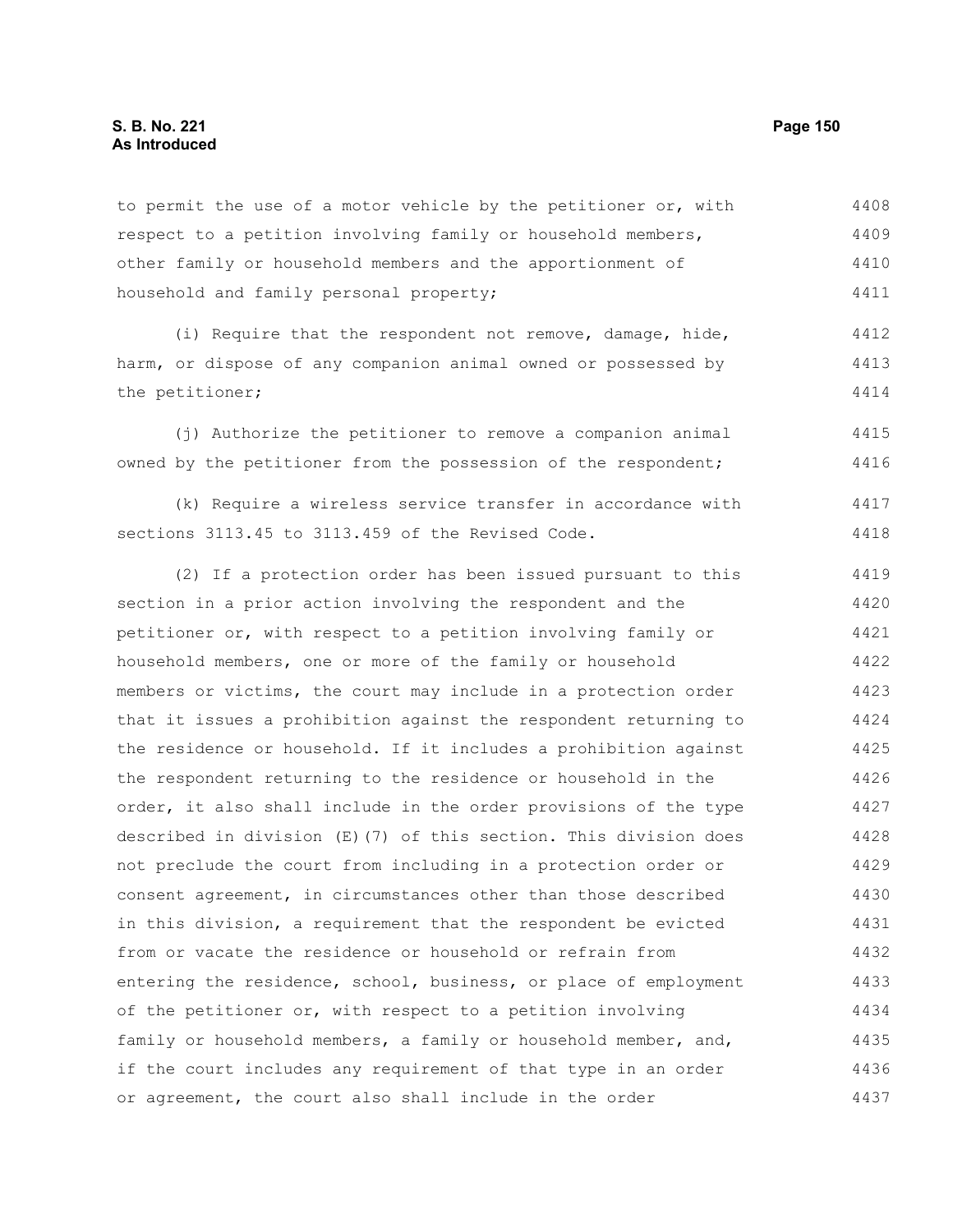to permit the use of a motor vehicle by the petitioner or, with respect to a petition involving family or household members, other family or household members and the apportionment of household and family personal property;

(i) Require that the respondent not remove, damage, hide, harm, or dispose of any companion animal owned or possessed by the petitioner;

(j) Authorize the petitioner to remove a companion animal owned by the petitioner from the possession of the respondent;

(k) Require a wireless service transfer in accordance with sections 3113.45 to 3113.459 of the Revised Code.

(2) If a protection order has been issued pursuant to this section in a prior action involving the respondent and the petitioner or, with respect to a petition involving family or household members, one or more of the family or household members or victims, the court may include in a protection order that it issues a prohibition against the respondent returning to the residence or household. If it includes a prohibition against the respondent returning to the residence or household in the order, it also shall include in the order provisions of the type described in division (E)(7) of this section. This division does not preclude the court from including in a protection order or consent agreement, in circumstances other than those described in this division, a requirement that the respondent be evicted from or vacate the residence or household or refrain from entering the residence, school, business, or place of employment of the petitioner or, with respect to a petition involving family or household members, a family or household member, and, if the court includes any requirement of that type in an order or agreement, the court also shall include in the order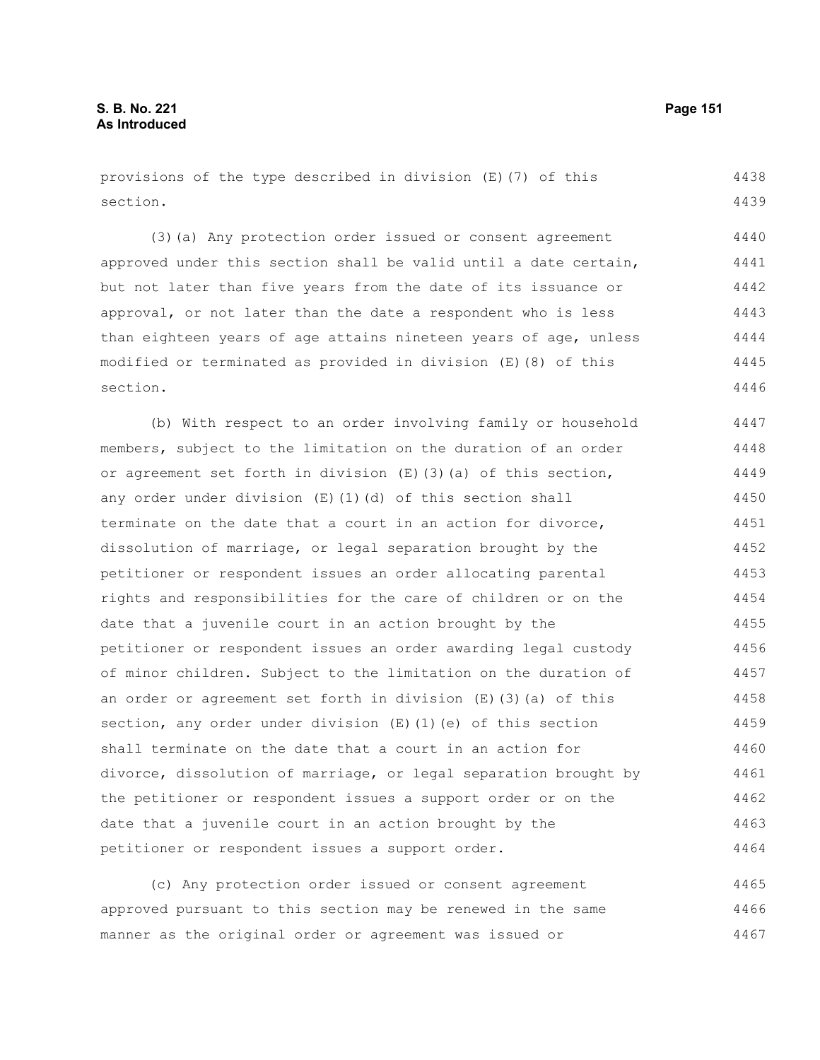provisions of the type described in division (E)(7) of this section.

(3)(a) Any protection order issued or consent agreement approved under this section shall be valid until a date certain, but not later than five years from the date of its issuance or approval, or not later than the date a respondent who is less than eighteen years of age attains nineteen years of age, unless modified or terminated as provided in division (E)(8) of this section.

(b) With respect to an order involving family or household members, subject to the limitation on the duration of an order or agreement set forth in division (E)(3)(a) of this section, any order under division (E)(1)(d) of this section shall terminate on the date that a court in an action for divorce, dissolution of marriage, or legal separation brought by the petitioner or respondent issues an order allocating parental rights and responsibilities for the care of children or on the date that a juvenile court in an action brought by the petitioner or respondent issues an order awarding legal custody of minor children. Subject to the limitation on the duration of an order or agreement set forth in division (E)(3)(a) of this section, any order under division (E)(1)(e) of this section shall terminate on the date that a court in an action for divorce, dissolution of marriage, or legal separation brought by the petitioner or respondent issues a support order or on the date that a juvenile court in an action brought by the petitioner or respondent issues a support order.

(c) Any protection order issued or consent agreement approved pursuant to this section may be renewed in the same manner as the original order or agreement was issued or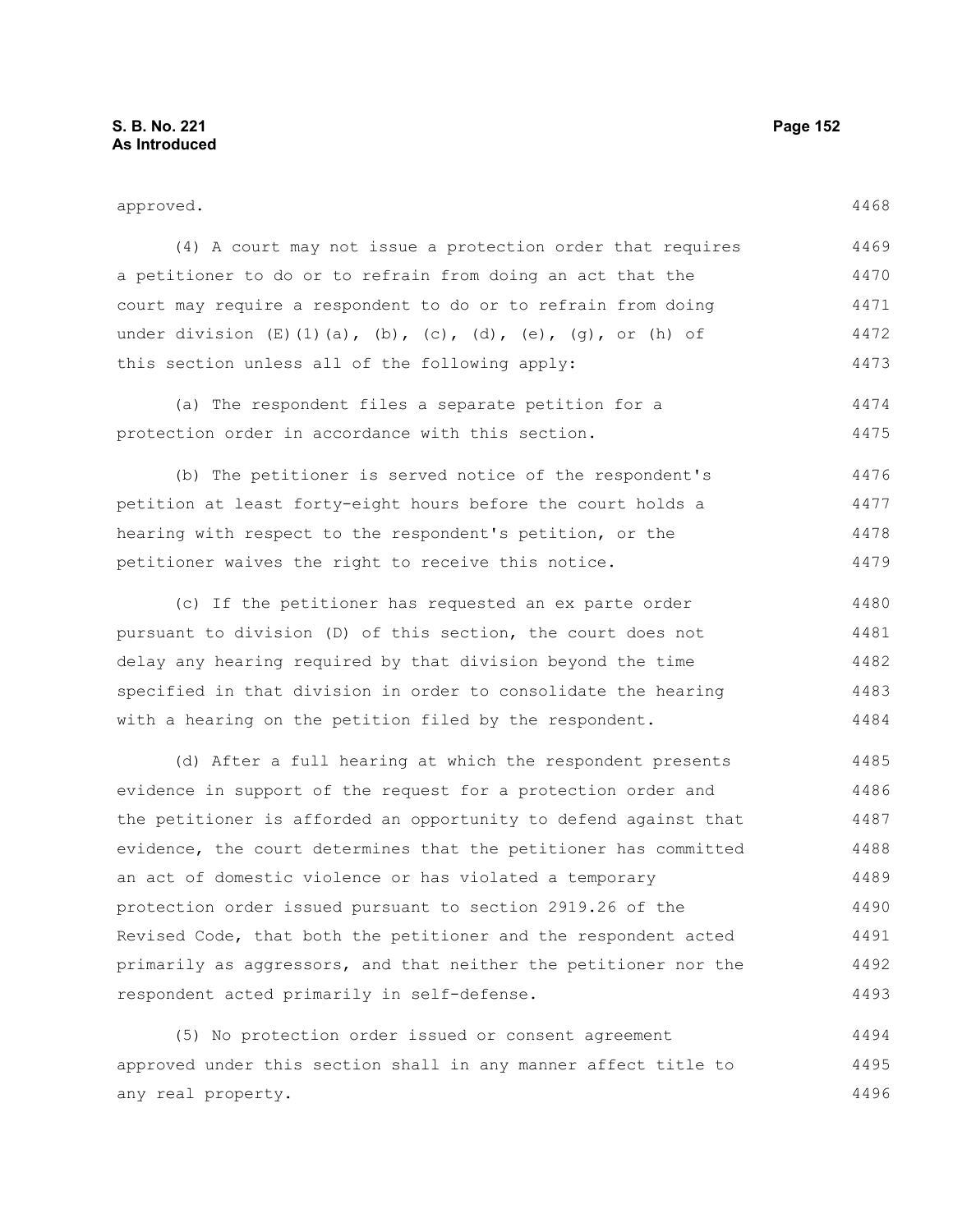approved.

(4) A court may not issue a protection order that requires a petitioner to do or to refrain from doing an act that the court may require a respondent to do or to refrain from doing under division (E)(1)(a), (b), (c), (d), (e), (g), or (h) of this section unless all of the following apply:

(a) The respondent files a separate petition for a protection order in accordance with this section.

(b) The petitioner is served notice of the respondent's petition at least forty-eight hours before the court holds a hearing with respect to the respondent's petition, or the petitioner waives the right to receive this notice.

(c) If the petitioner has requested an ex parte order pursuant to division (D) of this section, the court does not delay any hearing required by that division beyond the time specified in that division in order to consolidate the hearing with a hearing on the petition filed by the respondent.

(d) After a full hearing at which the respondent presents evidence in support of the request for a protection order and the petitioner is afforded an opportunity to defend against that evidence, the court determines that the petitioner has committed an act of domestic violence or has violated a temporary protection order issued pursuant to section 2919.26 of the Revised Code, that both the petitioner and the respondent acted primarily as aggressors, and that neither the petitioner nor the respondent acted primarily in self-defense.

(5) No protection order issued or consent agreement approved under this section shall in any manner affect title to any real property.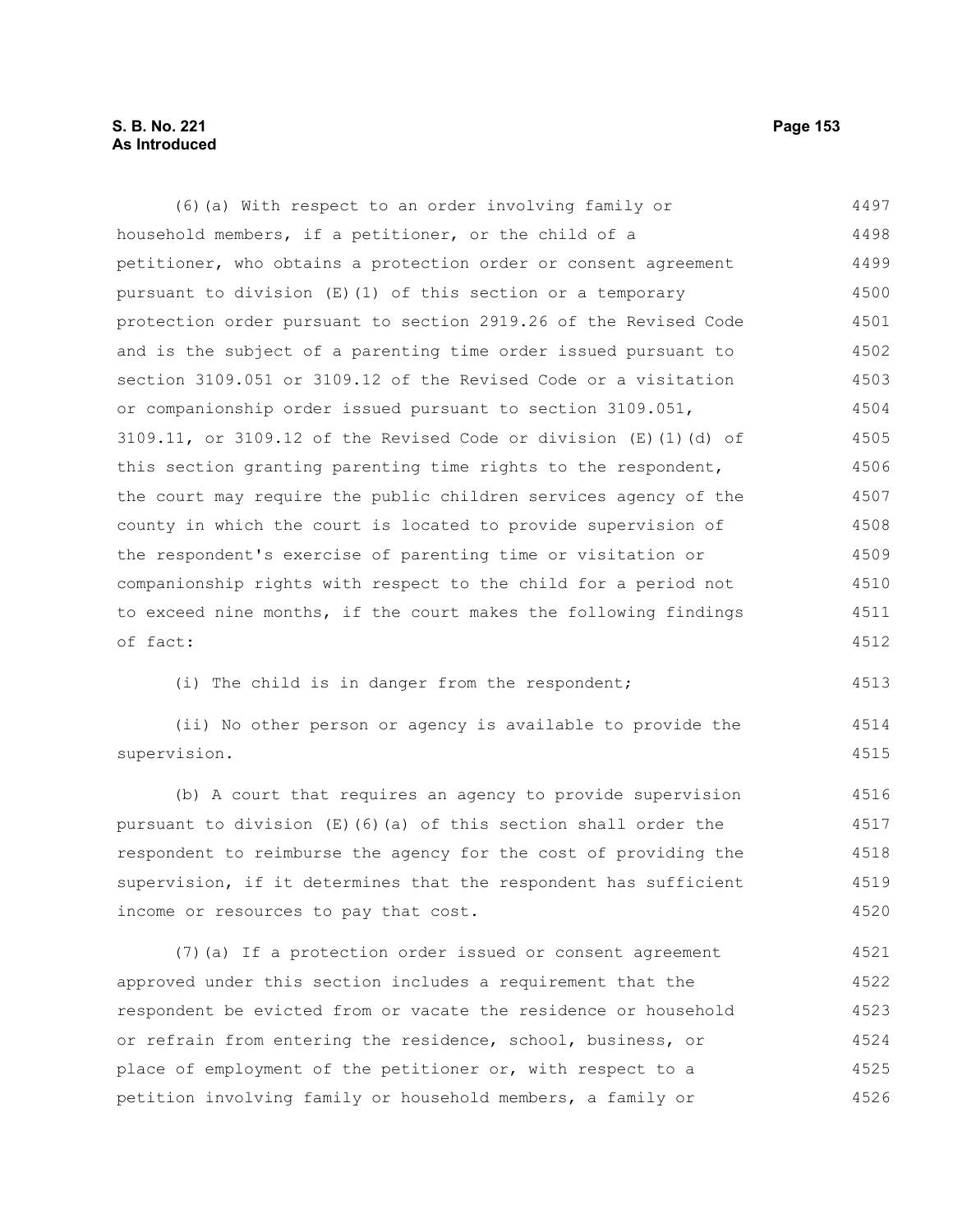(6)(a) With respect to an order involving family or household members, if a petitioner, or the child of a petitioner, who obtains a protection order or consent agreement pursuant to division (E)(1) of this section or a temporary protection order pursuant to section 2919.26 of the Revised Code and is the subject of a parenting time order issued pursuant to section 3109.051 or 3109.12 of the Revised Code or a visitation or companionship order issued pursuant to section 3109.051, 3109.11, or 3109.12 of the Revised Code or division (E)(1)(d) of this section granting parenting time rights to the respondent, the court may require the public children services agency of the county in which the court is located to provide supervision of the respondent's exercise of parenting time or visitation or companionship rights with respect to the child for a period not to exceed nine months, if the court makes the following findings of fact:

(i) The child is in danger from the respondent;

(ii) No other person or agency is available to provide the supervision.

(b) A court that requires an agency to provide supervision pursuant to division (E)(6)(a) of this section shall order the respondent to reimburse the agency for the cost of providing the supervision, if it determines that the respondent has sufficient income or resources to pay that cost.

(7)(a) If a protection order issued or consent agreement approved under this section includes a requirement that the respondent be evicted from or vacate the residence or household or refrain from entering the residence, school, business, or place of employment of the petitioner or, with respect to a petition involving family or household members, a family or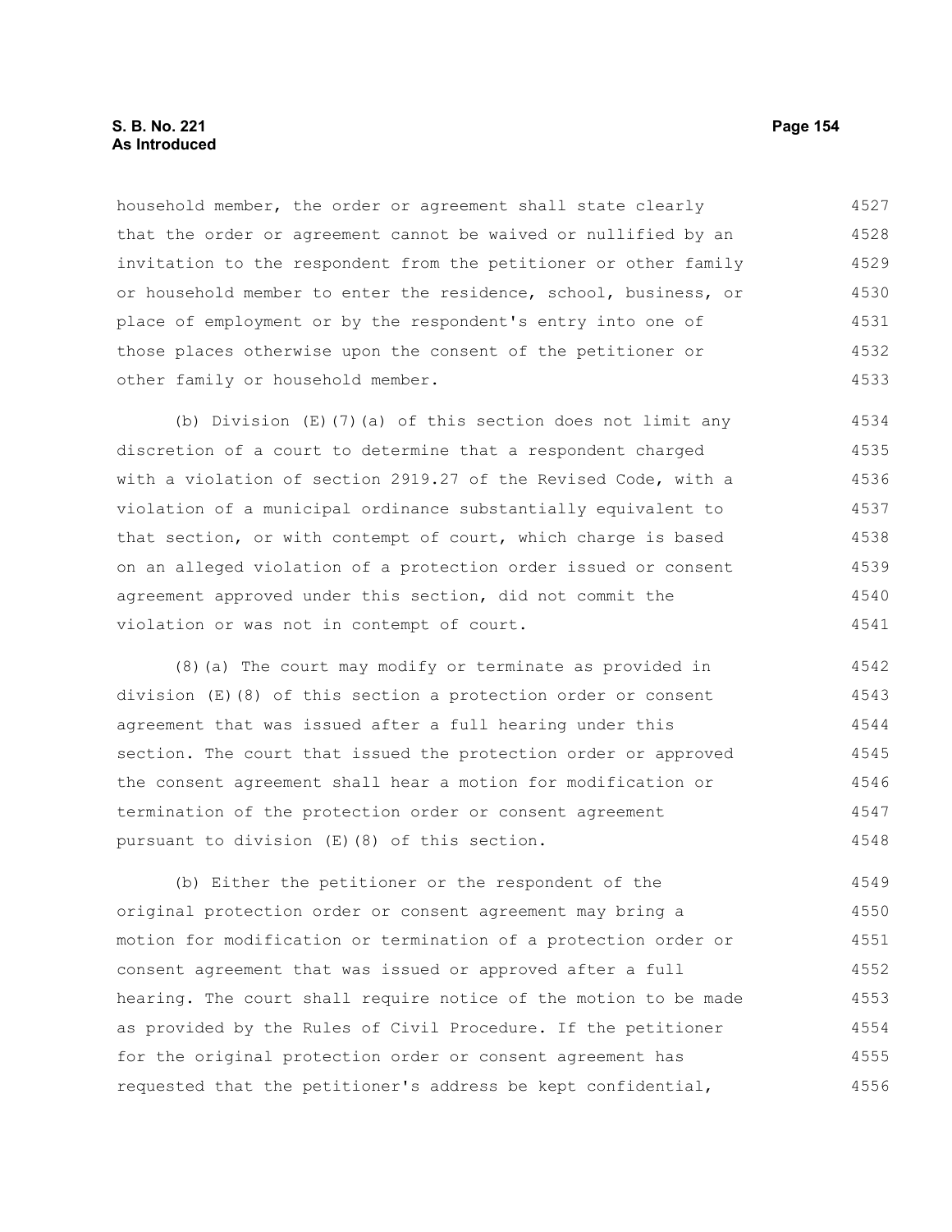household member, the order or agreement shall state clearly that the order or agreement cannot be waived or nullified by an invitation to the respondent from the petitioner or other family or household member to enter the residence, school, business, or place of employment or by the respondent's entry into one of those places otherwise upon the consent of the petitioner or other family or household member.

(b) Division (E)(7)(a) of this section does not limit any discretion of a court to determine that a respondent charged with a violation of section 2919.27 of the Revised Code, with a violation of a municipal ordinance substantially equivalent to that section, or with contempt of court, which charge is based on an alleged violation of a protection order issued or consent agreement approved under this section, did not commit the violation or was not in contempt of court.

(8)(a) The court may modify or terminate as provided in division (E)(8) of this section a protection order or consent agreement that was issued after a full hearing under this section. The court that issued the protection order or approved the consent agreement shall hear a motion for modification or termination of the protection order or consent agreement pursuant to division (E)(8) of this section.

(b) Either the petitioner or the respondent of the original protection order or consent agreement may bring a motion for modification or termination of a protection order or consent agreement that was issued or approved after a full hearing. The court shall require notice of the motion to be made as provided by the Rules of Civil Procedure. If the petitioner for the original protection order or consent agreement has requested that the petitioner's address be kept confidential,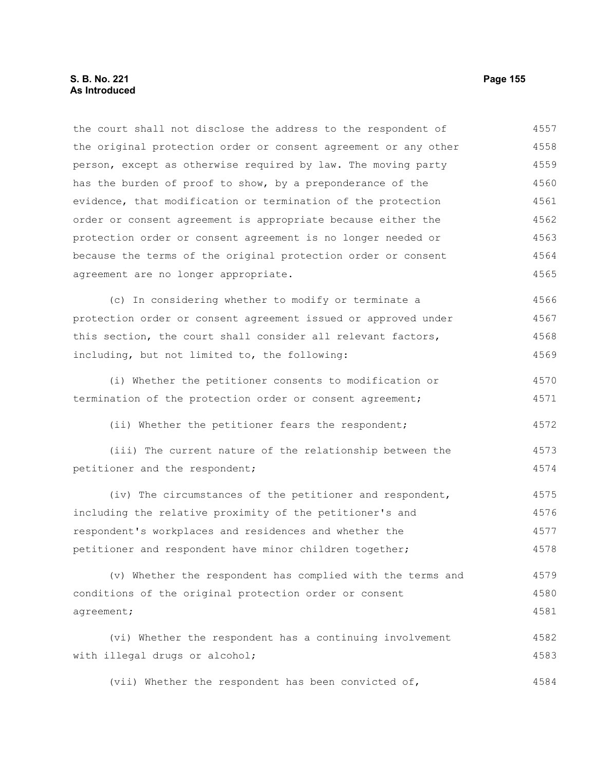the court shall not disclose the address to the respondent of the original protection order or consent agreement or any other person, except as otherwise required by law. The moving party has the burden of proof to show, by a preponderance of the evidence, that modification or termination of the protection order or consent agreement is appropriate because either the protection order or consent agreement is no longer needed or because the terms of the original protection order or consent agreement are no longer appropriate.

(c) In considering whether to modify or terminate a protection order or consent agreement issued or approved under this section, the court shall consider all relevant factors, including, but not limited to, the following:

(i) Whether the petitioner consents to modification or termination of the protection order or consent agreement;

(ii) Whether the petitioner fears the respondent;

(iii) The current nature of the relationship between the petitioner and the respondent;

(iv) The circumstances of the petitioner and respondent, including the relative proximity of the petitioner's and respondent's workplaces and residences and whether the petitioner and respondent have minor children together;

(v) Whether the respondent has complied with the terms and conditions of the original protection order or consent agreement;

(vi) Whether the respondent has a continuing involvement with illegal drugs or alcohol;

(vii) Whether the respondent has been convicted of,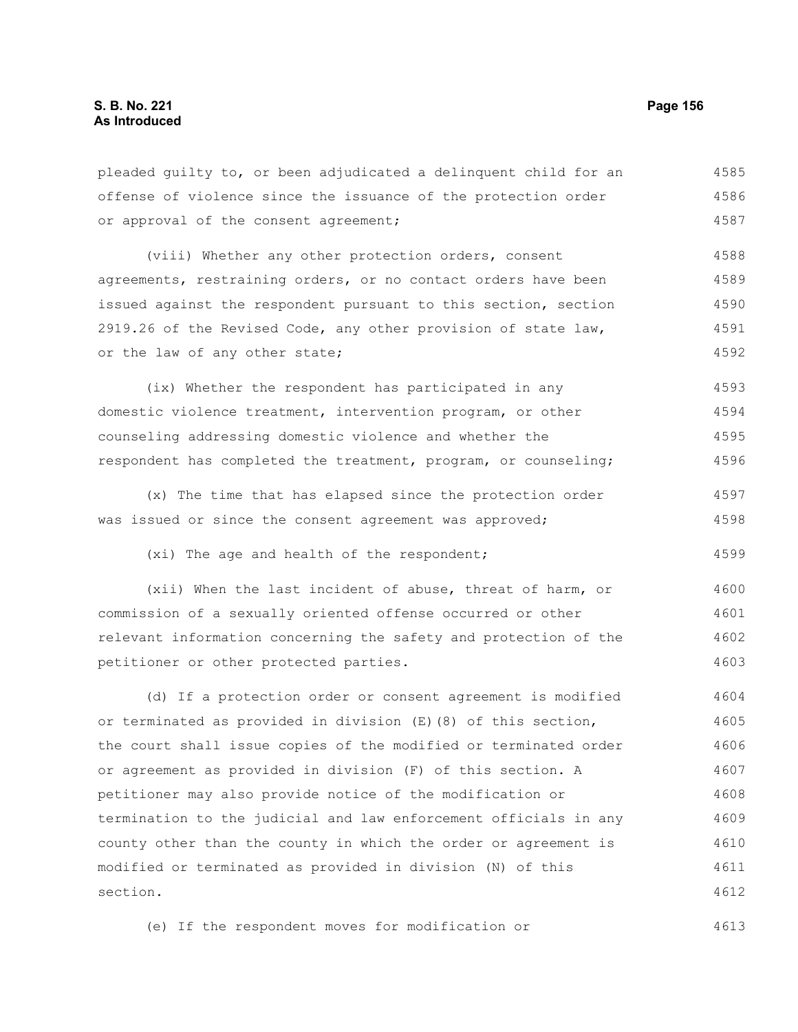pleaded guilty to, or been adjudicated a delinquent child for an offense of violence since the issuance of the protection order or approval of the consent agreement;

(viii) Whether any other protection orders, consent agreements, restraining orders, or no contact orders have been issued against the respondent pursuant to this section, section 2919.26 of the Revised Code, any other provision of state law, or the law of any other state;

(ix) Whether the respondent has participated in any domestic violence treatment, intervention program, or other counseling addressing domestic violence and whether the respondent has completed the treatment, program, or counseling;

(x) The time that has elapsed since the protection order was issued or since the consent agreement was approved;

(xi) The age and health of the respondent;

(xii) When the last incident of abuse, threat of harm, or commission of a sexually oriented offense occurred or other relevant information concerning the safety and protection of the petitioner or other protected parties.

(d) If a protection order or consent agreement is modified or terminated as provided in division (E)(8) of this section, the court shall issue copies of the modified or terminated order or agreement as provided in division (F) of this section. A petitioner may also provide notice of the modification or termination to the judicial and law enforcement officials in any county other than the county in which the order or agreement is modified or terminated as provided in division (N) of this section.

(e) If the respondent moves for modification or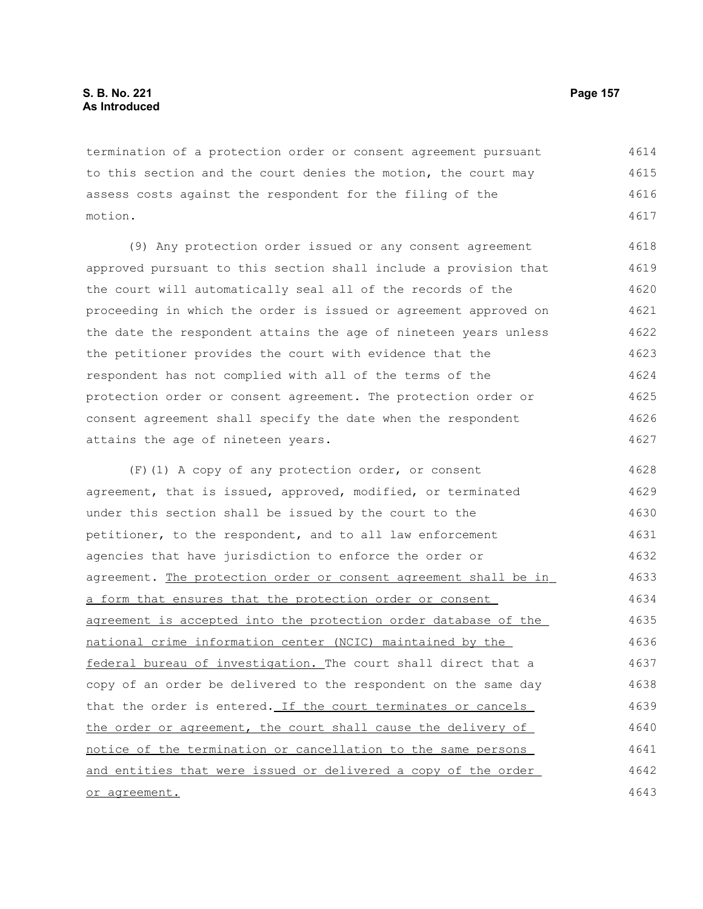termination of a protection order or consent agreement pursuant to this section and the court denies the motion, the court may assess costs against the respondent for the filing of the motion.

(9) Any protection order issued or any consent agreement approved pursuant to this section shall include a provision that the court will automatically seal all of the records of the proceeding in which the order is issued or agreement approved on the date the respondent attains the age of nineteen years unless the petitioner provides the court with evidence that the respondent has not complied with all of the terms of the protection order or consent agreement. The protection order or consent agreement shall specify the date when the respondent attains the age of nineteen years.

(F)(1) A copy of any protection order, or consent agreement, that is issued, approved, modified, or terminated under this section shall be issued by the court to the petitioner, to the respondent, and to all law enforcement agencies that have jurisdiction to enforce the order or agreement. <u>The protection order or consent agreement shall be in a form that ensures that the protection order or consent agreement is accepted into the protection order database of the national crime information center (NCIC) maintained by the federal bureau of investigation.</u> The court shall direct that a copy of an order be delivered to the respondent on the same day that the order is entered. <u>If the court terminates or cancels the order or agreement, the court shall cause the delivery of notice of the termination or cancellation to the same persons and entities that were issued or delivered a copy of the order or agreement.</u>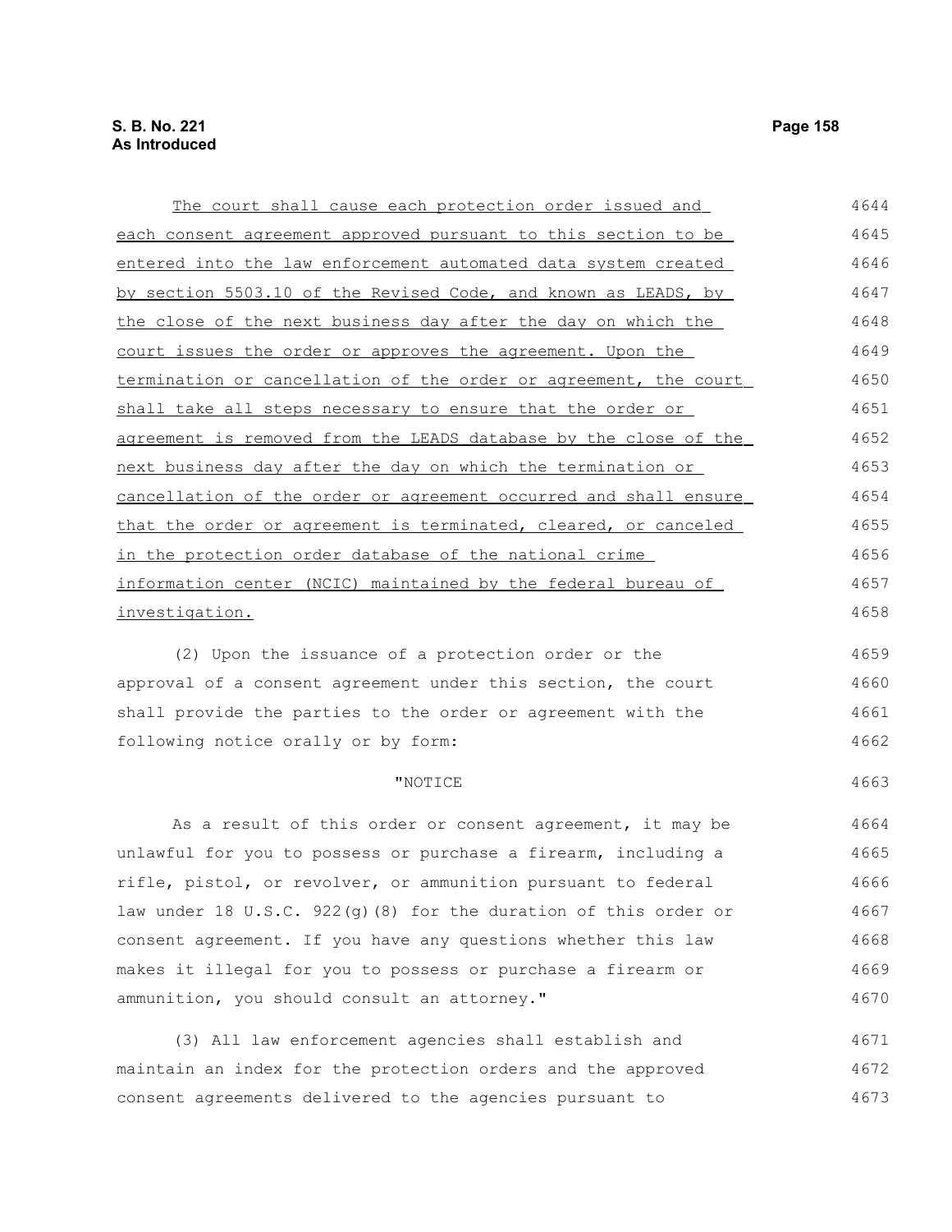The court shall cause each protection order issued and each consent agreement approved pursuant to this section to be entered into the law enforcement automated data system created by section 5503.10 of the Revised Code, and known as LEADS, by the close of the next business day after the day on which the court issues the order or approves the agreement. Upon the termination or cancellation of the order or agreement, the court shall take all steps necessary to ensure that the order or agreement is removed from the LEADS database by the close of the next business day after the day on which the termination or cancellation of the order or agreement occurred and shall ensure that the order or agreement is terminated, cleared, or canceled in the protection order database of the national crime information center (NCIC) maintained by the federal bureau of investigation.

(2) Upon the issuance of a protection order or the approval of a consent agreement under this section, the court shall provide the parties to the order or agreement with the following notice orally or by form:

"NOTICE

As a result of this order or consent agreement, it may be unlawful for you to possess or purchase a firearm, including a rifle, pistol, or revolver, or ammunition pursuant to federal law under 18 U.S.C. 922(g)(8) for the duration of this order or consent agreement. If you have any questions whether this law makes it illegal for you to possess or purchase a firearm or ammunition, you should consult an attorney."

(3) All law enforcement agencies shall establish and maintain an index for the protection orders and the approved consent agreements delivered to the agencies pursuant to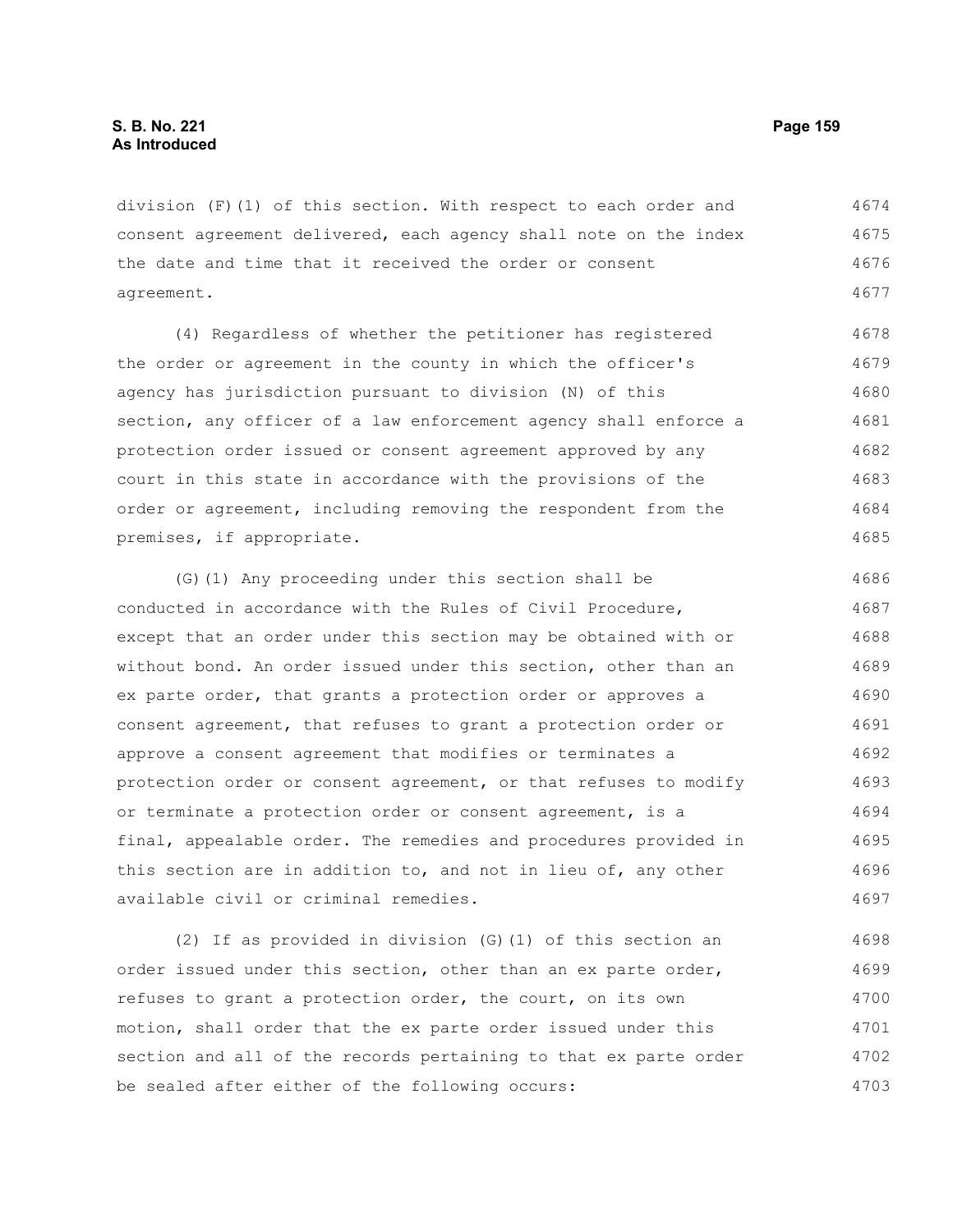division (F)(1) of this section. With respect to each order and consent agreement delivered, each agency shall note on the index the date and time that it received the order or consent agreement.

(4) Regardless of whether the petitioner has registered the order or agreement in the county in which the officer's agency has jurisdiction pursuant to division (N) of this section, any officer of a law enforcement agency shall enforce a protection order issued or consent agreement approved by any court in this state in accordance with the provisions of the order or agreement, including removing the respondent from the premises, if appropriate.

(G)(1) Any proceeding under this section shall be conducted in accordance with the Rules of Civil Procedure, except that an order under this section may be obtained with or without bond. An order issued under this section, other than an ex parte order, that grants a protection order or approves a consent agreement, that refuses to grant a protection order or approve a consent agreement that modifies or terminates a protection order or consent agreement, or that refuses to modify or terminate a protection order or consent agreement, is a final, appealable order. The remedies and procedures provided in this section are in addition to, and not in lieu of, any other available civil or criminal remedies.

(2) If as provided in division (G)(1) of this section an order issued under this section, other than an ex parte order, refuses to grant a protection order, the court, on its own motion, shall order that the ex parte order issued under this section and all of the records pertaining to that ex parte order be sealed after either of the following occurs: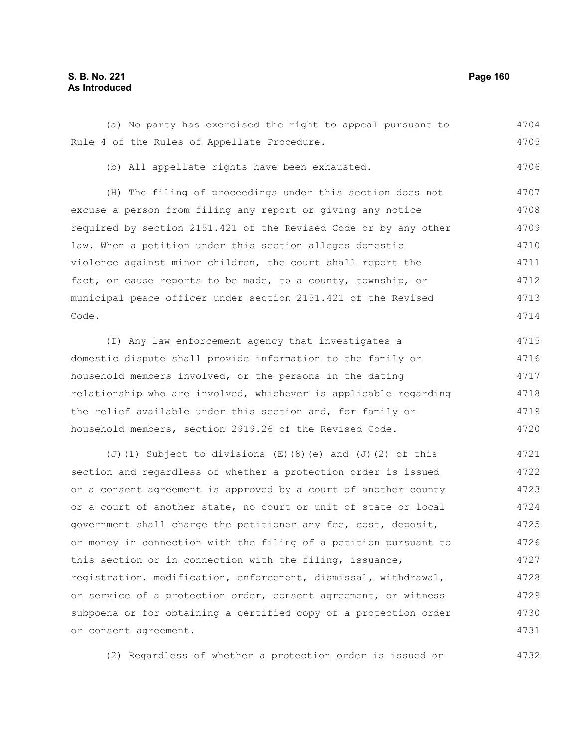(a) No party has exercised the right to appeal pursuant to Rule 4 of the Rules of Appellate Procedure.

(b) All appellate rights have been exhausted.

(H) The filing of proceedings under this section does not excuse a person from filing any report or giving any notice required by section 2151.421 of the Revised Code or by any other law. When a petition under this section alleges domestic violence against minor children, the court shall report the fact, or cause reports to be made, to a county, township, or municipal peace officer under section 2151.421 of the Revised Code.

(I) Any law enforcement agency that investigates a domestic dispute shall provide information to the family or household members involved, or the persons in the dating relationship who are involved, whichever is applicable regarding the relief available under this section and, for family or household members, section 2919.26 of the Revised Code.

(J)(1) Subject to divisions (E)(8)(e) and (J)(2) of this section and regardless of whether a protection order is issued or a consent agreement is approved by a court of another county or a court of another state, no court or unit of state or local government shall charge the petitioner any fee, cost, deposit, or money in connection with the filing of a petition pursuant to this section or in connection with the filing, issuance, registration, modification, enforcement, dismissal, withdrawal, or service of a protection order, consent agreement, or witness subpoena or for obtaining a certified copy of a protection order or consent agreement.

(2) Regardless of whether a protection order is issued or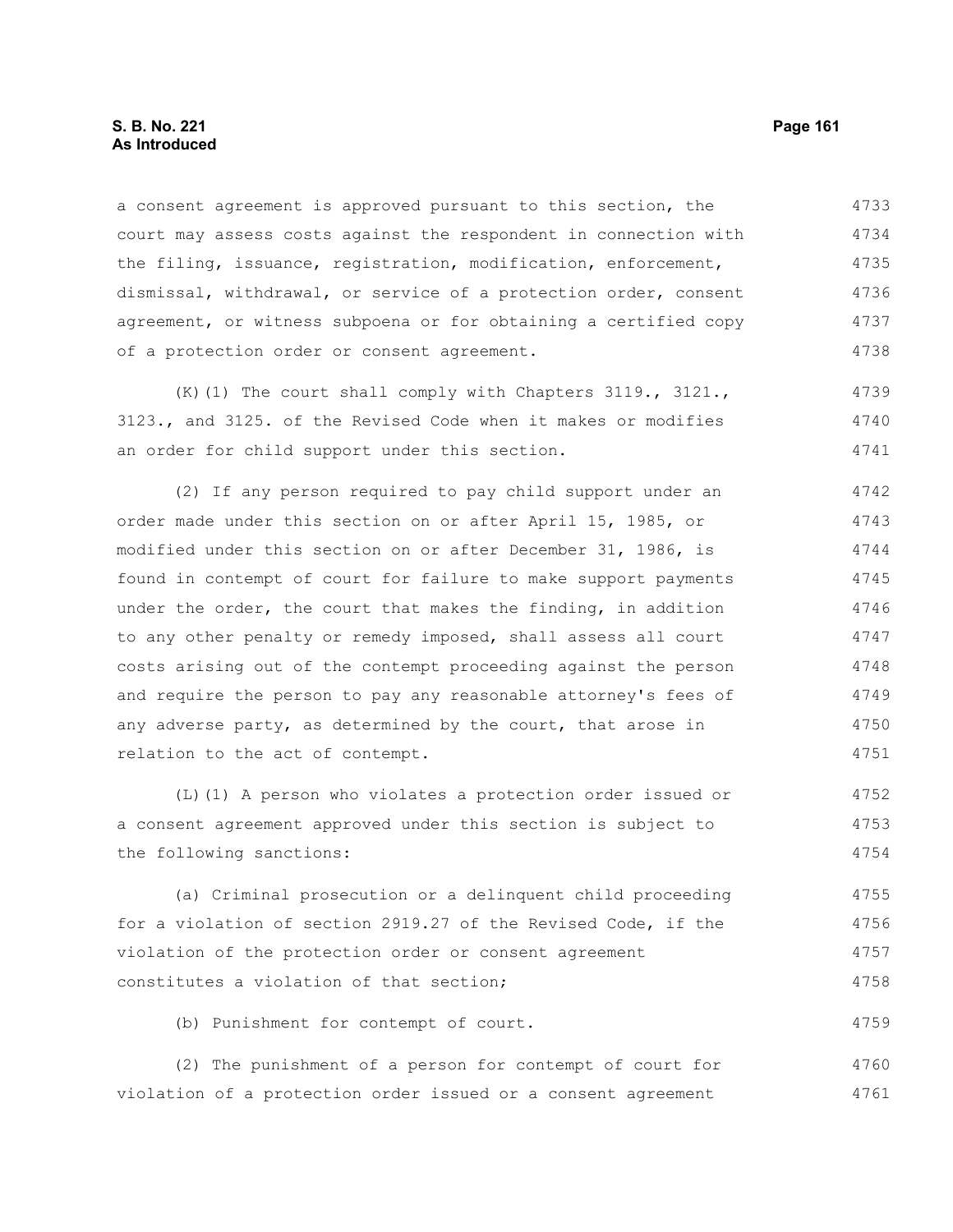a consent agreement is approved pursuant to this section, the court may assess costs against the respondent in connection with the filing, issuance, registration, modification, enforcement, dismissal, withdrawal, or service of a protection order, consent agreement, or witness subpoena or for obtaining a certified copy of a protection order or consent agreement.

(K)(1) The court shall comply with Chapters 3119., 3121., 3123., and 3125. of the Revised Code when it makes or modifies an order for child support under this section.

(2) If any person required to pay child support under an order made under this section on or after April 15, 1985, or modified under this section on or after December 31, 1986, is found in contempt of court for failure to make support payments under the order, the court that makes the finding, in addition to any other penalty or remedy imposed, shall assess all court costs arising out of the contempt proceeding against the person and require the person to pay any reasonable attorney's fees of any adverse party, as determined by the court, that arose in relation to the act of contempt.

(L)(1) A person who violates a protection order issued or a consent agreement approved under this section is subject to the following sanctions:

(a) Criminal prosecution or a delinquent child proceeding for a violation of section 2919.27 of the Revised Code, if the violation of the protection order or consent agreement constitutes a violation of that section;

(b) Punishment for contempt of court.

(2) The punishment of a person for contempt of court for violation of a protection order issued or a consent agreement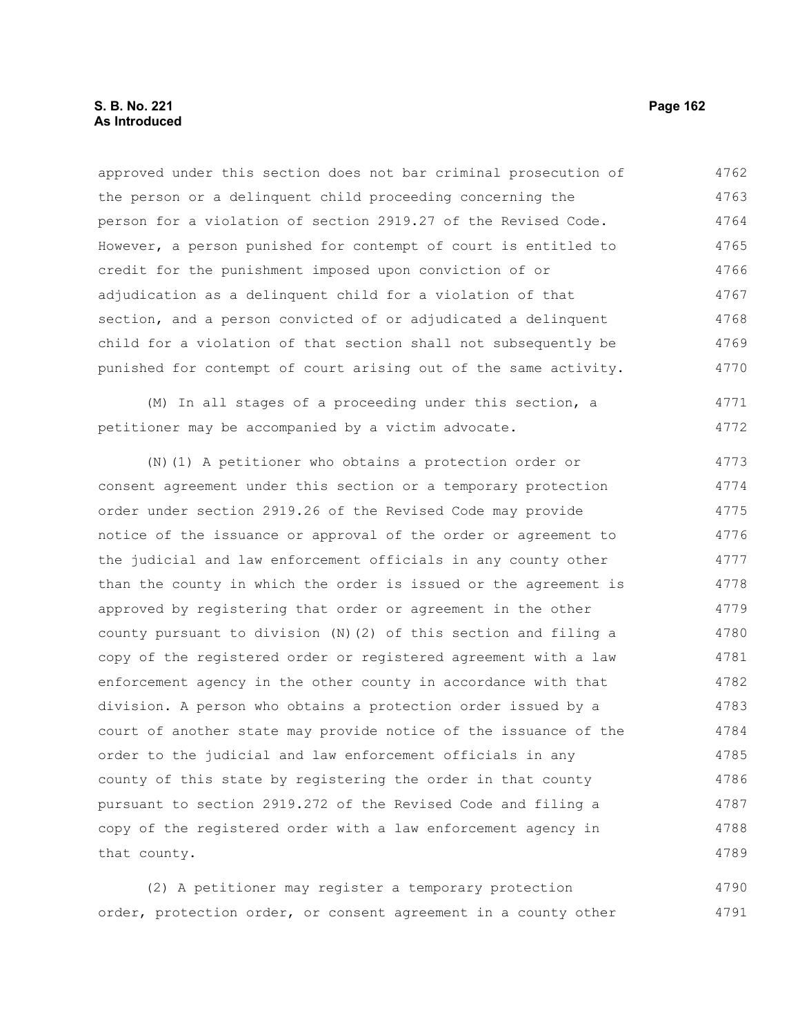approved under this section does not bar criminal prosecution of the person or a delinquent child proceeding concerning the person for a violation of section 2919.27 of the Revised Code. However, a person punished for contempt of court is entitled to credit for the punishment imposed upon conviction of or adjudication as a delinquent child for a violation of that section, and a person convicted of or adjudicated a delinquent child for a violation of that section shall not subsequently be punished for contempt of court arising out of the same activity.

(M) In all stages of a proceeding under this section, a petitioner may be accompanied by a victim advocate.

(N)(1) A petitioner who obtains a protection order or consent agreement under this section or a temporary protection order under section 2919.26 of the Revised Code may provide notice of the issuance or approval of the order or agreement to the judicial and law enforcement officials in any county other than the county in which the order is issued or the agreement is approved by registering that order or agreement in the other county pursuant to division (N)(2) of this section and filing a copy of the registered order or registered agreement with a law enforcement agency in the other county in accordance with that division. A person who obtains a protection order issued by a court of another state may provide notice of the issuance of the order to the judicial and law enforcement officials in any county of this state by registering the order in that county pursuant to section 2919.272 of the Revised Code and filing a copy of the registered order with a law enforcement agency in that county.

(2) A petitioner may register a temporary protection order, protection order, or consent agreement in a county other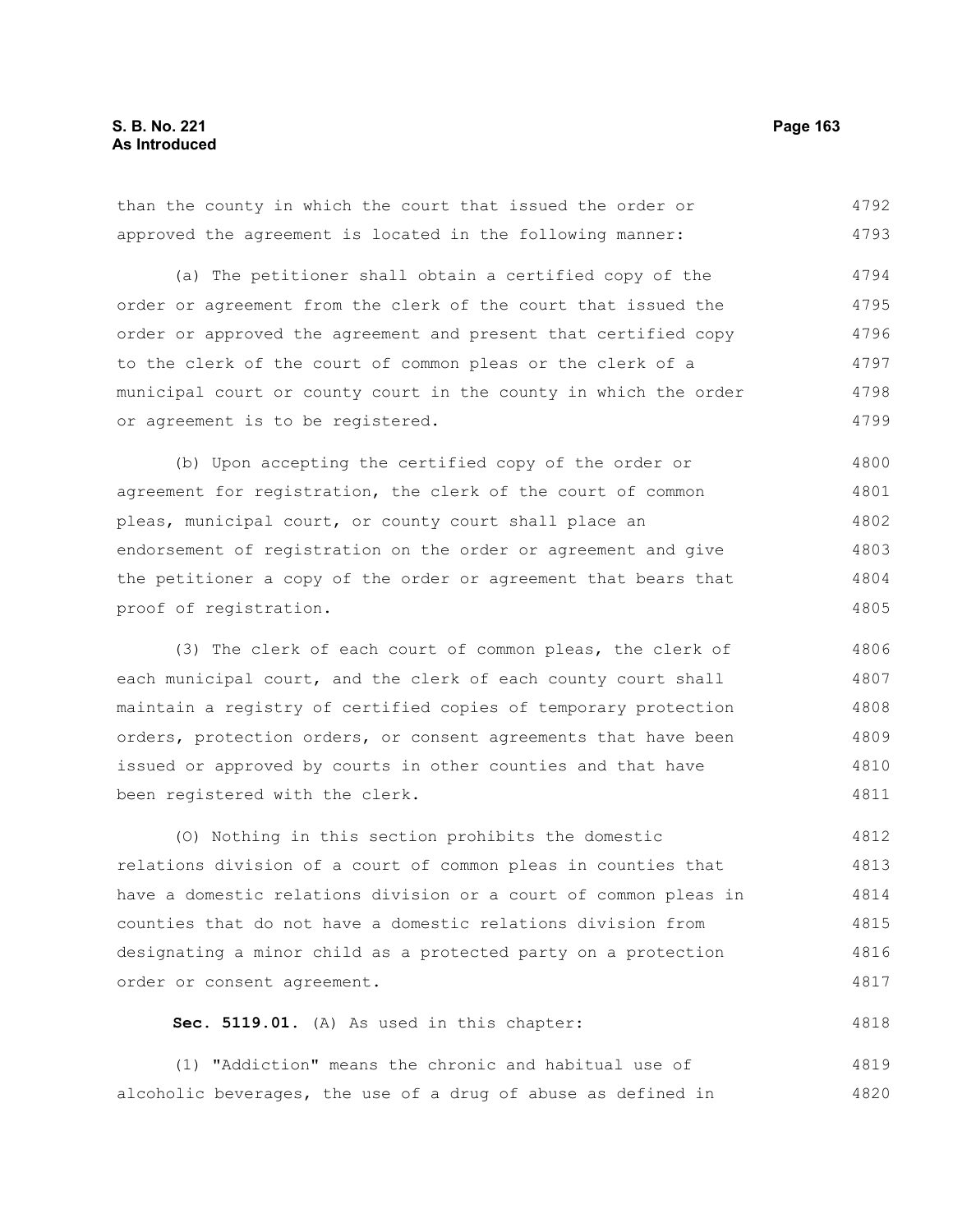than the county in which the court that issued the order or approved the agreement is located in the following manner:

(a) The petitioner shall obtain a certified copy of the order or agreement from the clerk of the court that issued the order or approved the agreement and present that certified copy to the clerk of the court of common pleas or the clerk of a municipal court or county court in the county in which the order or agreement is to be registered.

(b) Upon accepting the certified copy of the order or agreement for registration, the clerk of the court of common pleas, municipal court, or county court shall place an endorsement of registration on the order or agreement and give the petitioner a copy of the order or agreement that bears that proof of registration.

(3) The clerk of each court of common pleas, the clerk of each municipal court, and the clerk of each county court shall maintain a registry of certified copies of temporary protection orders, protection orders, or consent agreements that have been issued or approved by courts in other counties and that have been registered with the clerk.

(O) Nothing in this section prohibits the domestic relations division of a court of common pleas in counties that have a domestic relations division or a court of common pleas in counties that do not have a domestic relations division from designating a minor child as a protected party on a protection order or consent agreement.

**Sec. 5119.01.** (A) As used in this chapter:

(1) "Addiction" means the chronic and habitual use of alcoholic beverages, the use of a drug of abuse as defined in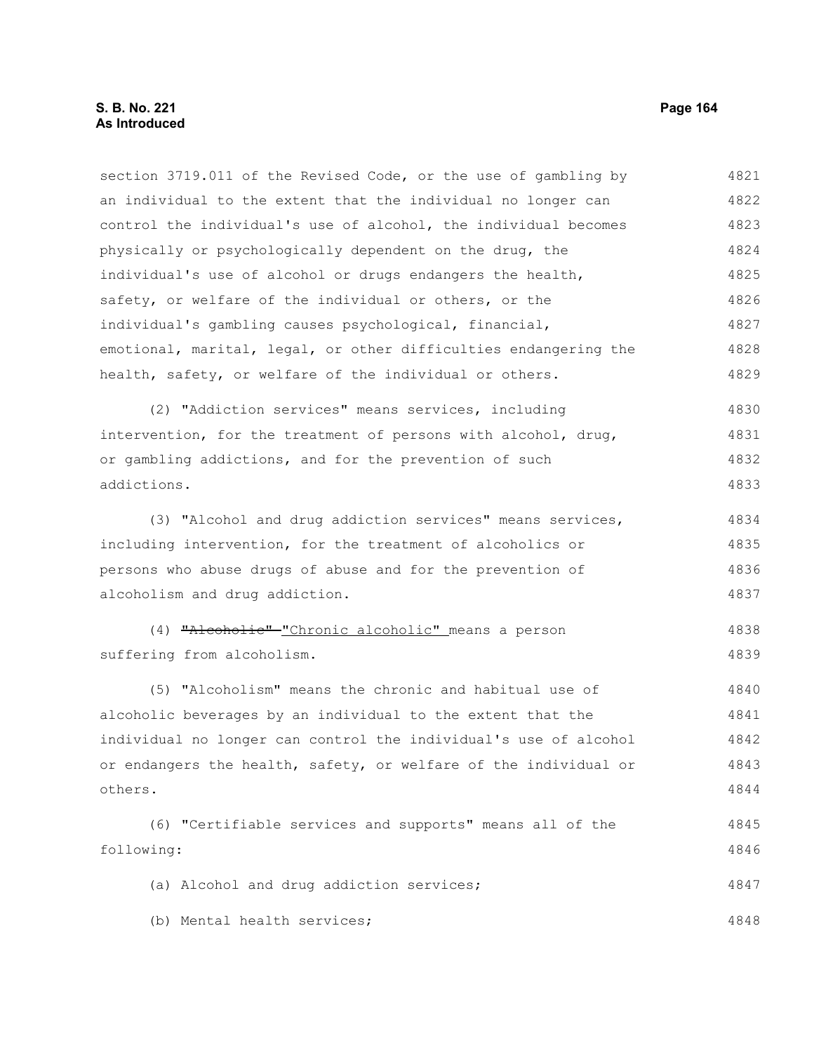section 3719.011 of the Revised Code, or the use of gambling by an individual to the extent that the individual no longer can control the individual's use of alcohol, the individual becomes physically or psychologically dependent on the drug, the individual's use of alcohol or drugs endangers the health, safety, or welfare of the individual or others, or the individual's gambling causes psychological, financial, emotional, marital, legal, or other difficulties endangering the health, safety, or welfare of the individual or others.

(2) "Addiction services" means services, including intervention, for the treatment of persons with alcohol, drug, or gambling addictions, and for the prevention of such addictions.

(3) "Alcohol and drug addiction services" means services, including intervention, for the treatment of alcoholics or persons who abuse drugs of abuse and for the prevention of alcoholism and drug addiction.

(4) ~~"Alcoholic"~~ <u>"Chronic alcoholic"</u> means a person suffering from alcoholism.

(5) "Alcoholism" means the chronic and habitual use of alcoholic beverages by an individual to the extent that the individual no longer can control the individual's use of alcohol or endangers the health, safety, or welfare of the individual or others.

(6) "Certifiable services and supports" means all of the following:

(a) Alcohol and drug addiction services;

(b) Mental health services;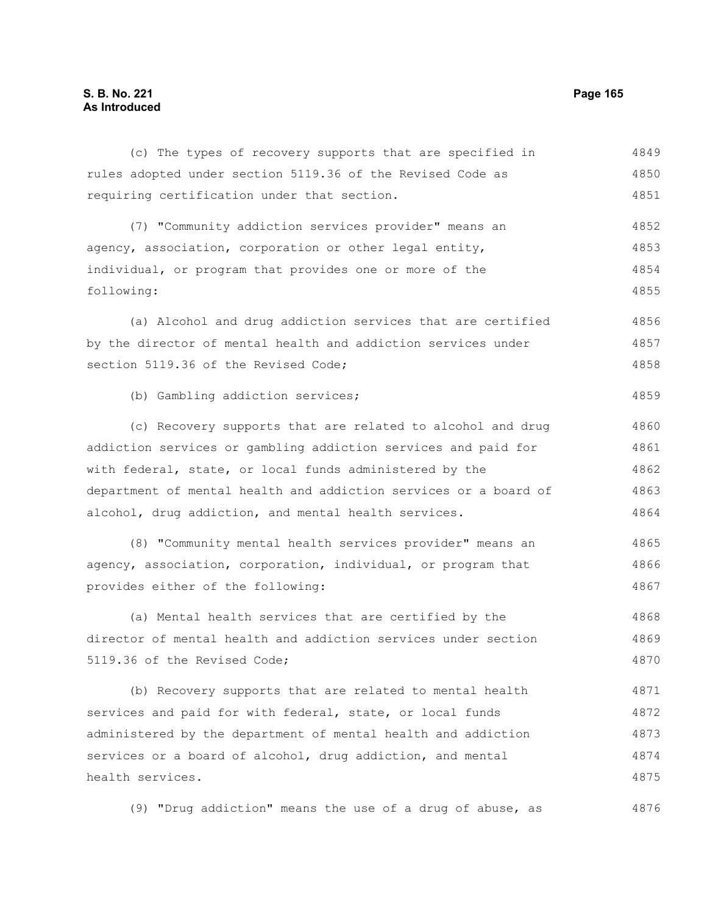(c) The types of recovery supports that are specified in rules adopted under section 5119.36 of the Revised Code as requiring certification under that section.

(7) "Community addiction services provider" means an agency, association, corporation or other legal entity, individual, or program that provides one or more of the following:

(a) Alcohol and drug addiction services that are certified by the director of mental health and addiction services under section 5119.36 of the Revised Code;

(b) Gambling addiction services;

(c) Recovery supports that are related to alcohol and drug addiction services or gambling addiction services and paid for with federal, state, or local funds administered by the department of mental health and addiction services or a board of alcohol, drug addiction, and mental health services.

(8) "Community mental health services provider" means an agency, association, corporation, individual, or program that provides either of the following:

(a) Mental health services that are certified by the director of mental health and addiction services under section 5119.36 of the Revised Code;

(b) Recovery supports that are related to mental health services and paid for with federal, state, or local funds administered by the department of mental health and addiction services or a board of alcohol, drug addiction, and mental health services.

(9) "Drug addiction" means the use of a drug of abuse, as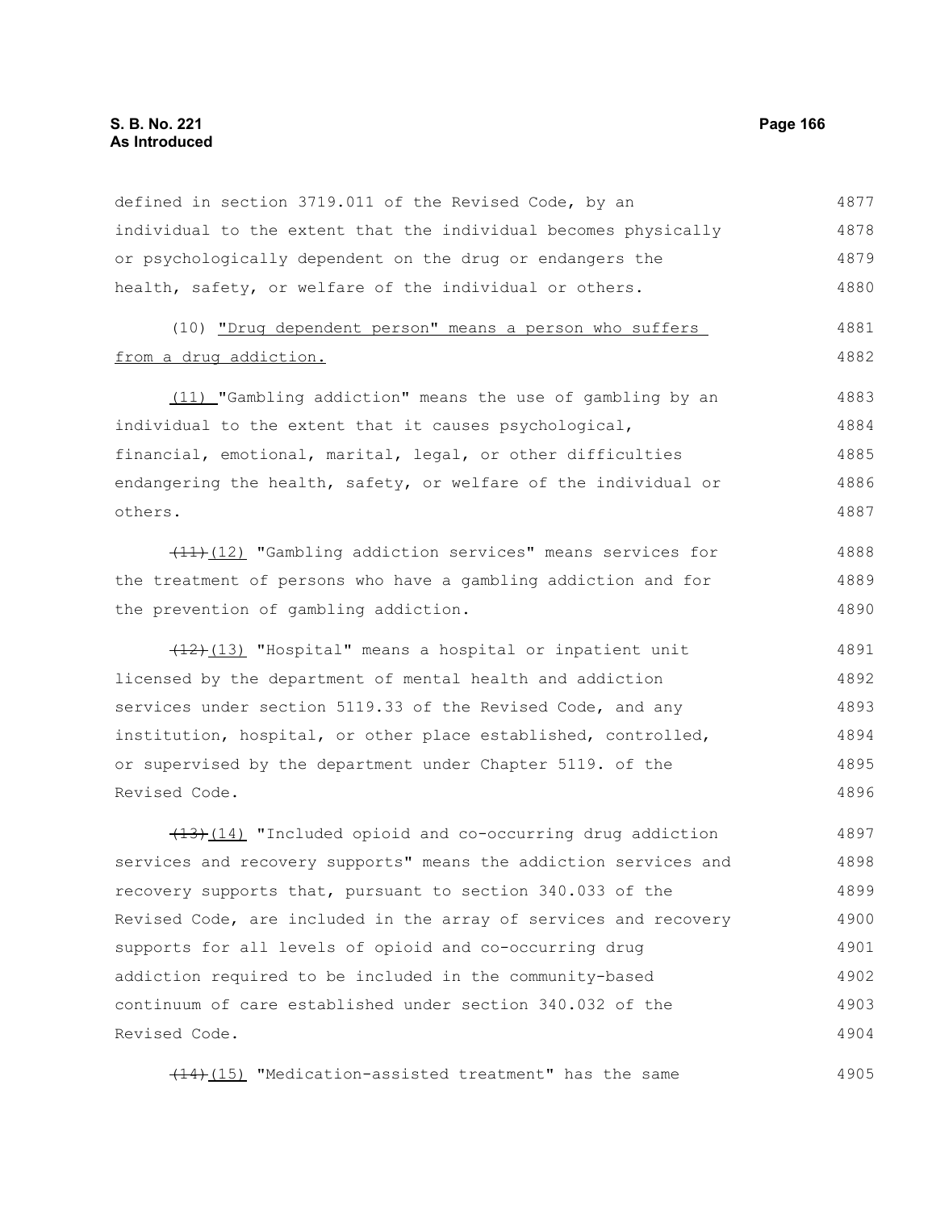defined in section 3719.011 of the Revised Code, by an individual to the extent that the individual becomes physically or psychologically dependent on the drug or endangers the health, safety, or welfare of the individual or others.

(10) "Drug dependent person" means a person who suffers from a drug addiction.

(11) "Gambling addiction" means the use of gambling by an individual to the extent that it causes psychological, financial, emotional, marital, legal, or other difficulties endangering the health, safety, or welfare of the individual or others.

~~(11)~~(12) "Gambling addiction services" means services for the treatment of persons who have a gambling addiction and for the prevention of gambling addiction.

~~(12)~~(13) "Hospital" means a hospital or inpatient unit licensed by the department of mental health and addiction services under section 5119.33 of the Revised Code, and any institution, hospital, or other place established, controlled, or supervised by the department under Chapter 5119. of the Revised Code.

~~(13)~~(14) "Included opioid and co-occurring drug addiction services and recovery supports" means the addiction services and recovery supports that, pursuant to section 340.033 of the Revised Code, are included in the array of services and recovery supports for all levels of opioid and co-occurring drug addiction required to be included in the community-based continuum of care established under section 340.032 of the Revised Code.

~~(14)~~(15) "Medication-assisted treatment" has the same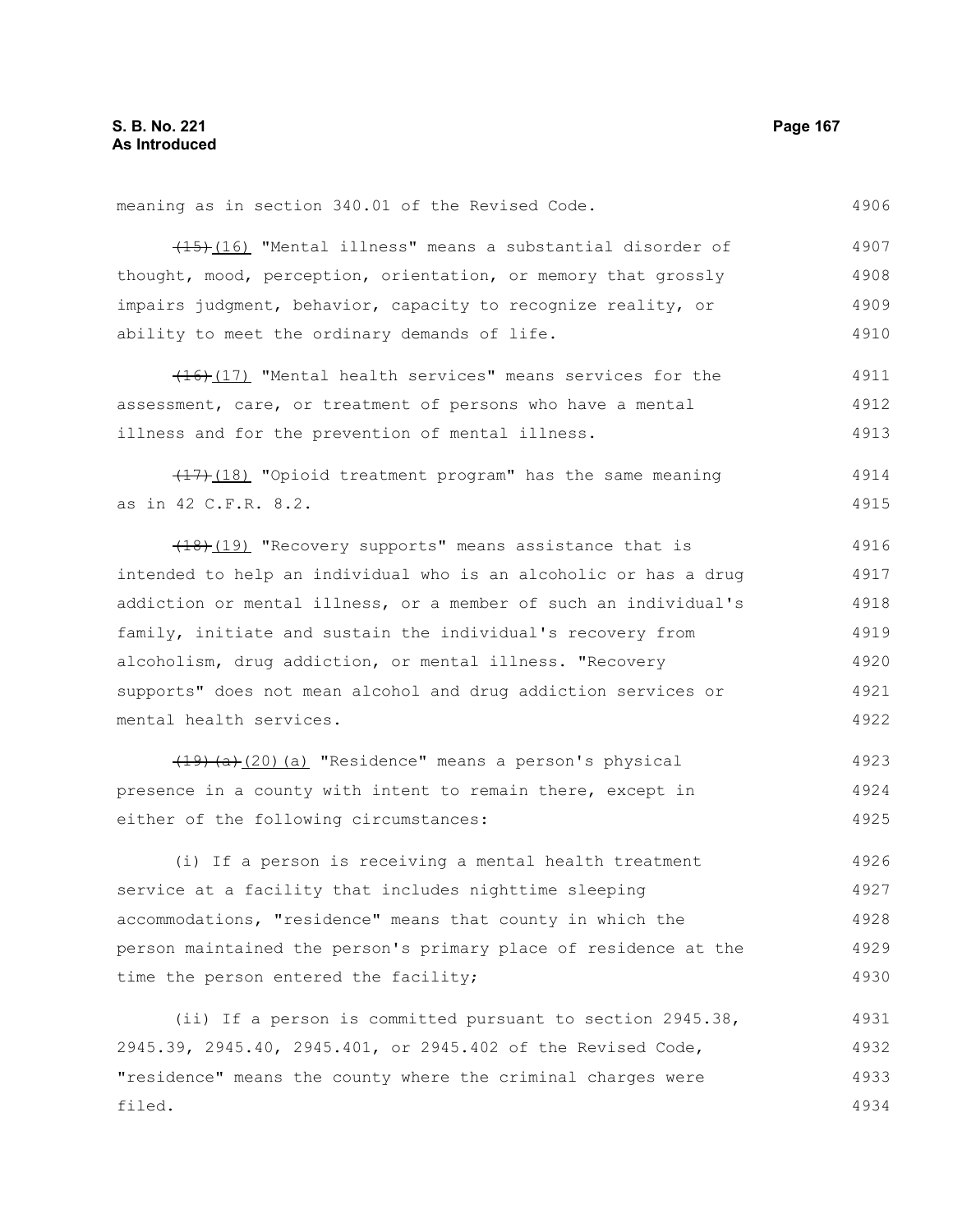meaning as in section 340.01 of the Revised Code.

~~(15)~~(16) "Mental illness" means a substantial disorder of thought, mood, perception, orientation, or memory that grossly impairs judgment, behavior, capacity to recognize reality, or ability to meet the ordinary demands of life.

~~(16)~~(17) "Mental health services" means services for the assessment, care, or treatment of persons who have a mental illness and for the prevention of mental illness.

~~(17)~~(18) "Opioid treatment program" has the same meaning as in 42 C.F.R. 8.2.

~~(18)~~(19) "Recovery supports" means assistance that is intended to help an individual who is an alcoholic or has a drug addiction or mental illness, or a member of such an individual's family, initiate and sustain the individual's recovery from alcoholism, drug addiction, or mental illness. "Recovery supports" does not mean alcohol and drug addiction services or mental health services.

~~(19)(a)~~(20)(a) "Residence" means a person's physical presence in a county with intent to remain there, except in either of the following circumstances:

(i) If a person is receiving a mental health treatment service at a facility that includes nighttime sleeping accommodations, "residence" means that county in which the person maintained the person's primary place of residence at the time the person entered the facility;

(ii) If a person is committed pursuant to section 2945.38, 2945.39, 2945.40, 2945.401, or 2945.402 of the Revised Code, "residence" means the county where the criminal charges were filed.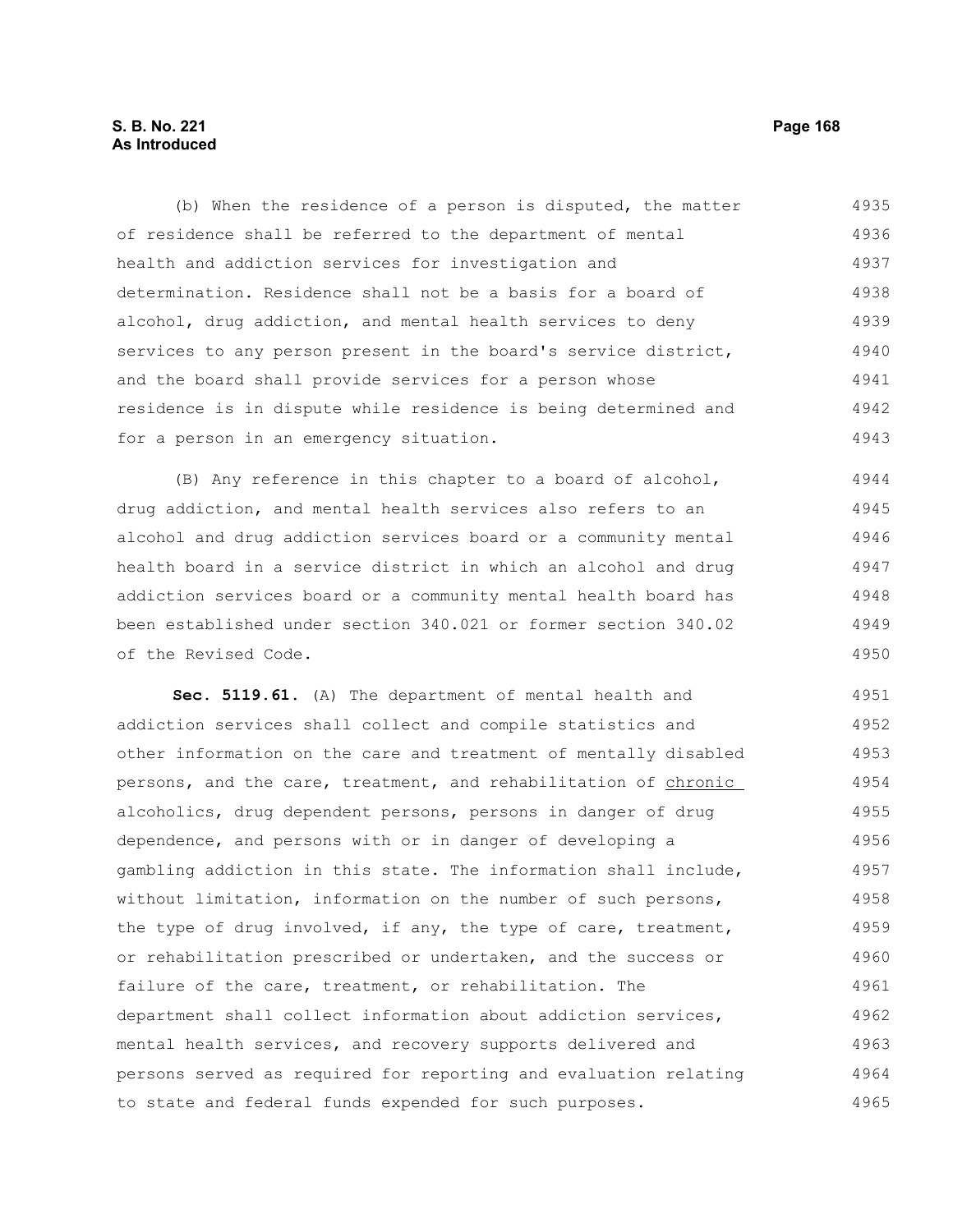(b) When the residence of a person is disputed, the matter of residence shall be referred to the department of mental health and addiction services for investigation and determination. Residence shall not be a basis for a board of alcohol, drug addiction, and mental health services to deny services to any person present in the board's service district, and the board shall provide services for a person whose residence is in dispute while residence is being determined and for a person in an emergency situation.

(B) Any reference in this chapter to a board of alcohol, drug addiction, and mental health services also refers to an alcohol and drug addiction services board or a community mental health board in a service district in which an alcohol and drug addiction services board or a community mental health board has been established under section 340.021 or former section 340.02 of the Revised Code.

**Sec. 5119.61.** (A) The department of mental health and addiction services shall collect and compile statistics and other information on the care and treatment of mentally disabled persons, and the care, treatment, and rehabilitation of <u>chronic</u> alcoholics, drug dependent persons, persons in danger of drug dependence, and persons with or in danger of developing a gambling addiction in this state. The information shall include, without limitation, information on the number of such persons, the type of drug involved, if any, the type of care, treatment, or rehabilitation prescribed or undertaken, and the success or failure of the care, treatment, or rehabilitation. The department shall collect information about addiction services, mental health services, and recovery supports delivered and persons served as required for reporting and evaluation relating to state and federal funds expended for such purposes.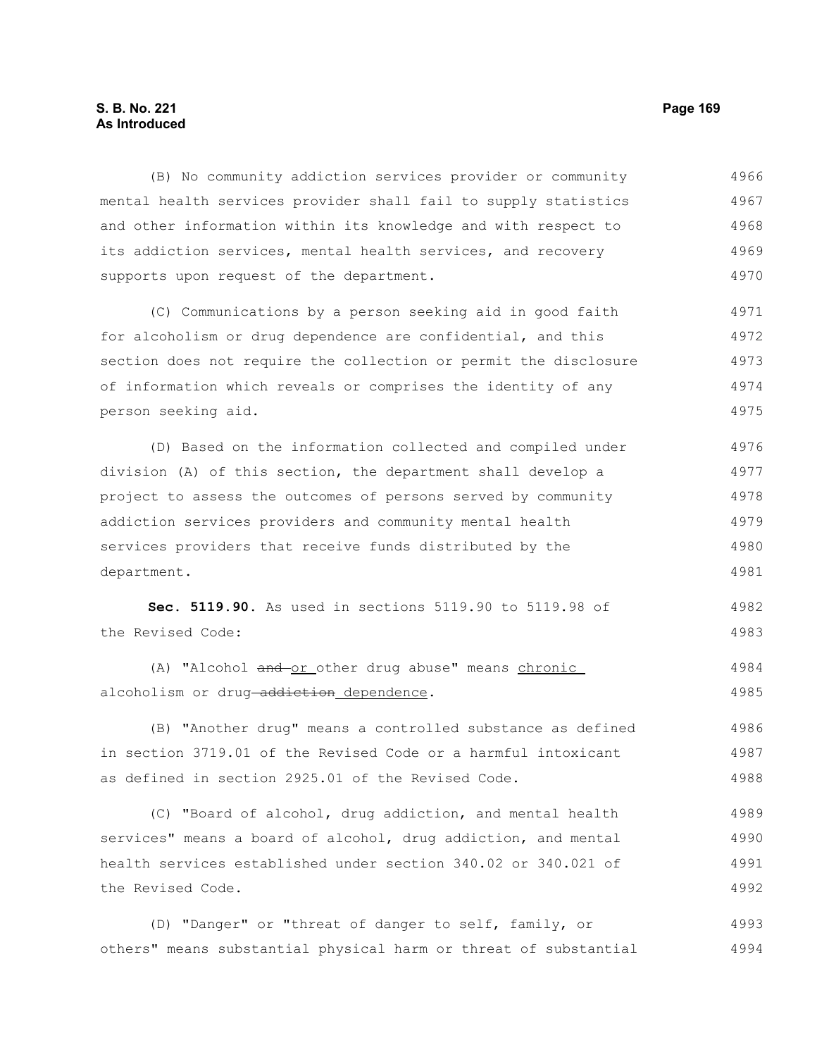(B) No community addiction services provider or community mental health services provider shall fail to supply statistics and other information within its knowledge and with respect to its addiction services, mental health services, and recovery supports upon request of the department.

(C) Communications by a person seeking aid in good faith for alcoholism or drug dependence are confidential, and this section does not require the collection or permit the disclosure of information which reveals or comprises the identity of any person seeking aid.

(D) Based on the information collected and compiled under division (A) of this section, the department shall develop a project to assess the outcomes of persons served by community addiction services providers and community mental health services providers that receive funds distributed by the department.

**Sec. 5119.90.** As used in sections 5119.90 to 5119.98 of the Revised Code:

(A) "Alcohol ~~and~~ <u>or</u> other drug abuse" means <u>chronic</u> alcoholism or drug ~~addiction~~ <u>dependence</u>.

(B) "Another drug" means a controlled substance as defined in section 3719.01 of the Revised Code or a harmful intoxicant as defined in section 2925.01 of the Revised Code.

(C) "Board of alcohol, drug addiction, and mental health services" means a board of alcohol, drug addiction, and mental health services established under section 340.02 or 340.021 of the Revised Code.

(D) "Danger" or "threat of danger to self, family, or others" means substantial physical harm or threat of substantial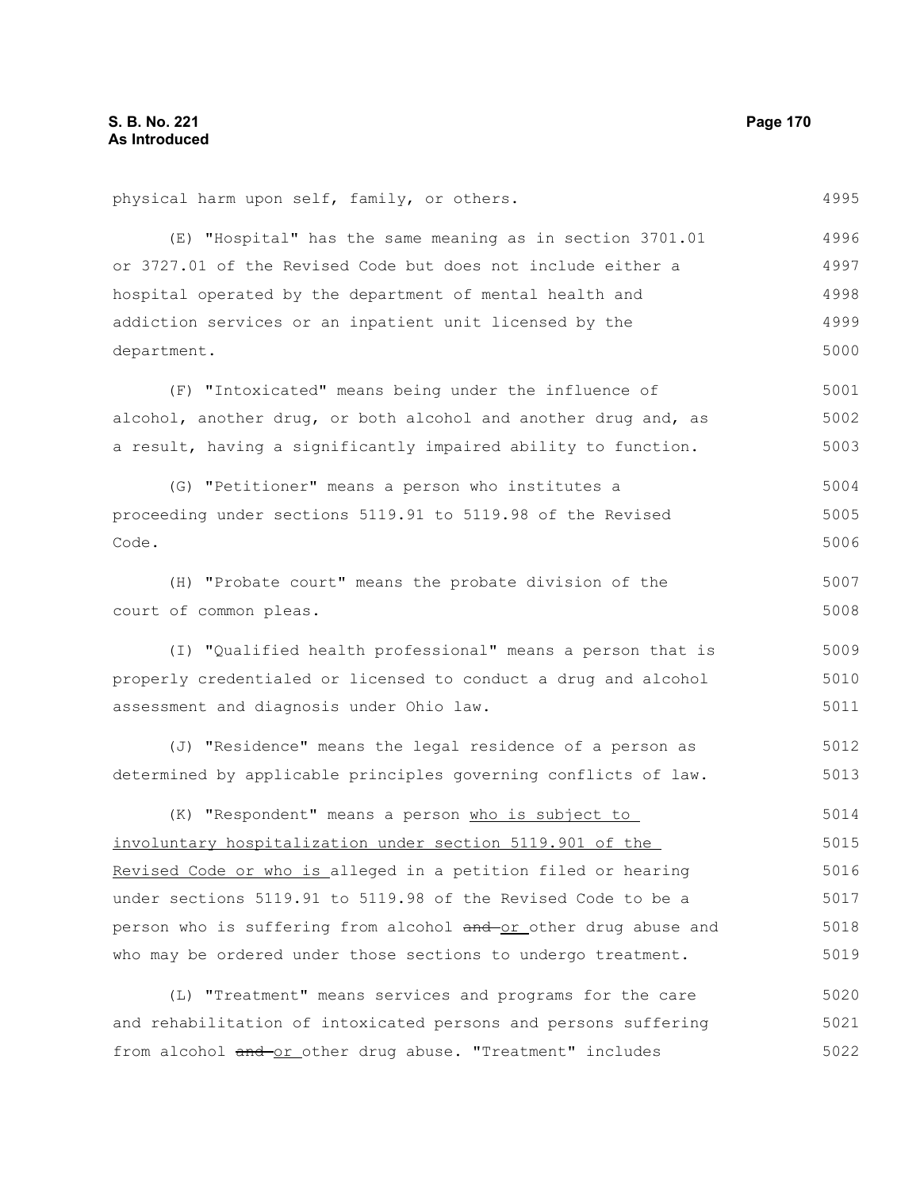physical harm upon self, family, or others.

(E) "Hospital" has the same meaning as in section 3701.01 or 3727.01 of the Revised Code but does not include either a hospital operated by the department of mental health and addiction services or an inpatient unit licensed by the department.

(F) "Intoxicated" means being under the influence of alcohol, another drug, or both alcohol and another drug and, as a result, having a significantly impaired ability to function.

(G) "Petitioner" means a person who institutes a proceeding under sections 5119.91 to 5119.98 of the Revised Code.

(H) "Probate court" means the probate division of the court of common pleas.

(I) "Qualified health professional" means a person that is properly credentialed or licensed to conduct a drug and alcohol assessment and diagnosis under Ohio law.

(J) "Residence" means the legal residence of a person as determined by applicable principles governing conflicts of law.

(K) "Respondent" means a person <u>who is subject to involuntary hospitalization under section 5119.901 of the Revised Code or who is</u> alleged in a petition filed or hearing under sections 5119.91 to 5119.98 of the Revised Code to be a person who is suffering from alcohol ~~and~~ <u>or</u> other drug abuse and who may be ordered under those sections to undergo treatment.

(L) "Treatment" means services and programs for the care and rehabilitation of intoxicated persons and persons suffering from alcohol ~~and~~ <u>or</u> other drug abuse. "Treatment" includes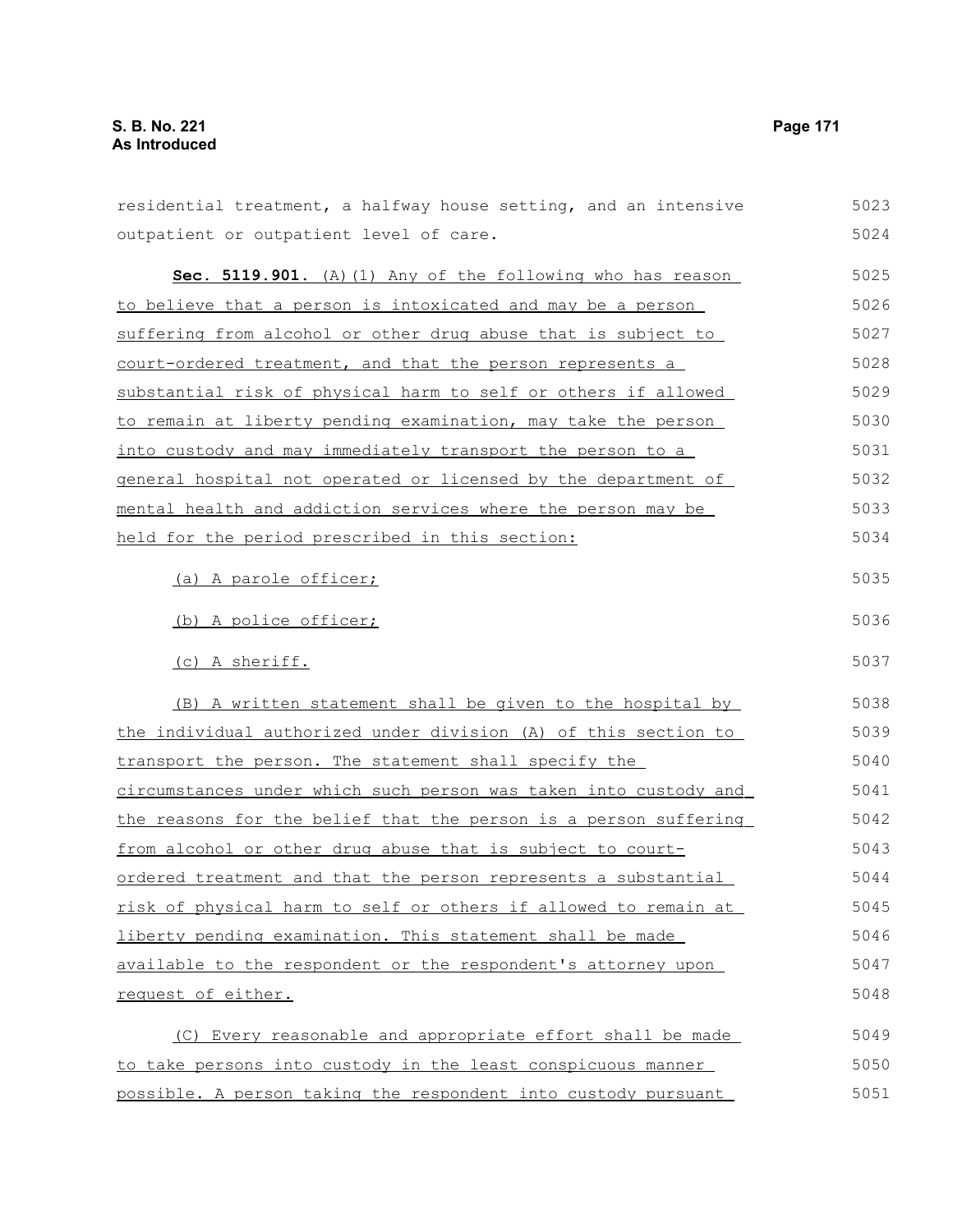residential treatment, a halfway house setting, and an intensive outpatient or outpatient level of care.

**Sec. 5119.901.** (A)(1) Any of the following who has reason to believe that a person is intoxicated and may be a person suffering from alcohol or other drug abuse that is subject to court-ordered treatment, and that the person represents a substantial risk of physical harm to self or others if allowed to remain at liberty pending examination, may take the person into custody and may immediately transport the person to a general hospital not operated or licensed by the department of mental health and addiction services where the person may be held for the period prescribed in this section:

(a) A parole officer;

(b) A police officer;

(c) A sheriff.

(B) A written statement shall be given to the hospital by the individual authorized under division (A) of this section to transport the person. The statement shall specify the circumstances under which such person was taken into custody and the reasons for the belief that the person is a person suffering from alcohol or other drug abuse that is subject to court-ordered treatment and that the person represents a substantial risk of physical harm to self or others if allowed to remain at liberty pending examination. This statement shall be made available to the respondent or the respondent's attorney upon request of either.

(C) Every reasonable and appropriate effort shall be made to take persons into custody in the least conspicuous manner possible. A person taking the respondent into custody pursuant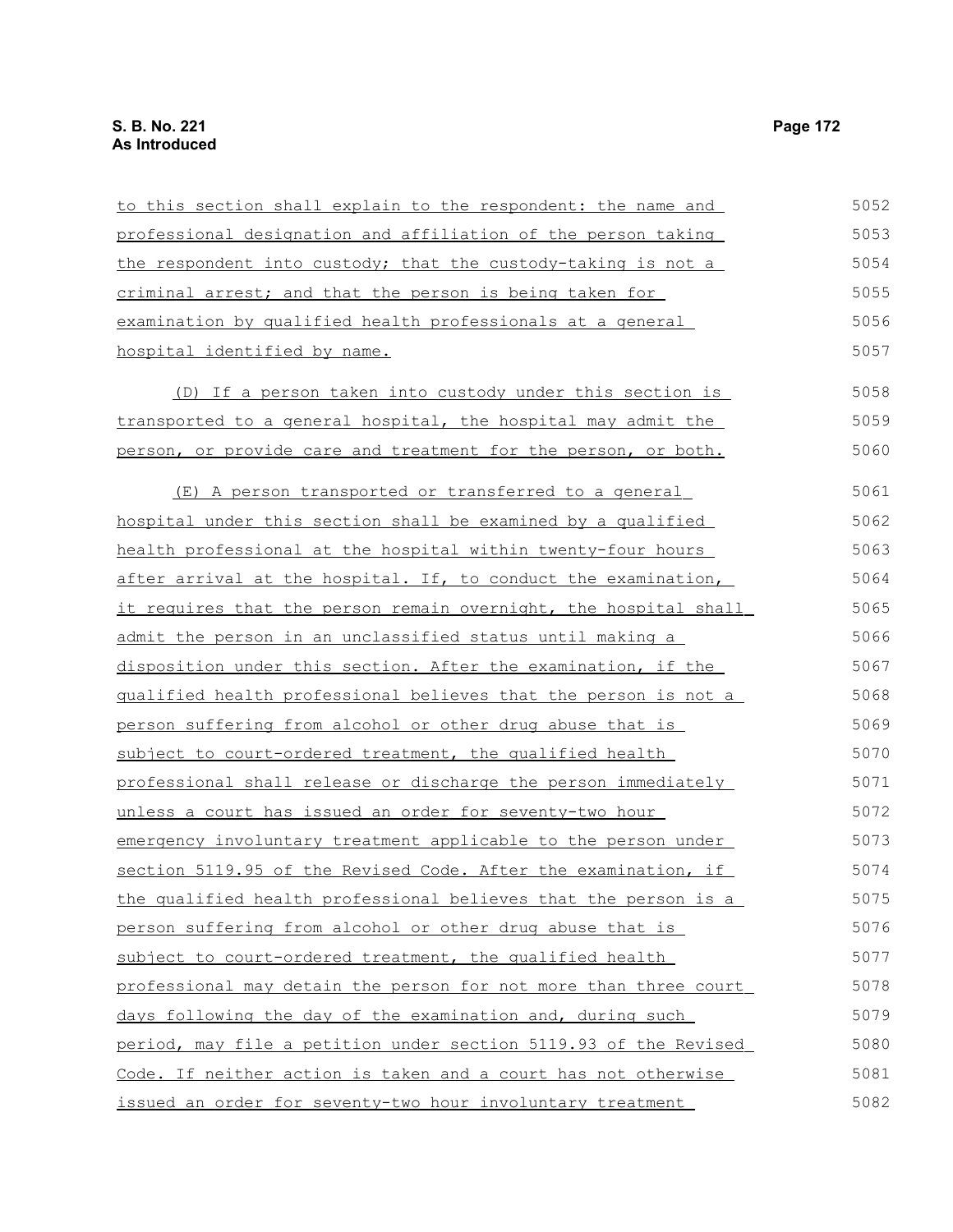to this section shall explain to the respondent: the name and professional designation and affiliation of the person taking the respondent into custody; that the custody-taking is not a criminal arrest; and that the person is being taken for examination by qualified health professionals at a general hospital identified by name.

(D) If a person taken into custody under this section is transported to a general hospital, the hospital may admit the person, or provide care and treatment for the person, or both.

(E) A person transported or transferred to a general hospital under this section shall be examined by a qualified health professional at the hospital within twenty-four hours after arrival at the hospital. If, to conduct the examination, it requires that the person remain overnight, the hospital shall admit the person in an unclassified status until making a disposition under this section. After the examination, if the qualified health professional believes that the person is not a person suffering from alcohol or other drug abuse that is subject to court-ordered treatment, the qualified health professional shall release or discharge the person immediately unless a court has issued an order for seventy-two hour emergency involuntary treatment applicable to the person under section 5119.95 of the Revised Code. After the examination, if the qualified health professional believes that the person is a person suffering from alcohol or other drug abuse that is subject to court-ordered treatment, the qualified health professional may detain the person for not more than three court days following the day of the examination and, during such period, may file a petition under section 5119.93 of the Revised Code. If neither action is taken and a court has not otherwise issued an order for seventy-two hour involuntary treatment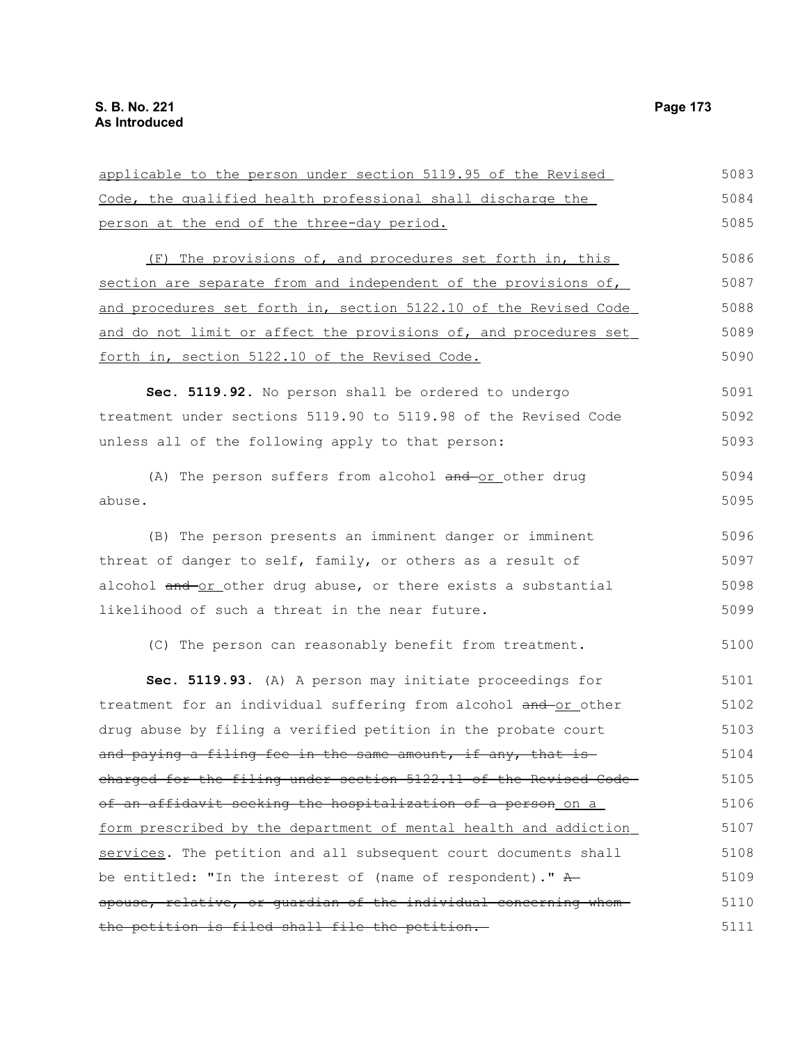applicable to the person under section 5119.95 of the Revised Code, the qualified health professional shall discharge the person at the end of the three-day period.

(F) The provisions of, and procedures set forth in, this section are separate from and independent of the provisions of, and procedures set forth in, section 5122.10 of the Revised Code and do not limit or affect the provisions of, and procedures set forth in, section 5122.10 of the Revised Code.

**Sec. 5119.92.** No person shall be ordered to undergo treatment under sections 5119.90 to 5119.98 of the Revised Code unless all of the following apply to that person:

(A) The person suffers from alcohol ~~and~~ or other drug abuse.

(B) The person presents an imminent danger or imminent threat of danger to self, family, or others as a result of alcohol ~~and~~ or other drug abuse, or there exists a substantial likelihood of such a threat in the near future.

(C) The person can reasonably benefit from treatment.

**Sec. 5119.93.** (A) A person may initiate proceedings for treatment for an individual suffering from alcohol ~~and~~ or other drug abuse by filing a verified petition in the probate court ~~and paying a filing fee in the same amount, if any, that is charged for the filing under section 5122.11 of the Revised Code of an affidavit seeking the hospitalization of a person~~ on a form prescribed by the department of mental health and addiction services. The petition and all subsequent court documents shall be entitled: "In the interest of (name of respondent)." ~~A spouse, relative, or guardian of the individual concerning whom the petition is filed shall file the petition.~~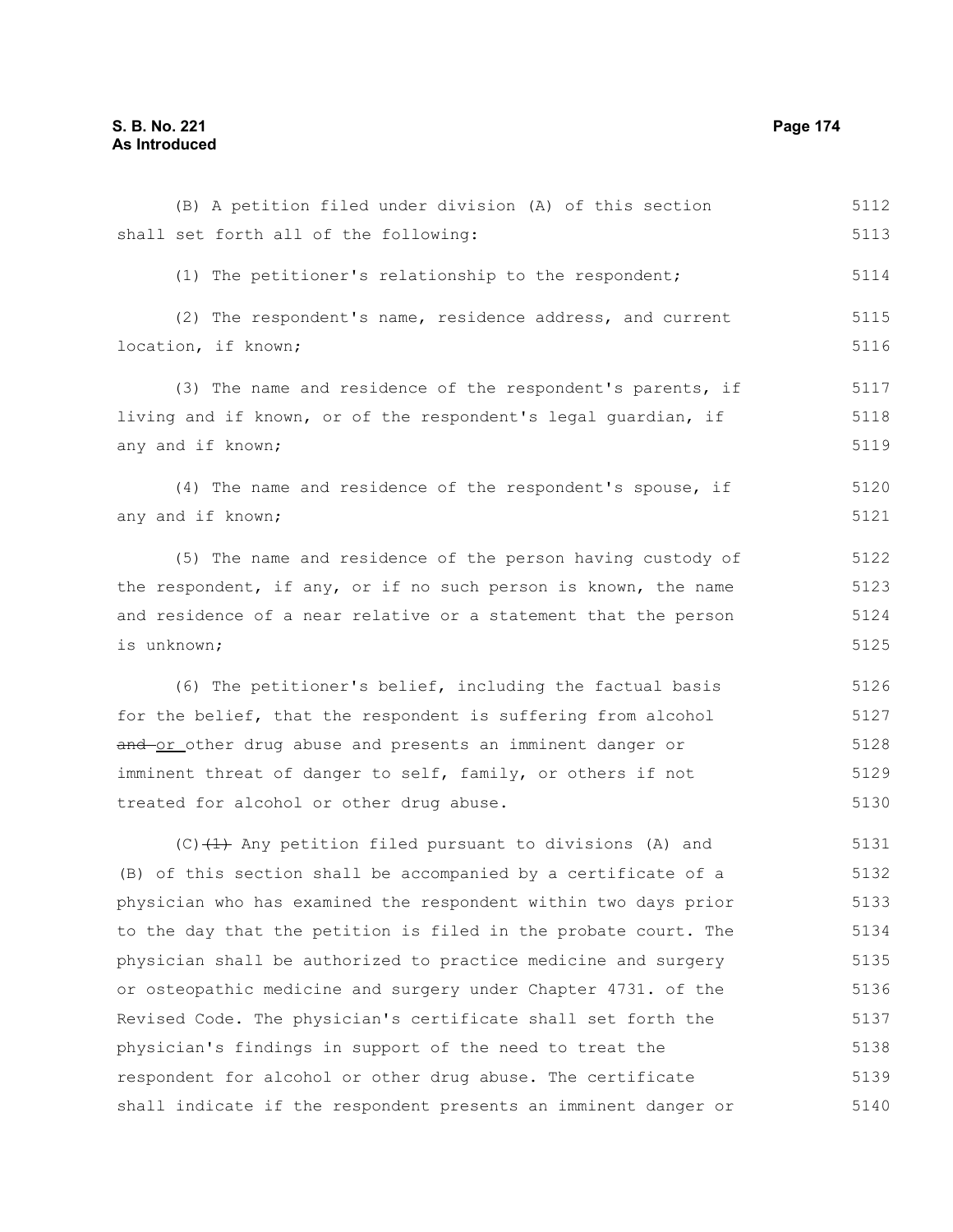(B) A petition filed under division (A) of this section shall set forth all of the following:

(1) The petitioner's relationship to the respondent;

(2) The respondent's name, residence address, and current location, if known;

(3) The name and residence of the respondent's parents, if living and if known, or of the respondent's legal guardian, if any and if known;

(4) The name and residence of the respondent's spouse, if any and if known;

(5) The name and residence of the person having custody of the respondent, if any, or if no such person is known, the name and residence of a near relative or a statement that the person is unknown;

(6) The petitioner's belief, including the factual basis for the belief, that the respondent is suffering from alcohol ~~and~~ or other drug abuse and presents an imminent danger or imminent threat of danger to self, family, or others if not treated for alcohol or other drug abuse.

(C)~~(1)~~ Any petition filed pursuant to divisions (A) and (B) of this section shall be accompanied by a certificate of a physician who has examined the respondent within two days prior to the day that the petition is filed in the probate court. The physician shall be authorized to practice medicine and surgery or osteopathic medicine and surgery under Chapter 4731. of the Revised Code. The physician's certificate shall set forth the physician's findings in support of the need to treat the respondent for alcohol or other drug abuse. The certificate shall indicate if the respondent presents an imminent danger or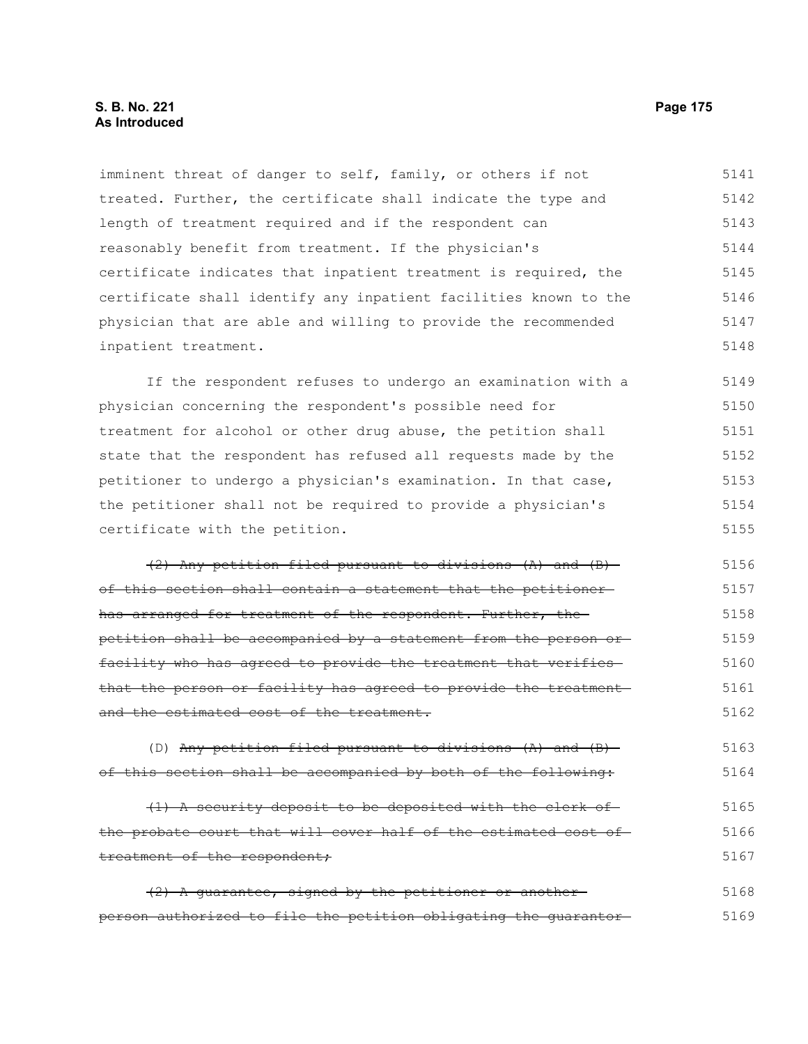imminent threat of danger to self, family, or others if not treated. Further, the certificate shall indicate the type and length of treatment required and if the respondent can reasonably benefit from treatment. If the physician's certificate indicates that inpatient treatment is required, the certificate shall identify any inpatient facilities known to the physician that are able and willing to provide the recommended inpatient treatment.

If the respondent refuses to undergo an examination with a physician concerning the respondent's possible need for treatment for alcohol or other drug abuse, the petition shall state that the respondent has refused all requests made by the petitioner to undergo a physician's examination. In that case, the petitioner shall not be required to provide a physician's certificate with the petition.

~~(2) Any petition filed pursuant to divisions (A) and (B) of this section shall contain a statement that the petitioner has arranged for treatment of the respondent. Further, the petition shall be accompanied by a statement from the person or facility who has agreed to provide the treatment that verifies that the person or facility has agreed to provide the treatment and the estimated cost of the treatment.~~

(D) ~~Any petition filed pursuant to divisions (A) and (B) of this section shall be accompanied by both of the following:~~

~~(1) A security deposit to be deposited with the clerk of the probate court that will cover half of the estimated cost of treatment of the respondent;~~

~~(2) A guarantee, signed by the petitioner or another person authorized to file the petition obligating the guarantor~~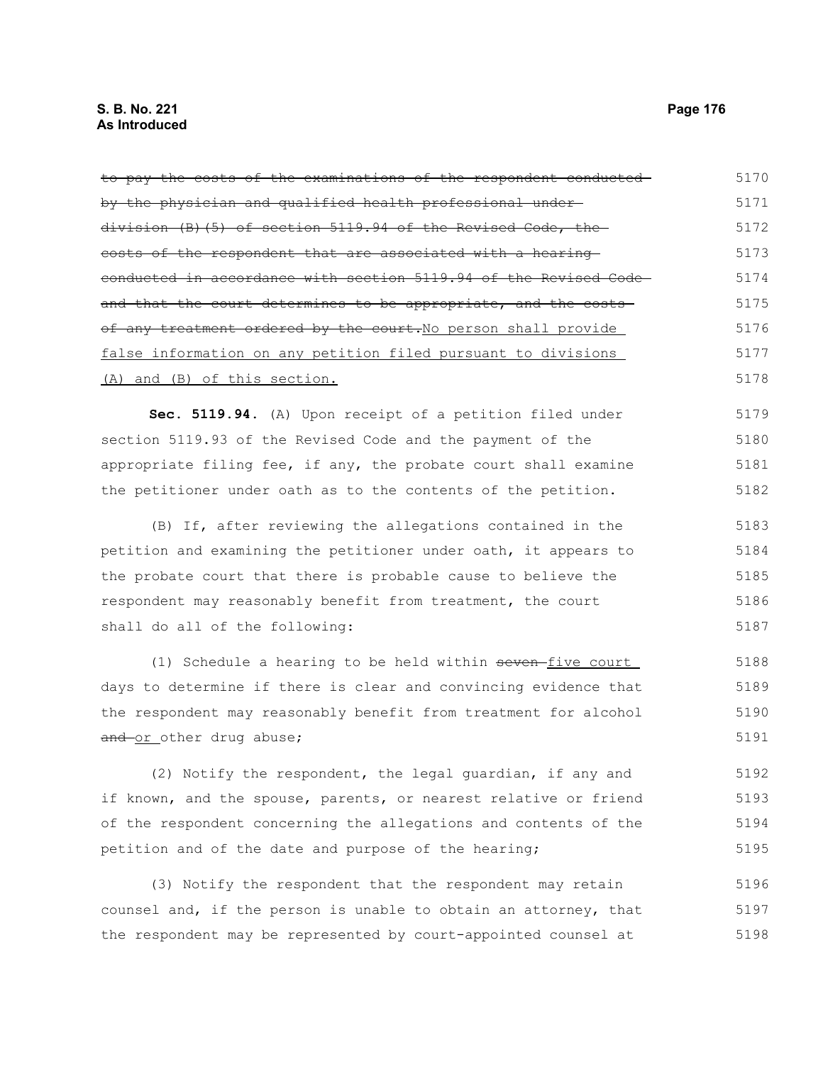~~to pay the costs of the examinations of the respondent conducted by the physician and qualified health professional under division (B)(5) of section 5119.94 of the Revised Code, the costs of the respondent that are associated with a hearing conducted in accordance with section 5119.94 of the Revised Code and that the court determines to be appropriate, and the costs of any treatment ordered by the court.~~ No person shall provide false information on any petition filed pursuant to divisions (A) and (B) of this section.

**Sec. 5119.94.** (A) Upon receipt of a petition filed under section 5119.93 of the Revised Code and the payment of the appropriate filing fee, if any, the probate court shall examine the petitioner under oath as to the contents of the petition.

(B) If, after reviewing the allegations contained in the petition and examining the petitioner under oath, it appears to the probate court that there is probable cause to believe the respondent may reasonably benefit from treatment, the court shall do all of the following:

(1) Schedule a hearing to be held within ~~seven~~ five court days to determine if there is clear and convincing evidence that the respondent may reasonably benefit from treatment for alcohol ~~and~~ or other drug abuse;

(2) Notify the respondent, the legal guardian, if any and if known, and the spouse, parents, or nearest relative or friend of the respondent concerning the allegations and contents of the petition and of the date and purpose of the hearing;

(3) Notify the respondent that the respondent may retain counsel and, if the person is unable to obtain an attorney, that the respondent may be represented by court-appointed counsel at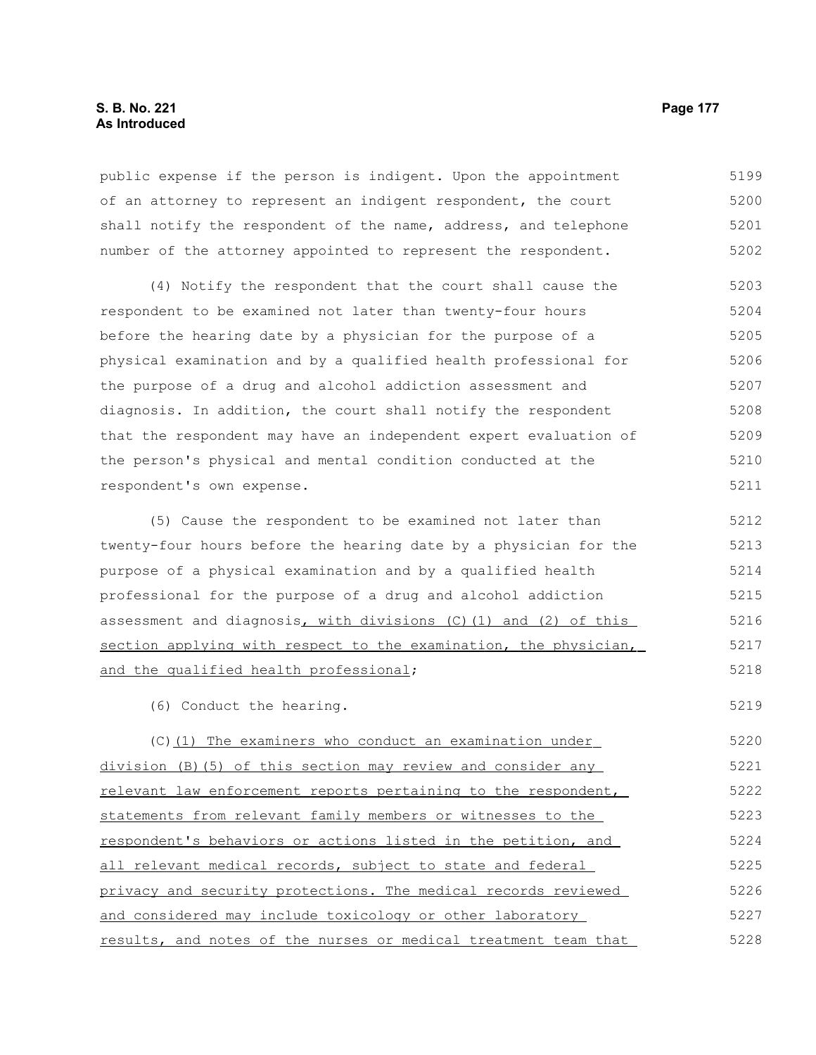public expense if the person is indigent. Upon the appointment of an attorney to represent an indigent respondent, the court shall notify the respondent of the name, address, and telephone number of the attorney appointed to represent the respondent.

(4) Notify the respondent that the court shall cause the respondent to be examined not later than twenty-four hours before the hearing date by a physician for the purpose of a physical examination and by a qualified health professional for the purpose of a drug and alcohol addiction assessment and diagnosis. In addition, the court shall notify the respondent that the respondent may have an independent expert evaluation of the person's physical and mental condition conducted at the respondent's own expense.

(5) Cause the respondent to be examined not later than twenty-four hours before the hearing date by a physician for the purpose of a physical examination and by a qualified health professional for the purpose of a drug and alcohol addiction assessment and diagnosis, with divisions (C)(1) and (2) of this section applying with respect to the examination, the physician, and the qualified health professional;

(6) Conduct the hearing.

(C)(1) The examiners who conduct an examination under division (B)(5) of this section may review and consider any relevant law enforcement reports pertaining to the respondent, statements from relevant family members or witnesses to the respondent's behaviors or actions listed in the petition, and all relevant medical records, subject to state and federal privacy and security protections. The medical records reviewed and considered may include toxicology or other laboratory results, and notes of the nurses or medical treatment team that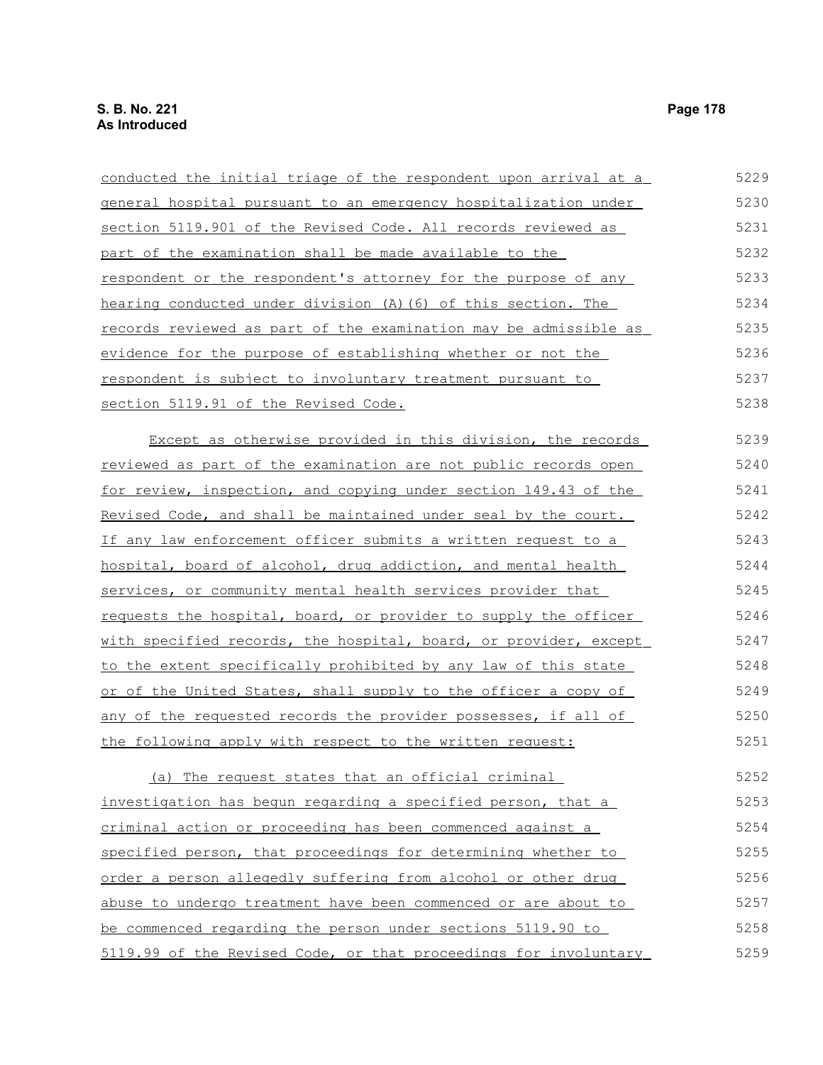conducted the initial triage of the respondent upon arrival at a general hospital pursuant to an emergency hospitalization under section 5119.901 of the Revised Code. All records reviewed as part of the examination shall be made available to the respondent or the respondent's attorney for the purpose of any hearing conducted under division (A)(6) of this section. The records reviewed as part of the examination may be admissible as evidence for the purpose of establishing whether or not the respondent is subject to involuntary treatment pursuant to section 5119.91 of the Revised Code.

Except as otherwise provided in this division, the records reviewed as part of the examination are not public records open for review, inspection, and copying under section 149.43 of the Revised Code, and shall be maintained under seal by the court. If any law enforcement officer submits a written request to a hospital, board of alcohol, drug addiction, and mental health services, or community mental health services provider that requests the hospital, board, or provider to supply the officer with specified records, the hospital, board, or provider, except to the extent specifically prohibited by any law of this state or of the United States, shall supply to the officer a copy of any of the requested records the provider possesses, if all of the following apply with respect to the written request:

(a) The request states that an official criminal investigation has begun regarding a specified person, that a criminal action or proceeding has been commenced against a specified person, that proceedings for determining whether to order a person allegedly suffering from alcohol or other drug abuse to undergo treatment have been commenced or are about to be commenced regarding the person under sections 5119.90 to 5119.99 of the Revised Code, or that proceedings for involuntary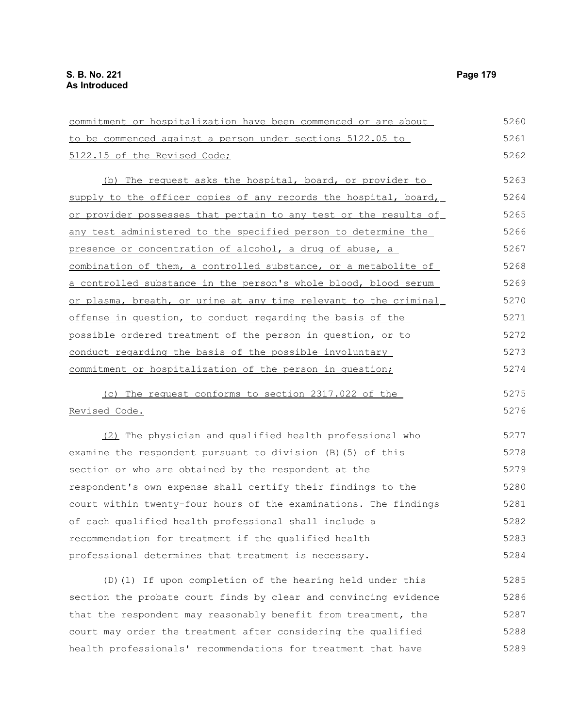commitment or hospitalization have been commenced or are about to be commenced against a person under sections 5122.05 to 5122.15 of the Revised Code;

(b) The request asks the hospital, board, or provider to supply to the officer copies of any records the hospital, board, or provider possesses that pertain to any test or the results of any test administered to the specified person to determine the presence or concentration of alcohol, a drug of abuse, a combination of them, a controlled substance, or a metabolite of a controlled substance in the person's whole blood, blood serum or plasma, breath, or urine at any time relevant to the criminal offense in question, to conduct regarding the basis of the possible ordered treatment of the person in question, or to conduct regarding the basis of the possible involuntary commitment or hospitalization of the person in question;

(c) The request conforms to section 2317.022 of the Revised Code.

(2) The physician and qualified health professional who examine the respondent pursuant to division (B)(5) of this section or who are obtained by the respondent at the respondent's own expense shall certify their findings to the court within twenty-four hours of the examinations. The findings of each qualified health professional shall include a recommendation for treatment if the qualified health professional determines that treatment is necessary.

(D)(1) If upon completion of the hearing held under this section the probate court finds by clear and convincing evidence that the respondent may reasonably benefit from treatment, the court may order the treatment after considering the qualified health professionals' recommendations for treatment that have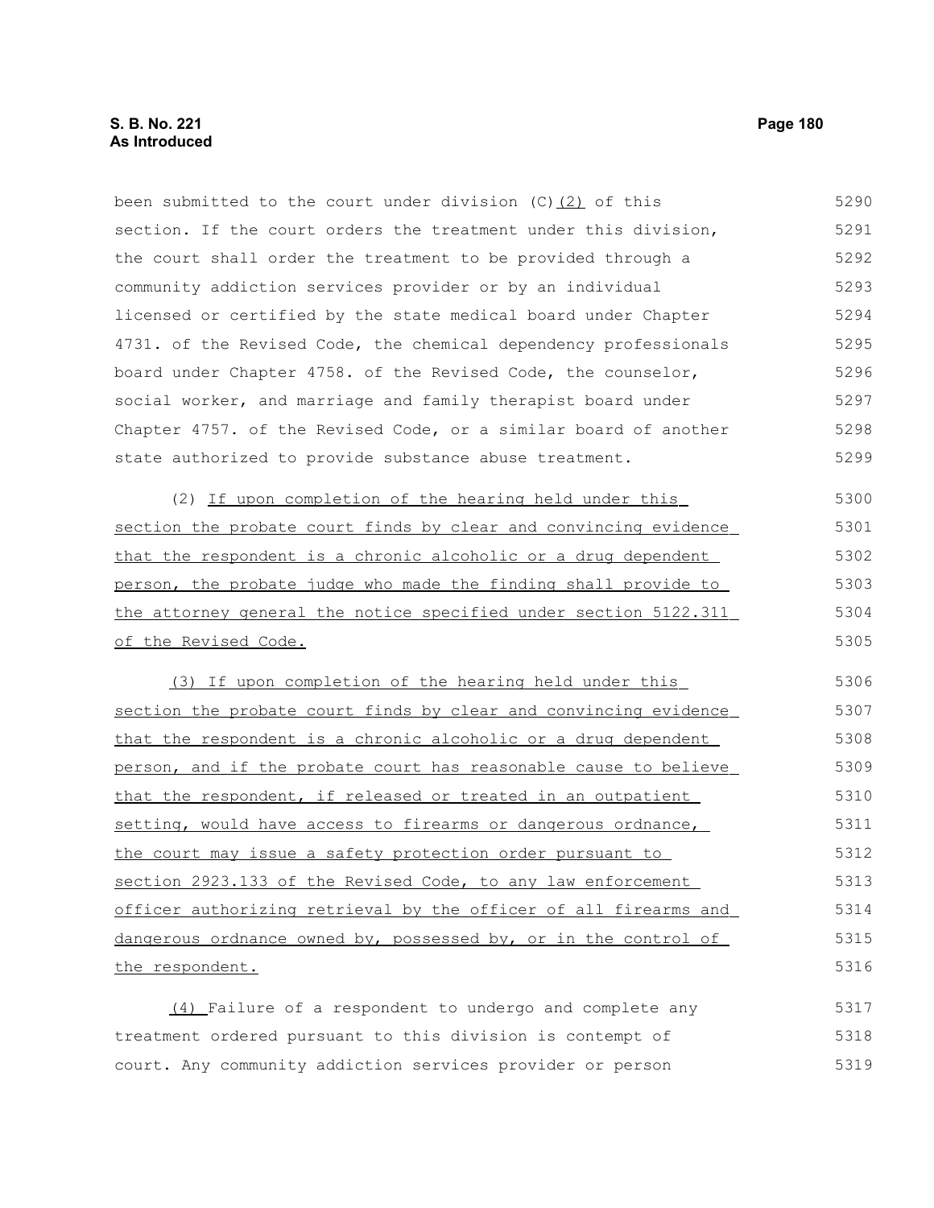been submitted to the court under division (C)(2) of this section. If the court orders the treatment under this division, the court shall order the treatment to be provided through a community addiction services provider or by an individual licensed or certified by the state medical board under Chapter 4731. of the Revised Code, the chemical dependency professionals board under Chapter 4758. of the Revised Code, the counselor, social worker, and marriage and family therapist board under Chapter 4757. of the Revised Code, or a similar board of another state authorized to provide substance abuse treatment.

(2) If upon completion of the hearing held under this section the probate court finds by clear and convincing evidence that the respondent is a chronic alcoholic or a drug dependent person, the probate judge who made the finding shall provide to the attorney general the notice specified under section 5122.311 of the Revised Code.

(3) If upon completion of the hearing held under this section the probate court finds by clear and convincing evidence that the respondent is a chronic alcoholic or a drug dependent person, and if the probate court has reasonable cause to believe that the respondent, if released or treated in an outpatient setting, would have access to firearms or dangerous ordnance, the court may issue a safety protection order pursuant to section 2923.133 of the Revised Code, to any law enforcement officer authorizing retrieval by the officer of all firearms and dangerous ordnance owned by, possessed by, or in the control of the respondent.

(4) Failure of a respondent to undergo and complete any treatment ordered pursuant to this division is contempt of court. Any community addiction services provider or person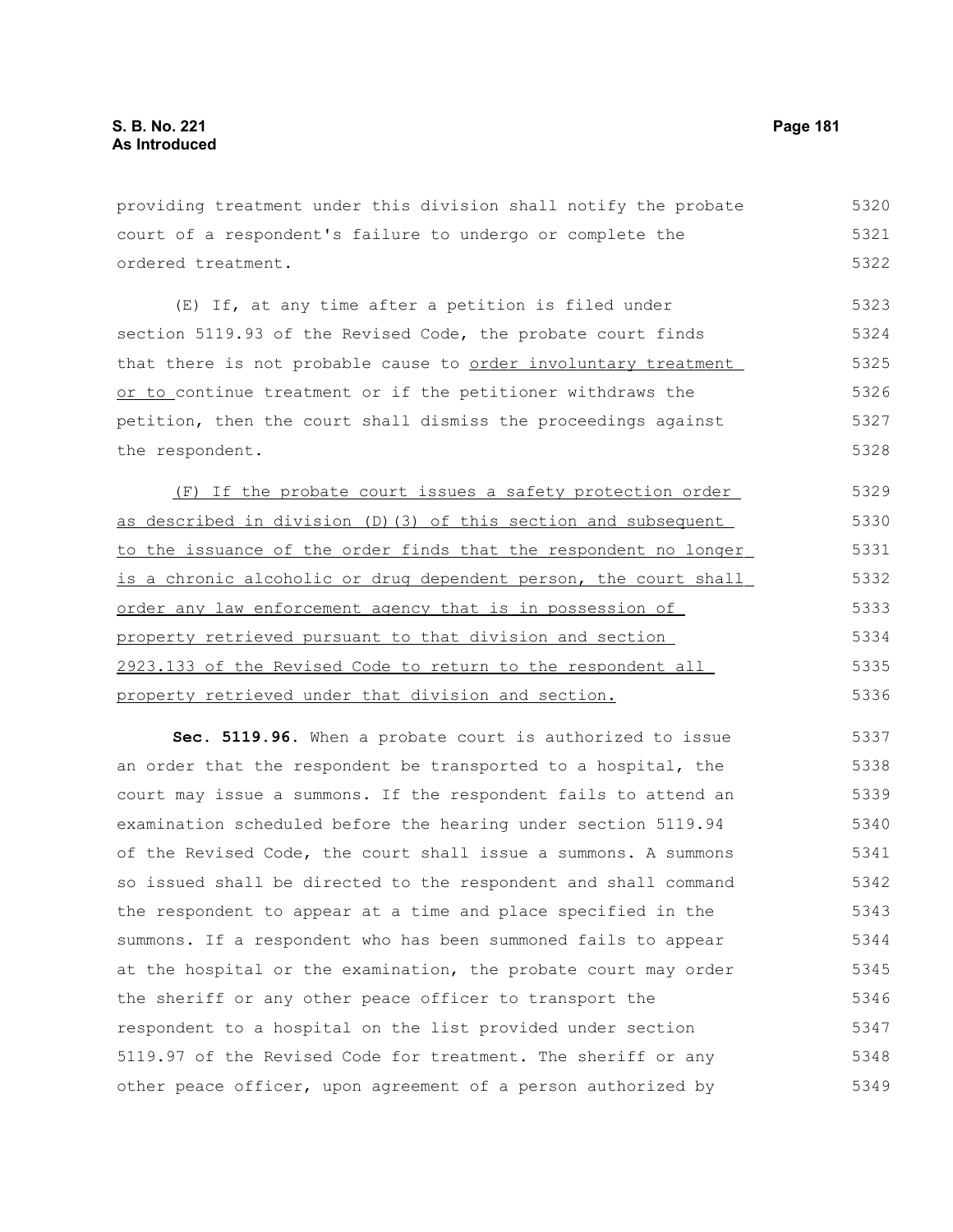providing treatment under this division shall notify the probate court of a respondent's failure to undergo or complete the ordered treatment.

(E) If, at any time after a petition is filed under section 5119.93 of the Revised Code, the probate court finds that there is not probable cause to <u>order involuntary treatment or to</u> continue treatment or if the petitioner withdraws the petition, then the court shall dismiss the proceedings against the respondent.

<u>(F) If the probate court issues a safety protection order as described in division (D)(3) of this section and subsequent to the issuance of the order finds that the respondent no longer is a chronic alcoholic or drug dependent person, the court shall order any law enforcement agency that is in possession of property retrieved pursuant to that division and section 2923.133 of the Revised Code to return to the respondent all property retrieved under that division and section.</u>

**Sec. 5119.96.** When a probate court is authorized to issue an order that the respondent be transported to a hospital, the court may issue a summons. If the respondent fails to attend an examination scheduled before the hearing under section 5119.94 of the Revised Code, the court shall issue a summons. A summons so issued shall be directed to the respondent and shall command the respondent to appear at a time and place specified in the summons. If a respondent who has been summoned fails to appear at the hospital or the examination, the probate court may order the sheriff or any other peace officer to transport the respondent to a hospital on the list provided under section 5119.97 of the Revised Code for treatment. The sheriff or any other peace officer, upon agreement of a person authorized by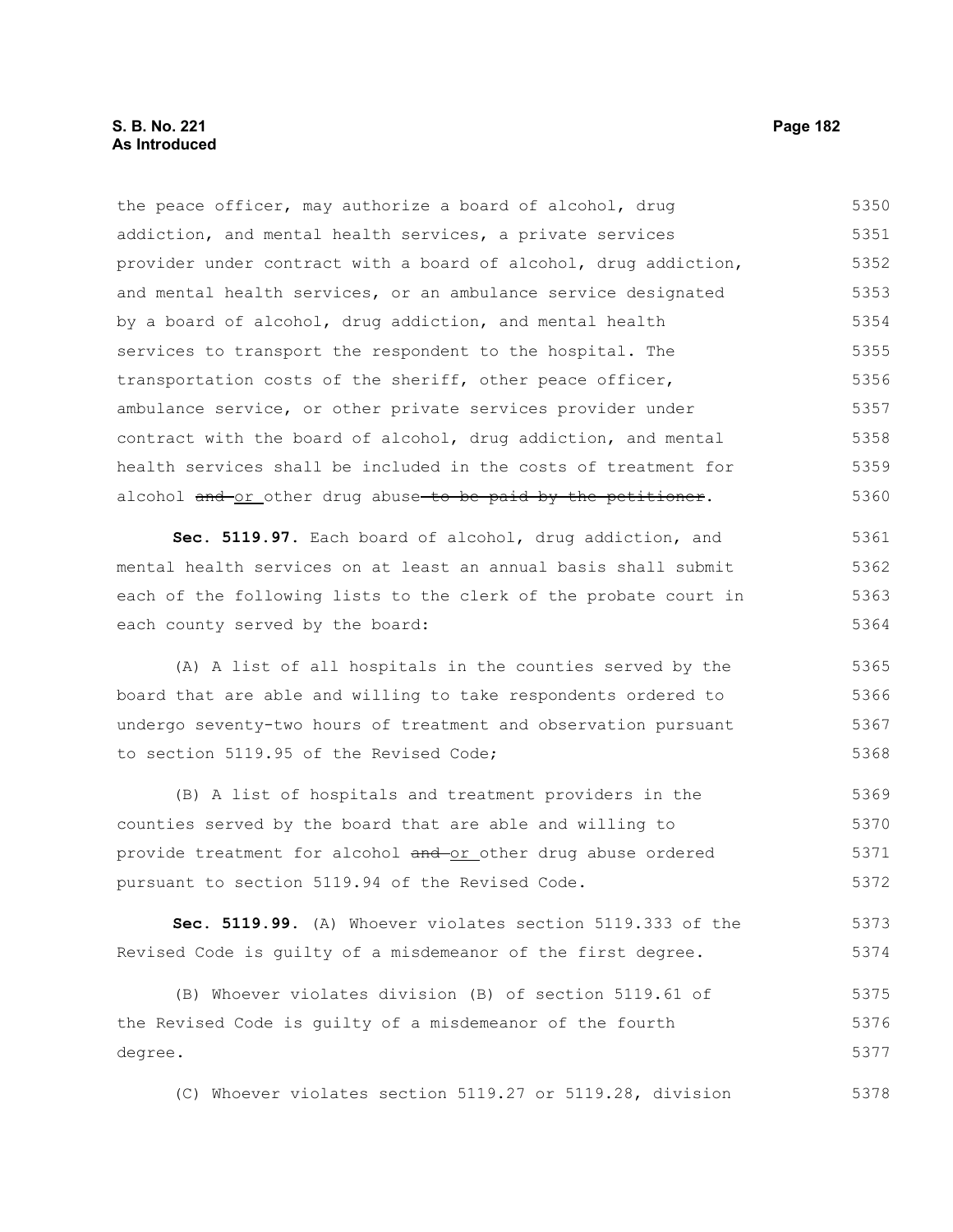the peace officer, may authorize a board of alcohol, drug addiction, and mental health services, a private services provider under contract with a board of alcohol, drug addiction, and mental health services, or an ambulance service designated by a board of alcohol, drug addiction, and mental health services to transport the respondent to the hospital. The transportation costs of the sheriff, other peace officer, ambulance service, or other private services provider under contract with the board of alcohol, drug addiction, and mental health services shall be included in the costs of treatment for alcohol ~~and~~ <u>or</u> other drug abuse ~~to be paid by the petitioner~~.

**Sec. 5119.97.** Each board of alcohol, drug addiction, and mental health services on at least an annual basis shall submit each of the following lists to the clerk of the probate court in each county served by the board:

(A) A list of all hospitals in the counties served by the board that are able and willing to take respondents ordered to undergo seventy-two hours of treatment and observation pursuant to section 5119.95 of the Revised Code;

(B) A list of hospitals and treatment providers in the counties served by the board that are able and willing to provide treatment for alcohol ~~and~~ <u>or</u> other drug abuse ordered pursuant to section 5119.94 of the Revised Code.

**Sec. 5119.99.** (A) Whoever violates section 5119.333 of the Revised Code is guilty of a misdemeanor of the first degree.

(B) Whoever violates division (B) of section 5119.61 of the Revised Code is guilty of a misdemeanor of the fourth degree.

(C) Whoever violates section 5119.27 or 5119.28, division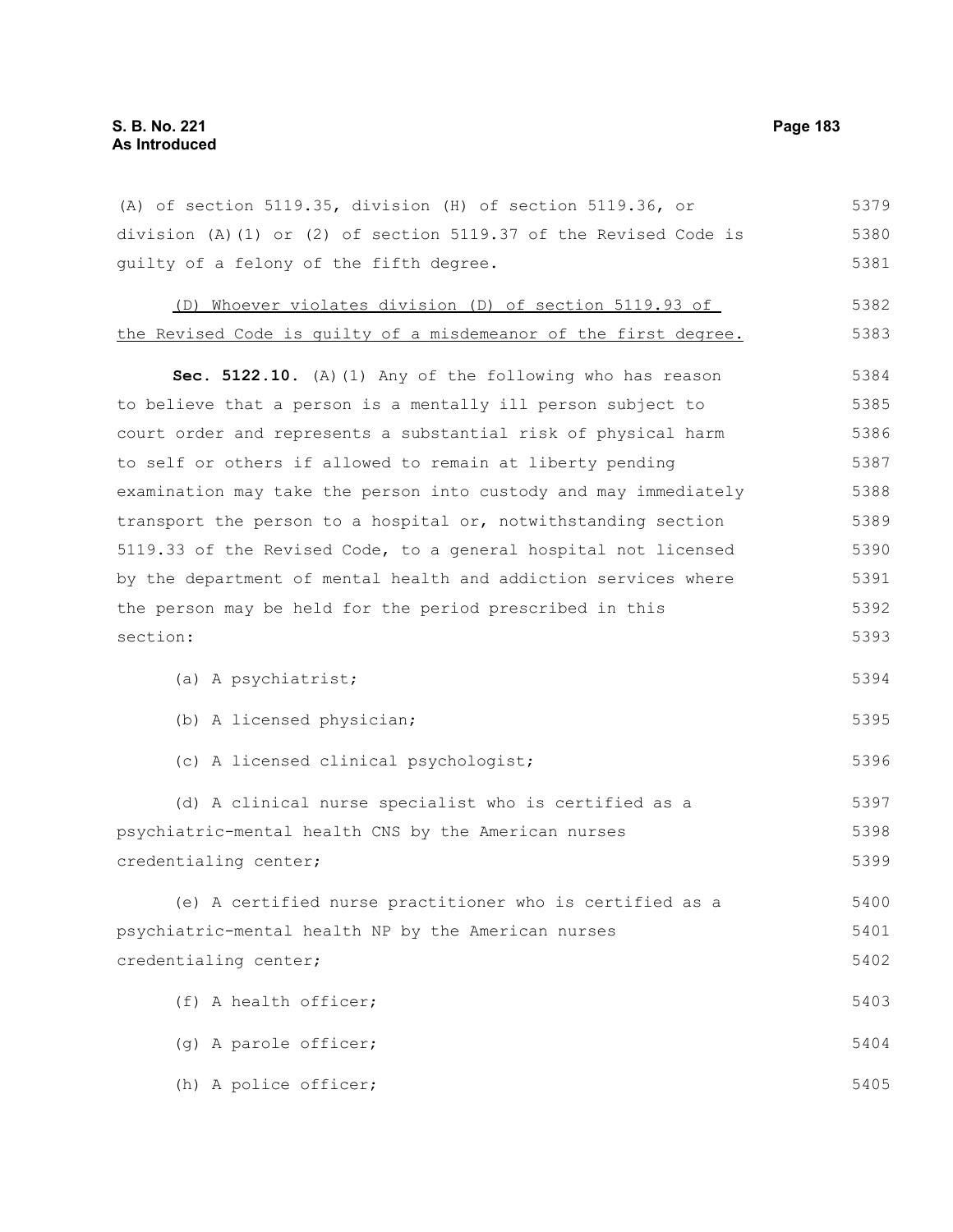(A) of section 5119.35, division (H) of section 5119.36, or division (A)(1) or (2) of section 5119.37 of the Revised Code is guilty of a felony of the fifth degree.

(D) Whoever violates division (D) of section 5119.93 of the Revised Code is guilty of a misdemeanor of the first degree.

**Sec. 5122.10.** (A)(1) Any of the following who has reason to believe that a person is a mentally ill person subject to court order and represents a substantial risk of physical harm to self or others if allowed to remain at liberty pending examination may take the person into custody and may immediately transport the person to a hospital or, notwithstanding section 5119.33 of the Revised Code, to a general hospital not licensed by the department of mental health and addiction services where the person may be held for the period prescribed in this section:

(a) A psychiatrist;

(b) A licensed physician;

(c) A licensed clinical psychologist;

(d) A clinical nurse specialist who is certified as a psychiatric-mental health CNS by the American nurses credentialing center;

(e) A certified nurse practitioner who is certified as a psychiatric-mental health NP by the American nurses credentialing center;

(f) A health officer;

(g) A parole officer;

(h) A police officer;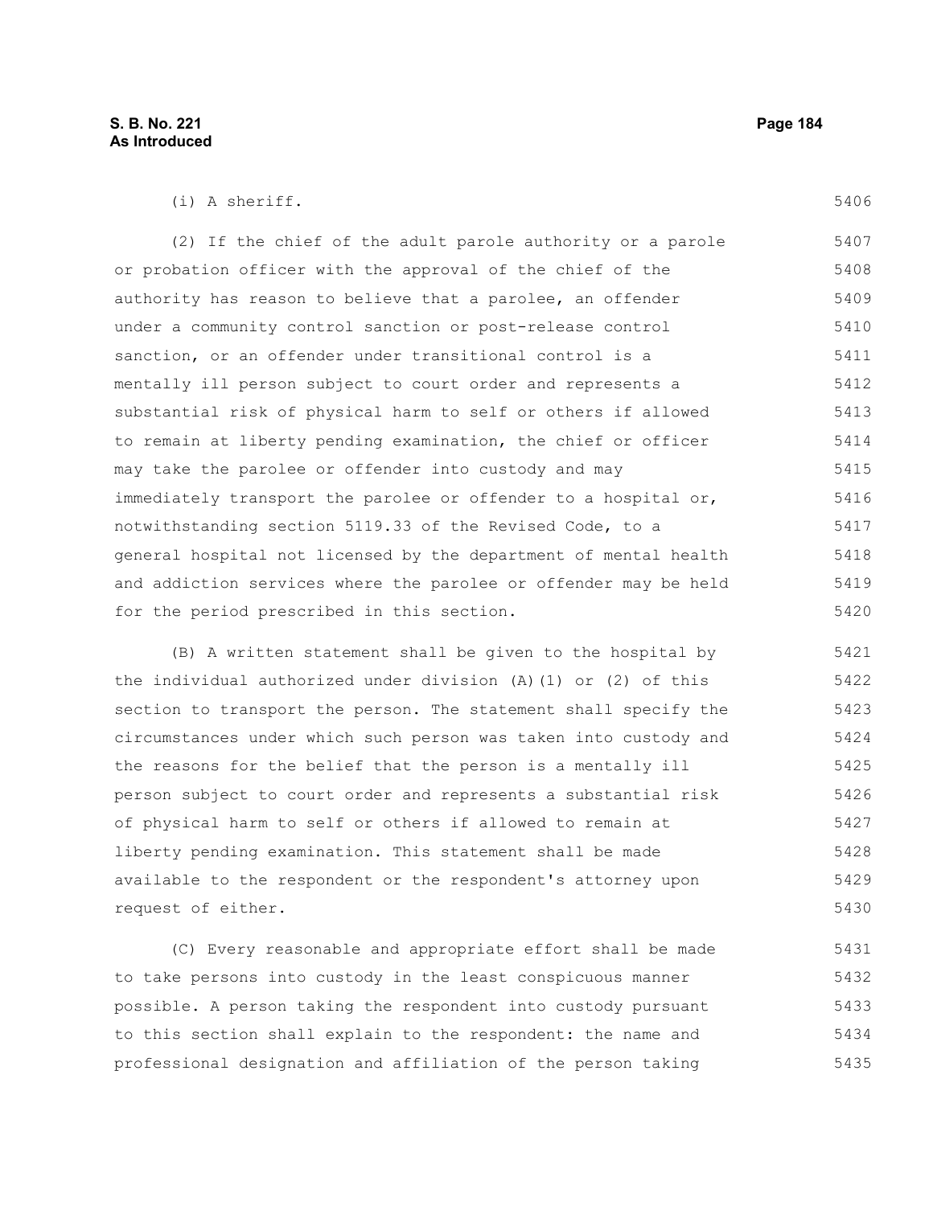(i) A sheriff.

(2) If the chief of the adult parole authority or a parole or probation officer with the approval of the chief of the authority has reason to believe that a parolee, an offender under a community control sanction or post-release control sanction, or an offender under transitional control is a mentally ill person subject to court order and represents a substantial risk of physical harm to self or others if allowed to remain at liberty pending examination, the chief or officer may take the parolee or offender into custody and may immediately transport the parolee or offender to a hospital or, notwithstanding section 5119.33 of the Revised Code, to a general hospital not licensed by the department of mental health and addiction services where the parolee or offender may be held for the period prescribed in this section.

(B) A written statement shall be given to the hospital by the individual authorized under division (A)(1) or (2) of this section to transport the person. The statement shall specify the circumstances under which such person was taken into custody and the reasons for the belief that the person is a mentally ill person subject to court order and represents a substantial risk of physical harm to self or others if allowed to remain at liberty pending examination. This statement shall be made available to the respondent or the respondent's attorney upon request of either.

(C) Every reasonable and appropriate effort shall be made to take persons into custody in the least conspicuous manner possible. A person taking the respondent into custody pursuant to this section shall explain to the respondent: the name and professional designation and affiliation of the person taking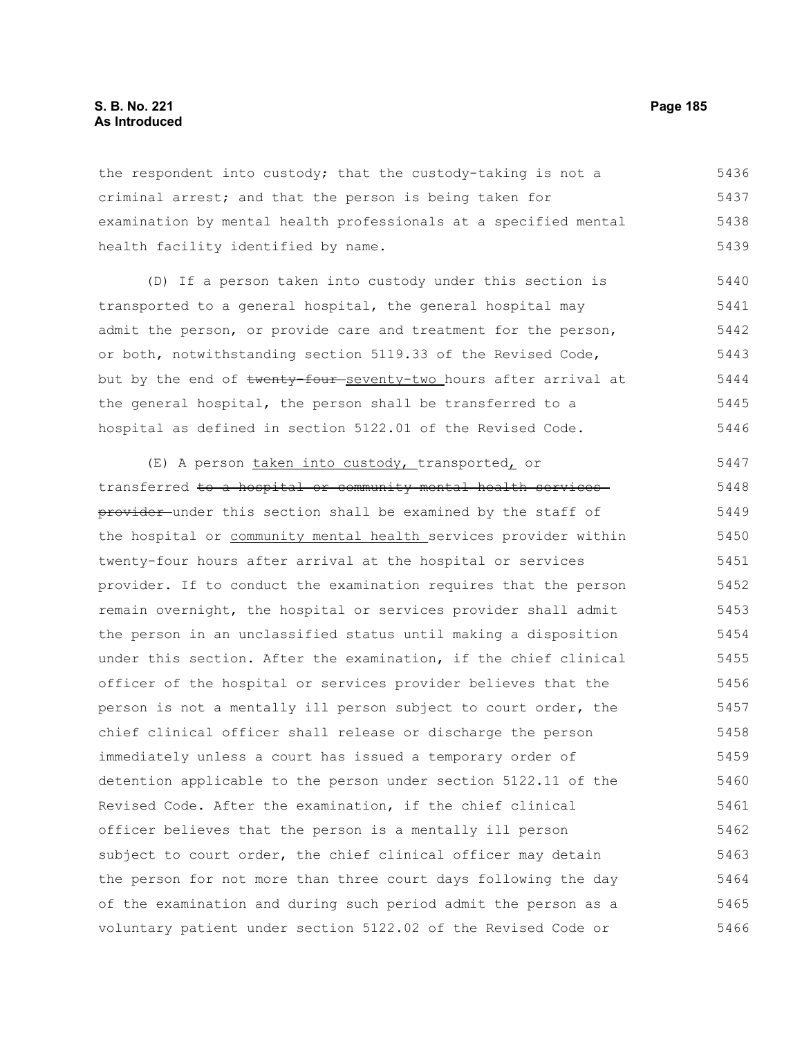the respondent into custody; that the custody-taking is not a criminal arrest; and that the person is being taken for examination by mental health professionals at a specified mental health facility identified by name.

(D) If a person taken into custody under this section is transported to a general hospital, the general hospital may admit the person, or provide care and treatment for the person, or both, notwithstanding section 5119.33 of the Revised Code, but by the end of ~~twenty-four~~ seventy-two hours after arrival at the general hospital, the person shall be transferred to a hospital as defined in section 5122.01 of the Revised Code.

(E) A person taken into custody, transported, or transferred ~~to a hospital or community mental health services provider~~ under this section shall be examined by the staff of the hospital or community mental health services provider within twenty-four hours after arrival at the hospital or services provider. If to conduct the examination requires that the person remain overnight, the hospital or services provider shall admit the person in an unclassified status until making a disposition under this section. After the examination, if the chief clinical officer of the hospital or services provider believes that the person is not a mentally ill person subject to court order, the chief clinical officer shall release or discharge the person immediately unless a court has issued a temporary order of detention applicable to the person under section 5122.11 of the Revised Code. After the examination, if the chief clinical officer believes that the person is a mentally ill person subject to court order, the chief clinical officer may detain the person for not more than three court days following the day of the examination and during such period admit the person as a voluntary patient under section 5122.02 of the Revised Code or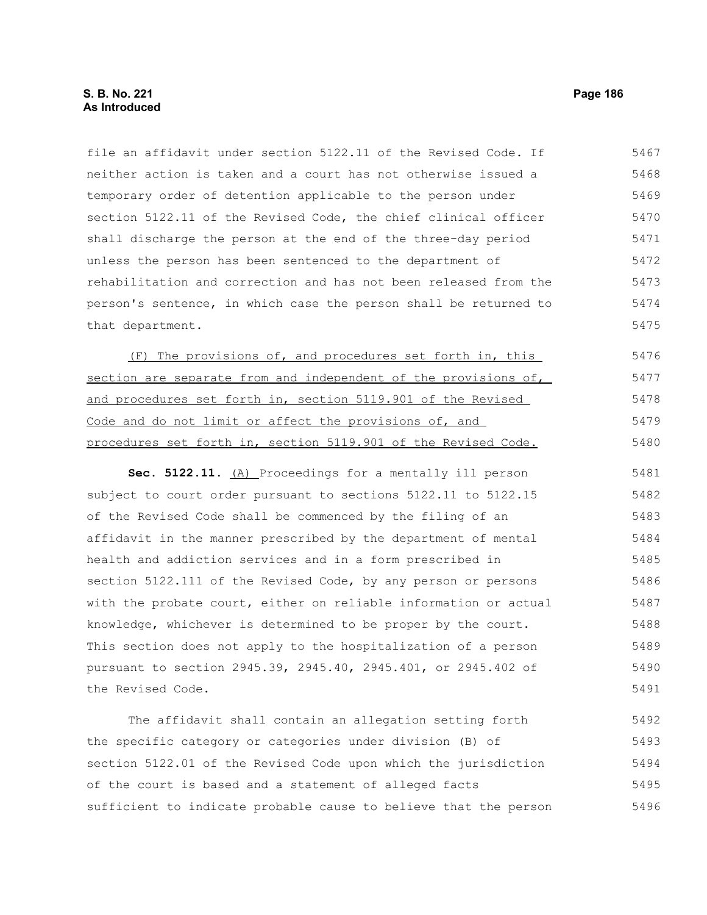file an affidavit under section 5122.11 of the Revised Code. If neither action is taken and a court has not otherwise issued a temporary order of detention applicable to the person under section 5122.11 of the Revised Code, the chief clinical officer shall discharge the person at the end of the three-day period unless the person has been sentenced to the department of rehabilitation and correction and has not been released from the person's sentence, in which case the person shall be returned to that department.

<u>(F) The provisions of, and procedures set forth in, this section are separate from and independent of the provisions of, and procedures set forth in, section 5119.901 of the Revised Code and do not limit or affect the provisions of, and procedures set forth in, section 5119.901 of the Revised Code.</u>

**Sec. 5122.11.** <u>(A)</u> Proceedings for a mentally ill person subject to court order pursuant to sections 5122.11 to 5122.15 of the Revised Code shall be commenced by the filing of an affidavit in the manner prescribed by the department of mental health and addiction services and in a form prescribed in section 5122.111 of the Revised Code, by any person or persons with the probate court, either on reliable information or actual knowledge, whichever is determined to be proper by the court. This section does not apply to the hospitalization of a person pursuant to section 2945.39, 2945.40, 2945.401, or 2945.402 of the Revised Code.

The affidavit shall contain an allegation setting forth the specific category or categories under division (B) of section 5122.01 of the Revised Code upon which the jurisdiction of the court is based and a statement of alleged facts sufficient to indicate probable cause to believe that the person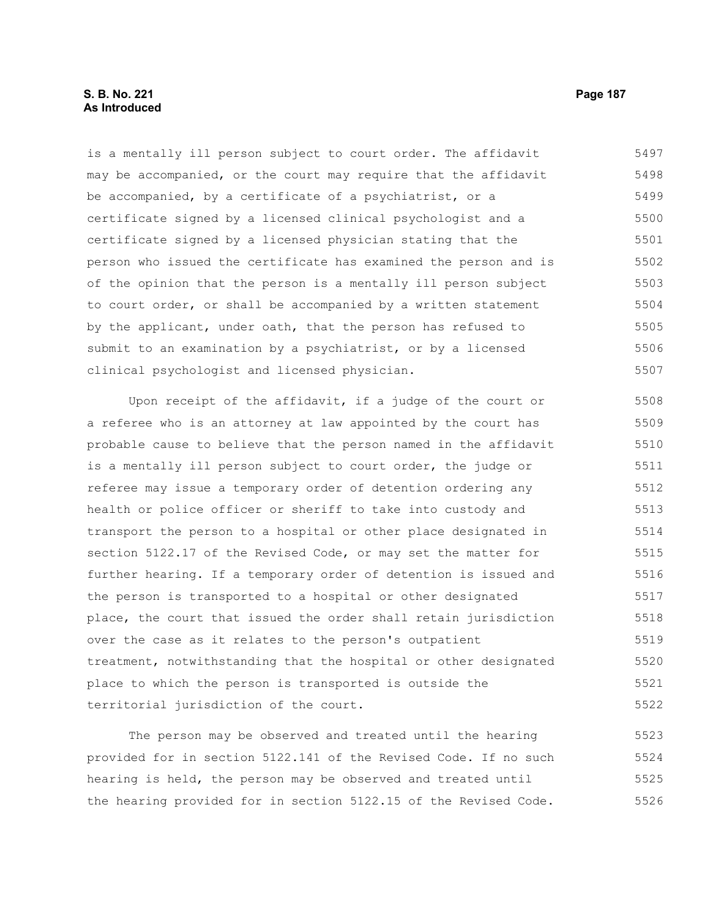is a mentally ill person subject to court order. The affidavit may be accompanied, or the court may require that the affidavit be accompanied, by a certificate of a psychiatrist, or a certificate signed by a licensed clinical psychologist and a certificate signed by a licensed physician stating that the person who issued the certificate has examined the person and is of the opinion that the person is a mentally ill person subject to court order, or shall be accompanied by a written statement by the applicant, under oath, that the person has refused to submit to an examination by a psychiatrist, or by a licensed clinical psychologist and licensed physician.

Upon receipt of the affidavit, if a judge of the court or a referee who is an attorney at law appointed by the court has probable cause to believe that the person named in the affidavit is a mentally ill person subject to court order, the judge or referee may issue a temporary order of detention ordering any health or police officer or sheriff to take into custody and transport the person to a hospital or other place designated in section 5122.17 of the Revised Code, or may set the matter for further hearing. If a temporary order of detention is issued and the person is transported to a hospital or other designated place, the court that issued the order shall retain jurisdiction over the case as it relates to the person's outpatient treatment, notwithstanding that the hospital or other designated place to which the person is transported is outside the territorial jurisdiction of the court.

The person may be observed and treated until the hearing provided for in section 5122.141 of the Revised Code. If no such hearing is held, the person may be observed and treated until the hearing provided for in section 5122.15 of the Revised Code.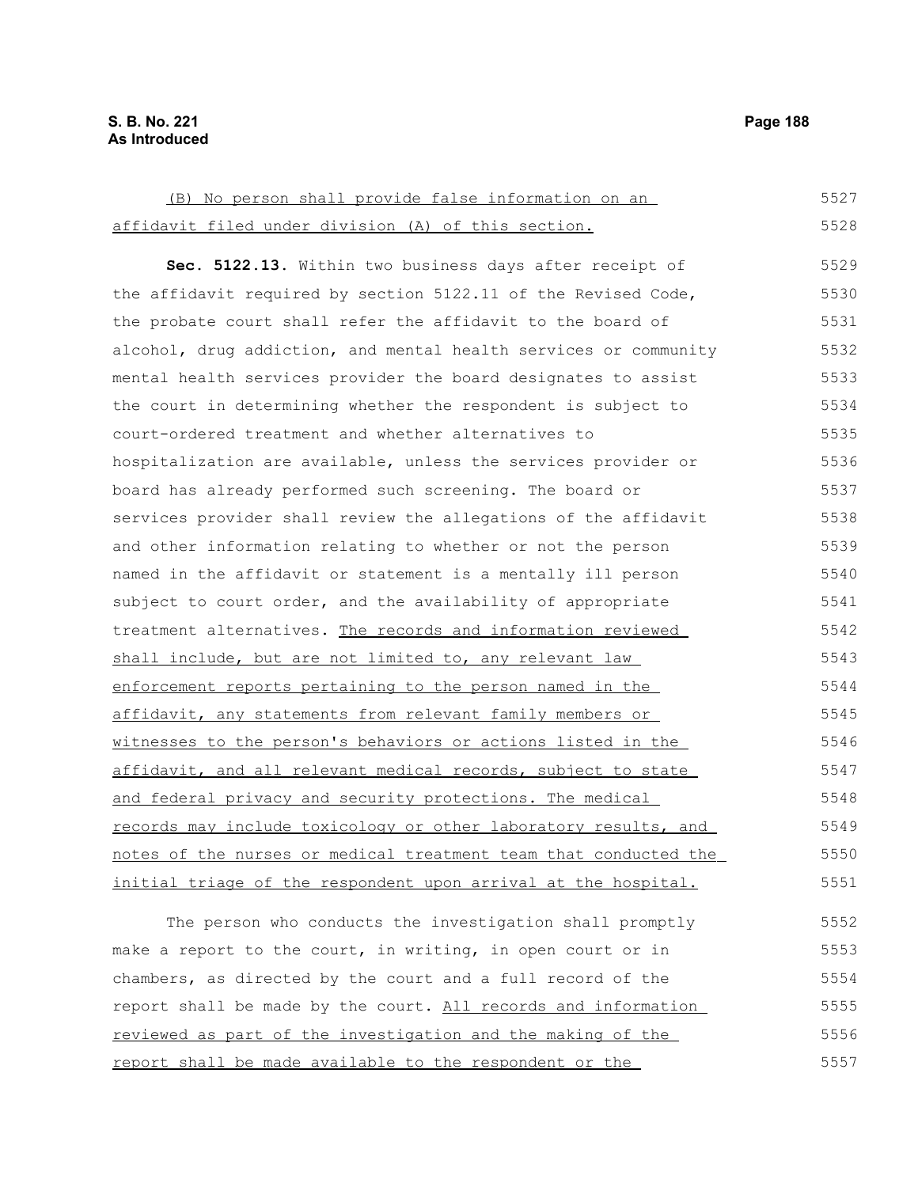(B) No person shall provide false information on an affidavit filed under division (A) of this section.

**Sec. 5122.13.** Within two business days after receipt of the affidavit required by section 5122.11 of the Revised Code, the probate court shall refer the affidavit to the board of alcohol, drug addiction, and mental health services or community mental health services provider the board designates to assist the court in determining whether the respondent is subject to court-ordered treatment and whether alternatives to hospitalization are available, unless the services provider or board has already performed such screening. The board or services provider shall review the allegations of the affidavit and other information relating to whether or not the person named in the affidavit or statement is a mentally ill person subject to court order, and the availability of appropriate treatment alternatives. The records and information reviewed shall include, but are not limited to, any relevant law enforcement reports pertaining to the person named in the affidavit, any statements from relevant family members or witnesses to the person's behaviors or actions listed in the affidavit, and all relevant medical records, subject to state and federal privacy and security protections. The medical records may include toxicology or other laboratory results, and notes of the nurses or medical treatment team that conducted the initial triage of the respondent upon arrival at the hospital.

The person who conducts the investigation shall promptly make a report to the court, in writing, in open court or in chambers, as directed by the court and a full record of the report shall be made by the court. All records and information reviewed as part of the investigation and the making of the report shall be made available to the respondent or the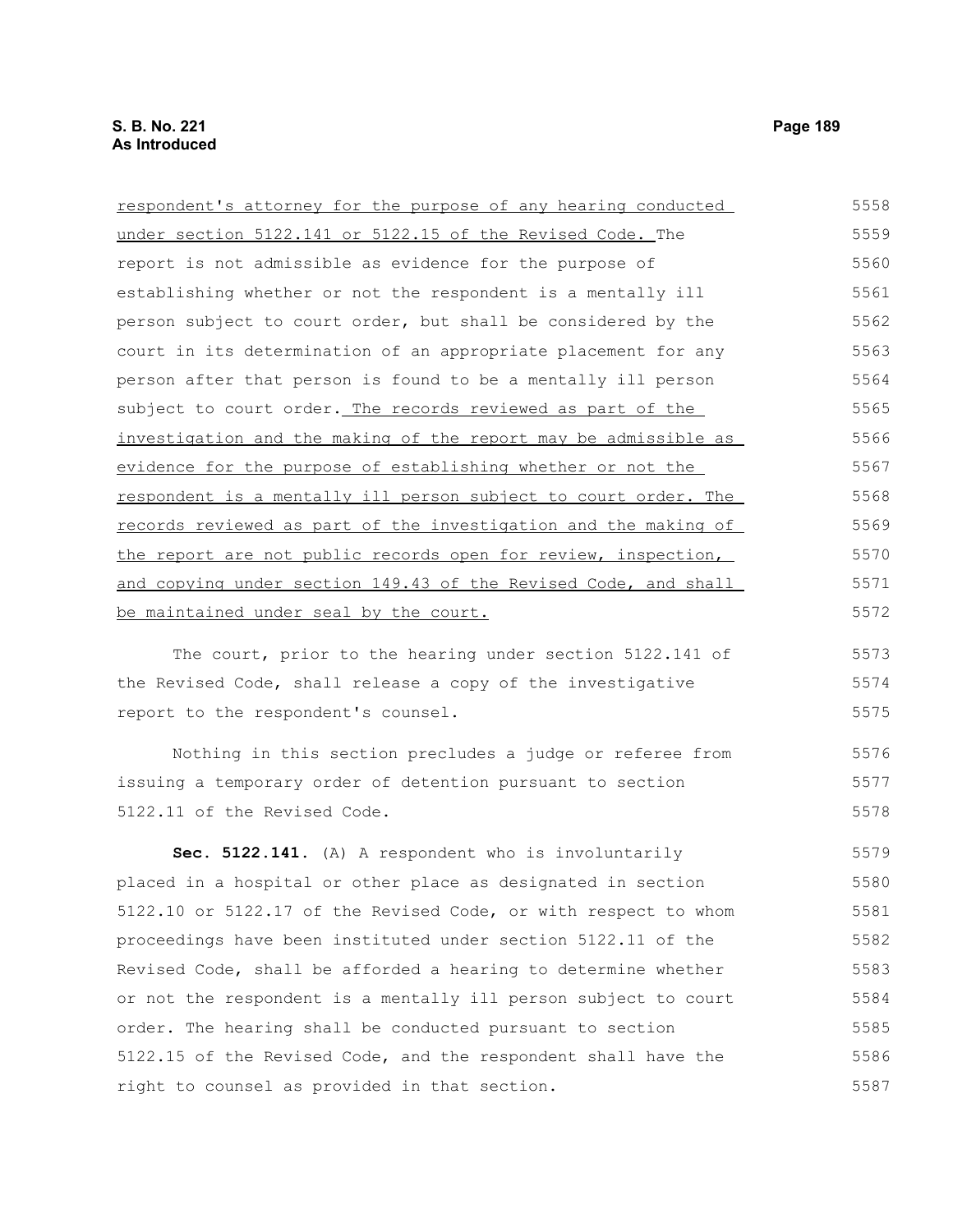respondent's attorney for the purpose of any hearing conducted under section 5122.141 or 5122.15 of the Revised Code. The report is not admissible as evidence for the purpose of establishing whether or not the respondent is a mentally ill person subject to court order, but shall be considered by the court in its determination of an appropriate placement for any person after that person is found to be a mentally ill person subject to court order. The records reviewed as part of the investigation and the making of the report may be admissible as evidence for the purpose of establishing whether or not the respondent is a mentally ill person subject to court order. The records reviewed as part of the investigation and the making of the report are not public records open for review, inspection, and copying under section 149.43 of the Revised Code, and shall be maintained under seal by the court.

The court, prior to the hearing under section 5122.141 of the Revised Code, shall release a copy of the investigative report to the respondent's counsel.

Nothing in this section precludes a judge or referee from issuing a temporary order of detention pursuant to section 5122.11 of the Revised Code.

**Sec. 5122.141.** (A) A respondent who is involuntarily placed in a hospital or other place as designated in section 5122.10 or 5122.17 of the Revised Code, or with respect to whom proceedings have been instituted under section 5122.11 of the Revised Code, shall be afforded a hearing to determine whether or not the respondent is a mentally ill person subject to court order. The hearing shall be conducted pursuant to section 5122.15 of the Revised Code, and the respondent shall have the right to counsel as provided in that section.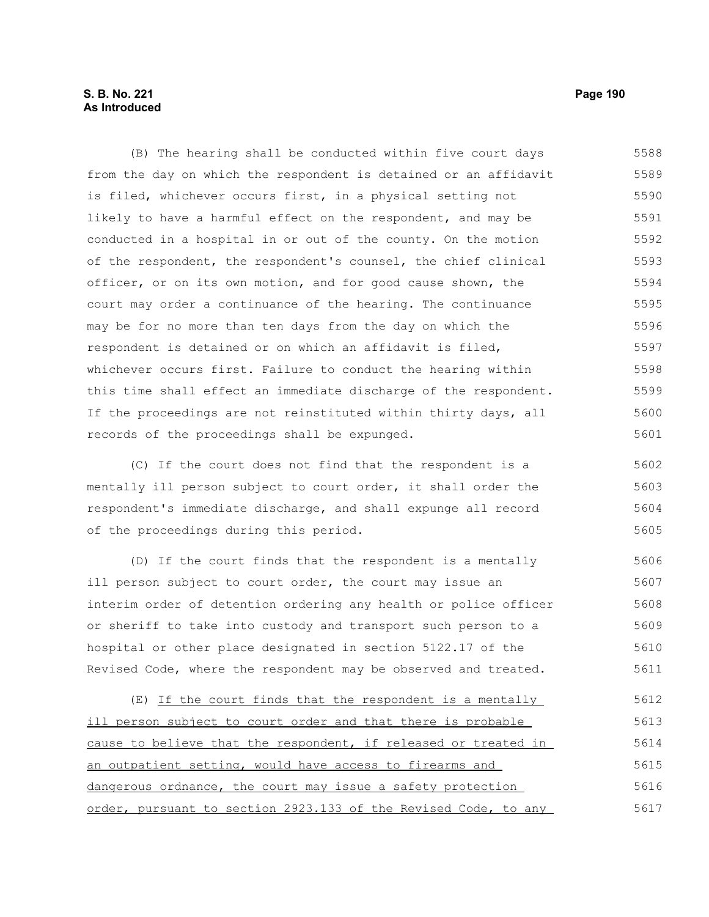(B) The hearing shall be conducted within five court days from the day on which the respondent is detained or an affidavit is filed, whichever occurs first, in a physical setting not likely to have a harmful effect on the respondent, and may be conducted in a hospital in or out of the county. On the motion of the respondent, the respondent's counsel, the chief clinical officer, or on its own motion, and for good cause shown, the court may order a continuance of the hearing. The continuance may be for no more than ten days from the day on which the respondent is detained or on which an affidavit is filed, whichever occurs first. Failure to conduct the hearing within this time shall effect an immediate discharge of the respondent. If the proceedings are not reinstituted within thirty days, all records of the proceedings shall be expunged.

(C) If the court does not find that the respondent is a mentally ill person subject to court order, it shall order the respondent's immediate discharge, and shall expunge all record of the proceedings during this period.

(D) If the court finds that the respondent is a mentally ill person subject to court order, the court may issue an interim order of detention ordering any health or police officer or sheriff to take into custody and transport such person to a hospital or other place designated in section 5122.17 of the Revised Code, where the respondent may be observed and treated.

(E) <u>If the court finds that the respondent is a mentally ill person subject to court order and that there is probable cause to believe that the respondent, if released or treated in an outpatient setting, would have access to firearms and dangerous ordnance, the court may issue a safety protection order, pursuant to section 2923.133 of the Revised Code, to any</u>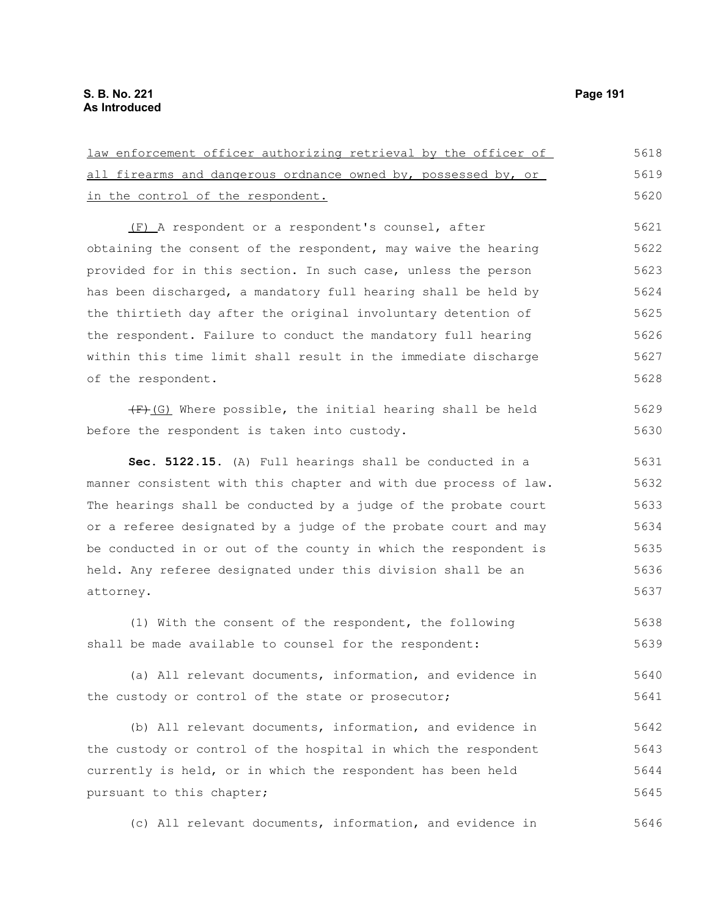law enforcement officer authorizing retrieval by the officer of all firearms and dangerous ordnance owned by, possessed by, or in the control of the respondent.

(F) A respondent or a respondent's counsel, after obtaining the consent of the respondent, may waive the hearing provided for in this section. In such case, unless the person has been discharged, a mandatory full hearing shall be held by the thirtieth day after the original involuntary detention of the respondent. Failure to conduct the mandatory full hearing within this time limit shall result in the immediate discharge of the respondent.

~~(F)~~(G) Where possible, the initial hearing shall be held before the respondent is taken into custody.

**Sec. 5122.15.** (A) Full hearings shall be conducted in a manner consistent with this chapter and with due process of law. The hearings shall be conducted by a judge of the probate court or a referee designated by a judge of the probate court and may be conducted in or out of the county in which the respondent is held. Any referee designated under this division shall be an attorney.

(1) With the consent of the respondent, the following shall be made available to counsel for the respondent:

(a) All relevant documents, information, and evidence in the custody or control of the state or prosecutor;

(b) All relevant documents, information, and evidence in the custody or control of the hospital in which the respondent currently is held, or in which the respondent has been held pursuant to this chapter;

(c) All relevant documents, information, and evidence in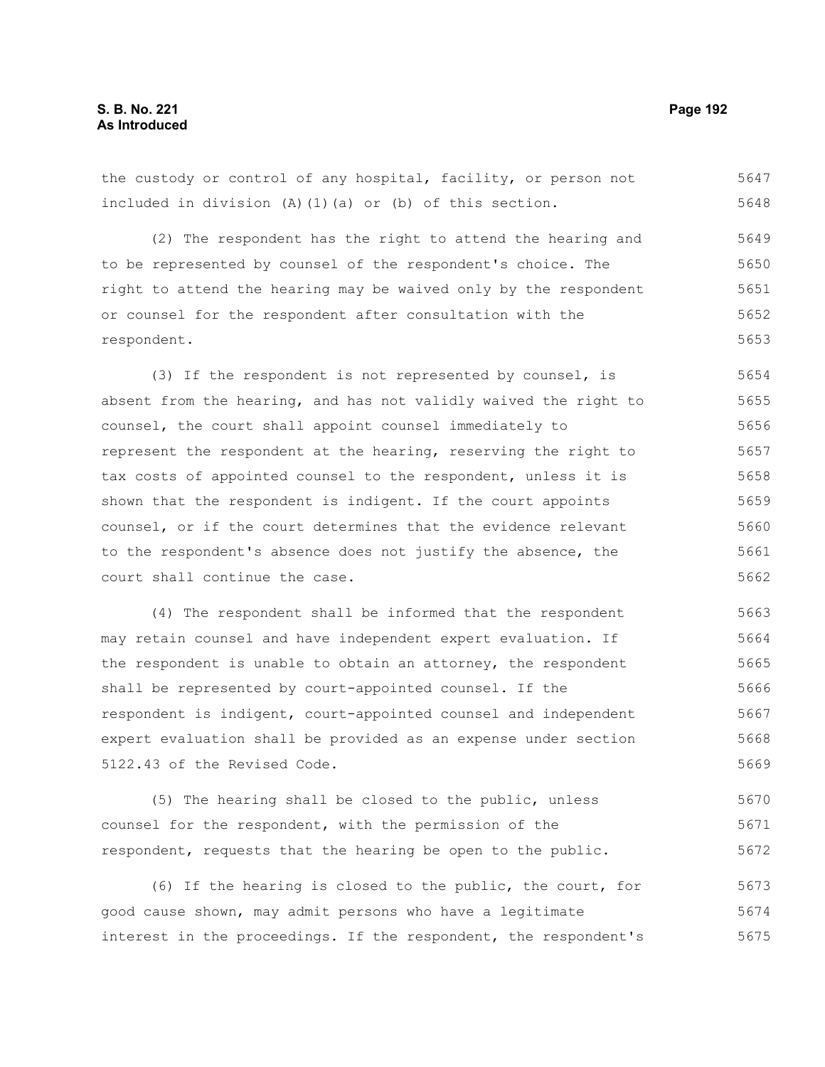the custody or control of any hospital, facility, or person not included in division (A)(1)(a) or (b) of this section.

(2) The respondent has the right to attend the hearing and to be represented by counsel of the respondent's choice. The right to attend the hearing may be waived only by the respondent or counsel for the respondent after consultation with the respondent.

(3) If the respondent is not represented by counsel, is absent from the hearing, and has not validly waived the right to counsel, the court shall appoint counsel immediately to represent the respondent at the hearing, reserving the right to tax costs of appointed counsel to the respondent, unless it is shown that the respondent is indigent. If the court appoints counsel, or if the court determines that the evidence relevant to the respondent's absence does not justify the absence, the court shall continue the case.

(4) The respondent shall be informed that the respondent may retain counsel and have independent expert evaluation. If the respondent is unable to obtain an attorney, the respondent shall be represented by court-appointed counsel. If the respondent is indigent, court-appointed counsel and independent expert evaluation shall be provided as an expense under section 5122.43 of the Revised Code.

(5) The hearing shall be closed to the public, unless counsel for the respondent, with the permission of the respondent, requests that the hearing be open to the public.

(6) If the hearing is closed to the public, the court, for good cause shown, may admit persons who have a legitimate interest in the proceedings. If the respondent, the respondent's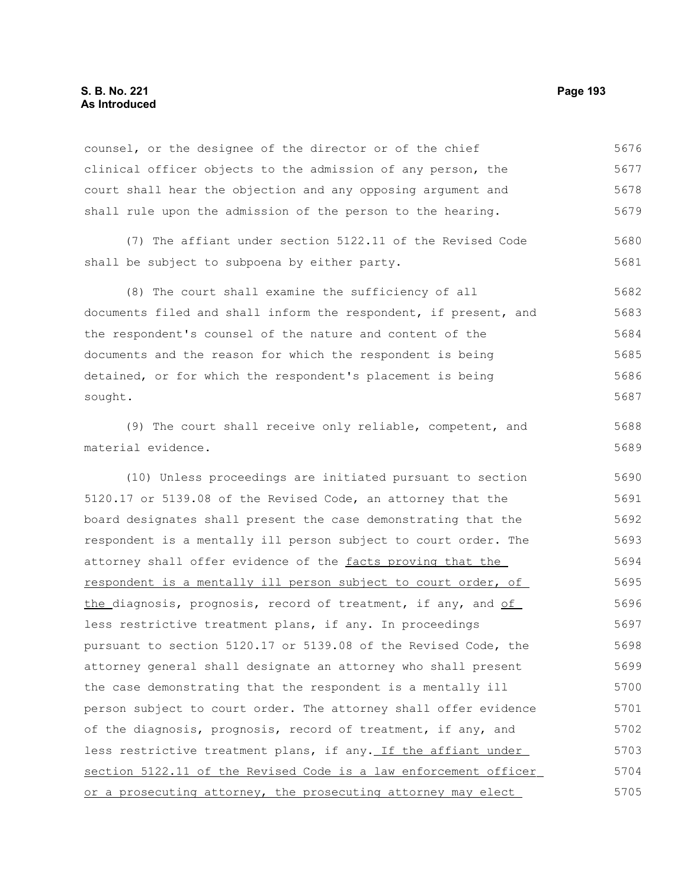counsel, or the designee of the director or of the chief clinical officer objects to the admission of any person, the court shall hear the objection and any opposing argument and shall rule upon the admission of the person to the hearing.

(7) The affiant under section 5122.11 of the Revised Code shall be subject to subpoena by either party.

(8) The court shall examine the sufficiency of all documents filed and shall inform the respondent, if present, and the respondent's counsel of the nature and content of the documents and the reason for which the respondent is being detained, or for which the respondent's placement is being sought.

(9) The court shall receive only reliable, competent, and material evidence.

(10) Unless proceedings are initiated pursuant to section 5120.17 or 5139.08 of the Revised Code, an attorney that the board designates shall present the case demonstrating that the respondent is a mentally ill person subject to court order. The attorney shall offer evidence of the facts proving that the respondent is a mentally ill person subject to court order, of the diagnosis, prognosis, record of treatment, if any, and of less restrictive treatment plans, if any. In proceedings pursuant to section 5120.17 or 5139.08 of the Revised Code, the attorney general shall designate an attorney who shall present the case demonstrating that the respondent is a mentally ill person subject to court order. The attorney shall offer evidence of the diagnosis, prognosis, record of treatment, if any, and less restrictive treatment plans, if any. If the affiant under section 5122.11 of the Revised Code is a law enforcement officer or a prosecuting attorney, the prosecuting attorney may elect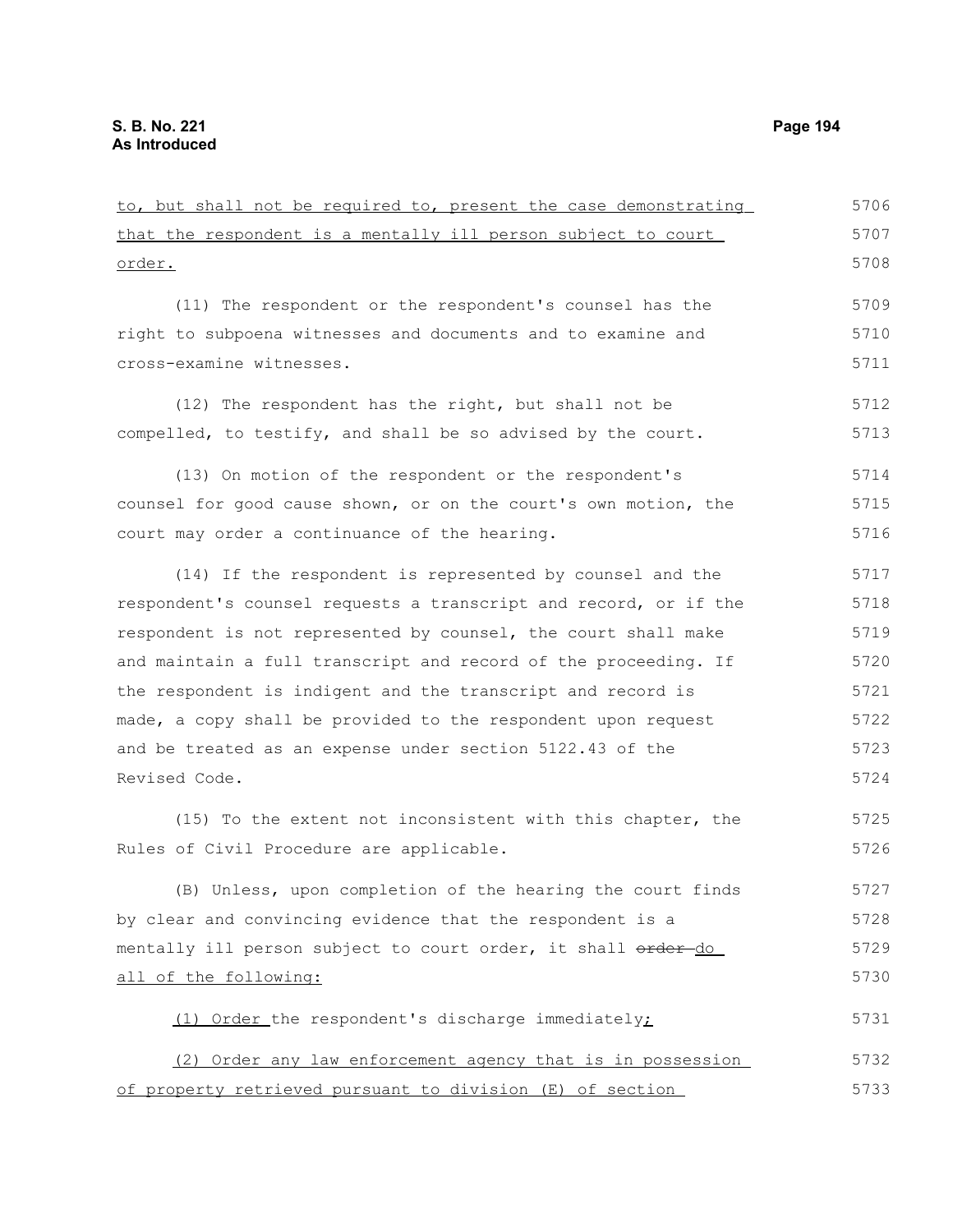to, but shall not be required to, present the case demonstrating that the respondent is a mentally ill person subject to court order.

(11) The respondent or the respondent's counsel has the right to subpoena witnesses and documents and to examine and cross-examine witnesses.

(12) The respondent has the right, but shall not be compelled, to testify, and shall be so advised by the court.

(13) On motion of the respondent or the respondent's counsel for good cause shown, or on the court's own motion, the court may order a continuance of the hearing.

(14) If the respondent is represented by counsel and the respondent's counsel requests a transcript and record, or if the respondent is not represented by counsel, the court shall make and maintain a full transcript and record of the proceeding. If the respondent is indigent and the transcript and record is made, a copy shall be provided to the respondent upon request and be treated as an expense under section 5122.43 of the Revised Code.

(15) To the extent not inconsistent with this chapter, the Rules of Civil Procedure are applicable.

(B) Unless, upon completion of the hearing the court finds by clear and convincing evidence that the respondent is a mentally ill person subject to court order, it shall ~~order~~ do all of the following:

(1) Order the respondent's discharge immediately;

(2) Order any law enforcement agency that is in possession of property retrieved pursuant to division (E) of section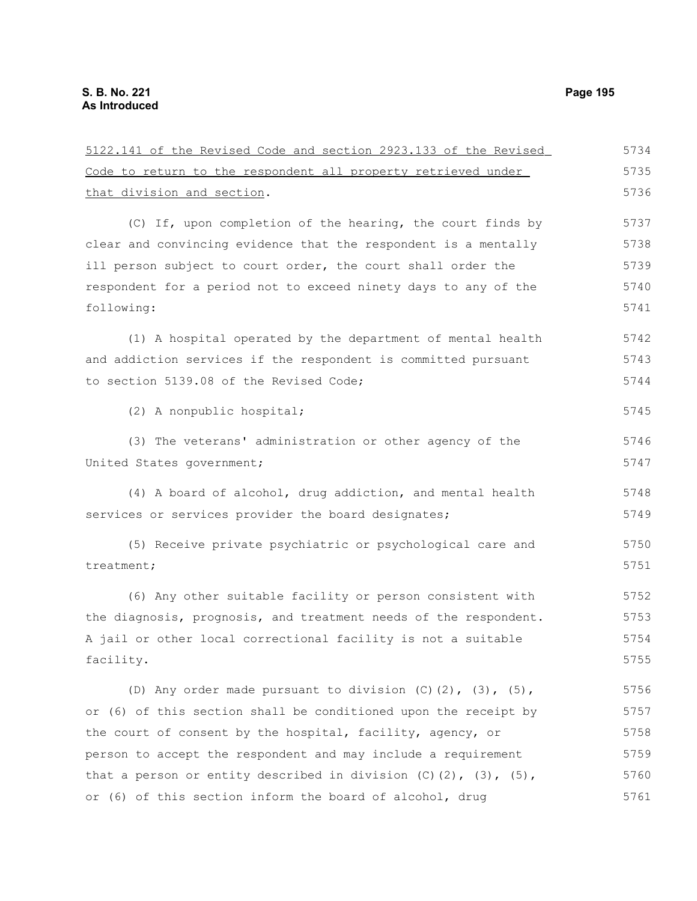5122.141 of the Revised Code and section 2923.133 of the Revised Code to return to the respondent all property retrieved under that division and section.

(C) If, upon completion of the hearing, the court finds by clear and convincing evidence that the respondent is a mentally ill person subject to court order, the court shall order the respondent for a period not to exceed ninety days to any of the following:

(1) A hospital operated by the department of mental health and addiction services if the respondent is committed pursuant to section 5139.08 of the Revised Code;

(2) A nonpublic hospital;

(3) The veterans' administration or other agency of the United States government;

(4) A board of alcohol, drug addiction, and mental health services or services provider the board designates;

(5) Receive private psychiatric or psychological care and treatment;

(6) Any other suitable facility or person consistent with the diagnosis, prognosis, and treatment needs of the respondent. A jail or other local correctional facility is not a suitable facility.

(D) Any order made pursuant to division (C)(2), (3), (5), or (6) of this section shall be conditioned upon the receipt by the court of consent by the hospital, facility, agency, or person to accept the respondent and may include a requirement that a person or entity described in division (C)(2), (3), (5), or (6) of this section inform the board of alcohol, drug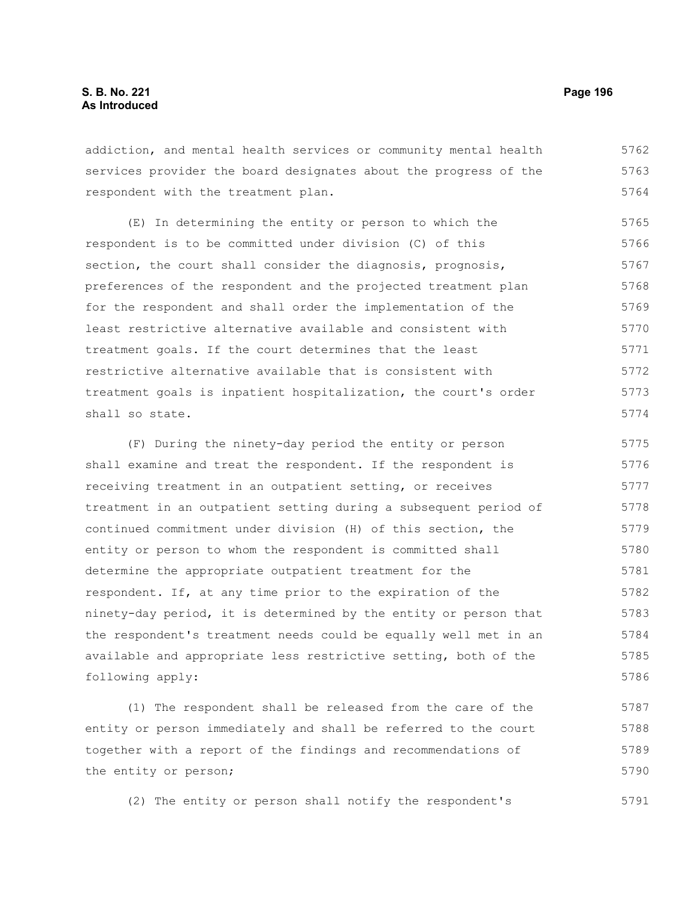addiction, and mental health services or community mental health services provider the board designates about the progress of the respondent with the treatment plan.

(E) In determining the entity or person to which the respondent is to be committed under division (C) of this section, the court shall consider the diagnosis, prognosis, preferences of the respondent and the projected treatment plan for the respondent and shall order the implementation of the least restrictive alternative available and consistent with treatment goals. If the court determines that the least restrictive alternative available that is consistent with treatment goals is inpatient hospitalization, the court's order shall so state.

(F) During the ninety-day period the entity or person shall examine and treat the respondent. If the respondent is receiving treatment in an outpatient setting, or receives treatment in an outpatient setting during a subsequent period of continued commitment under division (H) of this section, the entity or person to whom the respondent is committed shall determine the appropriate outpatient treatment for the respondent. If, at any time prior to the expiration of the ninety-day period, it is determined by the entity or person that the respondent's treatment needs could be equally well met in an available and appropriate less restrictive setting, both of the following apply:

(1) The respondent shall be released from the care of the entity or person immediately and shall be referred to the court together with a report of the findings and recommendations of the entity or person;

(2) The entity or person shall notify the respondent's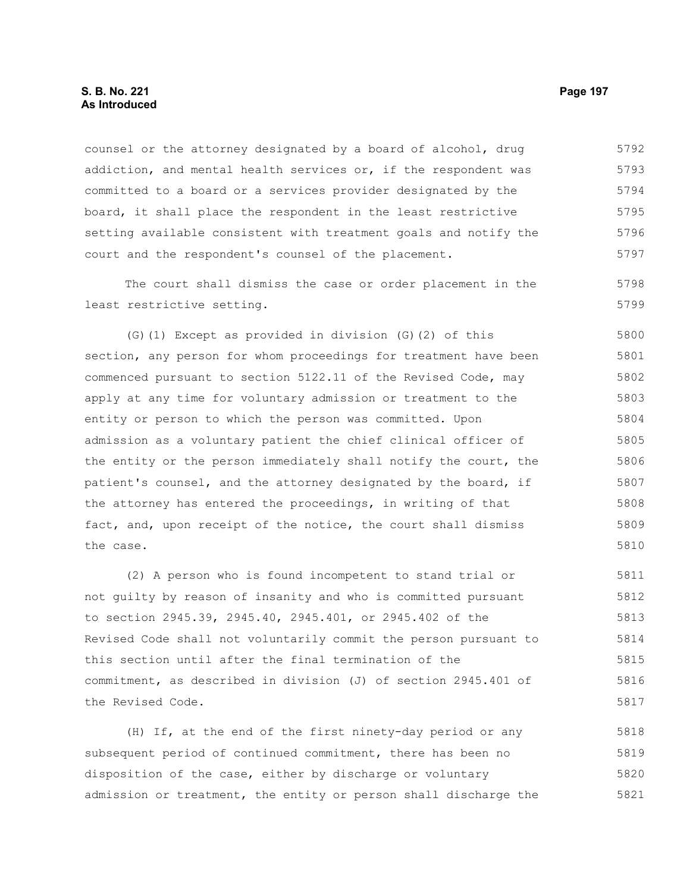counsel or the attorney designated by a board of alcohol, drug addiction, and mental health services or, if the respondent was committed to a board or a services provider designated by the board, it shall place the respondent in the least restrictive setting available consistent with treatment goals and notify the court and the respondent's counsel of the placement.

The court shall dismiss the case or order placement in the least restrictive setting.

(G)(1) Except as provided in division (G)(2) of this section, any person for whom proceedings for treatment have been commenced pursuant to section 5122.11 of the Revised Code, may apply at any time for voluntary admission or treatment to the entity or person to which the person was committed. Upon admission as a voluntary patient the chief clinical officer of the entity or the person immediately shall notify the court, the patient's counsel, and the attorney designated by the board, if the attorney has entered the proceedings, in writing of that fact, and, upon receipt of the notice, the court shall dismiss the case.

(2) A person who is found incompetent to stand trial or not guilty by reason of insanity and who is committed pursuant to section 2945.39, 2945.40, 2945.401, or 2945.402 of the Revised Code shall not voluntarily commit the person pursuant to this section until after the final termination of the commitment, as described in division (J) of section 2945.401 of the Revised Code.

(H) If, at the end of the first ninety-day period or any subsequent period of continued commitment, there has been no disposition of the case, either by discharge or voluntary admission or treatment, the entity or person shall discharge the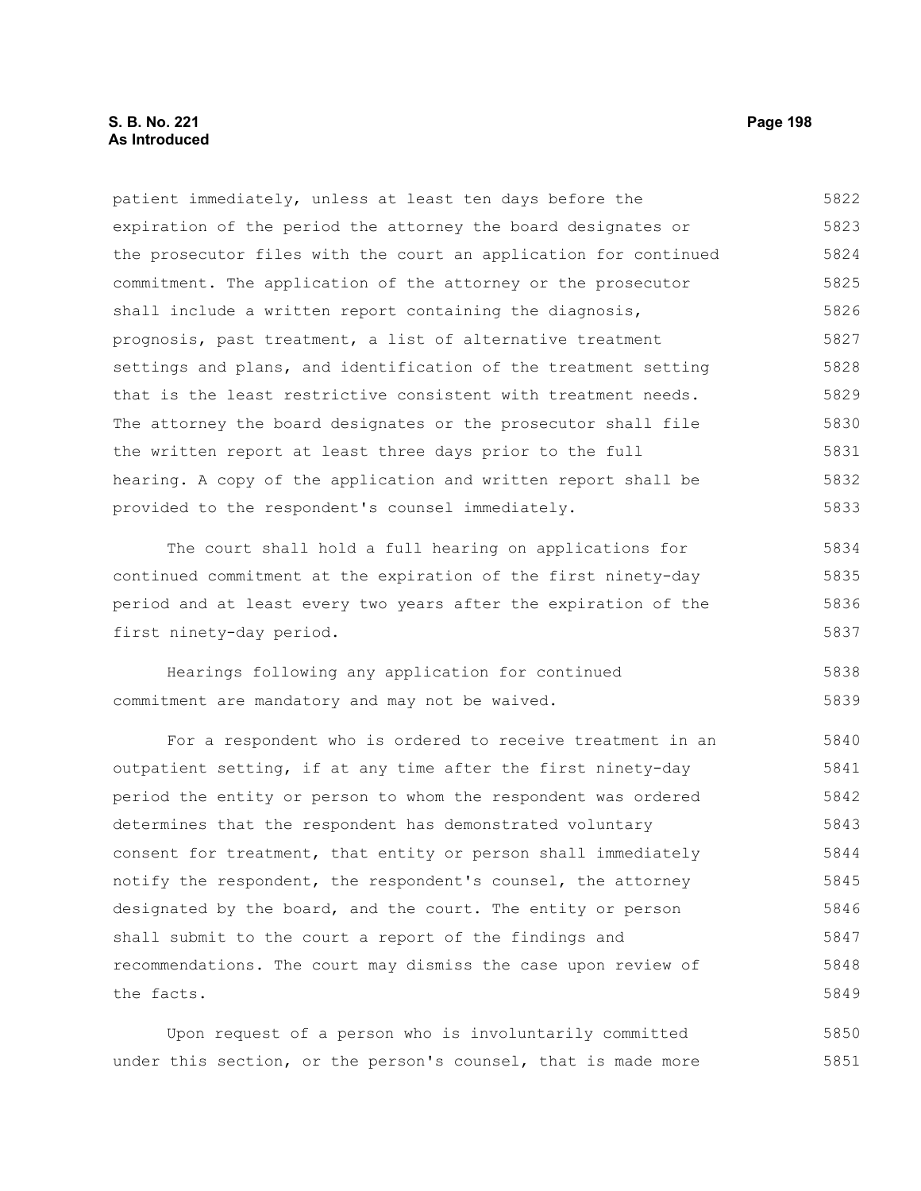patient immediately, unless at least ten days before the expiration of the period the attorney the board designates or the prosecutor files with the court an application for continued commitment. The application of the attorney or the prosecutor shall include a written report containing the diagnosis, prognosis, past treatment, a list of alternative treatment settings and plans, and identification of the treatment setting that is the least restrictive consistent with treatment needs. The attorney the board designates or the prosecutor shall file the written report at least three days prior to the full hearing. A copy of the application and written report shall be provided to the respondent's counsel immediately.

The court shall hold a full hearing on applications for continued commitment at the expiration of the first ninety-day period and at least every two years after the expiration of the first ninety-day period.

Hearings following any application for continued commitment are mandatory and may not be waived.

For a respondent who is ordered to receive treatment in an outpatient setting, if at any time after the first ninety-day period the entity or person to whom the respondent was ordered determines that the respondent has demonstrated voluntary consent for treatment, that entity or person shall immediately notify the respondent, the respondent's counsel, the attorney designated by the board, and the court. The entity or person shall submit to the court a report of the findings and recommendations. The court may dismiss the case upon review of the facts.

Upon request of a person who is involuntarily committed under this section, or the person's counsel, that is made more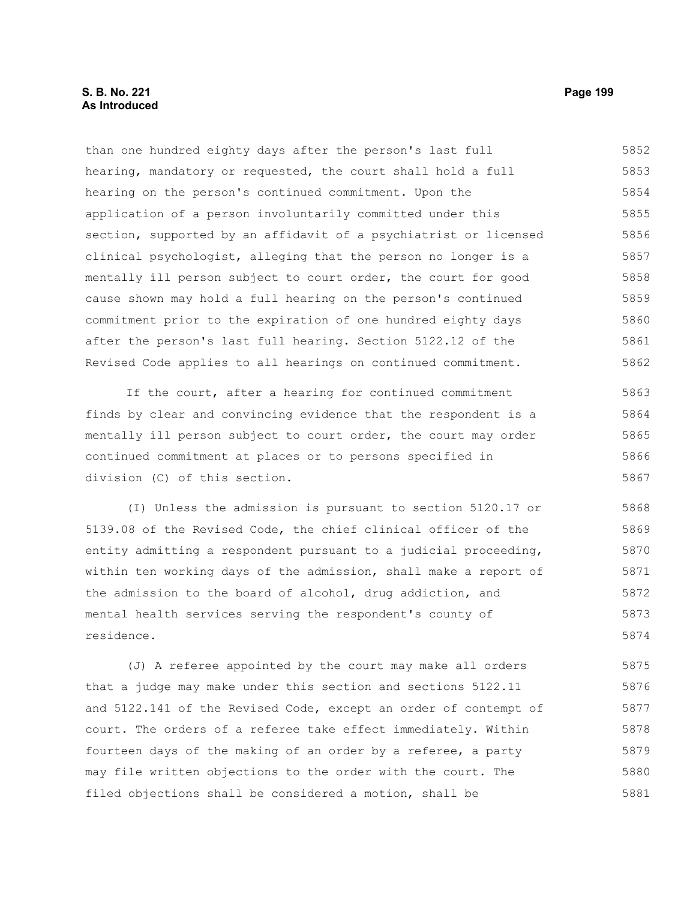than one hundred eighty days after the person's last full hearing, mandatory or requested, the court shall hold a full hearing on the person's continued commitment. Upon the application of a person involuntarily committed under this section, supported by an affidavit of a psychiatrist or licensed clinical psychologist, alleging that the person no longer is a mentally ill person subject to court order, the court for good cause shown may hold a full hearing on the person's continued commitment prior to the expiration of one hundred eighty days after the person's last full hearing. Section 5122.12 of the Revised Code applies to all hearings on continued commitment.

If the court, after a hearing for continued commitment finds by clear and convincing evidence that the respondent is a mentally ill person subject to court order, the court may order continued commitment at places or to persons specified in division (C) of this section.

(I) Unless the admission is pursuant to section 5120.17 or 5139.08 of the Revised Code, the chief clinical officer of the entity admitting a respondent pursuant to a judicial proceeding, within ten working days of the admission, shall make a report of the admission to the board of alcohol, drug addiction, and mental health services serving the respondent's county of residence.

(J) A referee appointed by the court may make all orders that a judge may make under this section and sections 5122.11 and 5122.141 of the Revised Code, except an order of contempt of court. The orders of a referee take effect immediately. Within fourteen days of the making of an order by a referee, a party may file written objections to the order with the court. The filed objections shall be considered a motion, shall be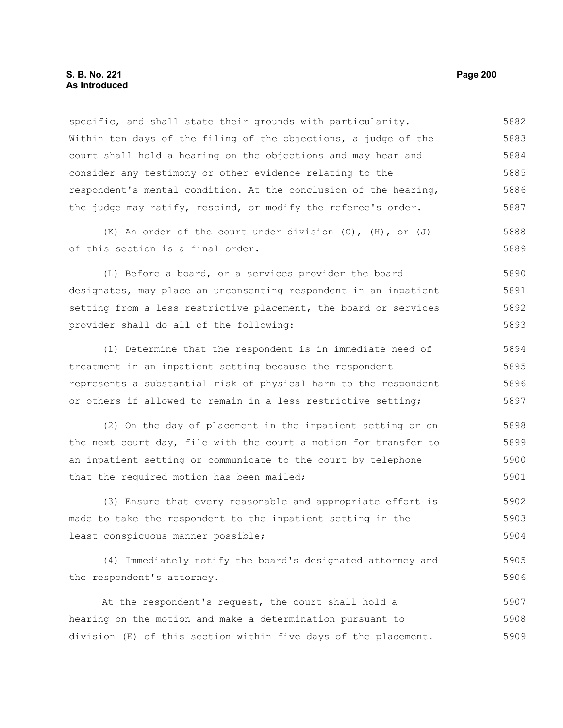specific, and shall state their grounds with particularity. Within ten days of the filing of the objections, a judge of the court shall hold a hearing on the objections and may hear and consider any testimony or other evidence relating to the respondent's mental condition. At the conclusion of the hearing, the judge may ratify, rescind, or modify the referee's order.

(K) An order of the court under division (C), (H), or (J) of this section is a final order.

(L) Before a board, or a services provider the board designates, may place an unconsenting respondent in an inpatient setting from a less restrictive placement, the board or services provider shall do all of the following:

(1) Determine that the respondent is in immediate need of treatment in an inpatient setting because the respondent represents a substantial risk of physical harm to the respondent or others if allowed to remain in a less restrictive setting;

(2) On the day of placement in the inpatient setting or on the next court day, file with the court a motion for transfer to an inpatient setting or communicate to the court by telephone that the required motion has been mailed;

(3) Ensure that every reasonable and appropriate effort is made to take the respondent to the inpatient setting in the least conspicuous manner possible;

(4) Immediately notify the board's designated attorney and the respondent's attorney.

At the respondent's request, the court shall hold a hearing on the motion and make a determination pursuant to division (E) of this section within five days of the placement.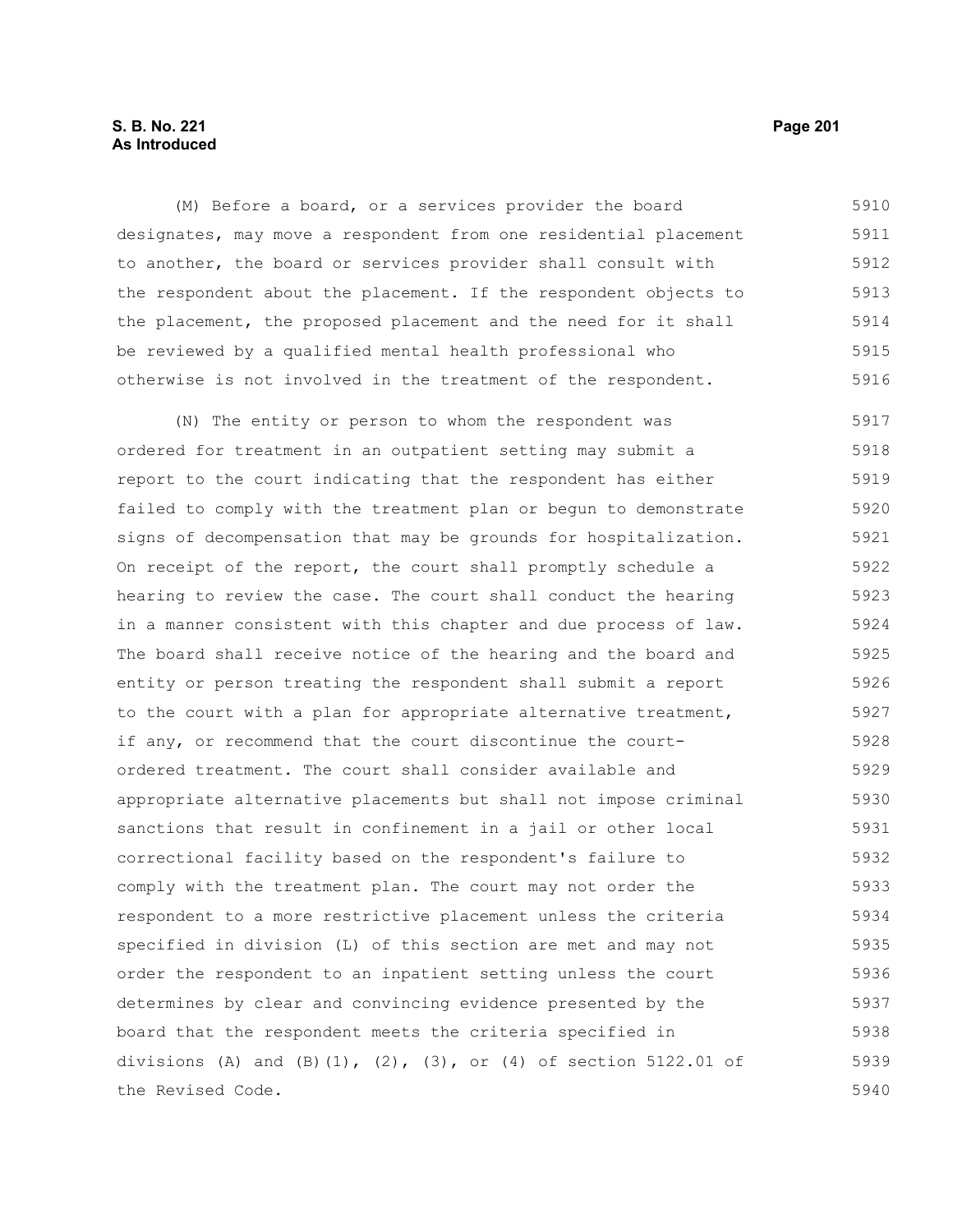(M) Before a board, or a services provider the board designates, may move a respondent from one residential placement to another, the board or services provider shall consult with the respondent about the placement. If the respondent objects to the placement, the proposed placement and the need for it shall be reviewed by a qualified mental health professional who otherwise is not involved in the treatment of the respondent.

(N) The entity or person to whom the respondent was ordered for treatment in an outpatient setting may submit a report to the court indicating that the respondent has either failed to comply with the treatment plan or begun to demonstrate signs of decompensation that may be grounds for hospitalization. On receipt of the report, the court shall promptly schedule a hearing to review the case. The court shall conduct the hearing in a manner consistent with this chapter and due process of law. The board shall receive notice of the hearing and the board and entity or person treating the respondent shall submit a report to the court with a plan for appropriate alternative treatment, if any, or recommend that the court discontinue the court-ordered treatment. The court shall consider available and appropriate alternative placements but shall not impose criminal sanctions that result in confinement in a jail or other local correctional facility based on the respondent's failure to comply with the treatment plan. The court may not order the respondent to a more restrictive placement unless the criteria specified in division (L) of this section are met and may not order the respondent to an inpatient setting unless the court determines by clear and convincing evidence presented by the board that the respondent meets the criteria specified in divisions (A) and (B)(1), (2), (3), or (4) of section 5122.01 of the Revised Code.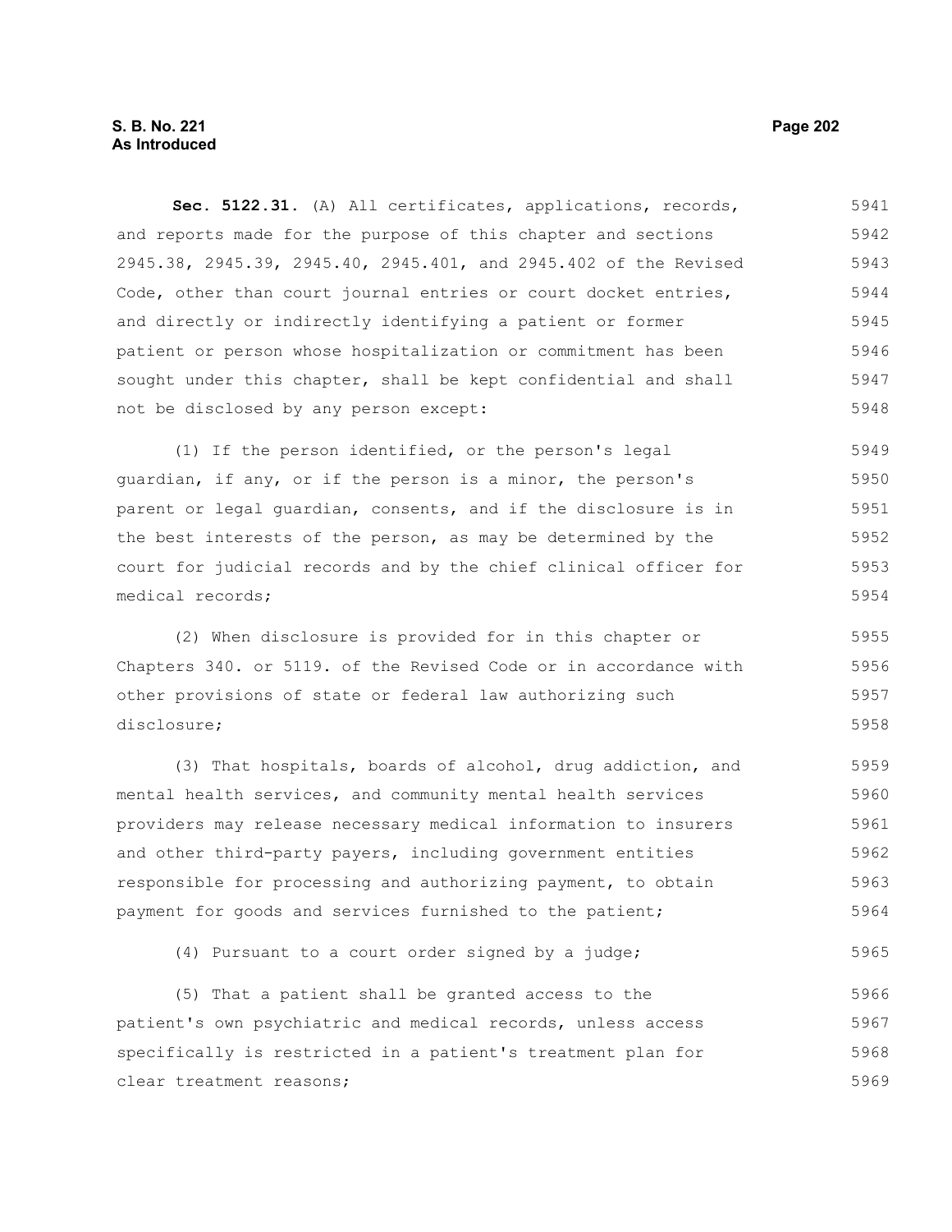**Sec. 5122.31.** (A) All certificates, applications, records, and reports made for the purpose of this chapter and sections 2945.38, 2945.39, 2945.40, 2945.401, and 2945.402 of the Revised Code, other than court journal entries or court docket entries, and directly or indirectly identifying a patient or former patient or person whose hospitalization or commitment has been sought under this chapter, shall be kept confidential and shall not be disclosed by any person except:

(1) If the person identified, or the person's legal guardian, if any, or if the person is a minor, the person's parent or legal guardian, consents, and if the disclosure is in the best interests of the person, as may be determined by the court for judicial records and by the chief clinical officer for medical records;

(2) When disclosure is provided for in this chapter or Chapters 340. or 5119. of the Revised Code or in accordance with other provisions of state or federal law authorizing such disclosure;

(3) That hospitals, boards of alcohol, drug addiction, and mental health services, and community mental health services providers may release necessary medical information to insurers and other third-party payers, including government entities responsible for processing and authorizing payment, to obtain payment for goods and services furnished to the patient;

(4) Pursuant to a court order signed by a judge;

(5) That a patient shall be granted access to the patient's own psychiatric and medical records, unless access specifically is restricted in a patient's treatment plan for clear treatment reasons;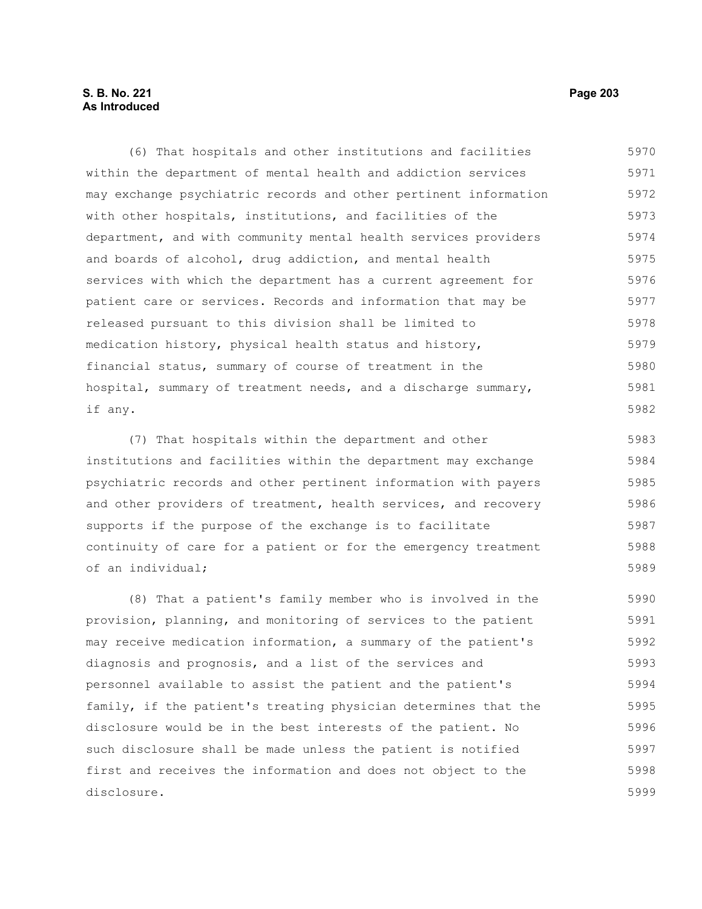(6) That hospitals and other institutions and facilities within the department of mental health and addiction services may exchange psychiatric records and other pertinent information with other hospitals, institutions, and facilities of the department, and with community mental health services providers and boards of alcohol, drug addiction, and mental health services with which the department has a current agreement for patient care or services. Records and information that may be released pursuant to this division shall be limited to medication history, physical health status and history, financial status, summary of course of treatment in the hospital, summary of treatment needs, and a discharge summary, if any.

(7) That hospitals within the department and other institutions and facilities within the department may exchange psychiatric records and other pertinent information with payers and other providers of treatment, health services, and recovery supports if the purpose of the exchange is to facilitate continuity of care for a patient or for the emergency treatment of an individual;

(8) That a patient's family member who is involved in the provision, planning, and monitoring of services to the patient may receive medication information, a summary of the patient's diagnosis and prognosis, and a list of the services and personnel available to assist the patient and the patient's family, if the patient's treating physician determines that the disclosure would be in the best interests of the patient. No such disclosure shall be made unless the patient is notified first and receives the information and does not object to the disclosure.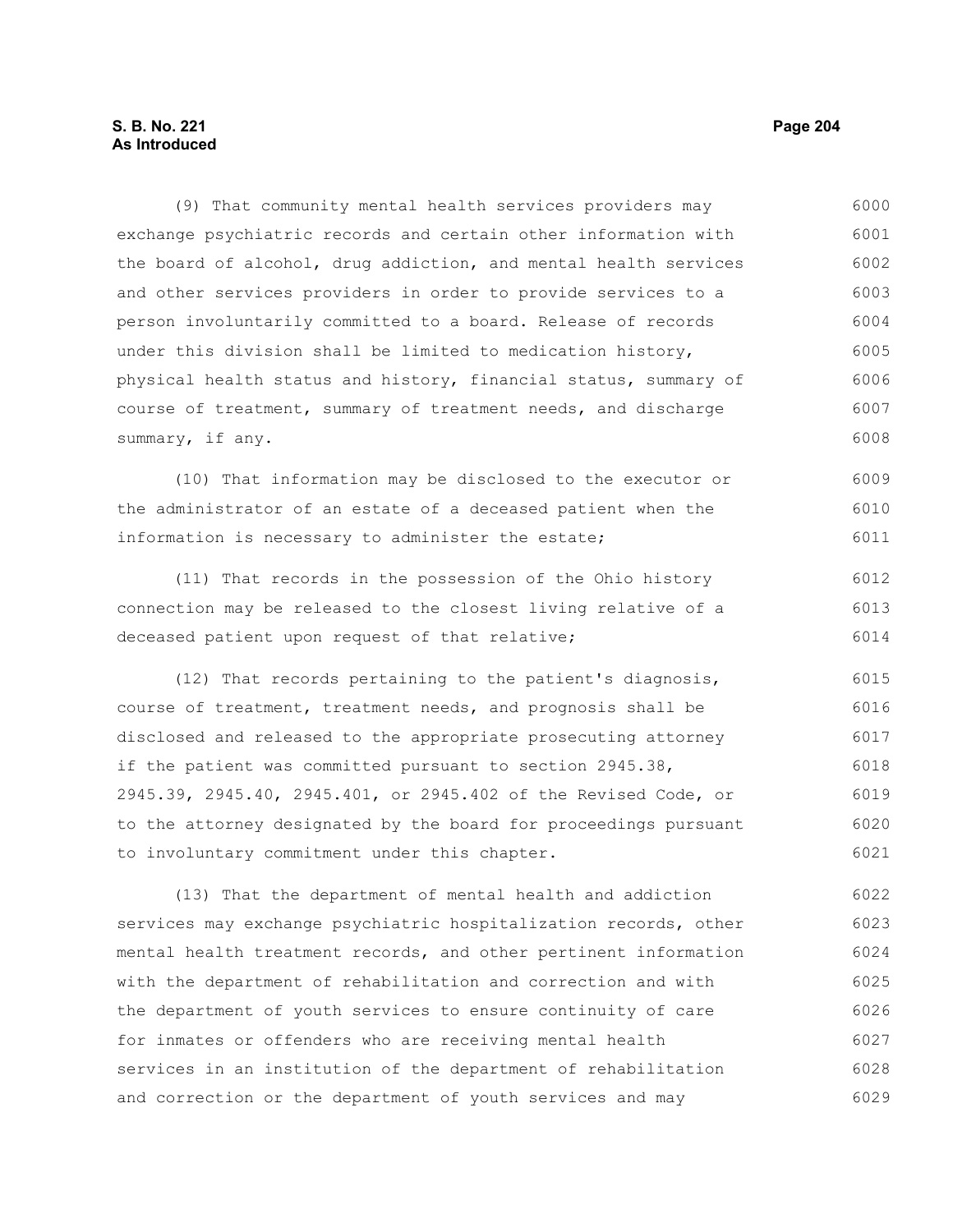(9) That community mental health services providers may exchange psychiatric records and certain other information with the board of alcohol, drug addiction, and mental health services and other services providers in order to provide services to a person involuntarily committed to a board. Release of records under this division shall be limited to medication history, physical health status and history, financial status, summary of course of treatment, summary of treatment needs, and discharge summary, if any.

(10) That information may be disclosed to the executor or the administrator of an estate of a deceased patient when the information is necessary to administer the estate;

(11) That records in the possession of the Ohio history connection may be released to the closest living relative of a deceased patient upon request of that relative;

(12) That records pertaining to the patient's diagnosis, course of treatment, treatment needs, and prognosis shall be disclosed and released to the appropriate prosecuting attorney if the patient was committed pursuant to section 2945.38, 2945.39, 2945.40, 2945.401, or 2945.402 of the Revised Code, or to the attorney designated by the board for proceedings pursuant to involuntary commitment under this chapter.

(13) That the department of mental health and addiction services may exchange psychiatric hospitalization records, other mental health treatment records, and other pertinent information with the department of rehabilitation and correction and with the department of youth services to ensure continuity of care for inmates or offenders who are receiving mental health services in an institution of the department of rehabilitation and correction or the department of youth services and may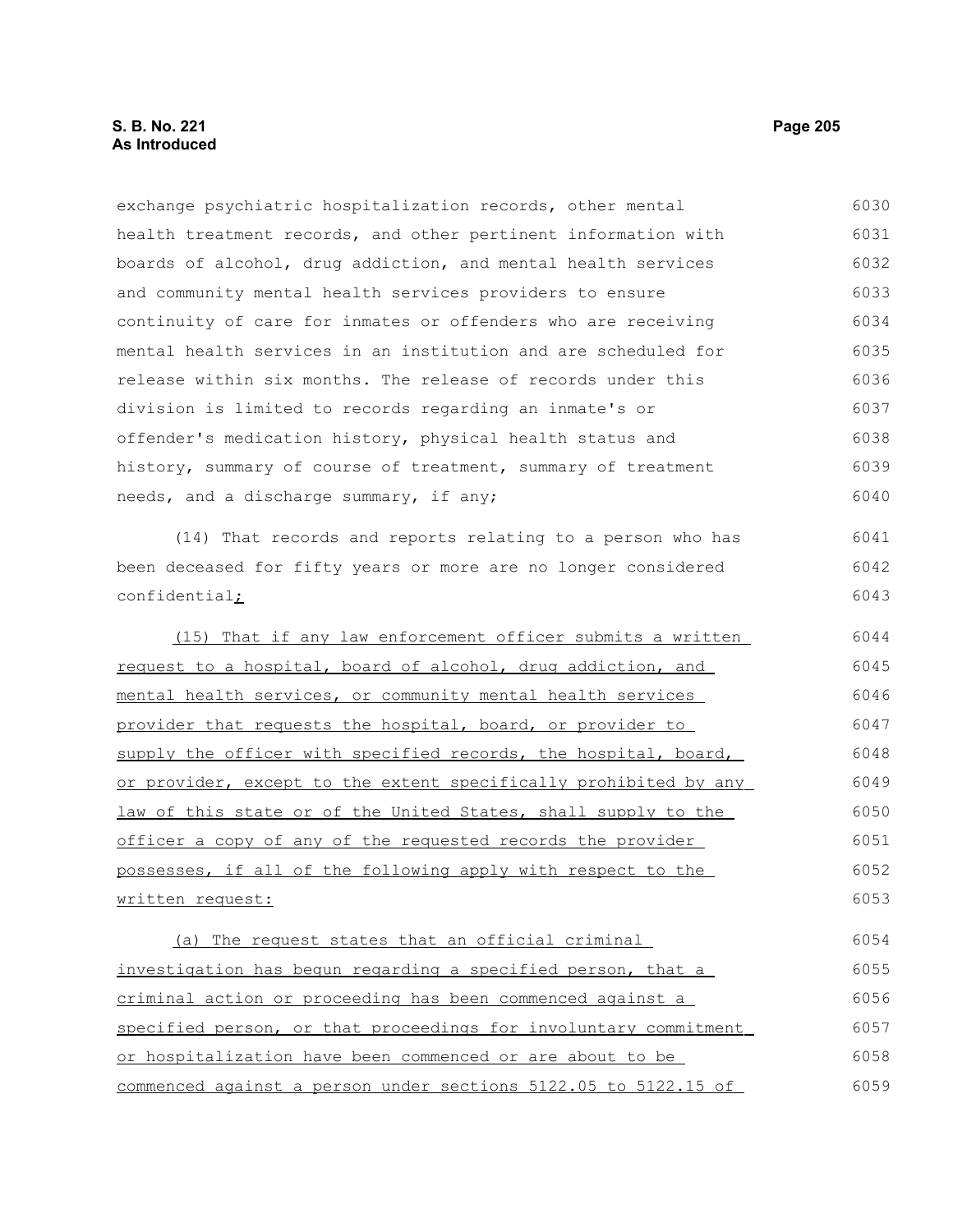exchange psychiatric hospitalization records, other mental health treatment records, and other pertinent information with boards of alcohol, drug addiction, and mental health services and community mental health services providers to ensure continuity of care for inmates or offenders who are receiving mental health services in an institution and are scheduled for release within six months. The release of records under this division is limited to records regarding an inmate's or offender's medication history, physical health status and history, summary of course of treatment, summary of treatment needs, and a discharge summary, if any;

(14) That records and reports relating to a person who has been deceased for fifty years or more are no longer considered confidential;

(15) That if any law enforcement officer submits a written request to a hospital, board of alcohol, drug addiction, and mental health services, or community mental health services provider that requests the hospital, board, or provider to supply the officer with specified records, the hospital, board, or provider, except to the extent specifically prohibited by any law of this state or of the United States, shall supply to the officer a copy of any of the requested records the provider possesses, if all of the following apply with respect to the written request:

(a) The request states that an official criminal investigation has begun regarding a specified person, that a criminal action or proceeding has been commenced against a specified person, or that proceedings for involuntary commitment or hospitalization have been commenced or are about to be commenced against a person under sections 5122.05 to 5122.15 of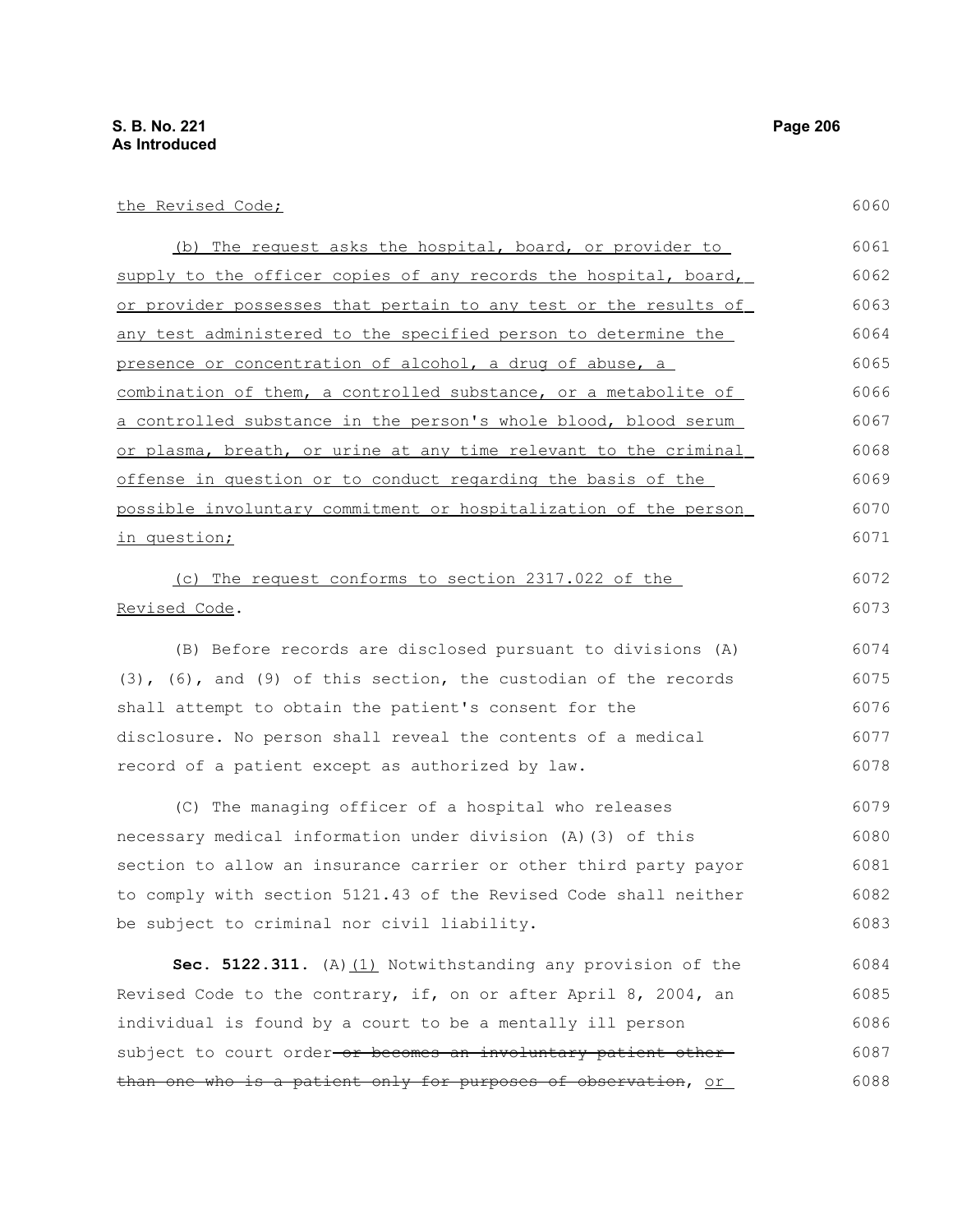the Revised Code;

(b) The request asks the hospital, board, or provider to supply to the officer copies of any records the hospital, board, or provider possesses that pertain to any test or the results of any test administered to the specified person to determine the presence or concentration of alcohol, a drug of abuse, a combination of them, a controlled substance, or a metabolite of a controlled substance in the person's whole blood, blood serum or plasma, breath, or urine at any time relevant to the criminal offense in question or to conduct regarding the basis of the possible involuntary commitment or hospitalization of the person in question;

(c) The request conforms to section 2317.022 of the Revised Code.

(B) Before records are disclosed pursuant to divisions (A)(3), (6), and (9) of this section, the custodian of the records shall attempt to obtain the patient's consent for the disclosure. No person shall reveal the contents of a medical record of a patient except as authorized by law.

(C) The managing officer of a hospital who releases necessary medical information under division (A)(3) of this section to allow an insurance carrier or other third party payor to comply with section 5121.43 of the Revised Code shall neither be subject to criminal nor civil liability.

**Sec. 5122.311.** (A)(1) Notwithstanding any provision of the Revised Code to the contrary, if, on or after April 8, 2004, an individual is found by a court to be a mentally ill person subject to court order ~~or becomes an involuntary patient other than one who is a patient only for purposes of observation~~, or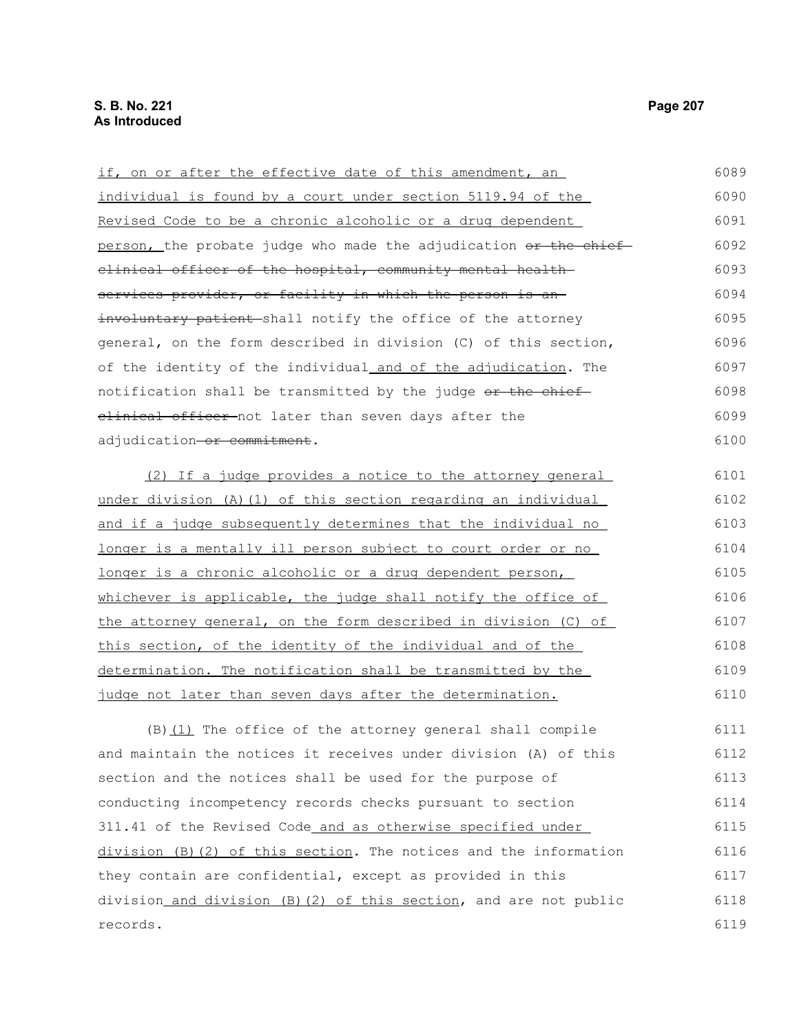if, on or after the effective date of this amendment, an individual is found by a court under section 5119.94 of the Revised Code to be a chronic alcoholic or a drug dependent person, the probate judge who made the adjudication ~~or the chief clinical officer of the hospital, community mental health services provider, or facility in which the person is an involuntary patient~~ shall notify the office of the attorney general, on the form described in division (C) of this section, of the identity of the individual and of the adjudication. The notification shall be transmitted by the judge ~~or the chief clinical officer~~ not later than seven days after the adjudication ~~or commitment~~.

(2) If a judge provides a notice to the attorney general under division (A)(1) of this section regarding an individual and if a judge subsequently determines that the individual no longer is a mentally ill person subject to court order or no longer is a chronic alcoholic or a drug dependent person, whichever is applicable, the judge shall notify the office of the attorney general, on the form described in division (C) of this section, of the identity of the individual and of the determination. The notification shall be transmitted by the judge not later than seven days after the determination.

(B)(1) The office of the attorney general shall compile and maintain the notices it receives under division (A) of this section and the notices shall be used for the purpose of conducting incompetency records checks pursuant to section 311.41 of the Revised Code and as otherwise specified under division (B)(2) of this section. The notices and the information they contain are confidential, except as provided in this division and division (B)(2) of this section, and are not public records.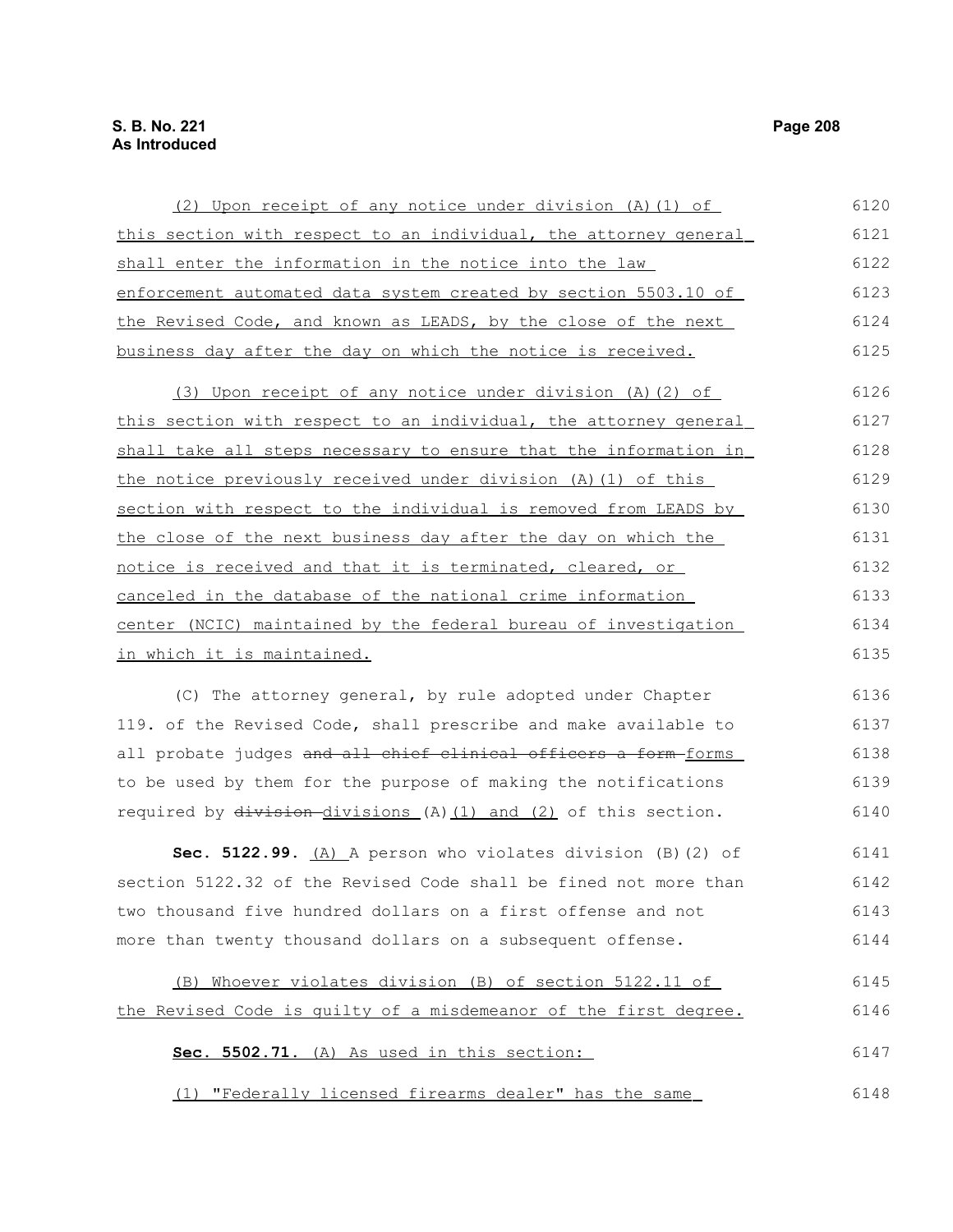(2) Upon receipt of any notice under division (A)(1) of this section with respect to an individual, the attorney general shall enter the information in the notice into the law enforcement automated data system created by section 5503.10 of the Revised Code, and known as LEADS, by the close of the next business day after the day on which the notice is received.

(3) Upon receipt of any notice under division (A)(2) of this section with respect to an individual, the attorney general shall take all steps necessary to ensure that the information in the notice previously received under division (A)(1) of this section with respect to the individual is removed from LEADS by the close of the next business day after the day on which the notice is received and that it is terminated, cleared, or canceled in the database of the national crime information center (NCIC) maintained by the federal bureau of investigation in which it is maintained.

(C) The attorney general, by rule adopted under Chapter 119. of the Revised Code, shall prescribe and make available to all probate judges ~~and all chief clinical officers a form~~ forms to be used by them for the purpose of making the notifications required by ~~division~~ divisions (A)(1) and (2) of this section.

**Sec. 5122.99.** (A) A person who violates division (B)(2) of section 5122.32 of the Revised Code shall be fined not more than two thousand five hundred dollars on a first offense and not more than twenty thousand dollars on a subsequent offense.

(B) Whoever violates division (B) of section 5122.11 of the Revised Code is guilty of a misdemeanor of the first degree.

**Sec. 5502.71.** (A) As used in this section:

(1) "Federally licensed firearms dealer" has the same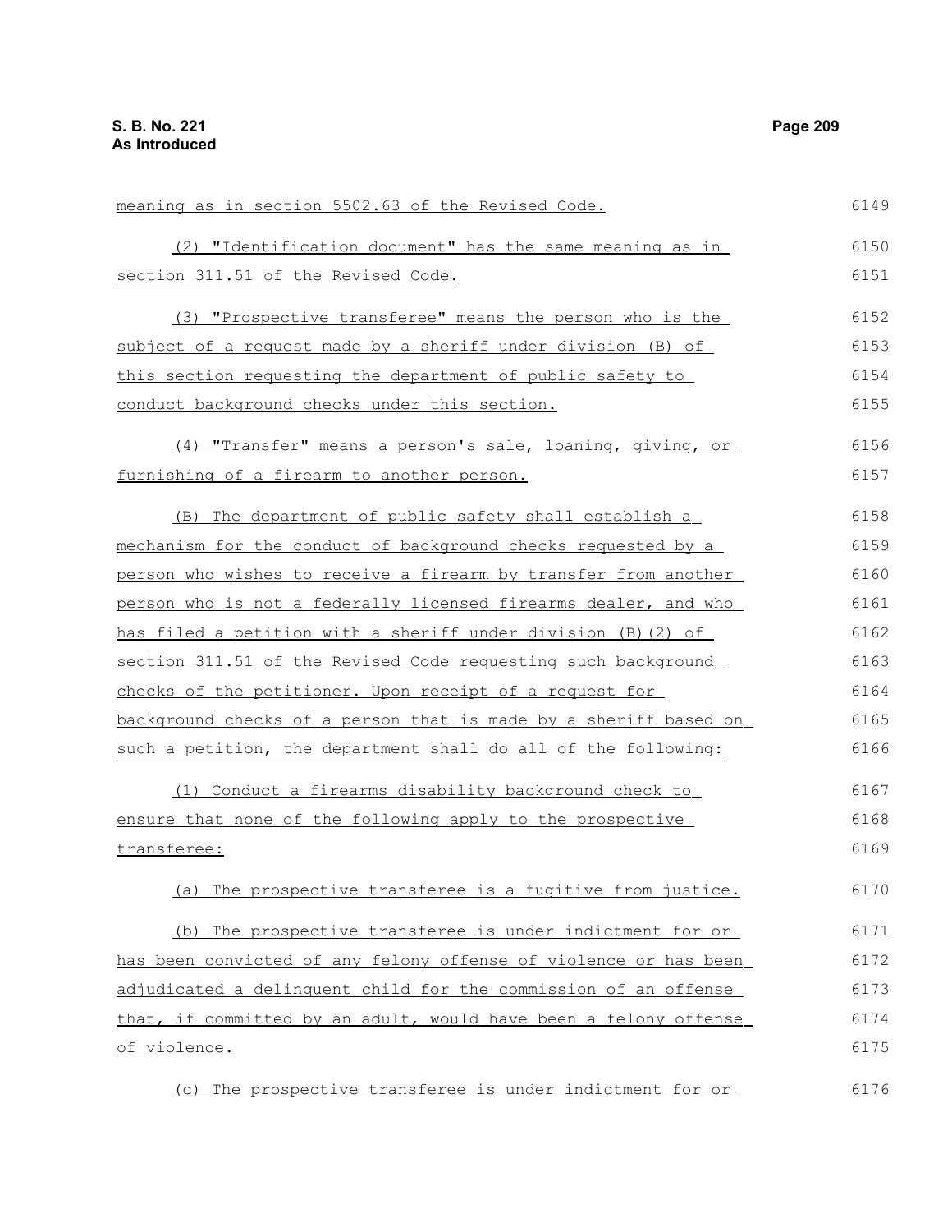meaning as in section 5502.63 of the Revised Code.

(2) "Identification document" has the same meaning as in section 311.51 of the Revised Code.

(3) "Prospective transferee" means the person who is the subject of a request made by a sheriff under division (B) of this section requesting the department of public safety to conduct background checks under this section.

(4) "Transfer" means a person's sale, loaning, giving, or furnishing of a firearm to another person.

(B) The department of public safety shall establish a mechanism for the conduct of background checks requested by a person who wishes to receive a firearm by transfer from another person who is not a federally licensed firearms dealer, and who has filed a petition with a sheriff under division (B)(2) of section 311.51 of the Revised Code requesting such background checks of the petitioner. Upon receipt of a request for background checks of a person that is made by a sheriff based on such a petition, the department shall do all of the following:

(1) Conduct a firearms disability background check to ensure that none of the following apply to the prospective transferee:

(a) The prospective transferee is a fugitive from justice.

(b) The prospective transferee is under indictment for or has been convicted of any felony offense of violence or has been adjudicated a delinquent child for the commission of an offense that, if committed by an adult, would have been a felony offense of violence.

(c) The prospective transferee is under indictment for or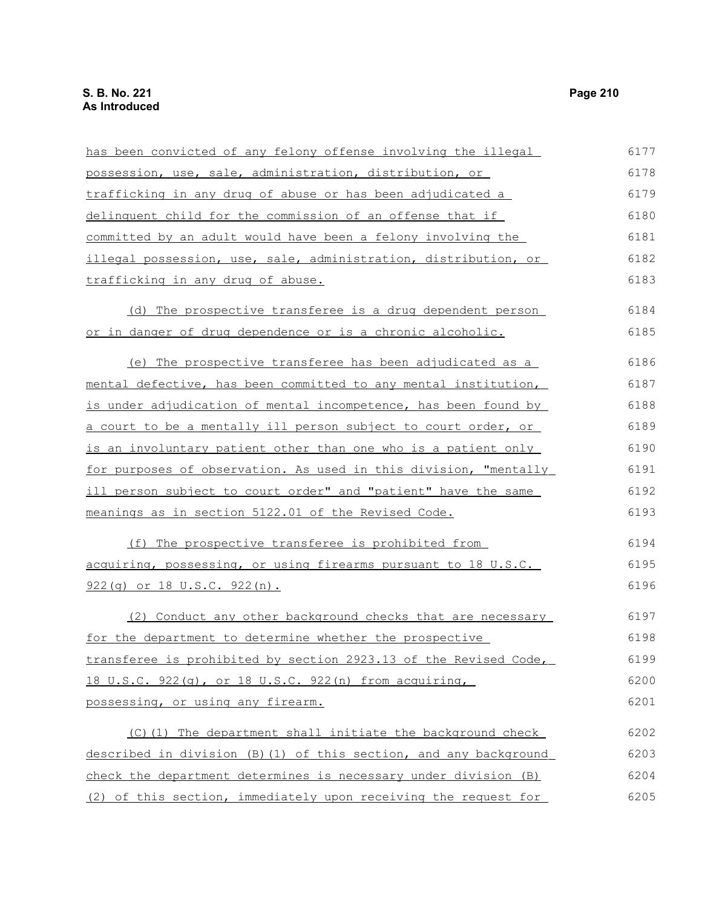has been convicted of any felony offense involving the illegal possession, use, sale, administration, distribution, or trafficking in any drug of abuse or has been adjudicated a delinquent child for the commission of an offense that if committed by an adult would have been a felony involving the illegal possession, use, sale, administration, distribution, or trafficking in any drug of abuse.

(d) The prospective transferee is a drug dependent person or in danger of drug dependence or is a chronic alcoholic.

(e) The prospective transferee has been adjudicated as a mental defective, has been committed to any mental institution, is under adjudication of mental incompetence, has been found by a court to be a mentally ill person subject to court order, or is an involuntary patient other than one who is a patient only for purposes of observation. As used in this division, "mentally ill person subject to court order" and "patient" have the same meanings as in section 5122.01 of the Revised Code.

(f) The prospective transferee is prohibited from acquiring, possessing, or using firearms pursuant to 18 U.S.C. 922(g) or 18 U.S.C. 922(n).

(2) Conduct any other background checks that are necessary for the department to determine whether the prospective transferee is prohibited by section 2923.13 of the Revised Code, 18 U.S.C. 922(g), or 18 U.S.C. 922(n) from acquiring, possessing, or using any firearm.

(C)(1) The department shall initiate the background check described in division (B)(1) of this section, and any background check the department determines is necessary under division (B)(2) of this section, immediately upon receiving the request for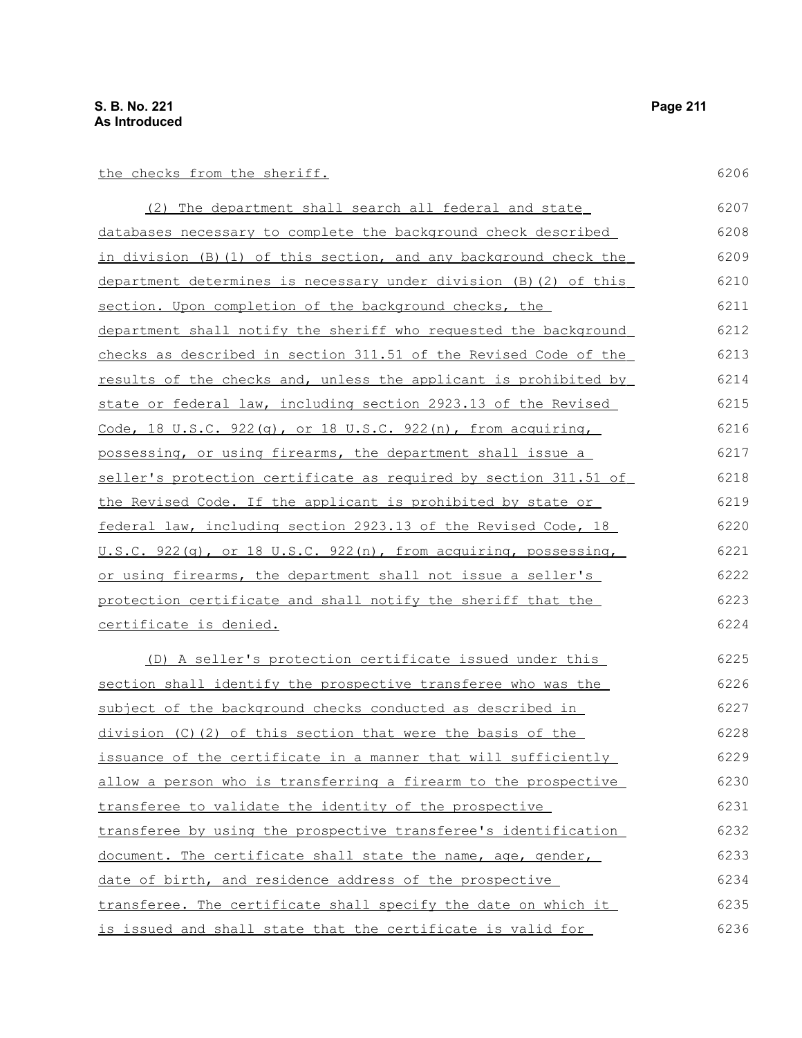the checks from the sheriff.

(2) The department shall search all federal and state databases necessary to complete the background check described in division (B)(1) of this section, and any background check the department determines is necessary under division (B)(2) of this section. Upon completion of the background checks, the department shall notify the sheriff who requested the background checks as described in section 311.51 of the Revised Code of the results of the checks and, unless the applicant is prohibited by state or federal law, including section 2923.13 of the Revised Code, 18 U.S.C. 922(g), or 18 U.S.C. 922(n), from acquiring, possessing, or using firearms, the department shall issue a seller's protection certificate as required by section 311.51 of the Revised Code. If the applicant is prohibited by state or federal law, including section 2923.13 of the Revised Code, 18 U.S.C. 922(g), or 18 U.S.C. 922(n), from acquiring, possessing, or using firearms, the department shall not issue a seller's protection certificate and shall notify the sheriff that the certificate is denied.

(D) A seller's protection certificate issued under this section shall identify the prospective transferee who was the subject of the background checks conducted as described in division (C)(2) of this section that were the basis of the issuance of the certificate in a manner that will sufficiently allow a person who is transferring a firearm to the prospective transferee to validate the identity of the prospective transferee by using the prospective transferee's identification document. The certificate shall state the name, age, gender, date of birth, and residence address of the prospective transferee. The certificate shall specify the date on which it is issued and shall state that the certificate is valid for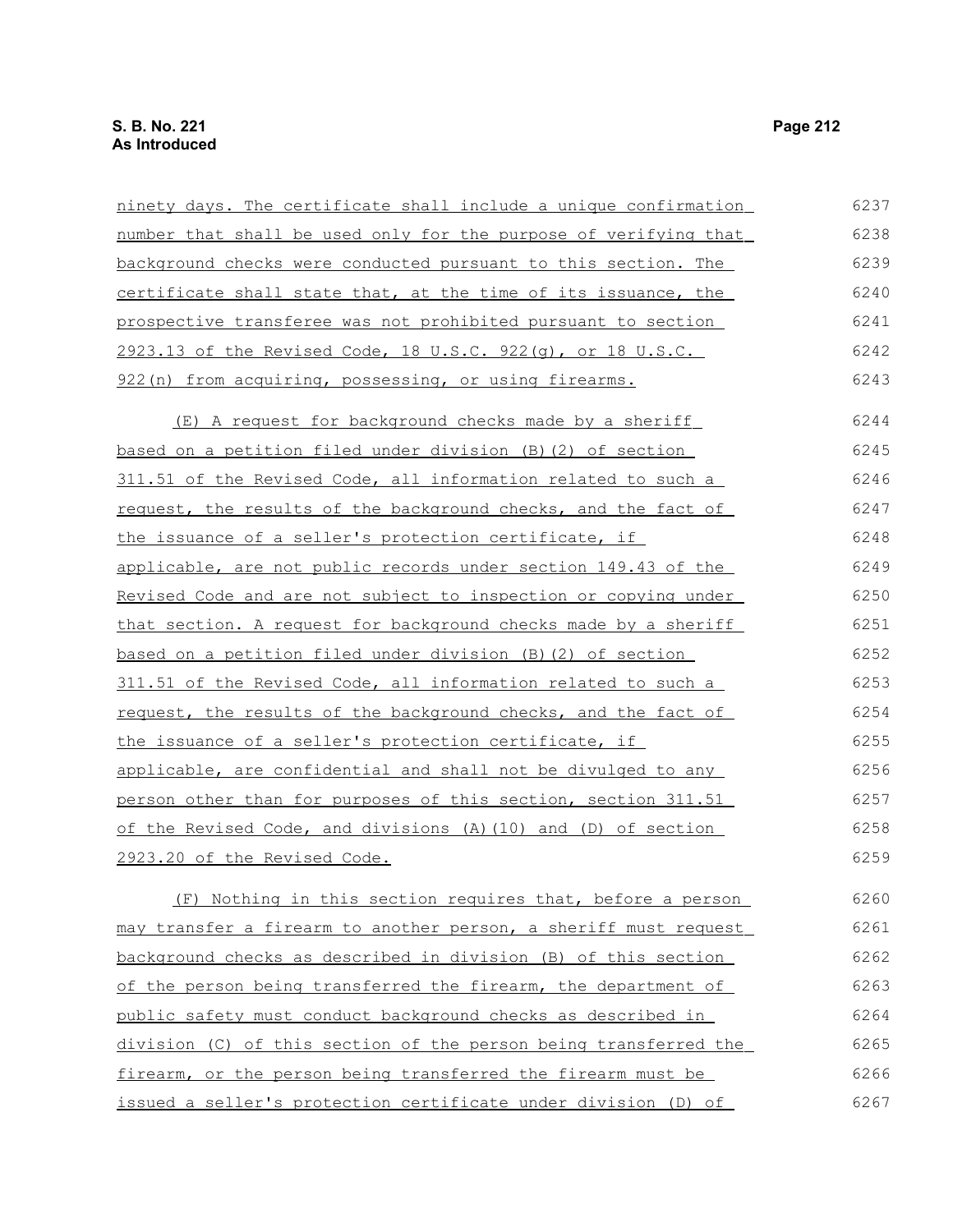ninety days. The certificate shall include a unique confirmation number that shall be used only for the purpose of verifying that background checks were conducted pursuant to this section. The certificate shall state that, at the time of its issuance, the prospective transferee was not prohibited pursuant to section 2923.13 of the Revised Code, 18 U.S.C. 922(g), or 18 U.S.C. 922(n) from acquiring, possessing, or using firearms.

(E) A request for background checks made by a sheriff based on a petition filed under division (B)(2) of section 311.51 of the Revised Code, all information related to such a request, the results of the background checks, and the fact of the issuance of a seller's protection certificate, if applicable, are not public records under section 149.43 of the Revised Code and are not subject to inspection or copying under that section. A request for background checks made by a sheriff based on a petition filed under division (B)(2) of section 311.51 of the Revised Code, all information related to such a request, the results of the background checks, and the fact of the issuance of a seller's protection certificate, if applicable, are confidential and shall not be divulged to any person other than for purposes of this section, section 311.51 of the Revised Code, and divisions (A)(10) and (D) of section 2923.20 of the Revised Code.

(F) Nothing in this section requires that, before a person may transfer a firearm to another person, a sheriff must request background checks as described in division (B) of this section of the person being transferred the firearm, the department of public safety must conduct background checks as described in division (C) of this section of the person being transferred the firearm, or the person being transferred the firearm must be issued a seller's protection certificate under division (D) of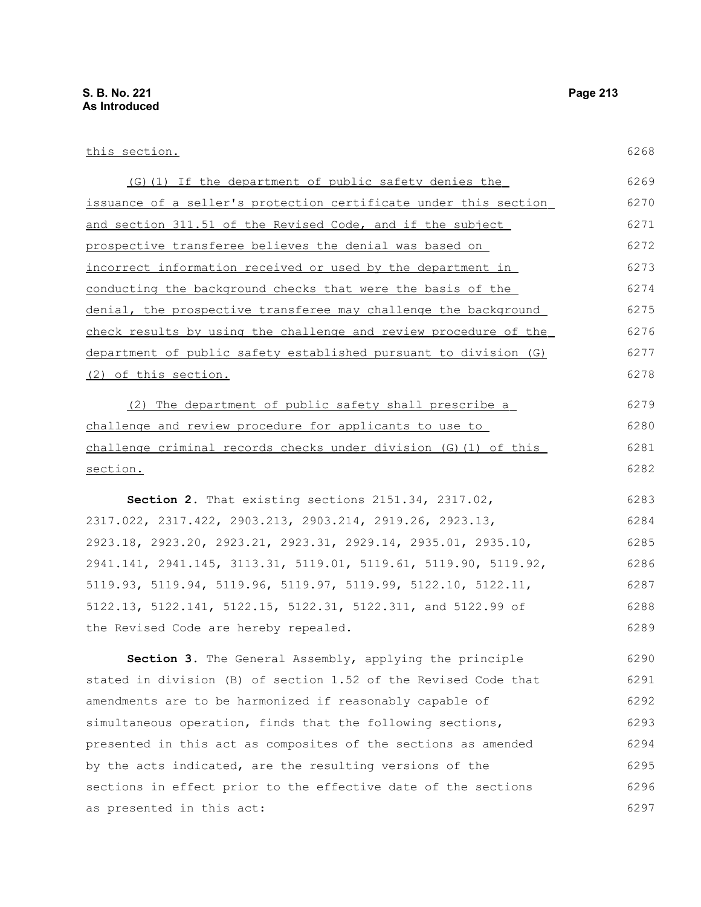this section.

(G)(1) If the department of public safety denies the issuance of a seller's protection certificate under this section and section 311.51 of the Revised Code, and if the subject prospective transferee believes the denial was based on incorrect information received or used by the department in conducting the background checks that were the basis of the denial, the prospective transferee may challenge the background check results by using the challenge and review procedure of the department of public safety established pursuant to division (G)(2) of this section.

(2) The department of public safety shall prescribe a challenge and review procedure for applicants to use to challenge criminal records checks under division (G)(1) of this section.

**Section 2.** That existing sections 2151.34, 2317.02, 2317.022, 2317.422, 2903.213, 2903.214, 2919.26, 2923.13, 2923.18, 2923.20, 2923.21, 2923.31, 2929.14, 2935.01, 2935.10, 2941.141, 2941.145, 3113.31, 5119.01, 5119.61, 5119.90, 5119.92, 5119.93, 5119.94, 5119.96, 5119.97, 5119.99, 5122.10, 5122.11, 5122.13, 5122.141, 5122.15, 5122.31, 5122.311, and 5122.99 of the Revised Code are hereby repealed.

**Section 3.** The General Assembly, applying the principle stated in division (B) of section 1.52 of the Revised Code that amendments are to be harmonized if reasonably capable of simultaneous operation, finds that the following sections, presented in this act as composites of the sections as amended by the acts indicated, are the resulting versions of the sections in effect prior to the effective date of the sections as presented in this act: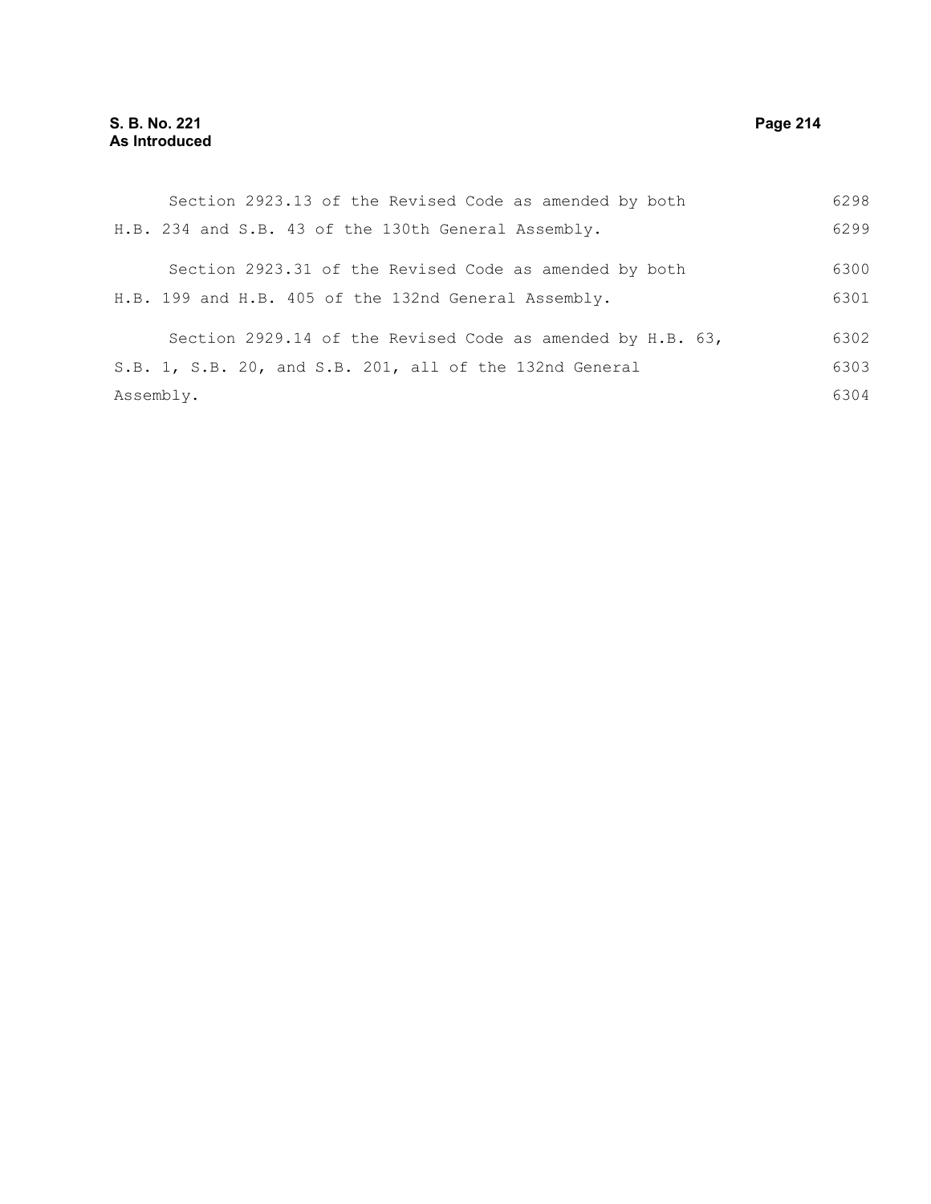Section 2923.13 of the Revised Code as amended by both H.B. 234 and S.B. 43 of the 130th General Assembly.

Section 2923.31 of the Revised Code as amended by both H.B. 199 and H.B. 405 of the 132nd General Assembly.

Section 2929.14 of the Revised Code as amended by H.B. 63, S.B. 1, S.B. 20, and S.B. 201, all of the 132nd General Assembly.